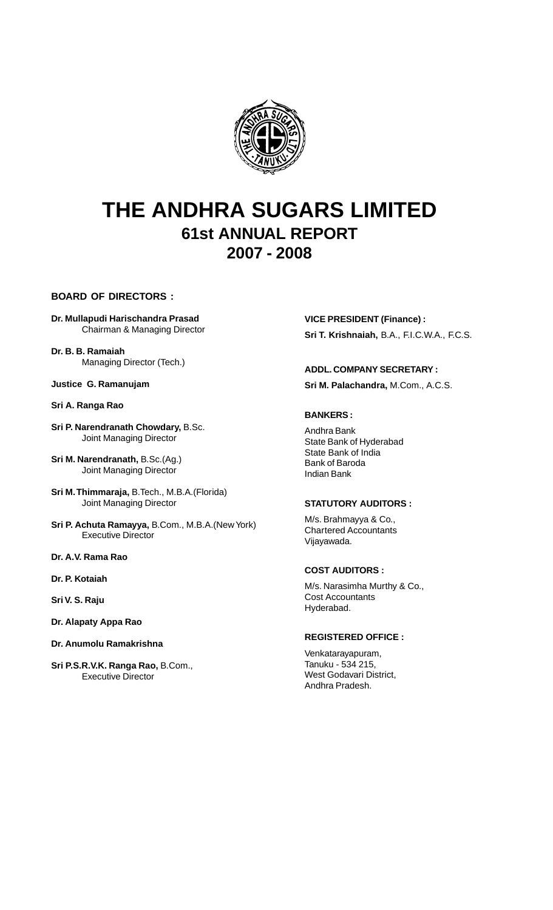# THE ANDHRA SUGARS LIMITED

## 61st ANNUAL REPORT

## 2007 - 2008

**BOARD OF DIRECTORS :**

**Dr. Mullapudi Harischandra Prasad**
Chairman & Managing Director

**Dr. B. B. Ramaiah**
Managing Director (Tech.)

**Justice G. Ramanujam**

**Sri A. Ranga Rao**

**Sri P. Narendranath Chowdary,** B.Sc.
Joint Managing Director

**Sri M. Narendranath,** B.Sc.(Ag.)
Joint Managing Director

**Sri M. Thimmaraja,** B.Tech., M.B.A.(Florida)
Joint Managing Director

**Sri P. Achuta Ramayya,** B.Com., M.B.A.(New York)
Executive Director

**Dr. A.V. Rama Rao**

**Dr. P. Kotaiah**

**Sri V. S. Raju**

**Dr. Alapaty Appa Rao**

**Dr. Anumolu Ramakrishna**

**Sri P.S.R.V.K. Ranga Rao,** B.Com.,
Executive Director

**VICE PRESIDENT (Finance) :**

**Sri T. Krishnaiah,** B.A., F.I.C.W.A., F.C.S.

**ADDL. COMPANY SECRETARY :**

**Sri M. Palachandra,** M.Com., A.C.S.

**BANKERS :**

Andhra Bank
State Bank of Hyderabad
State Bank of India
Bank of Baroda
Indian Bank

**STATUTORY AUDITORS :**

M/s. Brahmayya & Co.,
Chartered Accountants
Vijayawada.

**COST AUDITORS :**

M/s. Narasimha Murthy & Co.,
Cost Accountants
Hyderabad.

**REGISTERED OFFICE :**

Venkatarayapuram,
Tanuku - 534 215,
West Godavari District,
Andhra Pradesh.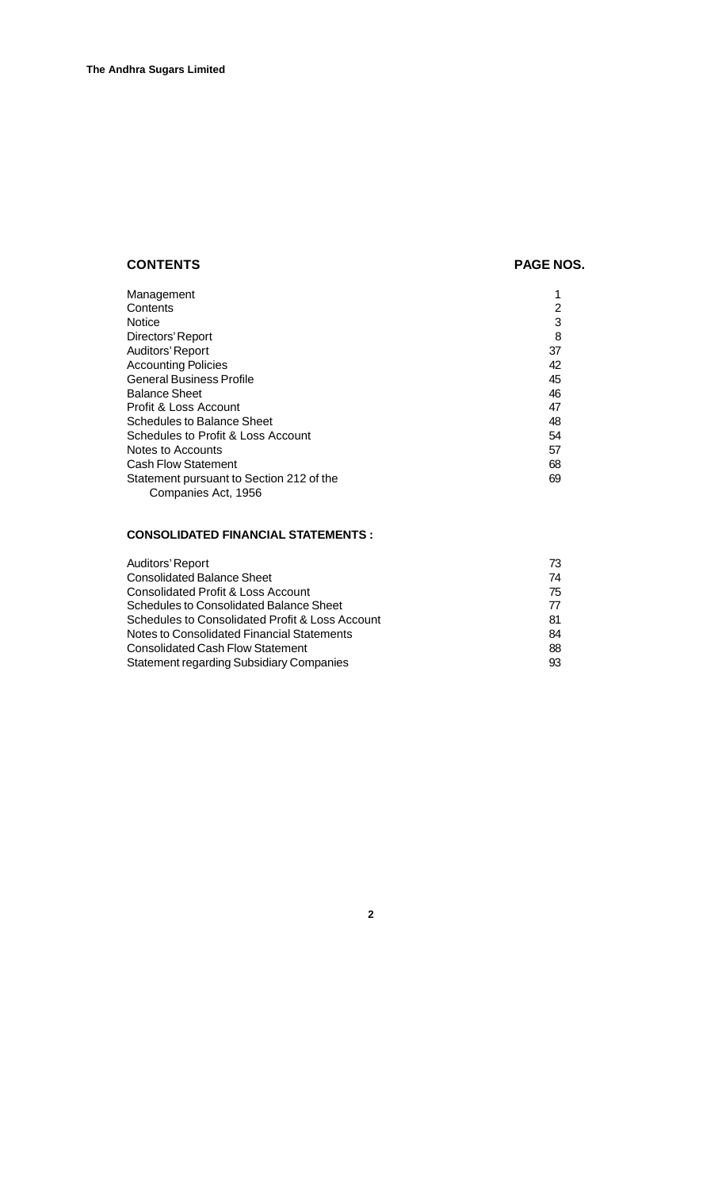## CONTENTS

| CONTENTS | PAGE NOS. |
|---|---|
| Management | 1 |
| Contents | 2 |
| Notice | 3 |
| Directors' Report | 8 |
| Auditors' Report | 37 |
| Accounting Policies | 42 |
| General Business Profile | 45 |
| Balance Sheet | 46 |
| Profit & Loss Account | 47 |
| Schedules to Balance Sheet | 48 |
| Schedules to Profit & Loss Account | 54 |
| Notes to Accounts | 57 |
| Cash Flow Statement | 68 |
| Statement pursuant to Section 212 of the Companies Act, 1956 | 69 |

### CONSOLIDATED FINANCIAL STATEMENTS :

| | |
|---|---|
| Auditors' Report | 73 |
| Consolidated Balance Sheet | 74 |
| Consolidated Profit & Loss Account | 75 |
| Schedules to Consolidated Balance Sheet | 77 |
| Schedules to Consolidated Profit & Loss Account | 81 |
| Notes to Consolidated Financial Statements | 84 |
| Consolidated Cash Flow Statement | 88 |
| Statement regarding Subsidiary Companies | 93 |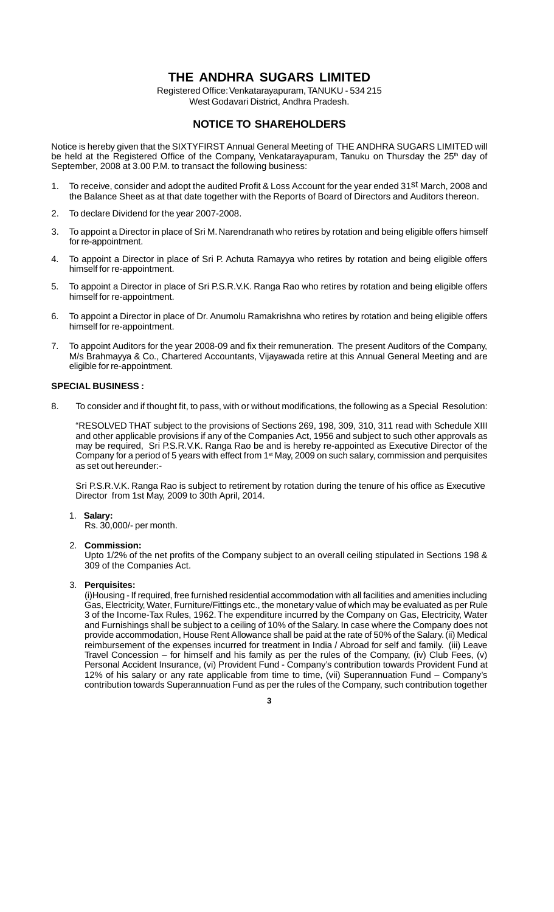# THE ANDHRA SUGARS LIMITED

Registered Office: Venkatarayapuram, TANUKU - 534 215
West Godavari District, Andhra Pradesh.

## NOTICE TO SHAREHOLDERS

Notice is hereby given that the SIXTYFIRST Annual General Meeting of THE ANDHRA SUGARS LIMITED will be held at the Registered Office of the Company, Venkatarayapuram, Tanuku on Thursday the 25th day of September, 2008 at 3.00 P.M. to transact the following business:

1. To receive, consider and adopt the audited Profit & Loss Account for the year ended 31st March, 2008 and the Balance Sheet as at that date together with the Reports of Board of Directors and Auditors thereon.

2. To declare Dividend for the year 2007-2008.

3. To appoint a Director in place of Sri M. Narendranath who retires by rotation and being eligible offers himself for re-appointment.

4. To appoint a Director in place of Sri P. Achuta Ramayya who retires by rotation and being eligible offers himself for re-appointment.

5. To appoint a Director in place of Sri P.S.R.V.K. Ranga Rao who retires by rotation and being eligible offers himself for re-appointment.

6. To appoint a Director in place of Dr. Anumolu Ramakrishna who retires by rotation and being eligible offers himself for re-appointment.

7. To appoint Auditors for the year 2008-09 and fix their remuneration. The present Auditors of the Company, M/s Brahmayya & Co., Chartered Accountants, Vijayawada retire at this Annual General Meeting and are eligible for re-appointment.

**SPECIAL BUSINESS :**

8. To consider and if thought fit, to pass, with or without modifications, the following as a Special Resolution:

"RESOLVED THAT subject to the provisions of Sections 269, 198, 309, 310, 311 read with Schedule XIII and other applicable provisions if any of the Companies Act, 1956 and subject to such other approvals as may be required, Sri P.S.R.V.K. Ranga Rao be and is hereby re-appointed as Executive Director of the Company for a period of 5 years with effect from 1st May, 2009 on such salary, commission and perquisites as set out hereunder:-

Sri P.S.R.V.K. Ranga Rao is subject to retirement by rotation during the tenure of his office as Executive Director from 1st May, 2009 to 30th April, 2014.

1. **Salary:**
   Rs. 30,000/- per month.

2. **Commission:**
   Upto 1/2% of the net profits of the Company subject to an overall ceiling stipulated in Sections 198 & 309 of the Companies Act.

3. **Perquisites:**
   (i)Housing - If required, free furnished residential accommodation with all facilities and amenities including Gas, Electricity, Water, Furniture/Fittings etc., the monetary value of which may be evaluated as per Rule 3 of the Income-Tax Rules, 1962. The expenditure incurred by the Company on Gas, Electricity, Water and Furnishings shall be subject to a ceiling of 10% of the Salary. In case where the Company does not provide accommodation, House Rent Allowance shall be paid at the rate of 50% of the Salary. (ii) Medical reimbursement of the expenses incurred for treatment in India / Abroad for self and family. (iii) Leave Travel Concession – for himself and his family as per the rules of the Company, (iv) Club Fees, (v) Personal Accident Insurance, (vi) Provident Fund - Company's contribution towards Provident Fund at 12% of his salary or any rate applicable from time to time, (vii) Superannuation Fund – Company's contribution towards Superannuation Fund as per the rules of the Company, such contribution together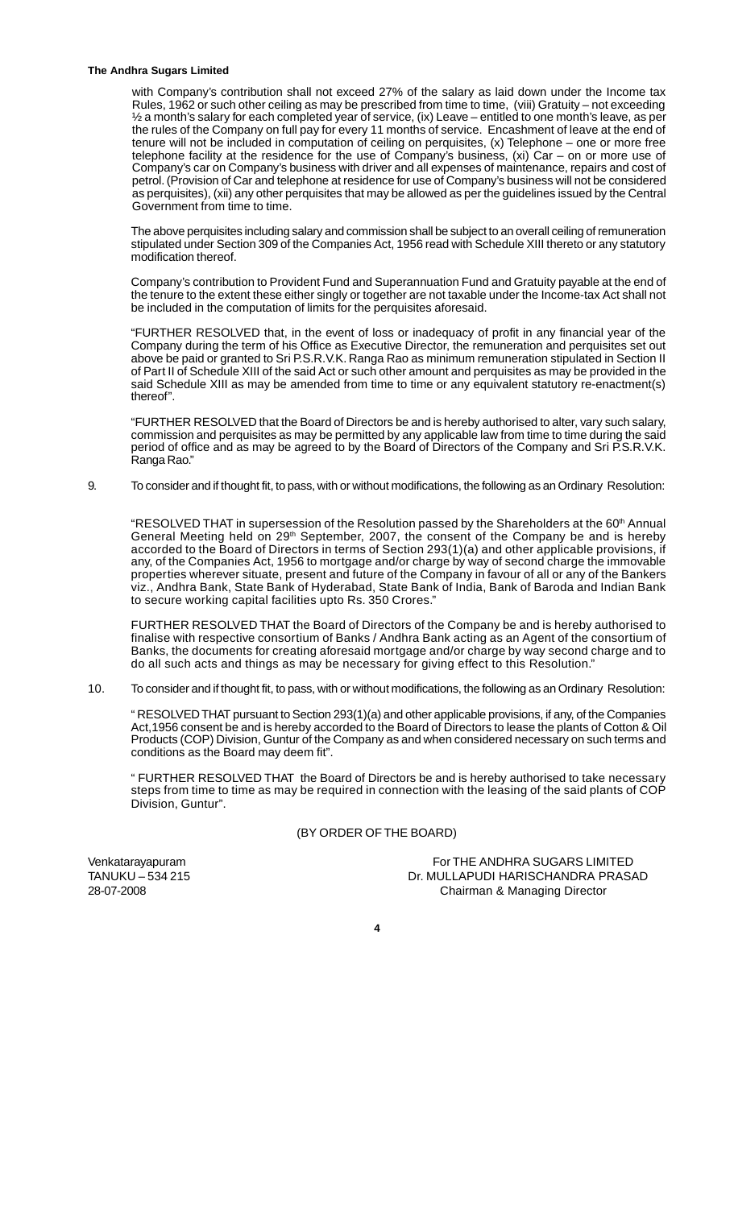with Company's contribution shall not exceed 27% of the salary as laid down under the Income tax Rules, 1962 or such other ceiling as may be prescribed from time to time, (viii) Gratuity – not exceeding ½ a month's salary for each completed year of service, (ix) Leave – entitled to one month's leave, as per the rules of the Company on full pay for every 11 months of service. Encashment of leave at the end of tenure will not be included in computation of ceiling on perquisites, (x) Telephone – one or more free telephone facility at the residence for the use of Company's business, (xi) Car – on or more use of Company's car on Company's business with driver and all expenses of maintenance, repairs and cost of petrol. (Provision of Car and telephone at residence for use of Company's business will not be considered as perquisites), (xii) any other perquisites that may be allowed as per the guidelines issued by the Central Government from time to time.

The above perquisites including salary and commission shall be subject to an overall ceiling of remuneration stipulated under Section 309 of the Companies Act, 1956 read with Schedule XIII thereto or any statutory modification thereof.

Company's contribution to Provident Fund and Superannuation Fund and Gratuity payable at the end of the tenure to the extent these either singly or together are not taxable under the Income-tax Act shall not be included in the computation of limits for the perquisites aforesaid.

"FURTHER RESOLVED that, in the event of loss or inadequacy of profit in any financial year of the Company during the term of his Office as Executive Director, the remuneration and perquisites set out above be paid or granted to Sri P.S.R.V.K. Ranga Rao as minimum remuneration stipulated in Section II of Part II of Schedule XIII of the said Act or such other amount and perquisites as may be provided in the said Schedule XIII as may be amended from time to time or any equivalent statutory re-enactment(s) thereof".

"FURTHER RESOLVED that the Board of Directors be and is hereby authorised to alter, vary such salary, commission and perquisites as may be permitted by any applicable law from time to time during the said period of office and as may be agreed to by the Board of Directors of the Company and Sri P.S.R.V.K. Ranga Rao."

9. To consider and if thought fit, to pass, with or without modifications, the following as an Ordinary Resolution:

"RESOLVED THAT in supersession of the Resolution passed by the Shareholders at the 60th Annual General Meeting held on 29th September, 2007, the consent of the Company be and is hereby accorded to the Board of Directors in terms of Section 293(1)(a) and other applicable provisions, if any, of the Companies Act, 1956 to mortgage and/or charge by way of second charge the immovable properties wherever situate, present and future of the Company in favour of all or any of the Bankers viz., Andhra Bank, State Bank of Hyderabad, State Bank of India, Bank of Baroda and Indian Bank to secure working capital facilities upto Rs. 350 Crores."

FURTHER RESOLVED THAT the Board of Directors of the Company be and is hereby authorised to finalise with respective consortium of Banks / Andhra Bank acting as an Agent of the consortium of Banks, the documents for creating aforesaid mortgage and/or charge by way second charge and to do all such acts and things as may be necessary for giving effect to this Resolution."

10. To consider and if thought fit, to pass, with or without modifications, the following as an Ordinary Resolution:

" RESOLVED THAT pursuant to Section 293(1)(a) and other applicable provisions, if any, of the Companies Act,1956 consent be and is hereby accorded to the Board of Directors to lease the plants of Cotton & Oil Products (COP) Division, Guntur of the Company as and when considered necessary on such terms and conditions as the Board may deem fit".

" FURTHER RESOLVED THAT the Board of Directors be and is hereby authorised to take necessary steps from time to time as may be required in connection with the leasing of the said plants of COP Division, Guntur".

(BY ORDER OF THE BOARD)

Venkatarayapuram
TANUKU – 534 215
28-07-2008

For THE ANDHRA SUGARS LIMITED
Dr. MULLAPUDI HARISCHANDRA PRASAD
Chairman & Managing Director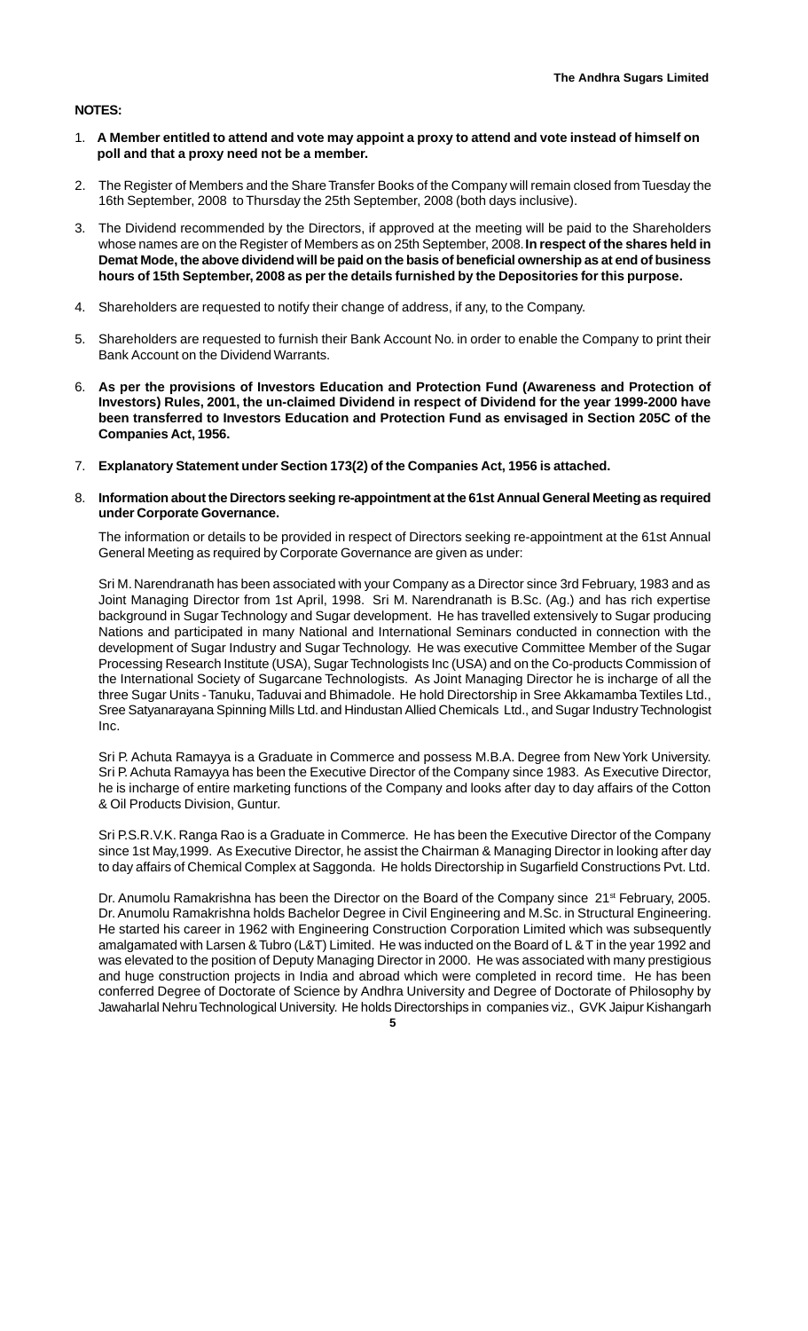**NOTES:**

1. **A Member entitled to attend and vote may appoint a proxy to attend and vote instead of himself on poll and that a proxy need not be a member.**

2. The Register of Members and the Share Transfer Books of the Company will remain closed from Tuesday the 16th September, 2008 to Thursday the 25th September, 2008 (both days inclusive).

3. The Dividend recommended by the Directors, if approved at the meeting will be paid to the Shareholders whose names are on the Register of Members as on 25th September, 2008. **In respect of the shares held in Demat Mode, the above dividend will be paid on the basis of beneficial ownership as at end of business hours of 15th September, 2008 as per the details furnished by the Depositories for this purpose.**

4. Shareholders are requested to notify their change of address, if any, to the Company.

5. Shareholders are requested to furnish their Bank Account No. in order to enable the Company to print their Bank Account on the Dividend Warrants.

6. **As per the provisions of Investors Education and Protection Fund (Awareness and Protection of Investors) Rules, 2001, the un-claimed Dividend in respect of Dividend for the year 1999-2000 have been transferred to Investors Education and Protection Fund as envisaged in Section 205C of the Companies Act, 1956.**

7. **Explanatory Statement under Section 173(2) of the Companies Act, 1956 is attached.**

8. **Information about the Directors seeking re-appointment at the 61st Annual General Meeting as required under Corporate Governance.**

   The information or details to be provided in respect of Directors seeking re-appointment at the 61st Annual General Meeting as required by Corporate Governance are given as under:

   Sri M. Narendranath has been associated with your Company as a Director since 3rd February, 1983 and as Joint Managing Director from 1st April, 1998. Sri M. Narendranath is B.Sc. (Ag.) and has rich expertise background in Sugar Technology and Sugar development. He has travelled extensively to Sugar producing Nations and participated in many National and International Seminars conducted in connection with the development of Sugar Industry and Sugar Technology. He was executive Committee Member of the Sugar Processing Research Institute (USA), Sugar Technologists Inc (USA) and on the Co-products Commission of the International Society of Sugarcane Technologists. As Joint Managing Director he is incharge of all the three Sugar Units - Tanuku, Taduvai and Bhimadole. He hold Directorship in Sree Akkamamba Textiles Ltd., Sree Satyanarayana Spinning Mills Ltd. and Hindustan Allied Chemicals Ltd., and Sugar Industry Technologist Inc.

   Sri P. Achuta Ramayya is a Graduate in Commerce and possess M.B.A. Degree from New York University. Sri P. Achuta Ramayya has been the Executive Director of the Company since 1983. As Executive Director, he is incharge of entire marketing functions of the Company and looks after day to day affairs of the Cotton & Oil Products Division, Guntur.

   Sri P.S.R.V.K. Ranga Rao is a Graduate in Commerce. He has been the Executive Director of the Company since 1st May,1999. As Executive Director, he assist the Chairman & Managing Director in looking after day to day affairs of Chemical Complex at Saggonda. He holds Directorship in Sugarfield Constructions Pvt. Ltd.

   Dr. Anumolu Ramakrishna has been the Director on the Board of the Company since 21st February, 2005. Dr. Anumolu Ramakrishna holds Bachelor Degree in Civil Engineering and M.Sc. in Structural Engineering. He started his career in 1962 with Engineering Construction Corporation Limited which was subsequently amalgamated with Larsen & Tubro (L&T) Limited. He was inducted on the Board of L & T in the year 1992 and was elevated to the position of Deputy Managing Director in 2000. He was associated with many prestigious and huge construction projects in India and abroad which were completed in record time. He has been conferred Degree of Doctorate of Science by Andhra University and Degree of Doctorate of Philosophy by Jawaharlal Nehru Technological University. He holds Directorships in companies viz., GVK Jaipur Kishangarh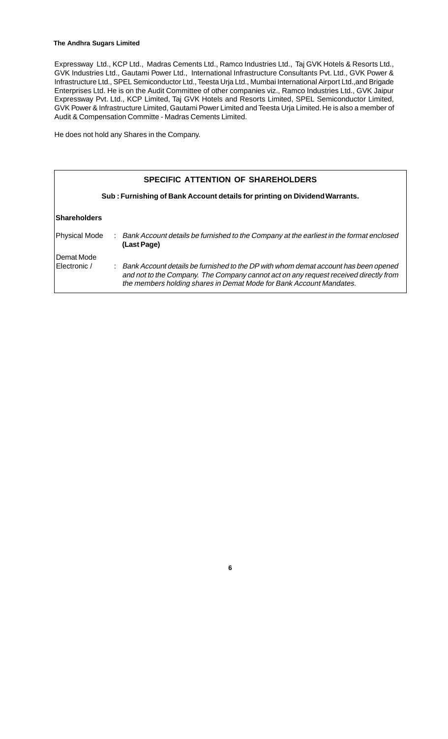Expressway Ltd., KCP Ltd., Madras Cements Ltd., Ramco Industries Ltd., Taj GVK Hotels & Resorts Ltd., GVK Industries Ltd., Gautami Power Ltd., International Infrastructure Consultants Pvt. Ltd., GVK Power & Infrastructure Ltd., SPEL Semiconductor Ltd., Teesta Urja Ltd., Mumbai International Airport Ltd.,and Brigade Enterprises Ltd. He is on the Audit Committee of other companies viz., Ramco Industries Ltd., GVK Jaipur Expressway Pvt. Ltd., KCP Limited, Taj GVK Hotels and Resorts Limited, SPEL Semiconductor Limited, GVK Power & Infrastructure Limited, Gautami Power Limited and Teesta Urja Limited. He is also a member of Audit & Compensation Committe - Madras Cements Limited.

He does not hold any Shares in the Company.

## SPECIFIC ATTENTION OF SHAREHOLDERS

**Sub : Furnishing of Bank Account details for printing on Dividend Warrants.**

**Shareholders**

| | | |
|---|---|---|
| Physical Mode | : | *Bank Account details be furnished to the Company at the earliest in the format enclosed* **(Last Page)** |
| Demat Mode Electronic / | : | *Bank Account details be furnished to the DP with whom demat account has been opened and not to the Company. The Company cannot act on any request received directly from the members holding shares in Demat Mode for Bank Account Mandates.* |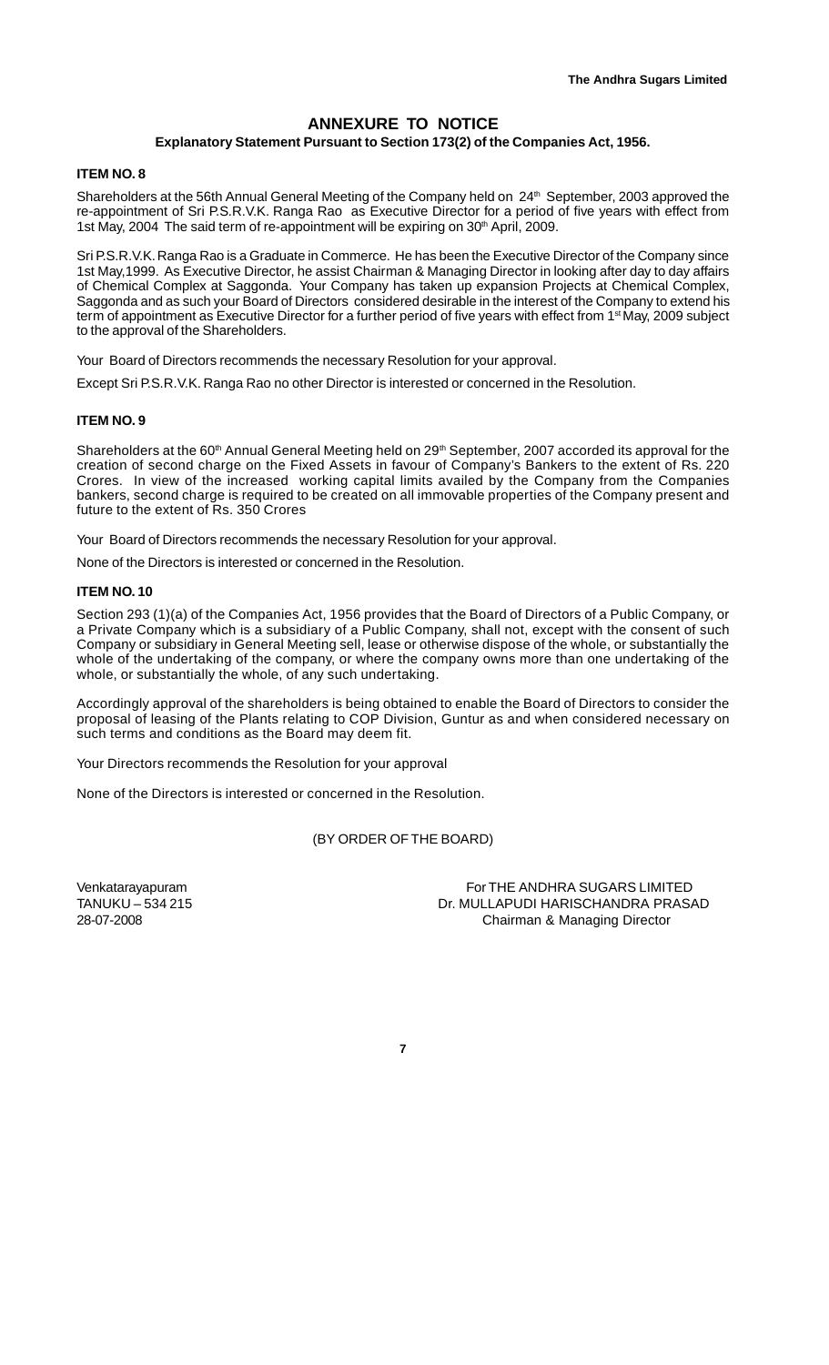# ANNEXURE TO NOTICE

### Explanatory Statement Pursuant to Section 173(2) of the Companies Act, 1956.

**ITEM NO. 8**

Shareholders at the 56th Annual General Meeting of the Company held on 24th September, 2003 approved the re-appointment of Sri P.S.R.V.K. Ranga Rao as Executive Director for a period of five years with effect from 1st May, 2004 The said term of re-appointment will be expiring on 30th April, 2009.

Sri P.S.R.V.K. Ranga Rao is a Graduate in Commerce. He has been the Executive Director of the Company since 1st May,1999. As Executive Director, he assist Chairman & Managing Director in looking after day to day affairs of Chemical Complex at Saggonda. Your Company has taken up expansion Projects at Chemical Complex, Saggonda and as such your Board of Directors considered desirable in the interest of the Company to extend his term of appointment as Executive Director for a further period of five years with effect from 1st May, 2009 subject to the approval of the Shareholders.

Your Board of Directors recommends the necessary Resolution for your approval.

Except Sri P.S.R.V.K. Ranga Rao no other Director is interested or concerned in the Resolution.

**ITEM NO. 9**

Shareholders at the 60th Annual General Meeting held on 29th September, 2007 accorded its approval for the creation of second charge on the Fixed Assets in favour of Company's Bankers to the extent of Rs. 220 Crores. In view of the increased working capital limits availed by the Company from the Companies bankers, second charge is required to be created on all immovable properties of the Company present and future to the extent of Rs. 350 Crores

Your Board of Directors recommends the necessary Resolution for your approval.

None of the Directors is interested or concerned in the Resolution.

**ITEM NO. 10**

Section 293 (1)(a) of the Companies Act, 1956 provides that the Board of Directors of a Public Company, or a Private Company which is a subsidiary of a Public Company, shall not, except with the consent of such Company or subsidiary in General Meeting sell, lease or otherwise dispose of the whole, or substantially the whole of the undertaking of the company, or where the company owns more than one undertaking of the whole, or substantially the whole, of any such undertaking.

Accordingly approval of the shareholders is being obtained to enable the Board of Directors to consider the proposal of leasing of the Plants relating to COP Division, Guntur as and when considered necessary on such terms and conditions as the Board may deem fit.

Your Directors recommends the Resolution for your approval

None of the Directors is interested or concerned in the Resolution.

(BY ORDER OF THE BOARD)

Venkatarayapuram
TANUKU – 534 215
28-07-2008

For THE ANDHRA SUGARS LIMITED
Dr. MULLAPUDI HARISCHANDRA PRASAD
Chairman & Managing Director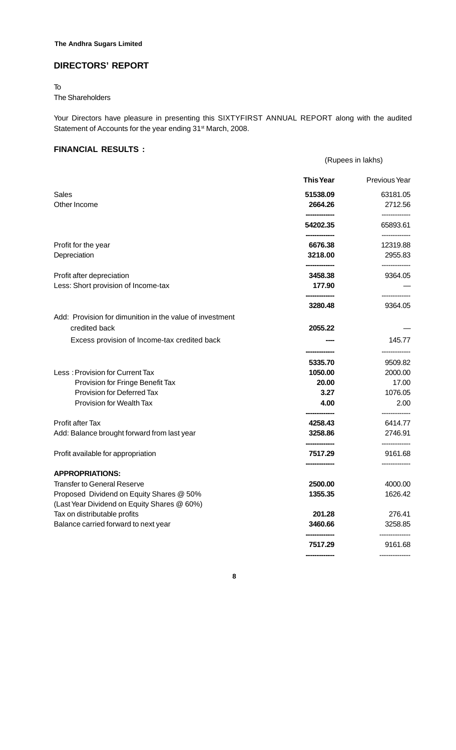## DIRECTORS' REPORT

To
The Shareholders

Your Directors have pleasure in presenting this SIXTYFIRST ANNUAL REPORT along with the audited Statement of Accounts for the year ending 31st March, 2008.

### FINANCIAL RESULTS :

(Rupees in lakhs)

| | **This Year** | Previous Year |
|---|---|---|
| Sales | **51538.09** | 63181.05 |
| Other Income | **2664.26** | 2712.56 |
| | **54202.35** | 65893.61 |
| Profit for the year | **6676.38** | 12319.88 |
| Depreciation | **3218.00** | 2955.83 |
| Profit after depreciation | **3458.38** | 9364.05 |
| Less: Short provision of Income-tax | **177.90** | — |
| | **3280.48** | 9364.05 |
| Add: Provision for dimunition in the value of investment credited back | **2055.22** | — |
| Excess provision of Income-tax credited back | **----** | 145.77 |
| | **5335.70** | 9509.82 |
| Less : Provision for Current Tax | **1050.00** | 2000.00 |
| Provision for Fringe Benefit Tax | **20.00** | 17.00 |
| Provision for Deferred Tax | **3.27** | 1076.05 |
| Provision for Wealth Tax | **4.00** | 2.00 |
| Profit after Tax | **4258.43** | 6414.77 |
| Add: Balance brought forward from last year | **3258.86** | 2746.91 |
| Profit available for appropriation | **7517.29** | 9161.68 |
| **APPROPRIATIONS:** | | |
| Transfer to General Reserve | **2500.00** | 4000.00 |
| Proposed Dividend on Equity Shares @ 50% (Last Year Dividend on Equity Shares @ 60%) | **1355.35** | 1626.42 |
| Tax on distributable profits | **201.28** | 276.41 |
| Balance carried forward to next year | **3460.66** | 3258.85 |
| | **7517.29** | 9161.68 |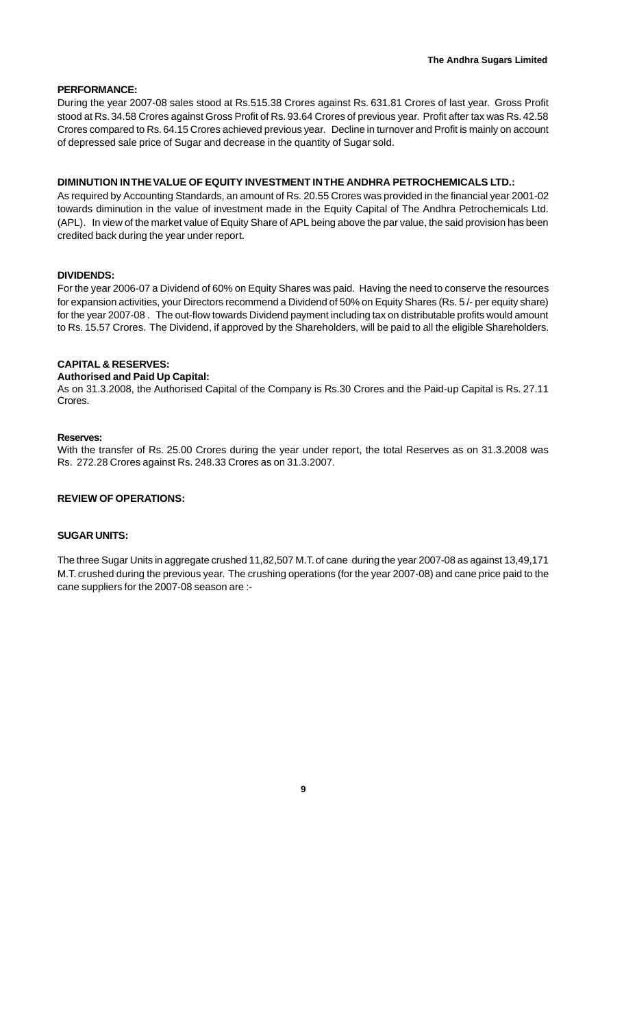## PERFORMANCE:

During the year 2007-08 sales stood at Rs.515.38 Crores against Rs. 631.81 Crores of last year. Gross Profit stood at Rs. 34.58 Crores against Gross Profit of Rs. 93.64 Crores of previous year. Profit after tax was Rs. 42.58 Crores compared to Rs. 64.15 Crores achieved previous year. Decline in turnover and Profit is mainly on account of depressed sale price of Sugar and decrease in the quantity of Sugar sold.

## DIMINUTION IN THE VALUE OF EQUITY INVESTMENT IN THE ANDHRA PETROCHEMICALS LTD.:

As required by Accounting Standards, an amount of Rs. 20.55 Crores was provided in the financial year 2001-02 towards diminution in the value of investment made in the Equity Capital of The Andhra Petrochemicals Ltd. (APL). In view of the market value of Equity Share of APL being above the par value, the said provision has been credited back during the year under report.

## DIVIDENDS:

For the year 2006-07 a Dividend of 60% on Equity Shares was paid. Having the need to conserve the resources for expansion activities, your Directors recommend a Dividend of 50% on Equity Shares (Rs. 5 /- per equity share) for the year 2007-08 . The out-flow towards Dividend payment including tax on distributable profits would amount to Rs. 15.57 Crores. The Dividend, if approved by the Shareholders, will be paid to all the eligible Shareholders.

## CAPITAL & RESERVES:

### Authorised and Paid Up Capital:

As on 31.3.2008, the Authorised Capital of the Company is Rs.30 Crores and the Paid-up Capital is Rs. 27.11 Crores.

### Reserves:

With the transfer of Rs. 25.00 Crores during the year under report, the total Reserves as on 31.3.2008 was Rs. 272.28 Crores against Rs. 248.33 Crores as on 31.3.2007.

## REVIEW OF OPERATIONS:

## SUGAR UNITS:

The three Sugar Units in aggregate crushed 11,82,507 M.T. of cane during the year 2007-08 as against 13,49,171 M.T. crushed during the previous year. The crushing operations (for the year 2007-08) and cane price paid to the cane suppliers for the 2007-08 season are :-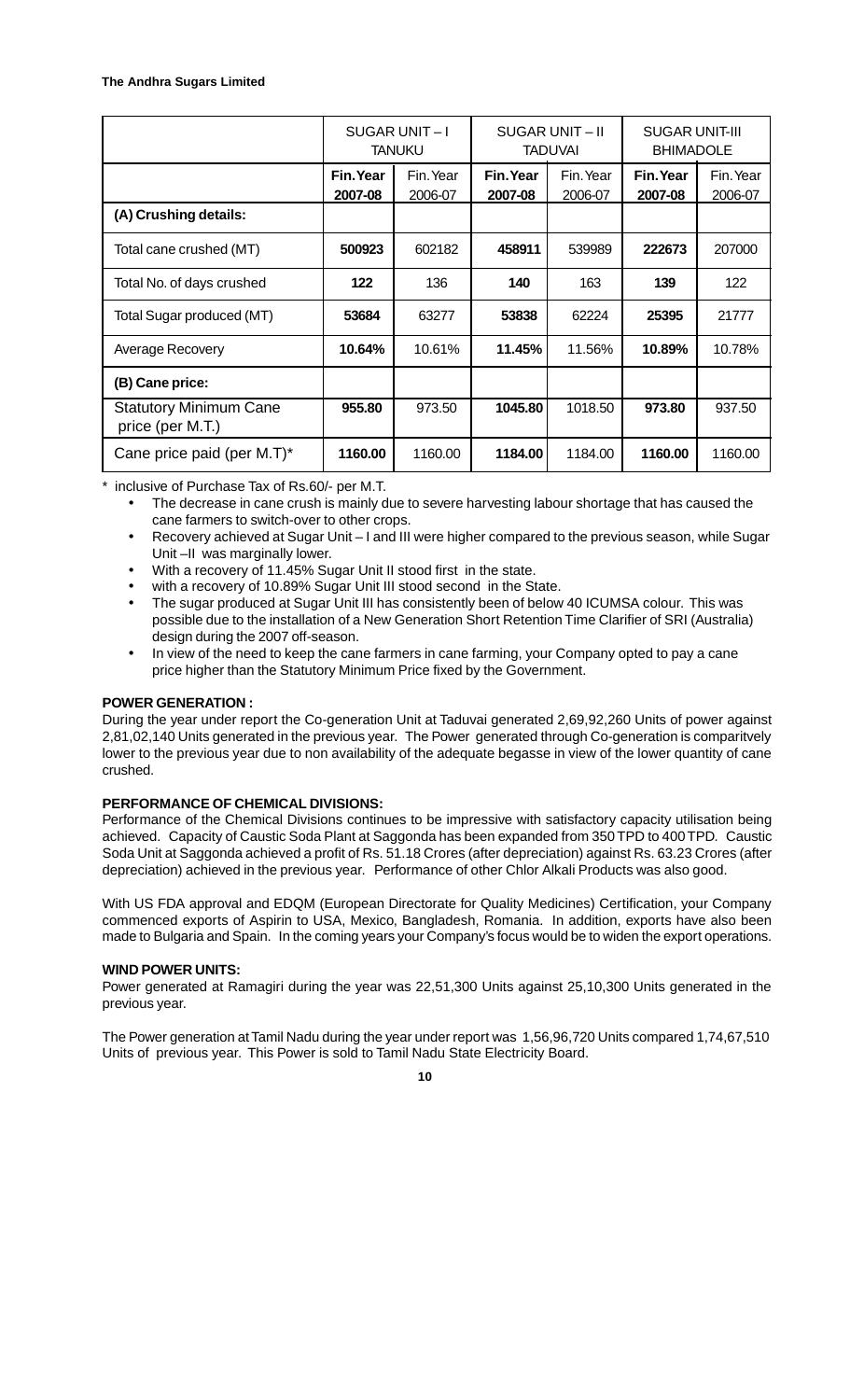|  | SUGAR UNIT – I TANUKU |  | SUGAR UNIT – II TADUVAI |  | SUGAR UNIT-III BHIMADOLE |  |
|---|---|---|---|---|---|---|
|  | **Fin. Year 2007-08** | Fin. Year 2006-07 | **Fin. Year 2007-08** | Fin. Year 2006-07 | **Fin. Year 2007-08** | Fin. Year 2006-07 |
| **(A) Crushing details:** |  |  |  |  |  |  |
| Total cane crushed (MT) | **500923** | 602182 | **458911** | 539989 | **222673** | 207000 |
| Total No. of days crushed | **122** | 136 | **140** | 163 | **139** | 122 |
| Total Sugar produced (MT) | **53684** | 63277 | **53838** | 62224 | **25395** | 21777 |
| Average Recovery | **10.64%** | 10.61% | **11.45%** | 11.56% | **10.89%** | 10.78% |
| **(B) Cane price:** |  |  |  |  |  |  |
| Statutory Minimum Cane price (per M.T.) | **955.80** | 973.50 | **1045.80** | 1018.50 | **973.80** | 937.50 |
| Cane price paid (per M.T)* | **1160.00** | 1160.00 | **1184.00** | 1184.00 | **1160.00** | 1160.00 |

\* inclusive of Purchase Tax of Rs.60/- per M.T.

- The decrease in cane crush is mainly due to severe harvesting labour shortage that has caused the cane farmers to switch-over to other crops.
- Recovery achieved at Sugar Unit – I and III were higher compared to the previous season, while Sugar Unit –II was marginally lower.
- With a recovery of 11.45% Sugar Unit II stood first in the state.
- with a recovery of 10.89% Sugar Unit III stood second in the State.
- The sugar produced at Sugar Unit III has consistently been of below 40 ICUMSA colour. This was possible due to the installation of a New Generation Short Retention Time Clarifier of SRI (Australia) design during the 2007 off-season.
- In view of the need to keep the cane farmers in cane farming, your Company opted to pay a cane price higher than the Statutory Minimum Price fixed by the Government.

**POWER GENERATION :**

During the year under report the Co-generation Unit at Taduvai generated 2,69,92,260 Units of power against 2,81,02,140 Units generated in the previous year. The Power generated through Co-generation is comparitvely lower to the previous year due to non availability of the adequate begasse in view of the lower quantity of cane crushed.

**PERFORMANCE OF CHEMICAL DIVISIONS:**

Performance of the Chemical Divisions continues to be impressive with satisfactory capacity utilisation being achieved. Capacity of Caustic Soda Plant at Saggonda has been expanded from 350 TPD to 400 TPD. Caustic Soda Unit at Saggonda achieved a profit of Rs. 51.18 Crores (after depreciation) against Rs. 63.23 Crores (after depreciation) achieved in the previous year. Performance of other Chlor Alkali Products was also good.

With US FDA approval and EDQM (European Directorate for Quality Medicines) Certification, your Company commenced exports of Aspirin to USA, Mexico, Bangladesh, Romania. In addition, exports have also been made to Bulgaria and Spain. In the coming years your Company's focus would be to widen the export operations.

**WIND POWER UNITS:**

Power generated at Ramagiri during the year was 22,51,300 Units against 25,10,300 Units generated in the previous year.

The Power generation at Tamil Nadu during the year under report was 1,56,96,720 Units compared 1,74,67,510 Units of previous year. This Power is sold to Tamil Nadu State Electricity Board.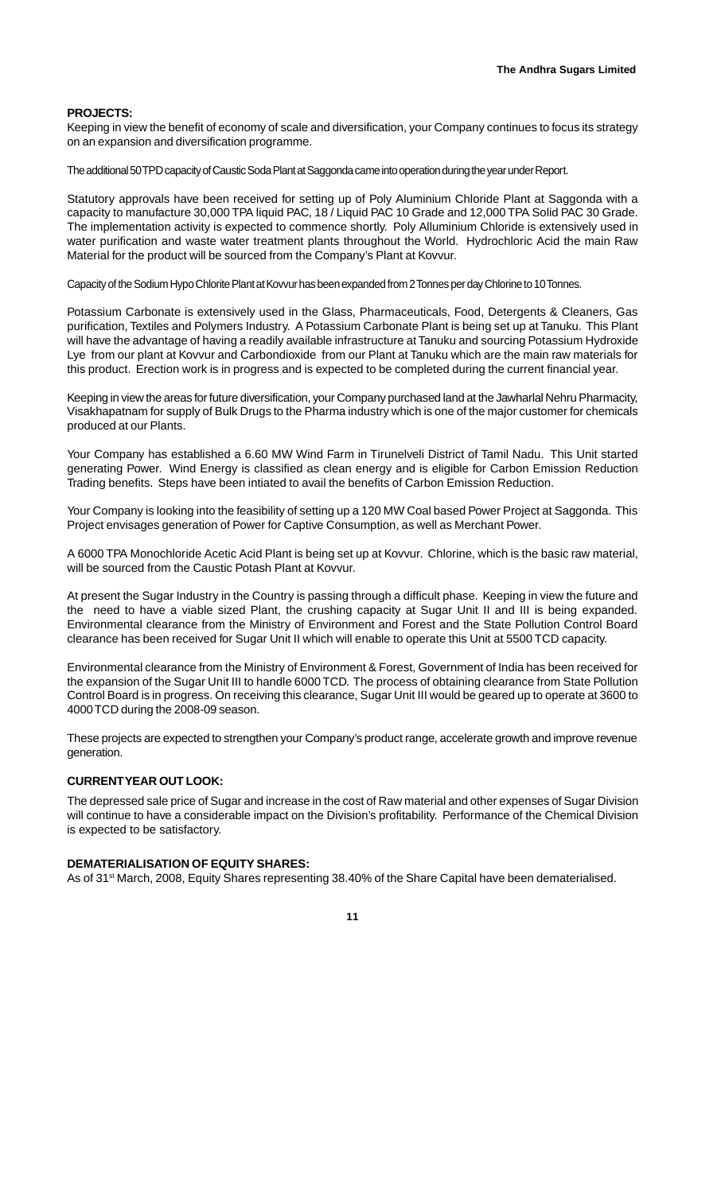## PROJECTS:

Keeping in view the benefit of economy of scale and diversification, your Company continues to focus its strategy on an expansion and diversification programme.

The additional 50 TPD capacity of Caustic Soda Plant at Saggonda came into operation during the year under Report.

Statutory approvals have been received for setting up of Poly Aluminium Chloride Plant at Saggonda with a capacity to manufacture 30,000 TPA liquid PAC, 18 / Liquid PAC 10 Grade and 12,000 TPA Solid PAC 30 Grade. The implementation activity is expected to commence shortly. Poly Alluminium Chloride is extensively used in water purification and waste water treatment plants throughout the World. Hydrochloric Acid the main Raw Material for the product will be sourced from the Company's Plant at Kovvur.

Capacity of the Sodium Hypo Chlorite Plant at Kovvur has been expanded from 2 Tonnes per day Chlorine to 10 Tonnes.

Potassium Carbonate is extensively used in the Glass, Pharmaceuticals, Food, Detergents & Cleaners, Gas purification, Textiles and Polymers Industry. A Potassium Carbonate Plant is being set up at Tanuku. This Plant will have the advantage of having a readily available infrastructure at Tanuku and sourcing Potassium Hydroxide Lye from our plant at Kovvur and Carbondioxide from our Plant at Tanuku which are the main raw materials for this product. Erection work is in progress and is expected to be completed during the current financial year.

Keeping in view the areas for future diversification, your Company purchased land at the Jawharlal Nehru Pharmacity, Visakhapatnam for supply of Bulk Drugs to the Pharma industry which is one of the major customer for chemicals produced at our Plants.

Your Company has established a 6.60 MW Wind Farm in Tirunelveli District of Tamil Nadu. This Unit started generating Power. Wind Energy is classified as clean energy and is eligible for Carbon Emission Reduction Trading benefits. Steps have been intiated to avail the benefits of Carbon Emission Reduction.

Your Company is looking into the feasibility of setting up a 120 MW Coal based Power Project at Saggonda. This Project envisages generation of Power for Captive Consumption, as well as Merchant Power.

A 6000 TPA Monochloride Acetic Acid Plant is being set up at Kovvur. Chlorine, which is the basic raw material, will be sourced from the Caustic Potash Plant at Kovvur.

At present the Sugar Industry in the Country is passing through a difficult phase. Keeping in view the future and the need to have a viable sized Plant, the crushing capacity at Sugar Unit II and III is being expanded. Environmental clearance from the Ministry of Environment and Forest and the State Pollution Control Board clearance has been received for Sugar Unit II which will enable to operate this Unit at 5500 TCD capacity.

Environmental clearance from the Ministry of Environment & Forest, Government of India has been received for the expansion of the Sugar Unit III to handle 6000 TCD. The process of obtaining clearance from State Pollution Control Board is in progress. On receiving this clearance, Sugar Unit III would be geared up to operate at 3600 to 4000 TCD during the 2008-09 season.

These projects are expected to strengthen your Company's product range, accelerate growth and improve revenue generation.

## CURRENT YEAR OUT LOOK:

The depressed sale price of Sugar and increase in the cost of Raw material and other expenses of Sugar Division will continue to have a considerable impact on the Division's profitability. Performance of the Chemical Division is expected to be satisfactory.

## DEMATERIALISATION OF EQUITY SHARES:

As of 31st March, 2008, Equity Shares representing 38.40% of the Share Capital have been dematerialised.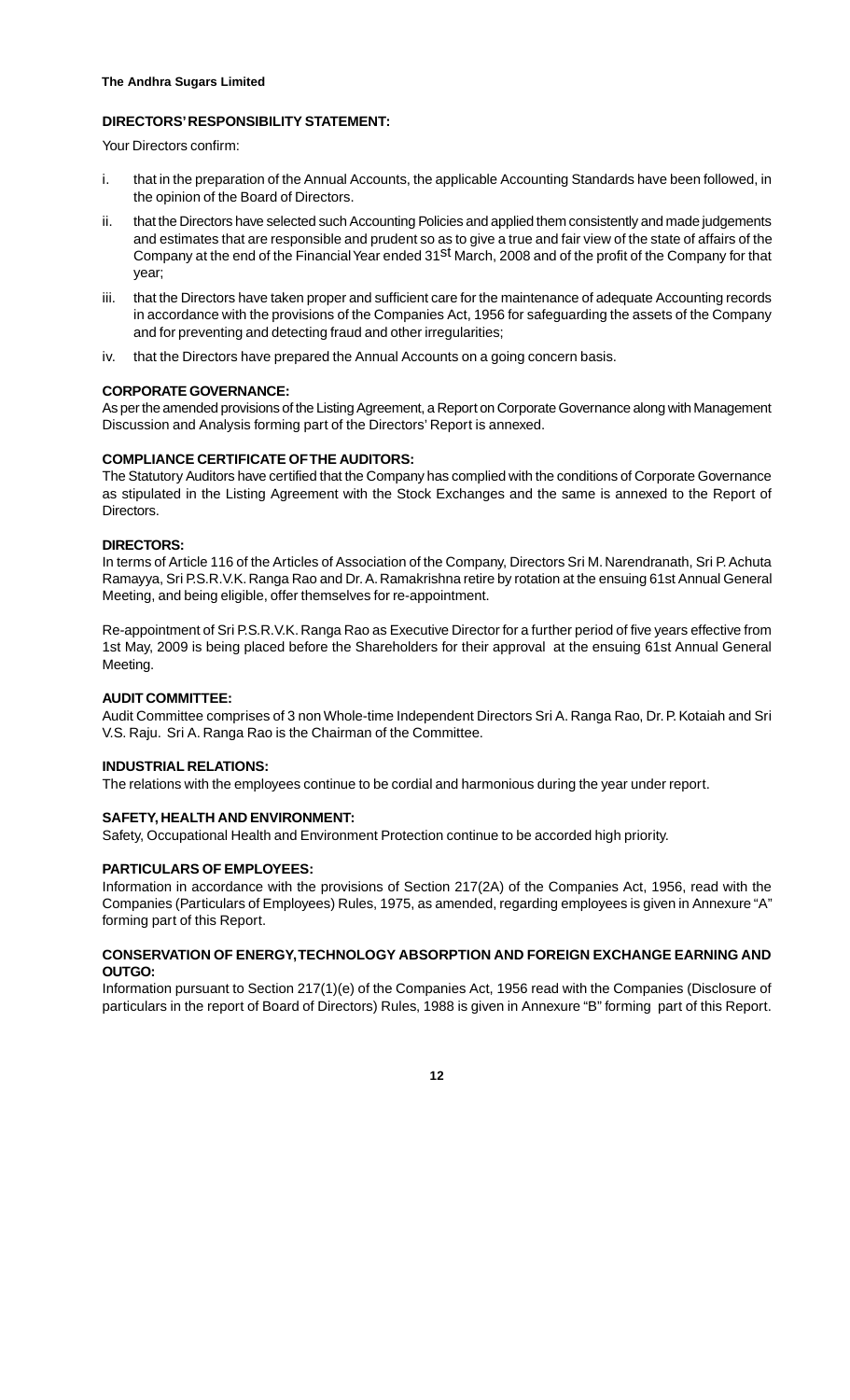**DIRECTORS' RESPONSIBILITY STATEMENT:**

Your Directors confirm:

i. that in the preparation of the Annual Accounts, the applicable Accounting Standards have been followed, in the opinion of the Board of Directors.

ii. that the Directors have selected such Accounting Policies and applied them consistently and made judgements and estimates that are responsible and prudent so as to give a true and fair view of the state of affairs of the Company at the end of the Financial Year ended 31st March, 2008 and of the profit of the Company for that year;

iii. that the Directors have taken proper and sufficient care for the maintenance of adequate Accounting records in accordance with the provisions of the Companies Act, 1956 for safeguarding the assets of the Company and for preventing and detecting fraud and other irregularities;

iv. that the Directors have prepared the Annual Accounts on a going concern basis.

**CORPORATE GOVERNANCE:**

As per the amended provisions of the Listing Agreement, a Report on Corporate Governance along with Management Discussion and Analysis forming part of the Directors' Report is annexed.

**COMPLIANCE CERTIFICATE OF THE AUDITORS:**

The Statutory Auditors have certified that the Company has complied with the conditions of Corporate Governance as stipulated in the Listing Agreement with the Stock Exchanges and the same is annexed to the Report of Directors.

**DIRECTORS:**

In terms of Article 116 of the Articles of Association of the Company, Directors Sri M. Narendranath, Sri P. Achuta Ramayya, Sri P.S.R.V.K. Ranga Rao and Dr. A. Ramakrishna retire by rotation at the ensuing 61st Annual General Meeting, and being eligible, offer themselves for re-appointment.

Re-appointment of Sri P.S.R.V.K. Ranga Rao as Executive Director for a further period of five years effective from 1st May, 2009 is being placed before the Shareholders for their approval at the ensuing 61st Annual General Meeting.

**AUDIT COMMITTEE:**

Audit Committee comprises of 3 non Whole-time Independent Directors Sri A. Ranga Rao, Dr. P. Kotaiah and Sri V.S. Raju. Sri A. Ranga Rao is the Chairman of the Committee.

**INDUSTRIAL RELATIONS:**

The relations with the employees continue to be cordial and harmonious during the year under report.

**SAFETY, HEALTH AND ENVIRONMENT:**

Safety, Occupational Health and Environment Protection continue to be accorded high priority.

**PARTICULARS OF EMPLOYEES:**

Information in accordance with the provisions of Section 217(2A) of the Companies Act, 1956, read with the Companies (Particulars of Employees) Rules, 1975, as amended, regarding employees is given in Annexure "A" forming part of this Report.

**CONSERVATION OF ENERGY, TECHNOLOGY ABSORPTION AND FOREIGN EXCHANGE EARNING AND OUTGO:**

Information pursuant to Section 217(1)(e) of the Companies Act, 1956 read with the Companies (Disclosure of particulars in the report of Board of Directors) Rules, 1988 is given in Annexure "B" forming part of this Report.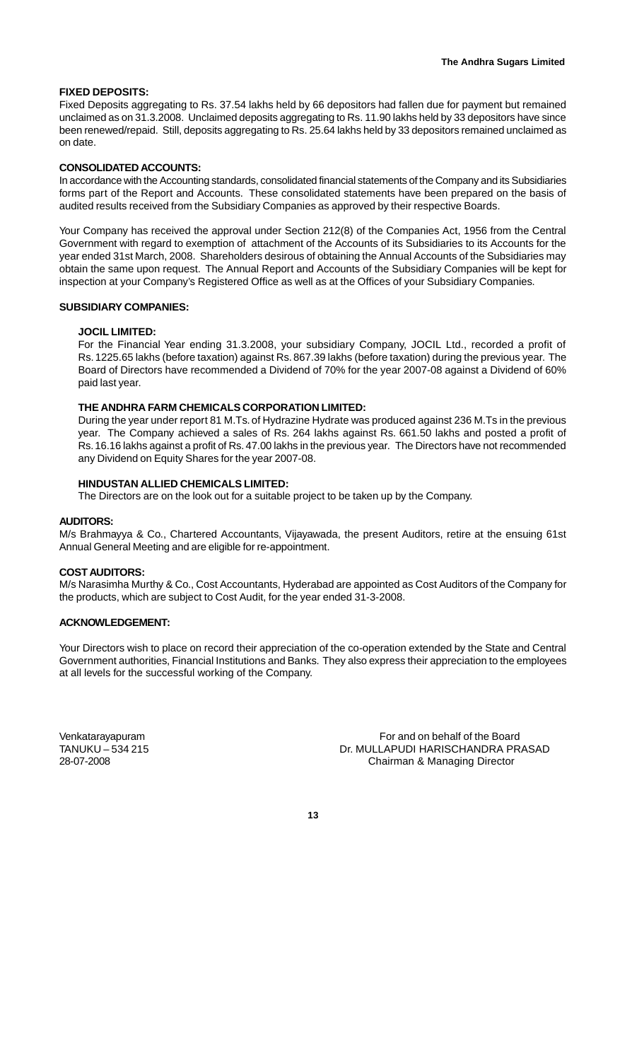## FIXED DEPOSITS:

Fixed Deposits aggregating to Rs. 37.54 lakhs held by 66 depositors had fallen due for payment but remained unclaimed as on 31.3.2008. Unclaimed deposits aggregating to Rs. 11.90 lakhs held by 33 depositors have since been renewed/repaid. Still, deposits aggregating to Rs. 25.64 lakhs held by 33 depositors remained unclaimed as on date.

## CONSOLIDATED ACCOUNTS:

In accordance with the Accounting standards, consolidated financial statements of the Company and its Subsidiaries forms part of the Report and Accounts. These consolidated statements have been prepared on the basis of audited results received from the Subsidiary Companies as approved by their respective Boards.

Your Company has received the approval under Section 212(8) of the Companies Act, 1956 from the Central Government with regard to exemption of attachment of the Accounts of its Subsidiaries to its Accounts for the year ended 31st March, 2008. Shareholders desirous of obtaining the Annual Accounts of the Subsidiaries may obtain the same upon request. The Annual Report and Accounts of the Subsidiary Companies will be kept for inspection at your Company's Registered Office as well as at the Offices of your Subsidiary Companies.

## SUBSIDIARY COMPANIES:

### JOCIL LIMITED:

For the Financial Year ending 31.3.2008, your subsidiary Company, JOCIL Ltd., recorded a profit of Rs. 1225.65 lakhs (before taxation) against Rs. 867.39 lakhs (before taxation) during the previous year. The Board of Directors have recommended a Dividend of 70% for the year 2007-08 against a Dividend of 60% paid last year.

### THE ANDHRA FARM CHEMICALS CORPORATION LIMITED:

During the year under report 81 M.Ts. of Hydrazine Hydrate was produced against 236 M.Ts in the previous year. The Company achieved a sales of Rs. 264 lakhs against Rs. 661.50 lakhs and posted a profit of Rs. 16.16 lakhs against a profit of Rs. 47.00 lakhs in the previous year. The Directors have not recommended any Dividend on Equity Shares for the year 2007-08.

### HINDUSTAN ALLIED CHEMICALS LIMITED:

The Directors are on the look out for a suitable project to be taken up by the Company.

## AUDITORS:

M/s Brahmayya & Co., Chartered Accountants, Vijayawada, the present Auditors, retire at the ensuing 61st Annual General Meeting and are eligible for re-appointment.

## COST AUDITORS:

M/s Narasimha Murthy & Co., Cost Accountants, Hyderabad are appointed as Cost Auditors of the Company for the products, which are subject to Cost Audit, for the year ended 31-3-2008.

## ACKNOWLEDGEMENT:

Your Directors wish to place on record their appreciation of the co-operation extended by the State and Central Government authorities, Financial Institutions and Banks. They also express their appreciation to the employees at all levels for the successful working of the Company.

Venkatarayapuram
TANUKU – 534 215
28-07-2008

For and on behalf of the Board
Dr. MULLAPUDI HARISCHANDRA PRASAD
Chairman & Managing Director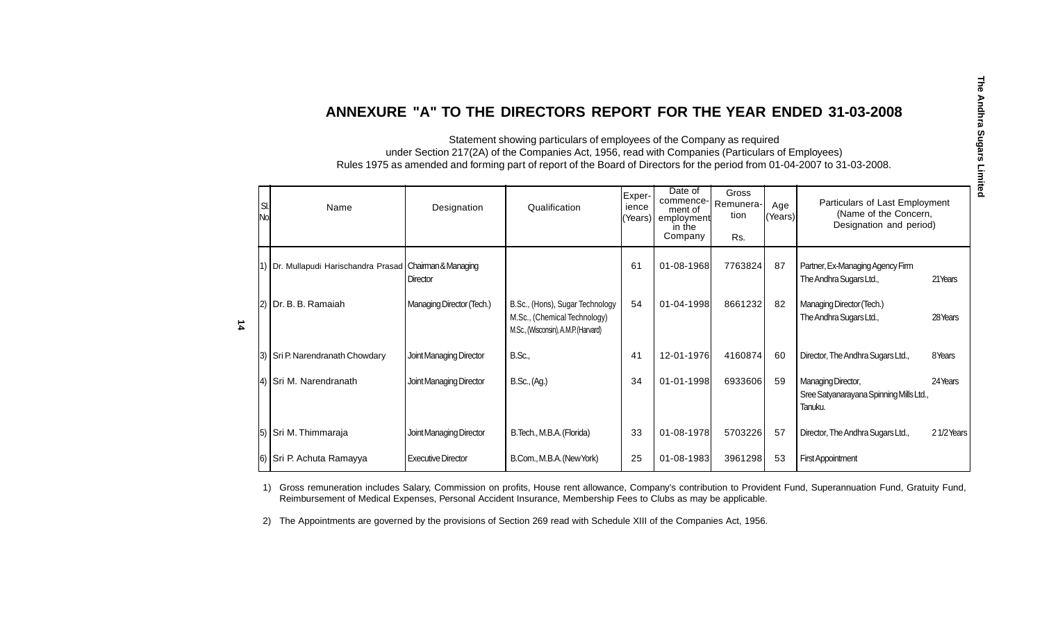# ANNEXURE "A" TO THE DIRECTORS REPORT FOR THE YEAR ENDED 31-03-2008

Statement showing particulars of employees of the Company as required under Section 217(2A) of the Companies Act, 1956, read with Companies (Particulars of Employees) Rules 1975 as amended and forming part of report of the Board of Directors for the period from 01-04-2007 to 31-03-2008.

| Sl. No | Name | Designation | Qualification | Experience (Years) | Date of commencement of employment in the Company | Gross Remuneration Rs. | Age (Years) | Particulars of Last Employment (Name of the Concern, Designation and period) | |
|---|---|---|---|---|---|---|---|---|---|
| 1) | Dr. Mullapudi Harischandra Prasad | Chairman & Managing Director | | 61 | 01-08-1968 | 7763824 | 87 | Partner, Ex-Managing Agency Firm The Andhra Sugars Ltd., | 21 Years |
| 2) | Dr. B. B. Ramaiah | Managing Director (Tech.) | B.Sc., (Hons), Sugar Technology M.Sc., (Chemical Technology) M.Sc., (Wisconsin), A.M.P. (Harvard) | 54 | 01-04-1998 | 8661232 | 82 | Managing Director (Tech.) The Andhra Sugars Ltd., | 28 Years |
| 3) | Sri P. Narendranath Chowdary | Joint Managing Director | B.Sc., | 41 | 12-01-1976 | 4160874 | 60 | Director, The Andhra Sugars Ltd., | 8 Years |
| 4) | Sri M. Narendranath | Joint Managing Director | B.Sc., (Ag.) | 34 | 01-01-1998 | 6933606 | 59 | Managing Director, Sree Satyanarayana Spinning Mills Ltd., Tanuku. | 24 Years |
| 5) | Sri M. Thimmaraja | Joint Managing Director | B.Tech., M.B.A. (Florida) | 33 | 01-08-1978 | 5703226 | 57 | Director, The Andhra Sugars Ltd., | 2 1/2 Years |
| 6) | Sri P. Achuta Ramayya | Executive Director | B.Com., M.B.A. (New York) | 25 | 01-08-1983 | 3961298 | 53 | First Appointment | |

1) Gross remuneration includes Salary, Commission on profits, House rent allowance, Company's contribution to Provident Fund, Superannuation Fund, Gratuity Fund, Reimbursement of Medical Expenses, Personal Accident Insurance, Membership Fees to Clubs as may be applicable.

2) The Appointments are governed by the provisions of Section 269 read with Schedule XIII of the Companies Act, 1956.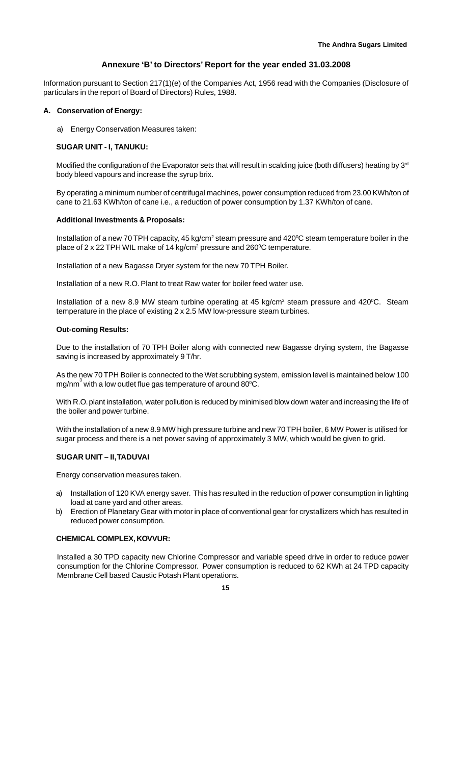# Annexure 'B' to Directors' Report for the year ended 31.03.2008

Information pursuant to Section 217(1)(e) of the Companies Act, 1956 read with the Companies (Disclosure of particulars in the report of Board of Directors) Rules, 1988.

## A. Conservation of Energy:

a) Energy Conservation Measures taken:

### SUGAR UNIT - I, TANUKU:

Modified the configuration of the Evaporator sets that will result in scalding juice (both diffusers) heating by 3rd body bleed vapours and increase the syrup brix.

By operating a minimum number of centrifugal machines, power consumption reduced from 23.00 KWh/ton of cane to 21.63 KWh/ton of cane i.e., a reduction of power consumption by 1.37 KWh/ton of cane.

### Additional Investments & Proposals:

Installation of a new 70 TPH capacity, 45 kg/cm$^2$ steam pressure and 420$^0$C steam temperature boiler in the place of 2 x 22 TPH WIL make of 14 kg/cm$^2$ pressure and 260$^0$C temperature.

Installation of a new Bagasse Dryer system for the new 70 TPH Boiler.

Installation of a new R.O. Plant to treat Raw water for boiler feed water use.

Installation of a new 8.9 MW steam turbine operating at 45 kg/cm$^2$ steam pressure and 420$^0$C. Steam temperature in the place of existing 2 x 2.5 MW low-pressure steam turbines.

### Out-coming Results:

Due to the installation of 70 TPH Boiler along with connected new Bagasse drying system, the Bagasse saving is increased by approximately 9 T/hr.

As the new 70 TPH Boiler is connected to the Wet scrubbing system, emission level is maintained below 100 mg/nm$^3$ with a low outlet flue gas temperature of around 80$^0$C.

With R.O. plant installation, water pollution is reduced by minimised blow down water and increasing the life of the boiler and power turbine.

With the installation of a new 8.9 MW high pressure turbine and new 70 TPH boiler, 6 MW Power is utilised for sugar process and there is a net power saving of approximately 3 MW, which would be given to grid.

### SUGAR UNIT – II, TADUVAI

Energy conservation measures taken.

a) Installation of 120 KVA energy saver. This has resulted in the reduction of power consumption in lighting load at cane yard and other areas.
b) Erection of Planetary Gear with motor in place of conventional gear for crystallizers which has resulted in reduced power consumption.

### CHEMICAL COMPLEX, KOVVUR:

Installed a 30 TPD capacity new Chlorine Compressor and variable speed drive in order to reduce power consumption for the Chlorine Compressor. Power consumption is reduced to 62 KWh at 24 TPD capacity Membrane Cell based Caustic Potash Plant operations.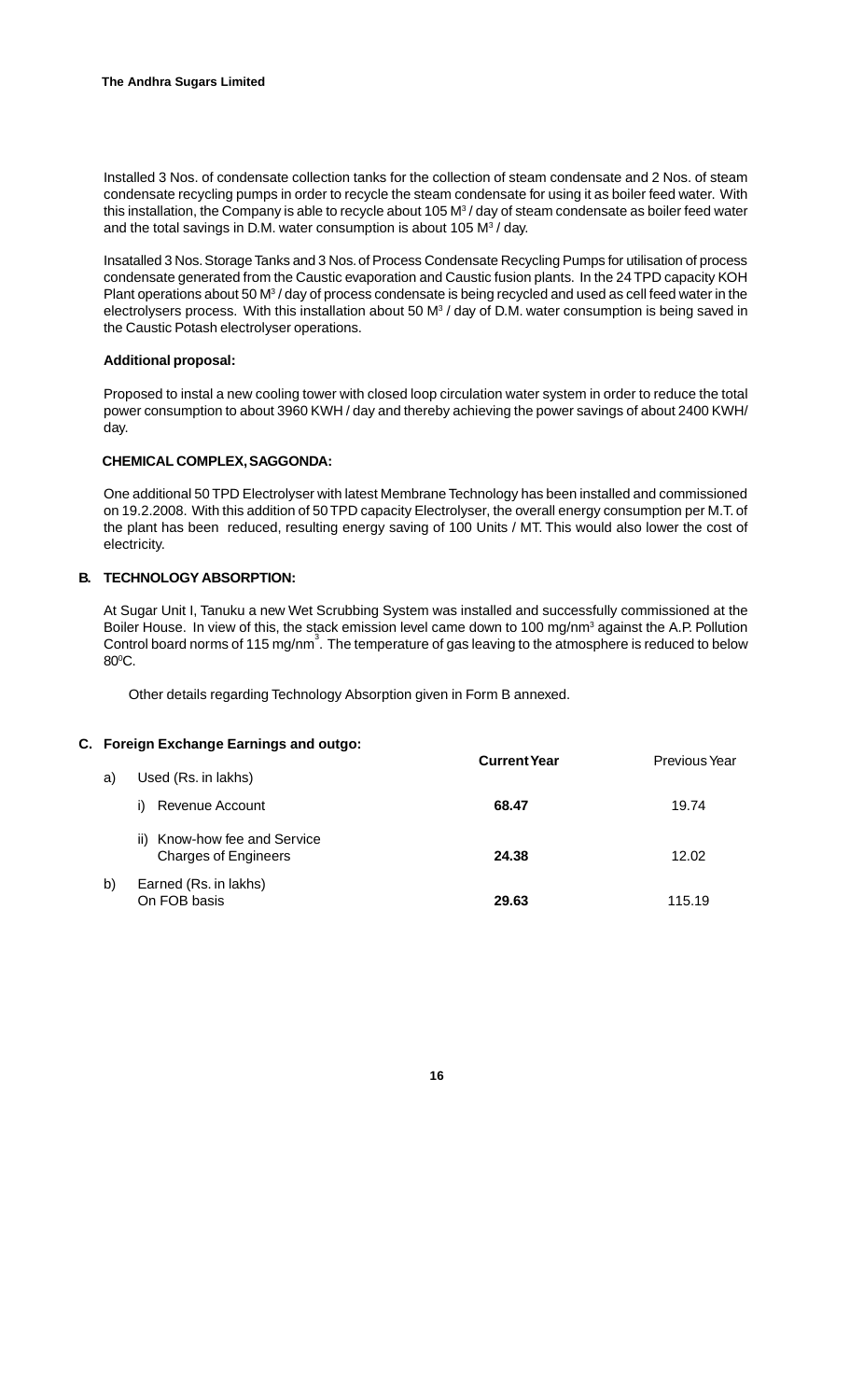Installed 3 Nos. of condensate collection tanks for the collection of steam condensate and 2 Nos. of steam condensate recycling pumps in order to recycle the steam condensate for using it as boiler feed water. With this installation, the Company is able to recycle about 105 $M^3$ / day of steam condensate as boiler feed water and the total savings in D.M. water consumption is about 105 $M^3$ / day.

Insatalled 3 Nos. Storage Tanks and 3 Nos. of Process Condensate Recycling Pumps for utilisation of process condensate generated from the Caustic evaporation and Caustic fusion plants. In the 24 TPD capacity KOH Plant operations about 50 $M^3$ / day of process condensate is being recycled and used as cell feed water in the electrolysers process. With this installation about 50 $M^3$ / day of D.M. water consumption is being saved in the Caustic Potash electrolyser operations.

**Additional proposal:**

Proposed to instal a new cooling tower with closed loop circulation water system in order to reduce the total power consumption to about 3960 KWH / day and thereby achieving the power savings of about 2400 KWH/ day.

**CHEMICAL COMPLEX, SAGGONDA:**

One additional 50 TPD Electrolyser with latest Membrane Technology has been installed and commissioned on 19.2.2008. With this addition of 50 TPD capacity Electrolyser, the overall energy consumption per M.T. of the plant has been reduced, resulting energy saving of 100 Units / MT. This would also lower the cost of electricity.

## B. TECHNOLOGY ABSORPTION:

At Sugar Unit I, Tanuku a new Wet Scrubbing System was installed and successfully commissioned at the Boiler House. In view of this, the stack emission level came down to 100 mg/$nm^3$ against the A.P. Pollution Control board norms of 115 mg/$nm^3$. The temperature of gas leaving to the atmosphere is reduced to below $80^0$C.

Other details regarding Technology Absorption given in Form B annexed.

## C. Foreign Exchange Earnings and outgo:

| | | Current Year | Previous Year |
|---|---|---|---|
| a) | Used (Rs. in lakhs) | | |
| | i) Revenue Account | **68.47** | 19.74 |
| | ii) Know-how fee and Service Charges of Engineers | **24.38** | 12.02 |
| b) | Earned (Rs. in lakhs) On FOB basis | **29.63** | 115.19 |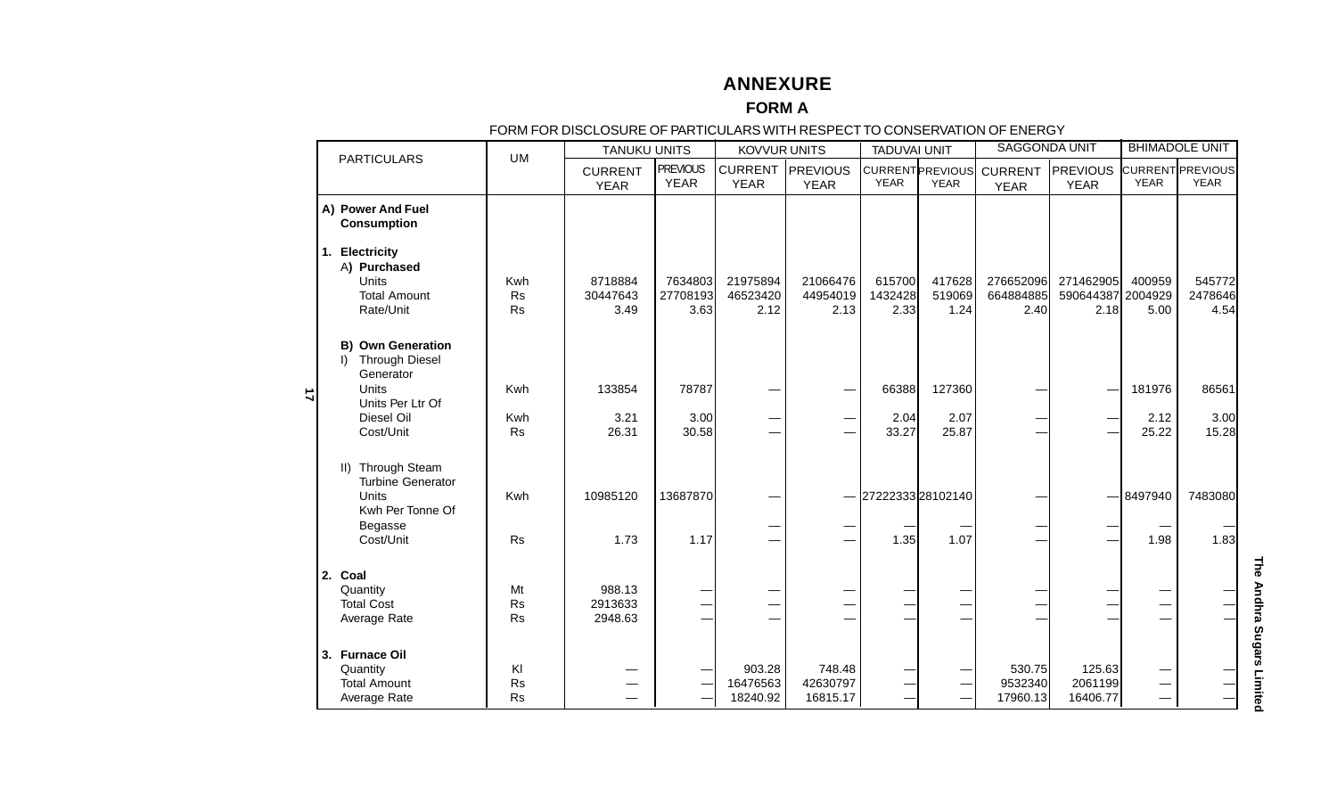# ANNEXURE

## FORM A

FORM FOR DISCLOSURE OF PARTICULARS WITH RESPECT TO CONSERVATION OF ENERGY

| PARTICULARS | UM | TANUKU UNITS | | KOVVUR UNITS | | TADUVAI UNIT | | SAGGONDA UNIT | | BHIMADOLE UNIT | |
|---|---|---|---|---|---|---|---|---|---|---|---|
| | | CURRENT YEAR | PREVIOUS YEAR | CURRENT YEAR | PREVIOUS YEAR | CURRENT YEAR | PREVIOUS YEAR | CURRENT YEAR | PREVIOUS YEAR | CURRENT YEAR | PREVIOUS YEAR |
| **A) Power And Fuel Consumption** | | | | | | | | | | | |
| **1. Electricity** | | | | | | | | | | | |
| **A) Purchased** | | | | | | | | | | | |
| Units | Kwh | 8718884 | 7634803 | 21975894 | 21066476 | 615700 | 417628 | 276652096 | 271462905 | 400959 | 545772 |
| Total Amount | Rs | 30447643 | 27708193 | 46523420 | 44954019 | 1432428 | 519069 | 664884885 | 590644387 | 2004929 | 2478646 |
| Rate/Unit | Rs | 3.49 | 3.63 | 2.12 | 2.13 | 2.33 | 1.24 | 2.40 | 2.18 | 5.00 | 4.54 |
| **B) Own Generation** | | | | | | | | | | | |
| I) Through Diesel Generator | | | | | | | | | | | |
| Units | Kwh | 133854 | 78787 | — | — | 66388 | 127360 | — | — | 181976 | 86561 |
| Units Per Ltr Of Diesel Oil | Kwh | 3.21 | 3.00 | — | — | 2.04 | 2.07 | — | — | 2.12 | 3.00 |
| Cost/Unit | Rs | 26.31 | 30.58 | — | — | 33.27 | 25.87 | — | — | 25.22 | 15.28 |
| II) Through Steam Turbine Generator | | | | | | | | | | | |
| Units | Kwh | 10985120 | 13687870 | — | — | 27222333 | 28102140 | — | — | 8497940 | 7483080 |
| Kwh Per Tonne Of Begasse | | | | — | — | — | — | — | — | — | — |
| Cost/Unit | Rs | 1.73 | 1.17 | — | — | 1.35 | 1.07 | — | — | 1.98 | 1.83 |
| **2. Coal** | | | | | | | | | | | |
| Quantity | Mt | 988.13 | — | — | — | — | — | — | — | — | — |
| Total Cost | Rs | 2913633 | — | — | — | — | — | — | — | — | — |
| Average Rate | Rs | 2948.63 | — | — | — | — | — | — | — | — | — |
| **3. Furnace Oil** | | | | | | | | | | | |
| Quantity | Kl | — | — | 903.28 | 748.48 | — | — | 530.75 | 125.63 | — | — |
| Total Amount | Rs | — | — | 16476563 | 42630797 | — | — | 9532340 | 2061199 | — | — |
| Average Rate | Rs | — | — | 18240.92 | 16815.17 | — | — | 17960.13 | 16406.77 | — | — |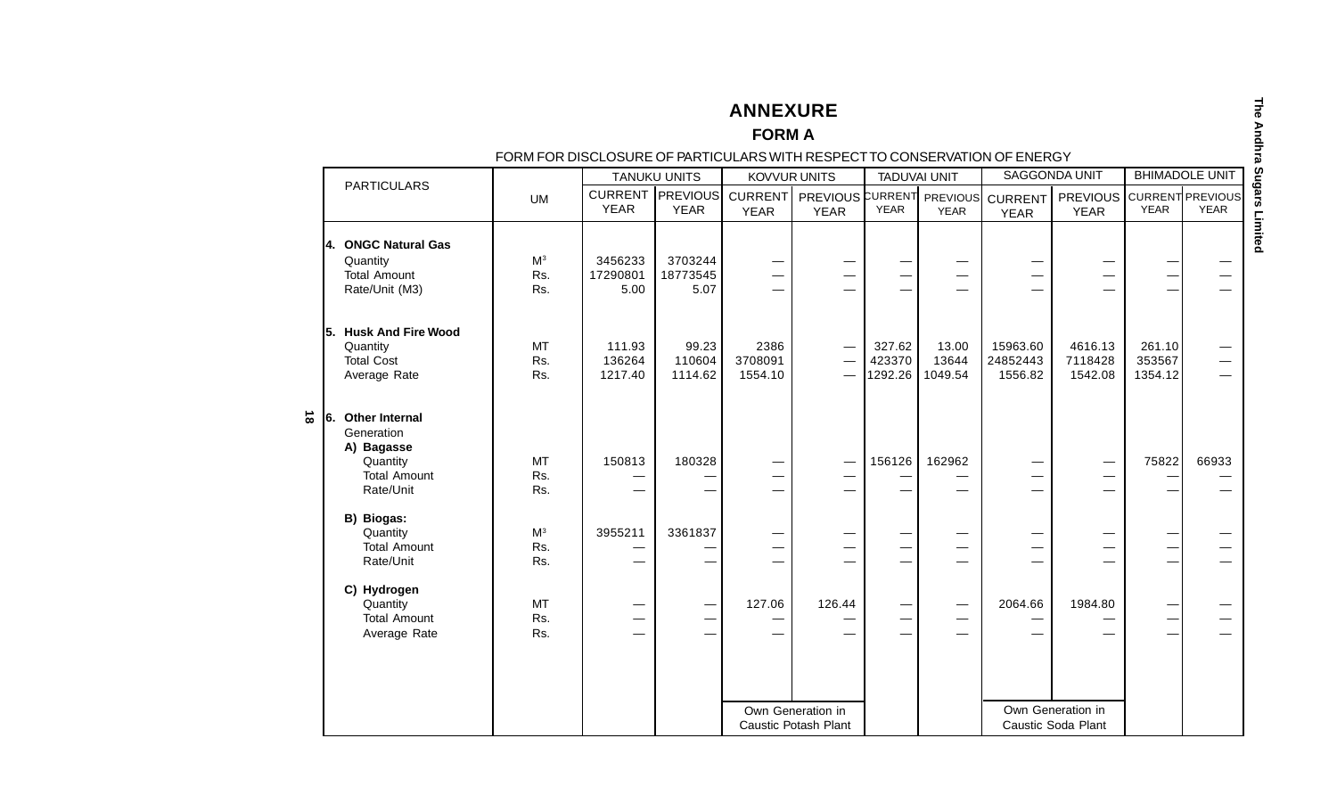# ANNEXURE

## FORM A

FORM FOR DISCLOSURE OF PARTICULARS WITH RESPECT TO CONSERVATION OF ENERGY

| PARTICULARS | UM | TANUKU UNITS | | KOVVUR UNITS | | TADUVAI UNIT | | SAGGONDA UNIT | | BHIMADOLE UNIT | |
|---|---|---|---|---|---|---|---|---|---|---|---|
| | | CURRENT YEAR | PREVIOUS YEAR | CURRENT YEAR | PREVIOUS YEAR | CURRENT YEAR | PREVIOUS YEAR | CURRENT YEAR | PREVIOUS YEAR | CURRENT YEAR | PREVIOUS YEAR |
| **4. ONGC Natural Gas** | | | | | | | | | | | |
| Quantity | $M^3$ | 3456233 | 3703244 | — | — | — | — | — | — | — | — |
| Total Amount | Rs. | 17290801 | 18773545 | — | — | — | — | — | — | — | — |
| Rate/Unit (M3) | Rs. | 5.00 | 5.07 | — | — | — | — | — | — | — | — |
| **5. Husk And Fire Wood** | | | | | | | | | | | |
| Quantity | MT | 111.93 | 99.23 | 2386 | — | 327.62 | 13.00 | 15963.60 | 4616.13 | 261.10 | — |
| Total Cost | Rs. | 136264 | 110604 | 3708091 | — | 423370 | 13644 | 24852443 | 7118428 | 353567 | — |
| Average Rate | Rs. | 1217.40 | 1114.62 | 1554.10 | — | 1292.26 | 1049.54 | 1556.82 | 1542.08 | 1354.12 | — |
| **6. Other Internal** Generation | | | | | | | | | | | |
| **A) Bagasse** | | | | | | | | | | | |
| Quantity | MT | 150813 | 180328 | — | — | 156126 | 162962 | — | — | 75822 | 66933 |
| Total Amount | Rs. | — | — | — | — | — | — | — | — | — | — |
| Rate/Unit | Rs. | — | — | — | — | — | — | — | — | — | — |
| **B) Biogas:** | | | | | | | | | | | |
| Quantity | $M^3$ | 3955211 | 3361837 | — | — | — | — | — | — | — | — |
| Total Amount | Rs. | — | — | — | — | — | — | — | — | — | — |
| Rate/Unit | Rs. | — | — | — | — | — | — | — | — | — | — |
| **C) Hydrogen** | | | | | | | | | | | |
| Quantity | MT | — | — | 127.06 | 126.44 | — | — | 2064.66 | 1984.80 | — | — |
| Total Amount | Rs. | — | — | — | — | — | — | — | — | — | — |
| Average Rate | Rs. | — | — | — | — | — | — | — | — | — | — |
| | | | | Own Generation in Caustic Potash Plant | | | | Own Generation in Caustic Soda Plant | | | |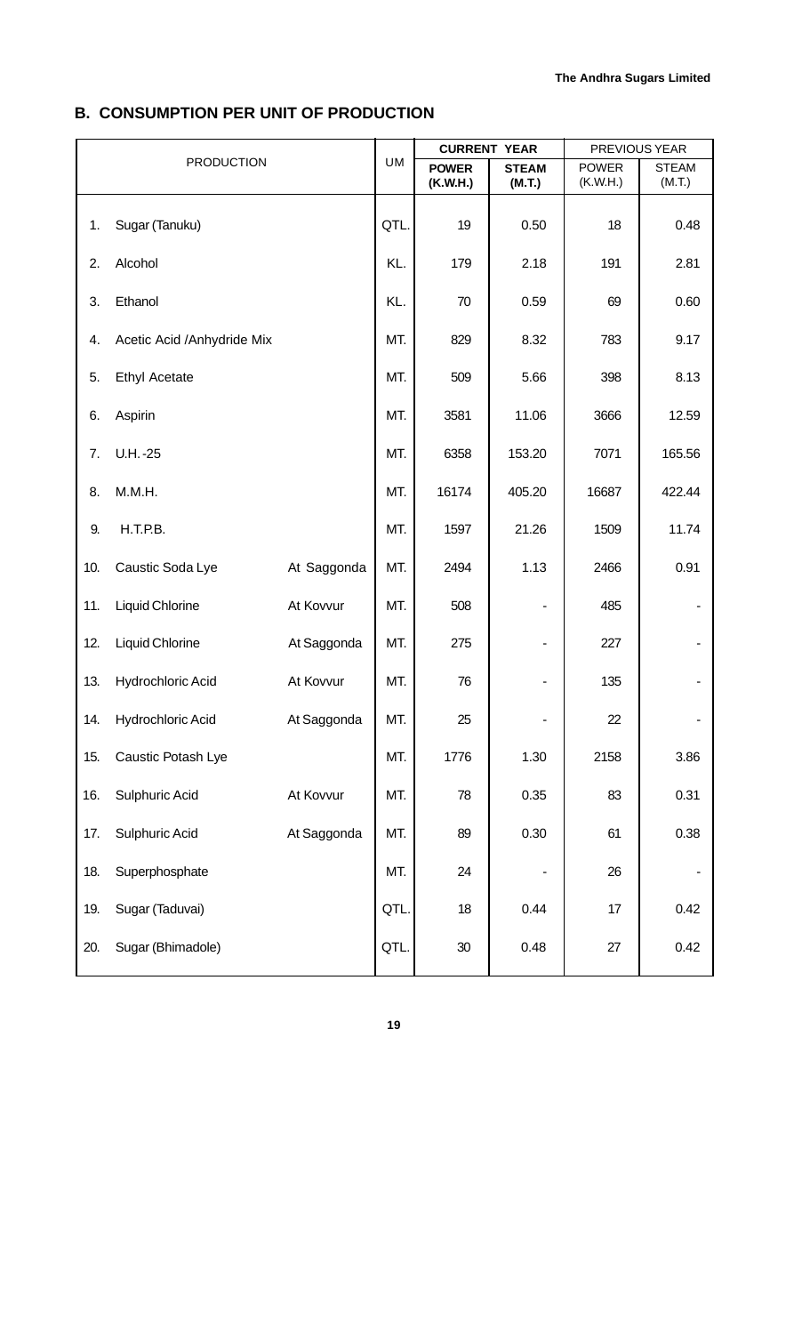## B. CONSUMPTION PER UNIT OF PRODUCTION

| | PRODUCTION | | UM | CURRENT YEAR | | PREVIOUS YEAR | |
|---|---|---|---|---|---|---|---|
| | | | | **POWER (K.W.H.)** | **STEAM (M.T.)** | POWER (K.W.H.) | STEAM (M.T.) |
| 1. | Sugar (Tanuku) | | QTL. | 19 | 0.50 | 18 | 0.48 |
| 2. | Alcohol | | KL. | 179 | 2.18 | 191 | 2.81 |
| 3. | Ethanol | | KL. | 70 | 0.59 | 69 | 0.60 |
| 4. | Acetic Acid /Anhydride Mix | | MT. | 829 | 8.32 | 783 | 9.17 |
| 5. | Ethyl Acetate | | MT. | 509 | 5.66 | 398 | 8.13 |
| 6. | Aspirin | | MT. | 3581 | 11.06 | 3666 | 12.59 |
| 7. | U.H.-25 | | MT. | 6358 | 153.20 | 7071 | 165.56 |
| 8. | M.M.H. | | MT. | 16174 | 405.20 | 16687 | 422.44 |
| 9. | H.T.P.B. | | MT. | 1597 | 21.26 | 1509 | 11.74 |
| 10. | Caustic Soda Lye | At Saggonda | MT. | 2494 | 1.13 | 2466 | 0.91 |
| 11. | Liquid Chlorine | At Kovvur | MT. | 508 | - | 485 | - |
| 12. | Liquid Chlorine | At Saggonda | MT. | 275 | - | 227 | - |
| 13. | Hydrochloric Acid | At Kovvur | MT. | 76 | - | 135 | - |
| 14. | Hydrochloric Acid | At Saggonda | MT. | 25 | - | 22 | - |
| 15. | Caustic Potash Lye | | MT. | 1776 | 1.30 | 2158 | 3.86 |
| 16. | Sulphuric Acid | At Kovvur | MT. | 78 | 0.35 | 83 | 0.31 |
| 17. | Sulphuric Acid | At Saggonda | MT. | 89 | 0.30 | 61 | 0.38 |
| 18. | Superphosphate | | MT. | 24 | - | 26 | - |
| 19. | Sugar (Taduvai) | | QTL. | 18 | 0.44 | 17 | 0.42 |
| 20. | Sugar (Bhimadole) | | QTL. | 30 | 0.48 | 27 | 0.42 |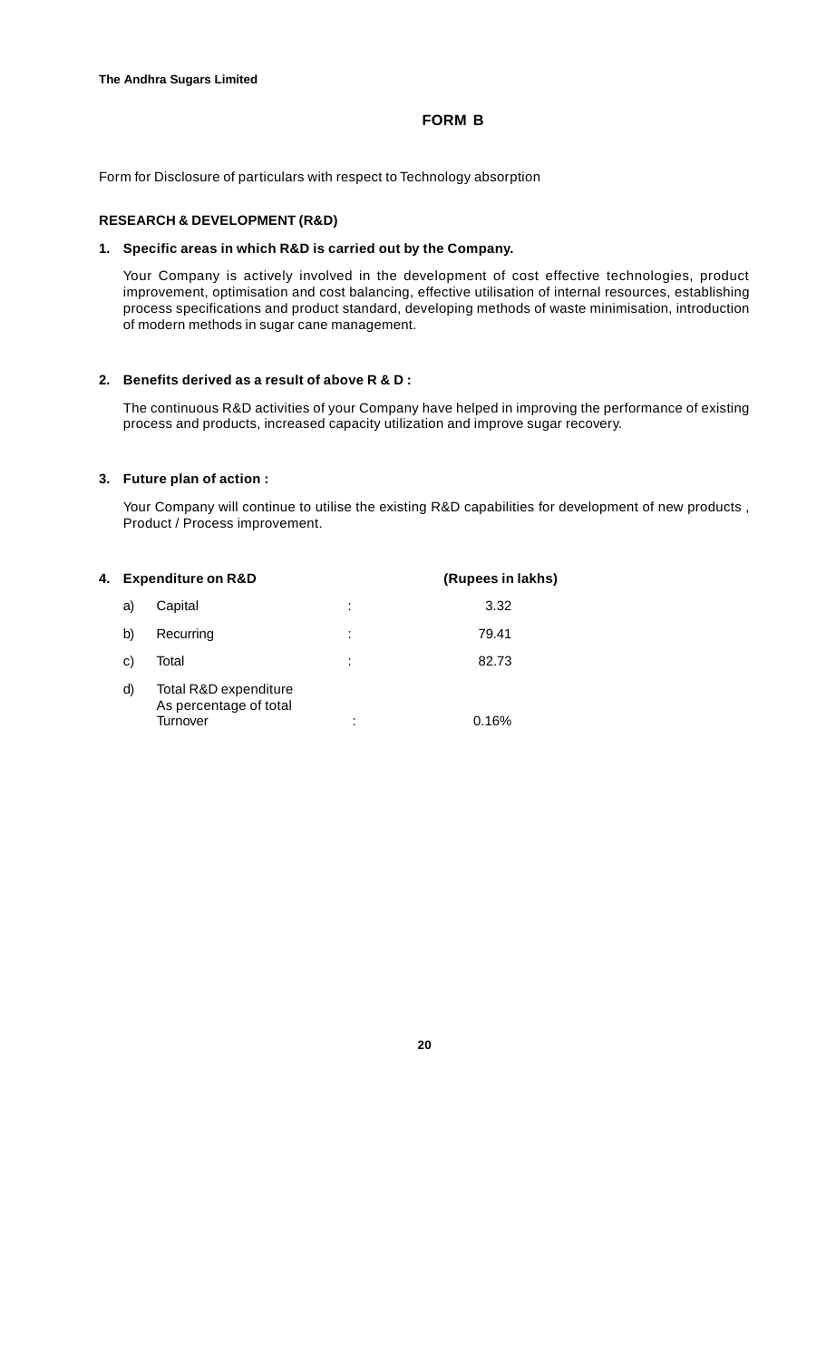## FORM B

Form for Disclosure of particulars with respect to Technology absorption

**RESEARCH & DEVELOPMENT (R&D)**

**1. Specific areas in which R&D is carried out by the Company.**

Your Company is actively involved in the development of cost effective technologies, product improvement, optimisation and cost balancing, effective utilisation of internal resources, establishing process specifications and product standard, developing methods of waste minimisation, introduction of modern methods in sugar cane management.

**2. Benefits derived as a result of above R & D :**

The continuous R&D activities of your Company have helped in improving the performance of existing process and products, increased capacity utilization and improve sugar recovery.

**3. Future plan of action :**

Your Company will continue to utilise the existing R&D capabilities for development of new products , Product / Process improvement.

**4. Expenditure on R&D**

| | | | **(Rupees in lakhs)** |
|---|---|---|---|
| a) | Capital | : | 3.32 |
| b) | Recurring | : | 79.41 |
| c) | Total | : | 82.73 |
| d) | Total R&D expenditure As percentage of total Turnover | : | 0.16% |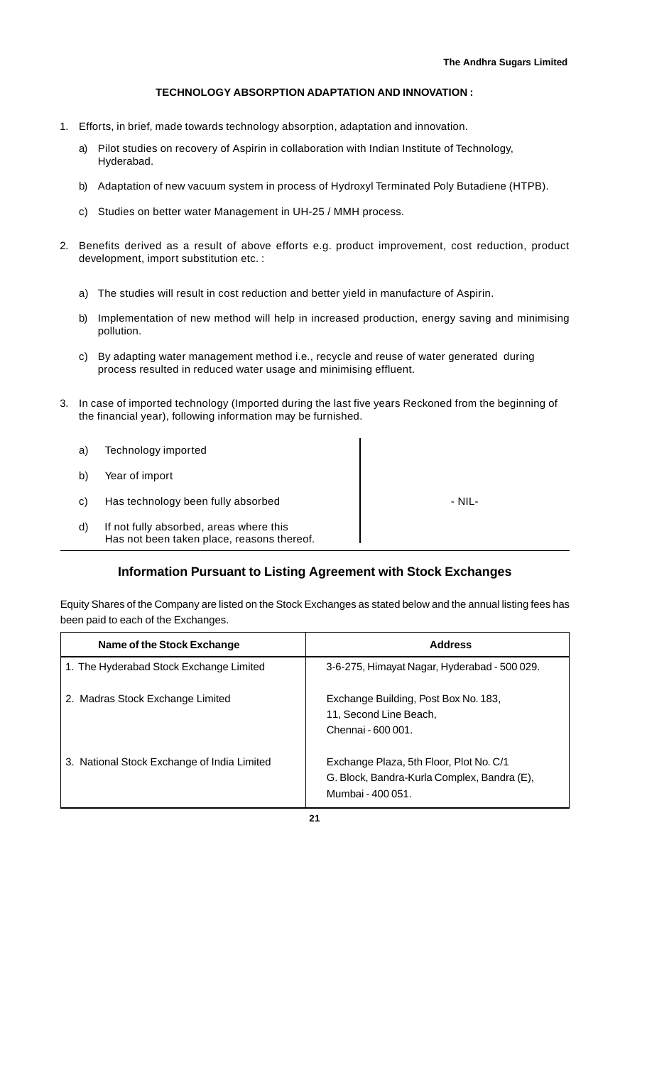## TECHNOLOGY ABSORPTION ADAPTATION AND INNOVATION :

1. Efforts, in brief, made towards technology absorption, adaptation and innovation.

   a) Pilot studies on recovery of Aspirin in collaboration with Indian Institute of Technology, Hyderabad.

   b) Adaptation of new vacuum system in process of Hydroxyl Terminated Poly Butadiene (HTPB).

   c) Studies on better water Management in UH-25 / MMH process.

2. Benefits derived as a result of above efforts e.g. product improvement, cost reduction, product development, import substitution etc. :

   a) The studies will result in cost reduction and better yield in manufacture of Aspirin.

   b) Implementation of new method will help in increased production, energy saving and minimising pollution.

   c) By adapting water management method i.e., recycle and reuse of water generated during process resulted in reduced water usage and minimising effluent.

3. In case of imported technology (Imported during the last five years Reckoned from the beginning of the financial year), following information may be furnished.

| | | |
|---|---|---|
| a) | Technology imported | |
| b) | Year of import | |
| c) | Has technology been fully absorbed | - NIL- |
| d) | If not fully absorbed, areas where this Has not been taken place, reasons thereof. | |

## Information Pursuant to Listing Agreement with Stock Exchanges

Equity Shares of the Company are listed on the Stock Exchanges as stated below and the annual listing fees has been paid to each of the Exchanges.

| Name of the Stock Exchange | Address |
|---|---|
| 1. The Hyderabad Stock Exchange Limited | 3-6-275, Himayat Nagar, Hyderabad - 500 029. |
| 2. Madras Stock Exchange Limited | Exchange Building, Post Box No. 183, 11, Second Line Beach, Chennai - 600 001. |
| 3. National Stock Exchange of India Limited | Exchange Plaza, 5th Floor, Plot No. C/1 G. Block, Bandra-Kurla Complex, Bandra (E), Mumbai - 400 051. |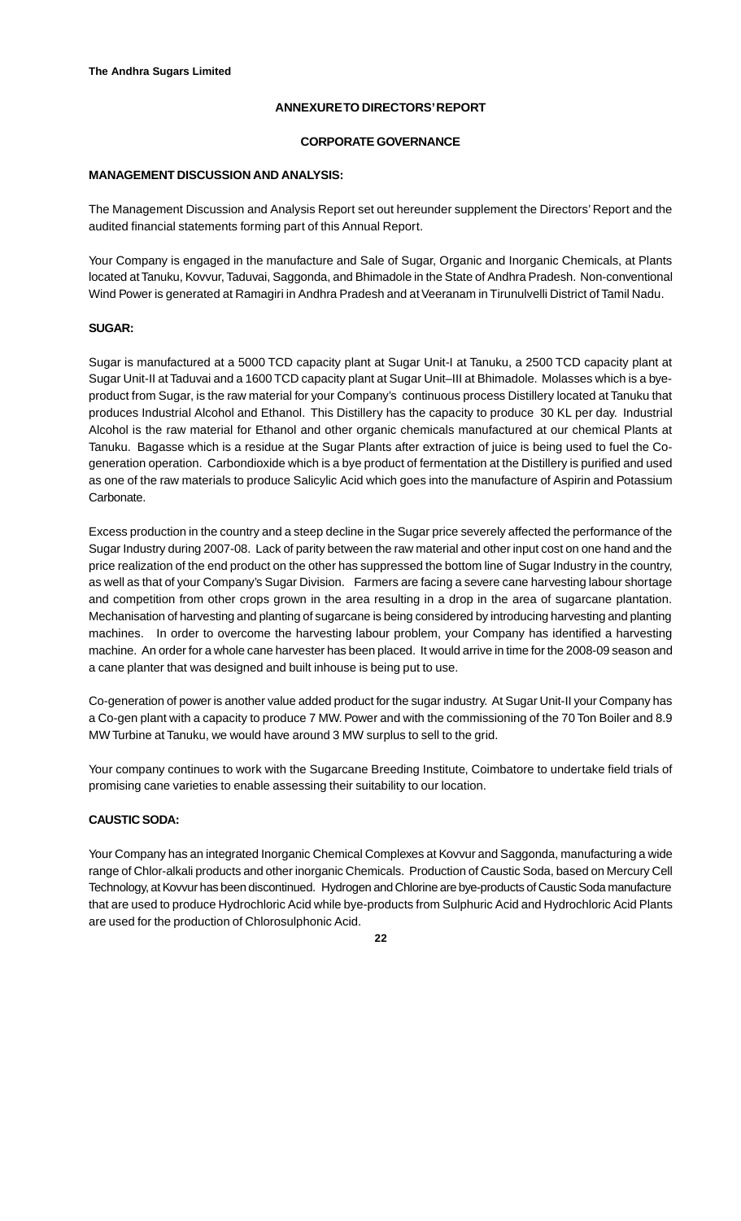## ANNEXURE TO DIRECTORS' REPORT

## CORPORATE GOVERNANCE

### MANAGEMENT DISCUSSION AND ANALYSIS:

The Management Discussion and Analysis Report set out hereunder supplement the Directors' Report and the audited financial statements forming part of this Annual Report.

Your Company is engaged in the manufacture and Sale of Sugar, Organic and Inorganic Chemicals, at Plants located at Tanuku, Kovvur, Taduvai, Saggonda, and Bhimadole in the State of Andhra Pradesh. Non-conventional Wind Power is generated at Ramagiri in Andhra Pradesh and at Veeranam in Tirunulvelli District of Tamil Nadu.

### SUGAR:

Sugar is manufactured at a 5000 TCD capacity plant at Sugar Unit-I at Tanuku, a 2500 TCD capacity plant at Sugar Unit-II at Taduvai and a 1600 TCD capacity plant at Sugar Unit–III at Bhimadole. Molasses which is a bye-product from Sugar, is the raw material for your Company's continuous process Distillery located at Tanuku that produces Industrial Alcohol and Ethanol. This Distillery has the capacity to produce 30 KL per day. Industrial Alcohol is the raw material for Ethanol and other organic chemicals manufactured at our chemical Plants at Tanuku. Bagasse which is a residue at the Sugar Plants after extraction of juice is being used to fuel the Co-generation operation. Carbondioxide which is a bye product of fermentation at the Distillery is purified and used as one of the raw materials to produce Salicylic Acid which goes into the manufacture of Aspirin and Potassium Carbonate.

Excess production in the country and a steep decline in the Sugar price severely affected the performance of the Sugar Industry during 2007-08. Lack of parity between the raw material and other input cost on one hand and the price realization of the end product on the other has suppressed the bottom line of Sugar Industry in the country, as well as that of your Company's Sugar Division. Farmers are facing a severe cane harvesting labour shortage and competition from other crops grown in the area resulting in a drop in the area of sugarcane plantation. Mechanisation of harvesting and planting of sugarcane is being considered by introducing harvesting and planting machines. In order to overcome the harvesting labour problem, your Company has identified a harvesting machine. An order for a whole cane harvester has been placed. It would arrive in time for the 2008-09 season and a cane planter that was designed and built inhouse is being put to use.

Co-generation of power is another value added product for the sugar industry. At Sugar Unit-II your Company has a Co-gen plant with a capacity to produce 7 MW. Power and with the commissioning of the 70 Ton Boiler and 8.9 MW Turbine at Tanuku, we would have around 3 MW surplus to sell to the grid.

Your company continues to work with the Sugarcane Breeding Institute, Coimbatore to undertake field trials of promising cane varieties to enable assessing their suitability to our location.

### CAUSTIC SODA:

Your Company has an integrated Inorganic Chemical Complexes at Kovvur and Saggonda, manufacturing a wide range of Chlor-alkali products and other inorganic Chemicals. Production of Caustic Soda, based on Mercury Cell Technology, at Kovvur has been discontinued. Hydrogen and Chlorine are bye-products of Caustic Soda manufacture that are used to produce Hydrochloric Acid while bye-products from Sulphuric Acid and Hydrochloric Acid Plants are used for the production of Chlorosulphonic Acid.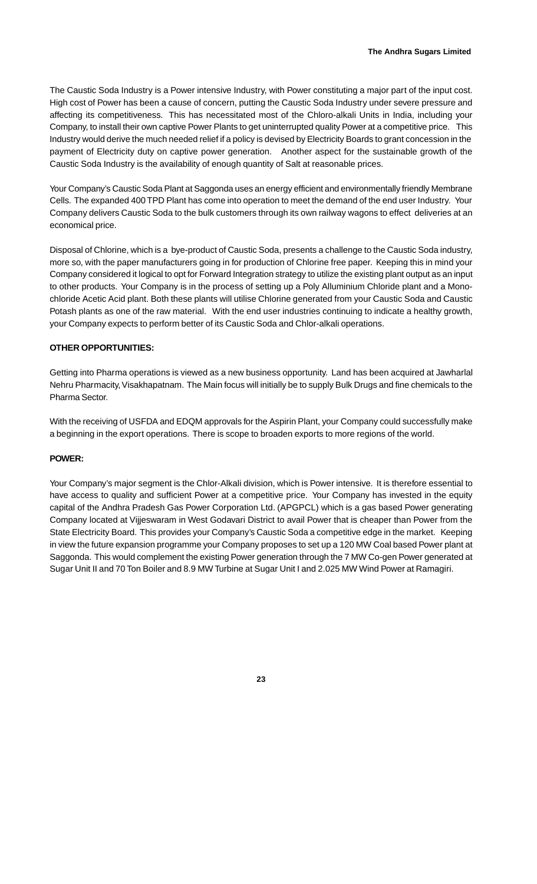The Caustic Soda Industry is a Power intensive Industry, with Power constituting a major part of the input cost. High cost of Power has been a cause of concern, putting the Caustic Soda Industry under severe pressure and affecting its competitiveness. This has necessitated most of the Chloro-alkali Units in India, including your Company, to install their own captive Power Plants to get uninterrupted quality Power at a competitive price. This Industry would derive the much needed relief if a policy is devised by Electricity Boards to grant concession in the payment of Electricity duty on captive power generation. Another aspect for the sustainable growth of the Caustic Soda Industry is the availability of enough quantity of Salt at reasonable prices.

Your Company's Caustic Soda Plant at Saggonda uses an energy efficient and environmentally friendly Membrane Cells. The expanded 400 TPD Plant has come into operation to meet the demand of the end user Industry. Your Company delivers Caustic Soda to the bulk customers through its own railway wagons to effect deliveries at an economical price.

Disposal of Chlorine, which is a bye-product of Caustic Soda, presents a challenge to the Caustic Soda industry, more so, with the paper manufacturers going in for production of Chlorine free paper. Keeping this in mind your Company considered it logical to opt for Forward Integration strategy to utilize the existing plant output as an input to other products. Your Company is in the process of setting up a Poly Alluminium Chloride plant and a Mono-chloride Acetic Acid plant. Both these plants will utilise Chlorine generated from your Caustic Soda and Caustic Potash plants as one of the raw material. With the end user industries continuing to indicate a healthy growth, your Company expects to perform better of its Caustic Soda and Chlor-alkali operations.

**OTHER OPPORTUNITIES:**

Getting into Pharma operations is viewed as a new business opportunity. Land has been acquired at Jawharlal Nehru Pharmacity, Visakhapatnam. The Main focus will initially be to supply Bulk Drugs and fine chemicals to the Pharma Sector.

With the receiving of USFDA and EDQM approvals for the Aspirin Plant, your Company could successfully make a beginning in the export operations. There is scope to broaden exports to more regions of the world.

**POWER:**

Your Company's major segment is the Chlor-Alkali division, which is Power intensive. It is therefore essential to have access to quality and sufficient Power at a competitive price. Your Company has invested in the equity capital of the Andhra Pradesh Gas Power Corporation Ltd. (APGPCL) which is a gas based Power generating Company located at Vijjeswaram in West Godavari District to avail Power that is cheaper than Power from the State Electricity Board. This provides your Company's Caustic Soda a competitive edge in the market. Keeping in view the future expansion programme your Company proposes to set up a 120 MW Coal based Power plant at Saggonda. This would complement the existing Power generation through the 7 MW Co-gen Power generated at Sugar Unit II and 70 Ton Boiler and 8.9 MW Turbine at Sugar Unit I and 2.025 MW Wind Power at Ramagiri.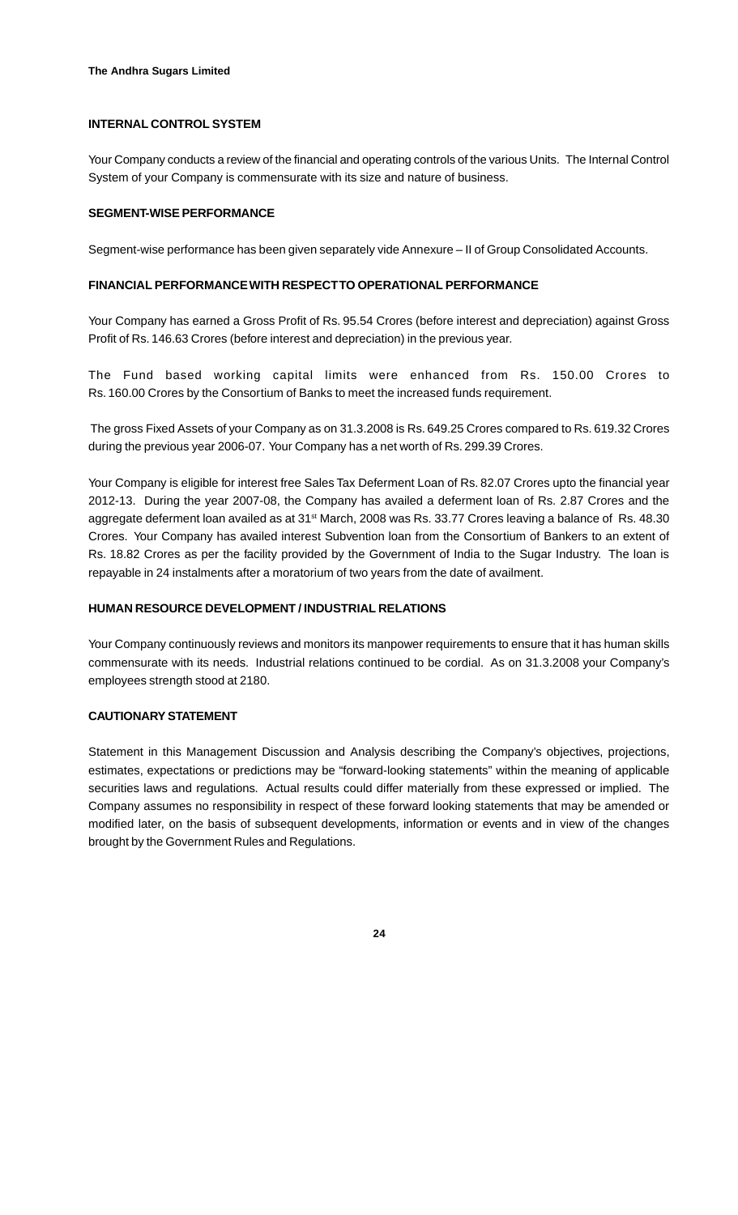## INTERNAL CONTROL SYSTEM

Your Company conducts a review of the financial and operating controls of the various Units. The Internal Control System of your Company is commensurate with its size and nature of business.

## SEGMENT-WISE PERFORMANCE

Segment-wise performance has been given separately vide Annexure – II of Group Consolidated Accounts.

## FINANCIAL PERFORMANCE WITH RESPECT TO OPERATIONAL PERFORMANCE

Your Company has earned a Gross Profit of Rs. 95.54 Crores (before interest and depreciation) against Gross Profit of Rs. 146.63 Crores (before interest and depreciation) in the previous year.

The Fund based working capital limits were enhanced from Rs. 150.00 Crores to Rs. 160.00 Crores by the Consortium of Banks to meet the increased funds requirement.

The gross Fixed Assets of your Company as on 31.3.2008 is Rs. 649.25 Crores compared to Rs. 619.32 Crores during the previous year 2006-07. Your Company has a net worth of Rs. 299.39 Crores.

Your Company is eligible for interest free Sales Tax Deferment Loan of Rs. 82.07 Crores upto the financial year 2012-13. During the year 2007-08, the Company has availed a deferment loan of Rs. 2.87 Crores and the aggregate deferment loan availed as at 31st March, 2008 was Rs. 33.77 Crores leaving a balance of Rs. 48.30 Crores. Your Company has availed interest Subvention loan from the Consortium of Bankers to an extent of Rs. 18.82 Crores as per the facility provided by the Government of India to the Sugar Industry. The loan is repayable in 24 instalments after a moratorium of two years from the date of availment.

## HUMAN RESOURCE DEVELOPMENT / INDUSTRIAL RELATIONS

Your Company continuously reviews and monitors its manpower requirements to ensure that it has human skills commensurate with its needs. Industrial relations continued to be cordial. As on 31.3.2008 your Company's employees strength stood at 2180.

## CAUTIONARY STATEMENT

Statement in this Management Discussion and Analysis describing the Company's objectives, projections, estimates, expectations or predictions may be "forward-looking statements" within the meaning of applicable securities laws and regulations. Actual results could differ materially from these expressed or implied. The Company assumes no responsibility in respect of these forward looking statements that may be amended or modified later, on the basis of subsequent developments, information or events and in view of the changes brought by the Government Rules and Regulations.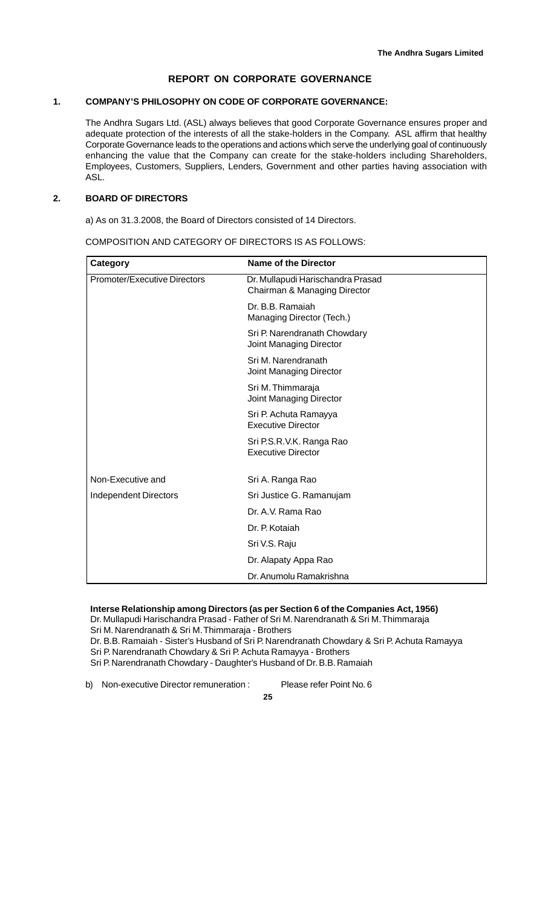# REPORT ON CORPORATE GOVERNANCE

## 1. COMPANY'S PHILOSOPHY ON CODE OF CORPORATE GOVERNANCE:

The Andhra Sugars Ltd. (ASL) always believes that good Corporate Governance ensures proper and adequate protection of the interests of all the stake-holders in the Company. ASL affirm that healthy Corporate Governance leads to the operations and actions which serve the underlying goal of continuously enhancing the value that the Company can create for the stake-holders including Shareholders, Employees, Customers, Suppliers, Lenders, Government and other parties having association with ASL.

## 2. BOARD OF DIRECTORS

a) As on 31.3.2008, the Board of Directors consisted of 14 Directors.

COMPOSITION AND CATEGORY OF DIRECTORS IS AS FOLLOWS:

| Category | Name of the Director |
|---|---|
| Promoter/Executive Directors | Dr. Mullapudi Harischandra Prasad<br>Chairman & Managing Director |
| | Dr. B.B. Ramaiah<br>Managing Director (Tech.) |
| | Sri P. Narendranath Chowdary<br>Joint Managing Director |
| | Sri M. Narendranath<br>Joint Managing Director |
| | Sri M. Thimmaraja<br>Joint Managing Director |
| | Sri P. Achuta Ramayya<br>Executive Director |
| | Sri P.S.R.V.K. Ranga Rao<br>Executive Director |
| Non-Executive and | Sri A. Ranga Rao |
| Independent Directors | Sri Justice G. Ramanujam |
| | Dr. A.V. Rama Rao |
| | Dr. P. Kotaiah |
| | Sri V.S. Raju |
| | Dr. Alapaty Appa Rao |
| | Dr. Anumolu Ramakrishna |

**Interse Relationship among Directors (as per Section 6 of the Companies Act, 1956)**

Dr. Mullapudi Harischandra Prasad - Father of Sri M. Narendranath & Sri M. Thimmaraja
Sri M. Narendranath & Sri M. Thimmaraja - Brothers
Dr. B.B. Ramaiah - Sister's Husband of Sri P. Narendranath Chowdary & Sri P. Achuta Ramayya
Sri P. Narendranath Chowdary & Sri P. Achuta Ramayya - Brothers
Sri P. Narendranath Chowdary - Daughter's Husband of Dr. B.B. Ramaiah

b) Non-executive Director remuneration : Please refer Point No. 6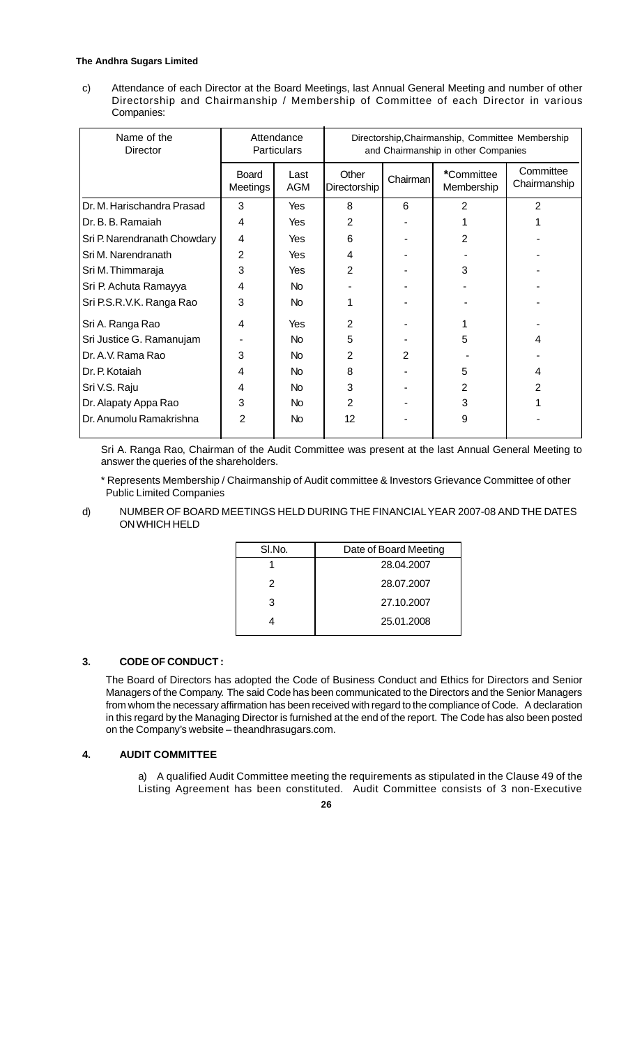c) Attendance of each Director at the Board Meetings, last Annual General Meeting and number of other Directorship and Chairmanship / Membership of Committee of each Director in various Companies:

| Name of the Director | Attendance Particulars | | Directorship, Chairmanship, Committee Membership and Chairmanship in other Companies | | | |
|---|---|---|---|---|---|---|
| | Board Meetings | Last AGM | Other Directorship | Chairman | *Committee Membership | Committee Chairmanship |
| Dr. M. Harischandra Prasad | 3 | Yes | 8 | 6 | 2 | 2 |
| Dr. B. B. Ramaiah | 4 | Yes | 2 | - | 1 | 1 |
| Sri P. Narendranath Chowdary | 4 | Yes | 6 | - | 2 | - |
| Sri M. Narendranath | 2 | Yes | 4 | - | - | - |
| Sri M. Thimmaraja | 3 | Yes | 2 | - | 3 | - |
| Sri P. Achuta Ramayya | 4 | No | - | - | - | - |
| Sri P.S.R.V.K. Ranga Rao | 3 | No | 1 | - | - | - |
| Sri A. Ranga Rao | 4 | Yes | 2 | - | 1 | - |
| Sri Justice G. Ramanujam | - | No | 5 | - | 5 | 4 |
| Dr. A.V. Rama Rao | 3 | No | 2 | 2 | - | - |
| Dr. P. Kotaiah | 4 | No | 8 | - | 5 | 4 |
| Sri V.S. Raju | 4 | No | 3 | - | 2 | 2 |
| Dr. Alapaty Appa Rao | 3 | No | 2 | - | 3 | 1 |
| Dr. Anumolu Ramakrishna | 2 | No | 12 | - | 9 | - |

Sri A. Ranga Rao, Chairman of the Audit Committee was present at the last Annual General Meeting to answer the queries of the shareholders.

\* Represents Membership / Chairmanship of Audit committee & Investors Grievance Committee of other Public Limited Companies

d) NUMBER OF BOARD MEETINGS HELD DURING THE FINANCIAL YEAR 2007-08 AND THE DATES ON WHICH HELD

| Sl.No. | Date of Board Meeting |
|---|---|
| 1 | 28.04.2007 |
| 2 | 28.07.2007 |
| 3 | 27.10.2007 |
| 4 | 25.01.2008 |

## 3. CODE OF CONDUCT :

The Board of Directors has adopted the Code of Business Conduct and Ethics for Directors and Senior Managers of the Company. The said Code has been communicated to the Directors and the Senior Managers from whom the necessary affirmation has been received with regard to the compliance of Code. A declaration in this regard by the Managing Director is furnished at the end of the report. The Code has also been posted on the Company's website – theandhrasugars.com.

## 4. AUDIT COMMITTEE

a) A qualified Audit Committee meeting the requirements as stipulated in the Clause 49 of the Listing Agreement has been constituted. Audit Committee consists of 3 non-Executive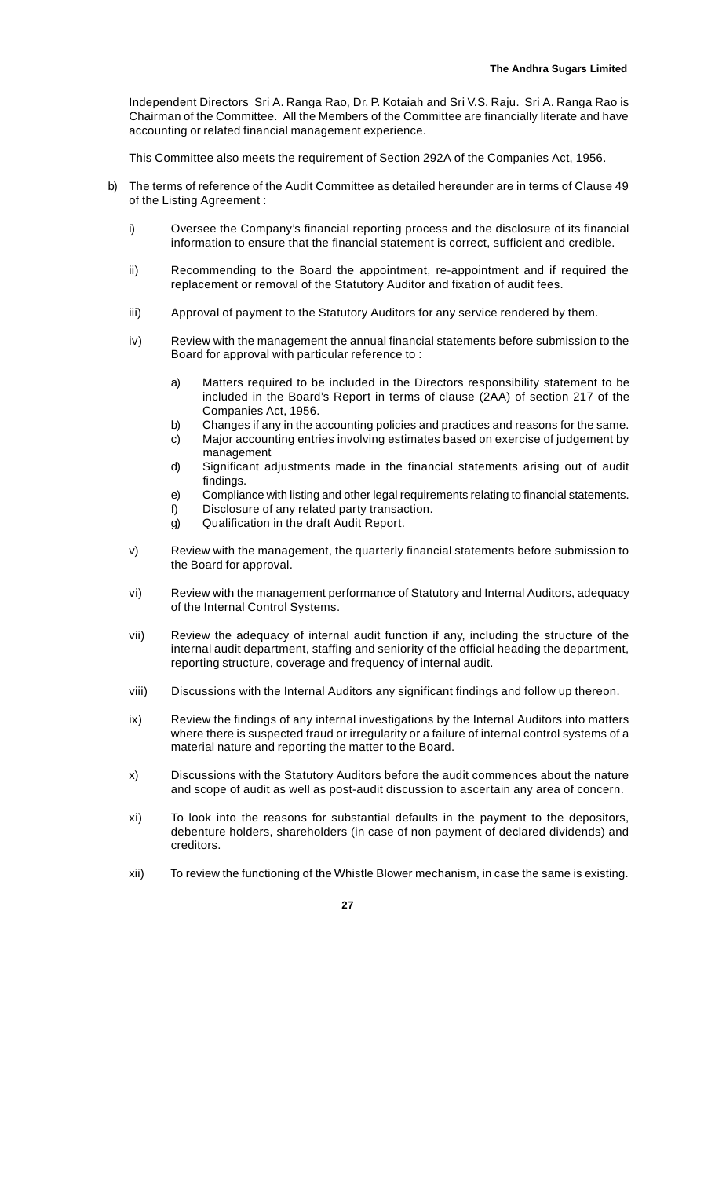Independent Directors Sri A. Ranga Rao, Dr. P. Kotaiah and Sri V.S. Raju. Sri A. Ranga Rao is Chairman of the Committee. All the Members of the Committee are financially literate and have accounting or related financial management experience.

This Committee also meets the requirement of Section 292A of the Companies Act, 1956.

b) The terms of reference of the Audit Committee as detailed hereunder are in terms of Clause 49 of the Listing Agreement :

   i) Oversee the Company's financial reporting process and the disclosure of its financial information to ensure that the financial statement is correct, sufficient and credible.

   ii) Recommending to the Board the appointment, re-appointment and if required the replacement or removal of the Statutory Auditor and fixation of audit fees.

   iii) Approval of payment to the Statutory Auditors for any service rendered by them.

   iv) Review with the management the annual financial statements before submission to the Board for approval with particular reference to :

      a) Matters required to be included in the Directors responsibility statement to be included in the Board's Report in terms of clause (2AA) of section 217 of the Companies Act, 1956.
      b) Changes if any in the accounting policies and practices and reasons for the same.
      c) Major accounting entries involving estimates based on exercise of judgement by management
      d) Significant adjustments made in the financial statements arising out of audit findings.
      e) Compliance with listing and other legal requirements relating to financial statements.
      f) Disclosure of any related party transaction.
      g) Qualification in the draft Audit Report.

   v) Review with the management, the quarterly financial statements before submission to the Board for approval.

   vi) Review with the management performance of Statutory and Internal Auditors, adequacy of the Internal Control Systems.

   vii) Review the adequacy of internal audit function if any, including the structure of the internal audit department, staffing and seniority of the official heading the department, reporting structure, coverage and frequency of internal audit.

   viii) Discussions with the Internal Auditors any significant findings and follow up thereon.

   ix) Review the findings of any internal investigations by the Internal Auditors into matters where there is suspected fraud or irregularity or a failure of internal control systems of a material nature and reporting the matter to the Board.

   x) Discussions with the Statutory Auditors before the audit commences about the nature and scope of audit as well as post-audit discussion to ascertain any area of concern.

   xi) To look into the reasons for substantial defaults in the payment to the depositors, debenture holders, shareholders (in case of non payment of declared dividends) and creditors.

   xii) To review the functioning of the Whistle Blower mechanism, in case the same is existing.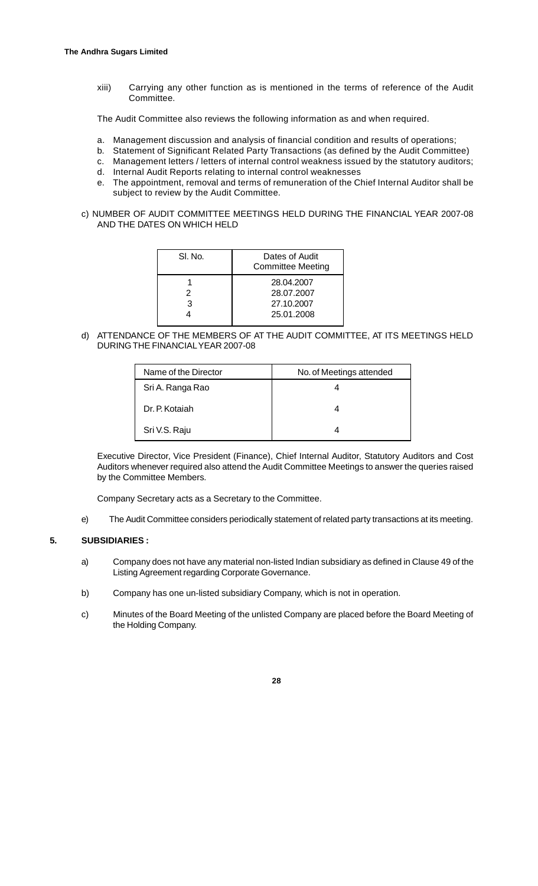xiii) Carrying any other function as is mentioned in the terms of reference of the Audit Committee.

The Audit Committee also reviews the following information as and when required.

a. Management discussion and analysis of financial condition and results of operations;
b. Statement of Significant Related Party Transactions (as defined by the Audit Committee)
c. Management letters / letters of internal control weakness issued by the statutory auditors;
d. Internal Audit Reports relating to internal control weaknesses
e. The appointment, removal and terms of remuneration of the Chief Internal Auditor shall be subject to review by the Audit Committee.

c) NUMBER OF AUDIT COMMITTEE MEETINGS HELD DURING THE FINANCIAL YEAR 2007-08 AND THE DATES ON WHICH HELD

| Sl. No. | Dates of Audit Committee Meeting |
|---|---|
| 1 | 28.04.2007 |
| 2 | 28.07.2007 |
| 3 | 27.10.2007 |
| 4 | 25.01.2008 |

d) ATTENDANCE OF THE MEMBERS OF AT THE AUDIT COMMITTEE, AT ITS MEETINGS HELD DURING THE FINANCIAL YEAR 2007-08

| Name of the Director | No. of Meetings attended |
|---|---|
| Sri A. Ranga Rao | 4 |
| Dr. P. Kotaiah | 4 |
| Sri V.S. Raju | 4 |

Executive Director, Vice President (Finance), Chief Internal Auditor, Statutory Auditors and Cost Auditors whenever required also attend the Audit Committee Meetings to answer the queries raised by the Committee Members.

Company Secretary acts as a Secretary to the Committee.

e) The Audit Committee considers periodically statement of related party transactions at its meeting.

**5. SUBSIDIARIES :**

a) Company does not have any material non-listed Indian subsidiary as defined in Clause 49 of the Listing Agreement regarding Corporate Governance.

b) Company has one un-listed subsidiary Company, which is not in operation.

c) Minutes of the Board Meeting of the unlisted Company are placed before the Board Meeting of the Holding Company.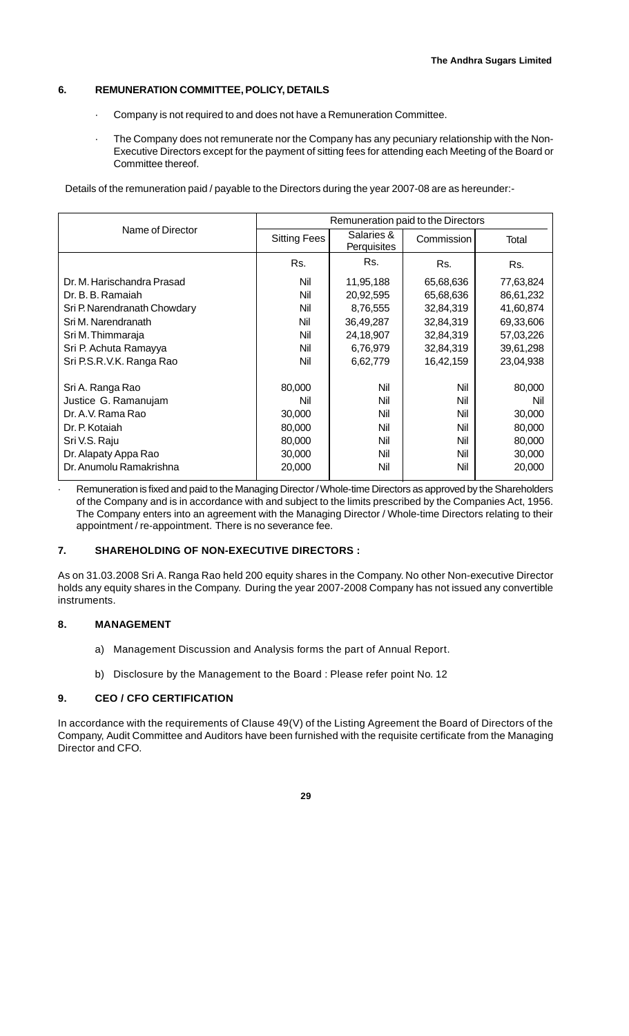## 6. REMUNERATION COMMITTEE, POLICY, DETAILS

- Company is not required to and does not have a Remuneration Committee.
- The Company does not remunerate nor the Company has any pecuniary relationship with the Non-Executive Directors except for the payment of sitting fees for attending each Meeting of the Board or Committee thereof.

Details of the remuneration paid / payable to the Directors during the year 2007-08 are as hereunder:-

| Name of Director | Remuneration paid to the Directors | | | |
|---|---|---|---|---|
| | Sitting Fees | Salaries & Perquisites | Commission | Total |
| | Rs. | Rs. | Rs. | Rs. |
| Dr. M. Harischandra Prasad | Nil | 11,95,188 | 65,68,636 | 77,63,824 |
| Dr. B. B. Ramaiah | Nil | 20,92,595 | 65,68,636 | 86,61,232 |
| Sri P. Narendranath Chowdary | Nil | 8,76,555 | 32,84,319 | 41,60,874 |
| Sri M. Narendranath | Nil | 36,49,287 | 32,84,319 | 69,33,606 |
| Sri M. Thimmaraja | Nil | 24,18,907 | 32,84,319 | 57,03,226 |
| Sri P. Achuta Ramayya | Nil | 6,76,979 | 32,84,319 | 39,61,298 |
| Sri P.S.R.V.K. Ranga Rao | Nil | 6,62,779 | 16,42,159 | 23,04,938 |
| Sri A. Ranga Rao | 80,000 | Nil | Nil | 80,000 |
| Justice G. Ramanujam | Nil | Nil | Nil | Nil |
| Dr. A.V. Rama Rao | 30,000 | Nil | Nil | 30,000 |
| Dr. P. Kotaiah | 80,000 | Nil | Nil | 80,000 |
| Sri V.S. Raju | 80,000 | Nil | Nil | 80,000 |
| Dr. Alapaty Appa Rao | 30,000 | Nil | Nil | 30,000 |
| Dr. Anumolu Ramakrishna | 20,000 | Nil | Nil | 20,000 |

- Remuneration is fixed and paid to the Managing Director / Whole-time Directors as approved by the Shareholders of the Company and is in accordance with and subject to the limits prescribed by the Companies Act, 1956. The Company enters into an agreement with the Managing Director / Whole-time Directors relating to their appointment / re-appointment. There is no severance fee.

## 7. SHAREHOLDING OF NON-EXECUTIVE DIRECTORS :

As on 31.03.2008 Sri A. Ranga Rao held 200 equity shares in the Company. No other Non-executive Director holds any equity shares in the Company. During the year 2007-2008 Company has not issued any convertible instruments.

## 8. MANAGEMENT

a) Management Discussion and Analysis forms the part of Annual Report.

b) Disclosure by the Management to the Board : Please refer point No. 12

## 9. CEO / CFO CERTIFICATION

In accordance with the requirements of Clause 49(V) of the Listing Agreement the Board of Directors of the Company, Audit Committee and Auditors have been furnished with the requisite certificate from the Managing Director and CFO.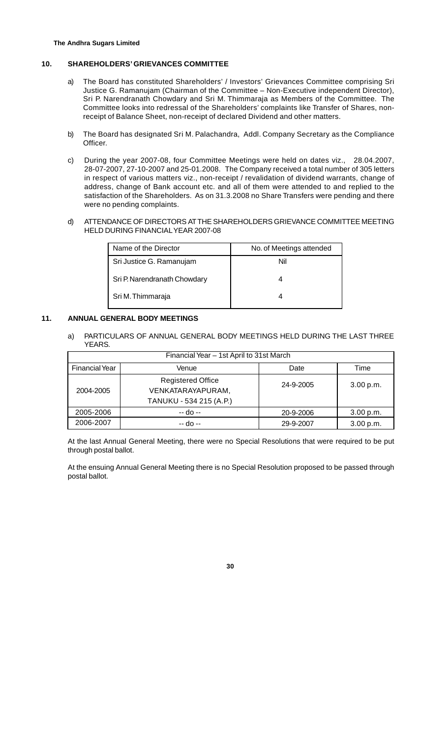## 10. SHAREHOLDERS' GRIEVANCES COMMITTEE

a) The Board has constituted Shareholders' / Investors' Grievances Committee comprising Sri Justice G. Ramanujam (Chairman of the Committee – Non-Executive independent Director), Sri P. Narendranath Chowdary and Sri M. Thimmaraja as Members of the Committee. The Committee looks into redressal of the Shareholders' complaints like Transfer of Shares, non-receipt of Balance Sheet, non-receipt of declared Dividend and other matters.

b) The Board has designated Sri M. Palachandra, Addl. Company Secretary as the Compliance Officer.

c) During the year 2007-08, four Committee Meetings were held on dates viz., 28.04.2007, 28-07-2007, 27-10-2007 and 25-01.2008. The Company received a total number of 305 letters in respect of various matters viz., non-receipt / revalidation of dividend warrants, change of address, change of Bank account etc. and all of them were attended to and replied to the satisfaction of the Shareholders. As on 31.3.2008 no Share Transfers were pending and there were no pending complaints.

d) ATTENDANCE OF DIRECTORS AT THE SHAREHOLDERS GRIEVANCE COMMITTEE MEETING HELD DURING FINANCIAL YEAR 2007-08

| Name of the Director | No. of Meetings attended |
|---|---|
| Sri Justice G. Ramanujam | Nil |
| Sri P. Narendranath Chowdary | 4 |
| Sri M. Thimmaraja | 4 |

## 11. ANNUAL GENERAL BODY MEETINGS

a) PARTICULARS OF ANNUAL GENERAL BODY MEETINGS HELD DURING THE LAST THREE YEARS.

| Financial Year – 1st April to 31st March | | | |
|---|---|---|---|
| Financial Year | Venue | Date | Time |
| 2004-2005 | Registered Office VENKATARAYAPURAM, TANUKU - 534 215 (A.P.) | 24-9-2005 | 3.00 p.m. |
| 2005-2006 | -- do -- | 20-9-2006 | 3.00 p.m. |
| 2006-2007 | -- do -- | 29-9-2007 | 3.00 p.m. |

At the last Annual General Meeting, there were no Special Resolutions that were required to be put through postal ballot.

At the ensuing Annual General Meeting there is no Special Resolution proposed to be passed through postal ballot.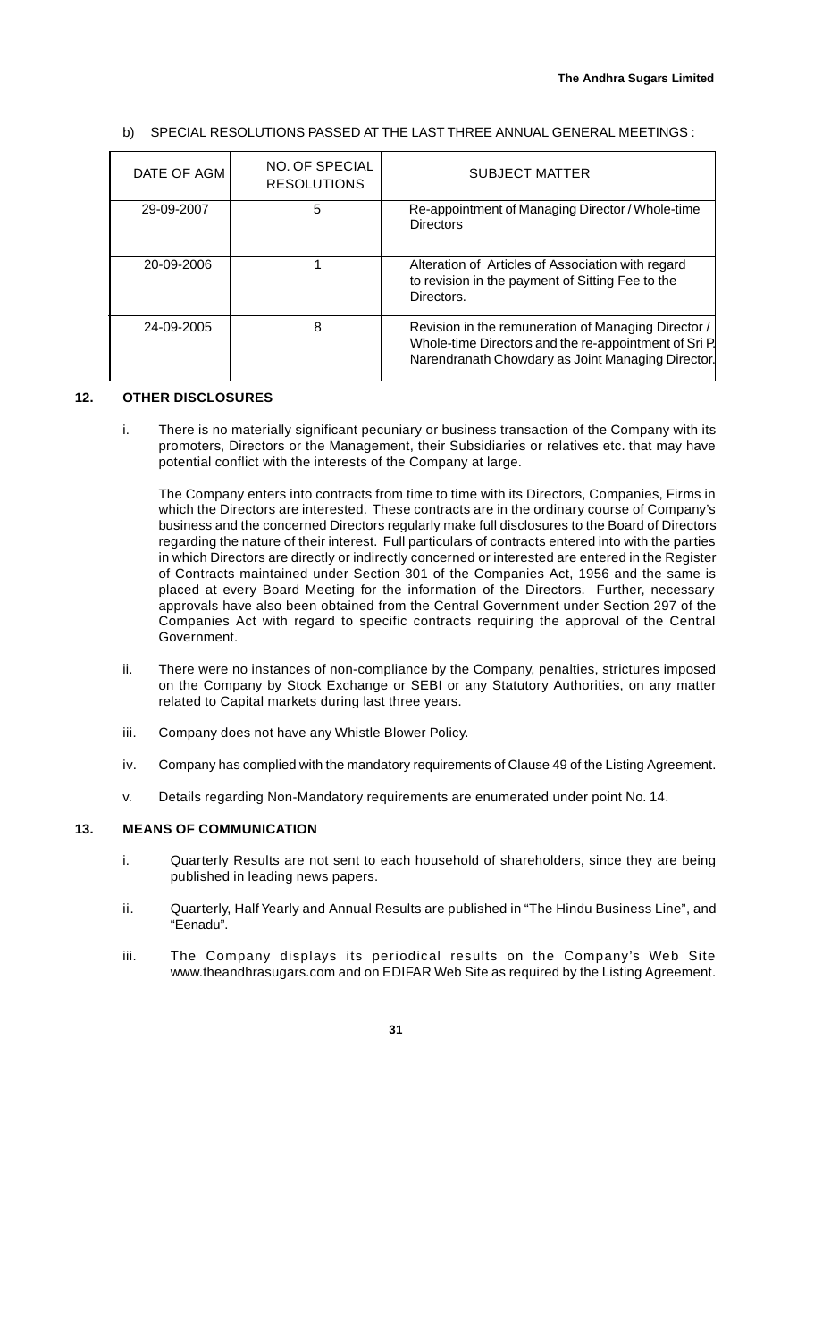b) SPECIAL RESOLUTIONS PASSED AT THE LAST THREE ANNUAL GENERAL MEETINGS :

| DATE OF AGM | NO. OF SPECIAL RESOLUTIONS | SUBJECT MATTER |
|---|---|---|
| 29-09-2007 | 5 | Re-appointment of Managing Director / Whole-time Directors |
| 20-09-2006 | 1 | Alteration of Articles of Association with regard to revision in the payment of Sitting Fee to the Directors. |
| 24-09-2005 | 8 | Revision in the remuneration of Managing Director / Whole-time Directors and the re-appointment of Sri P. Narendranath Chowdary as Joint Managing Director. |

## 12. OTHER DISCLOSURES

i. There is no materially significant pecuniary or business transaction of the Company with its promoters, Directors or the Management, their Subsidiaries or relatives etc. that may have potential conflict with the interests of the Company at large.

   The Company enters into contracts from time to time with its Directors, Companies, Firms in which the Directors are interested. These contracts are in the ordinary course of Company's business and the concerned Directors regularly make full disclosures to the Board of Directors regarding the nature of their interest. Full particulars of contracts entered into with the parties in which Directors are directly or indirectly concerned or interested are entered in the Register of Contracts maintained under Section 301 of the Companies Act, 1956 and the same is placed at every Board Meeting for the information of the Directors. Further, necessary approvals have also been obtained from the Central Government under Section 297 of the Companies Act with regard to specific contracts requiring the approval of the Central Government.

ii. There were no instances of non-compliance by the Company, penalties, strictures imposed on the Company by Stock Exchange or SEBI or any Statutory Authorities, on any matter related to Capital markets during last three years.

iii. Company does not have any Whistle Blower Policy.

iv. Company has complied with the mandatory requirements of Clause 49 of the Listing Agreement.

v. Details regarding Non-Mandatory requirements are enumerated under point No. 14.

## 13. MEANS OF COMMUNICATION

i. Quarterly Results are not sent to each household of shareholders, since they are being published in leading news papers.

ii. Quarterly, Half Yearly and Annual Results are published in "The Hindu Business Line", and "Eenadu".

iii. The Company displays its periodical results on the Company's Web Site www.theandhrasugars.com and on EDIFAR Web Site as required by the Listing Agreement.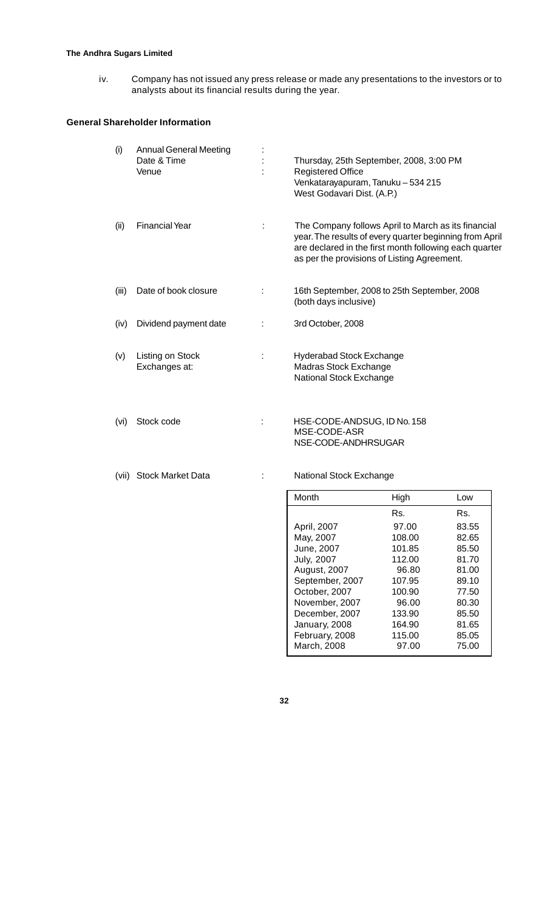iv. Company has not issued any press release or made any presentations to the investors or to analysts about its financial results during the year.

## General Shareholder Information

(i) Annual General Meeting :
Date & Time : Thursday, 25th September, 2008, 3:00 PM
Venue : Registered Office
Venkatarayapuram, Tanuku – 534 215
West Godavari Dist. (A.P.)

(ii) Financial Year : The Company follows April to March as its financial year. The results of every quarter beginning from April are declared in the first month following each quarter as per the provisions of Listing Agreement.

(iii) Date of book closure : 16th September, 2008 to 25th September, 2008 (both days inclusive)

(iv) Dividend payment date : 3rd October, 2008

(v) Listing on Stock Exchanges at: Hyderabad Stock Exchange
Madras Stock Exchange
National Stock Exchange

(vi) Stock code : HSE-CODE-ANDSUG, ID No. 158
MSE-CODE-ASR
NSE-CODE-ANDHRSUGAR

(vii) Stock Market Data : National Stock Exchange

| Month | High | Low |
|---|---|---|
| | Rs. | Rs. |
| April, 2007 | 97.00 | 83.55 |
| May, 2007 | 108.00 | 82.65 |
| June, 2007 | 101.85 | 85.50 |
| July, 2007 | 112.00 | 81.70 |
| August, 2007 | 96.80 | 81.00 |
| September, 2007 | 107.95 | 89.10 |
| October, 2007 | 100.90 | 77.50 |
| November, 2007 | 96.00 | 80.30 |
| December, 2007 | 133.90 | 85.50 |
| January, 2008 | 164.90 | 81.65 |
| February, 2008 | 115.00 | 85.05 |
| March, 2008 | 97.00 | 75.00 |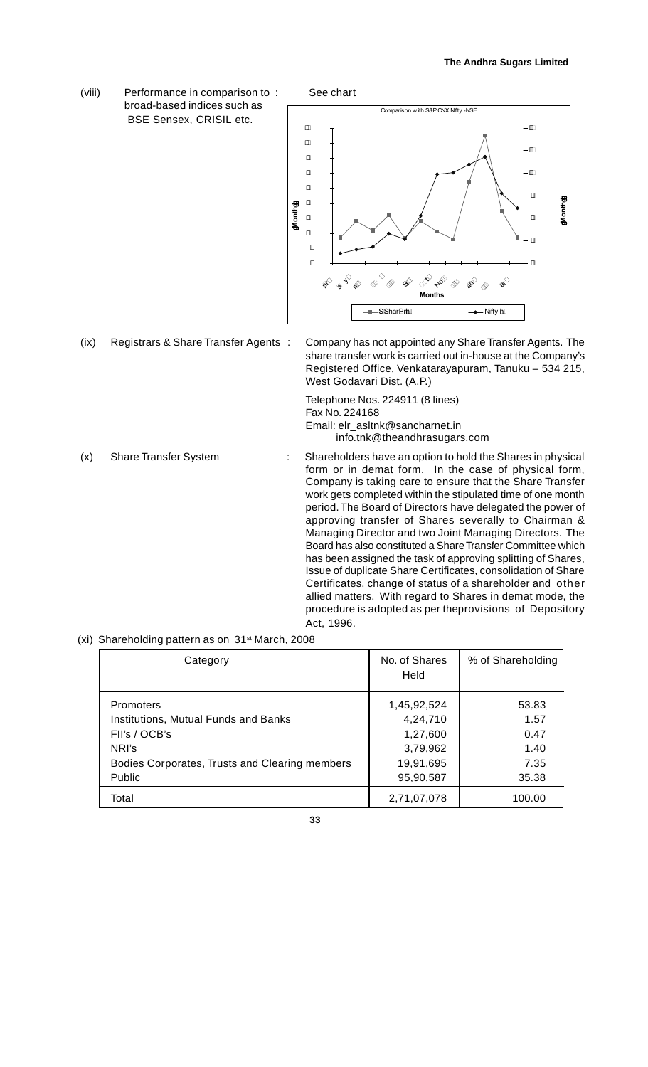(viii) Performance in comparison to broad-based indices such as BSE Sensex, CRISIL etc. : See chart

Comparison with S&P CNX Nifty - NSE

(ix) Registrars & Share Transfer Agents : Company has not appointed any Share Transfer Agents. The share transfer work is carried out in-house at the Company's Registered Office, Venkatarayapuram, Tanuku – 534 215, West Godavari Dist. (A.P.)

Telephone Nos. 224911 (8 lines)
Fax No. 224168
Email: elr_asltnk@sancharnet.in
info.tnk@theandhrasugars.com

(x) Share Transfer System : Shareholders have an option to hold the Shares in physical form or in demat form. In the case of physical form, Company is taking care to ensure that the Share Transfer work gets completed within the stipulated time of one month period. The Board of Directors have delegated the power of approving transfer of Shares severally to Chairman & Managing Director and two Joint Managing Directors. The Board has also constituted a Share Transfer Committee which has been assigned the task of approving splitting of Shares, Issue of duplicate Share Certificates, consolidation of Share Certificates, change of status of a shareholder and other allied matters. With regard to Shares in demat mode, the procedure is adopted as per theprovisions of Depository Act, 1996.

(xi) Shareholding pattern as on 31st March, 2008

| Category | No. of Shares Held | % of Shareholding |
|---|---|---|
| Promoters | 1,45,92,524 | 53.83 |
| Institutions, Mutual Funds and Banks | 4,24,710 | 1.57 |
| FII's / OCB's | 1,27,600 | 0.47 |
| NRI's | 3,79,962 | 1.40 |
| Bodies Corporates, Trusts and Clearing members | 19,91,695 | 7.35 |
| Public | 95,90,587 | 35.38 |
| Total | 2,71,07,078 | 100.00 |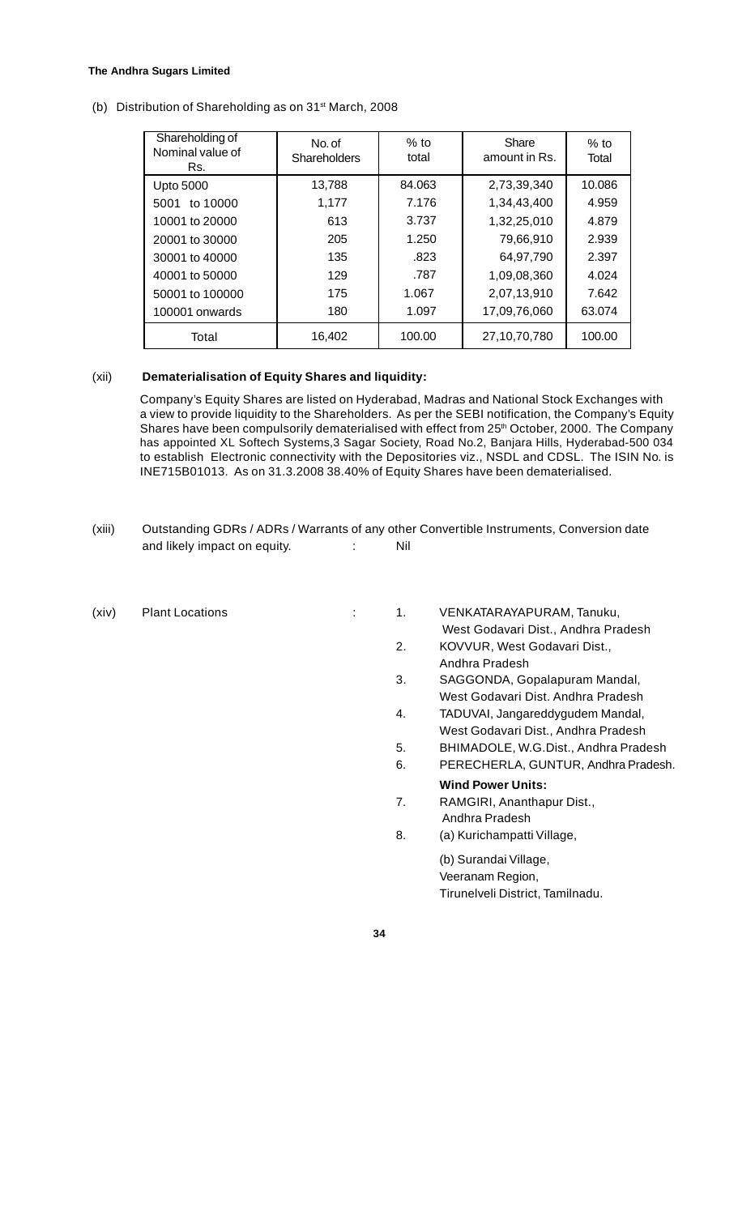(b) Distribution of Shareholding as on 31st March, 2008

| Shareholding of Nominal value of Rs. | No. of Shareholders | % to total | Share amount in Rs. | % to Total |
|---|---|---|---|---|
| Upto 5000 | 13,788 | 84.063 | 2,73,39,340 | 10.086 |
| 5001 to 10000 | 1,177 | 7.176 | 1,34,43,400 | 4.959 |
| 10001 to 20000 | 613 | 3.737 | 1,32,25,010 | 4.879 |
| 20001 to 30000 | 205 | 1.250 | 79,66,910 | 2.939 |
| 30001 to 40000 | 135 | .823 | 64,97,790 | 2.397 |
| 40001 to 50000 | 129 | .787 | 1,09,08,360 | 4.024 |
| 50001 to 100000 | 175 | 1.067 | 2,07,13,910 | 7.642 |
| 100001 onwards | 180 | 1.097 | 17,09,76,060 | 63.074 |
| Total | 16,402 | 100.00 | 27,10,70,780 | 100.00 |

(xii) **Dematerialisation of Equity Shares and liquidity:**

Company's Equity Shares are listed on Hyderabad, Madras and National Stock Exchanges with a view to provide liquidity to the Shareholders. As per the SEBI notification, the Company's Equity Shares have been compulsorily dematerialised with effect from 25th October, 2000. The Company has appointed XL Softech Systems,3 Sagar Society, Road No.2, Banjara Hills, Hyderabad-500 034 to establish Electronic connectivity with the Depositories viz., NSDL and CDSL. The ISIN No. is INE715B01013. As on 31.3.2008 38.40% of Equity Shares have been dematerialised.

(xiii) Outstanding GDRs / ADRs / Warrants of any other Convertible Instruments, Conversion date and likely impact on equity. : Nil

(xiv) Plant Locations :

1. VENKATARAYAPURAM, Tanuku, West Godavari Dist., Andhra Pradesh
2. KOVVUR, West Godavari Dist., Andhra Pradesh
3. SAGGONDA, Gopalapuram Mandal, West Godavari Dist. Andhra Pradesh
4. TADUVAI, Jangareddygudem Mandal, West Godavari Dist., Andhra Pradesh
5. BHIMADOLE, W.G.Dist., Andhra Pradesh
6. PERECHERLA, GUNTUR, Andhra Pradesh.

**Wind Power Units:**

7. RAMGIRI, Ananthapur Dist., Andhra Pradesh
8. (a) Kurichampatti Village,

   (b) Surandai Village,
   Veeranam Region,
   Tirunelveli District, Tamilnadu.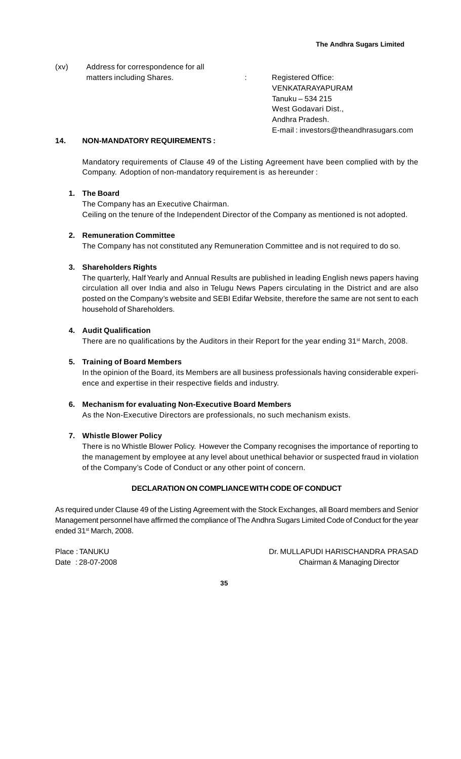(xv) Address for correspondence for all matters including Shares. : Registered Office:
VENKATARAYAPURAM
Tanuku – 534 215
West Godavari Dist.,
Andhra Pradesh.
E-mail : investors@theandhrasugars.com

## 14. NON-MANDATORY REQUIREMENTS :

Mandatory requirements of Clause 49 of the Listing Agreement have been complied with by the Company. Adoption of non-mandatory requirement is as hereunder :

**1. The Board**

The Company has an Executive Chairman.
Ceiling on the tenure of the Independent Director of the Company as mentioned is not adopted.

**2. Remuneration Committee**

The Company has not constituted any Remuneration Committee and is not required to do so.

**3. Shareholders Rights**

The quarterly, Half Yearly and Annual Results are published in leading English news papers having circulation all over India and also in Telugu News Papers circulating in the District and are also posted on the Company's website and SEBI Edifar Website, therefore the same are not sent to each household of Shareholders.

**4. Audit Qualification**

There are no qualifications by the Auditors in their Report for the year ending 31st March, 2008.

**5. Training of Board Members**

In the opinion of the Board, its Members are all business professionals having considerable experience and expertise in their respective fields and industry.

**6. Mechanism for evaluating Non-Executive Board Members**

As the Non-Executive Directors are professionals, no such mechanism exists.

**7. Whistle Blower Policy**

There is no Whistle Blower Policy. However the Company recognises the importance of reporting to the management by employee at any level about unethical behavior or suspected fraud in violation of the Company's Code of Conduct or any other point of concern.

**DECLARATION ON COMPLIANCE WITH CODE OF CONDUCT**

As required under Clause 49 of the Listing Agreement with the Stock Exchanges, all Board members and Senior Management personnel have affirmed the compliance of The Andhra Sugars Limited Code of Conduct for the year ended 31st March, 2008.

Place : TANUKU
Date : 28-07-2008

Dr. MULLAPUDI HARISCHANDRA PRASAD
Chairman & Managing Director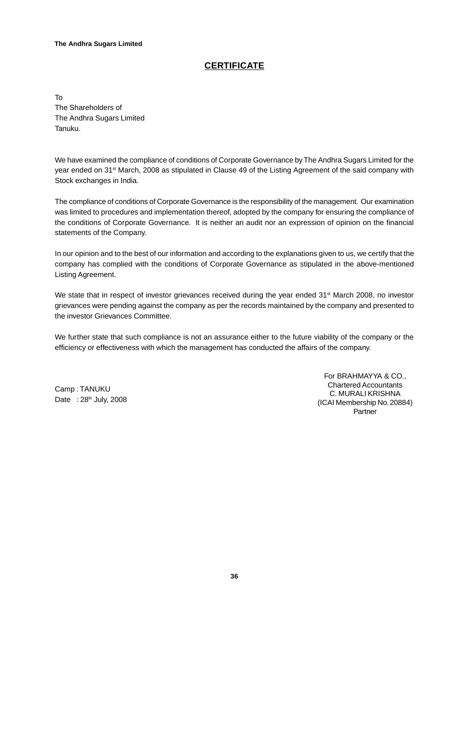## CERTIFICATE

To
The Shareholders of
The Andhra Sugars Limited
Tanuku.

We have examined the compliance of conditions of Corporate Governance by The Andhra Sugars Limited for the year ended on 31st March, 2008 as stipulated in Clause 49 of the Listing Agreement of the said company with Stock exchanges in India.

The compliance of conditions of Corporate Governance is the responsibility of the management. Our examination was limited to procedures and implementation thereof, adopted by the company for ensuring the compliance of the conditions of Corporate Governance. It is neither an audit nor an expression of opinion on the financial statements of the Company.

In our opinion and to the best of our information and according to the explanations given to us, we certify that the company has complied with the conditions of Corporate Governance as stipulated in the above-mentioned Listing Agreement.

We state that in respect of investor grievances received during the year ended 31st March 2008, no investor grievances were pending against the company as per the records maintained by the company and presented to the investor Grievances Committee.

We further state that such compliance is not an assurance either to the future viability of the company or the efficiency or effectiveness with which the management has conducted the affairs of the company.

Camp : TANUKU
Date : 28th July, 2008

For BRAHMAYYA & CO.,
Chartered Accountants
C. MURALI KRISHNA
(ICAI Membership No. 20884)
Partner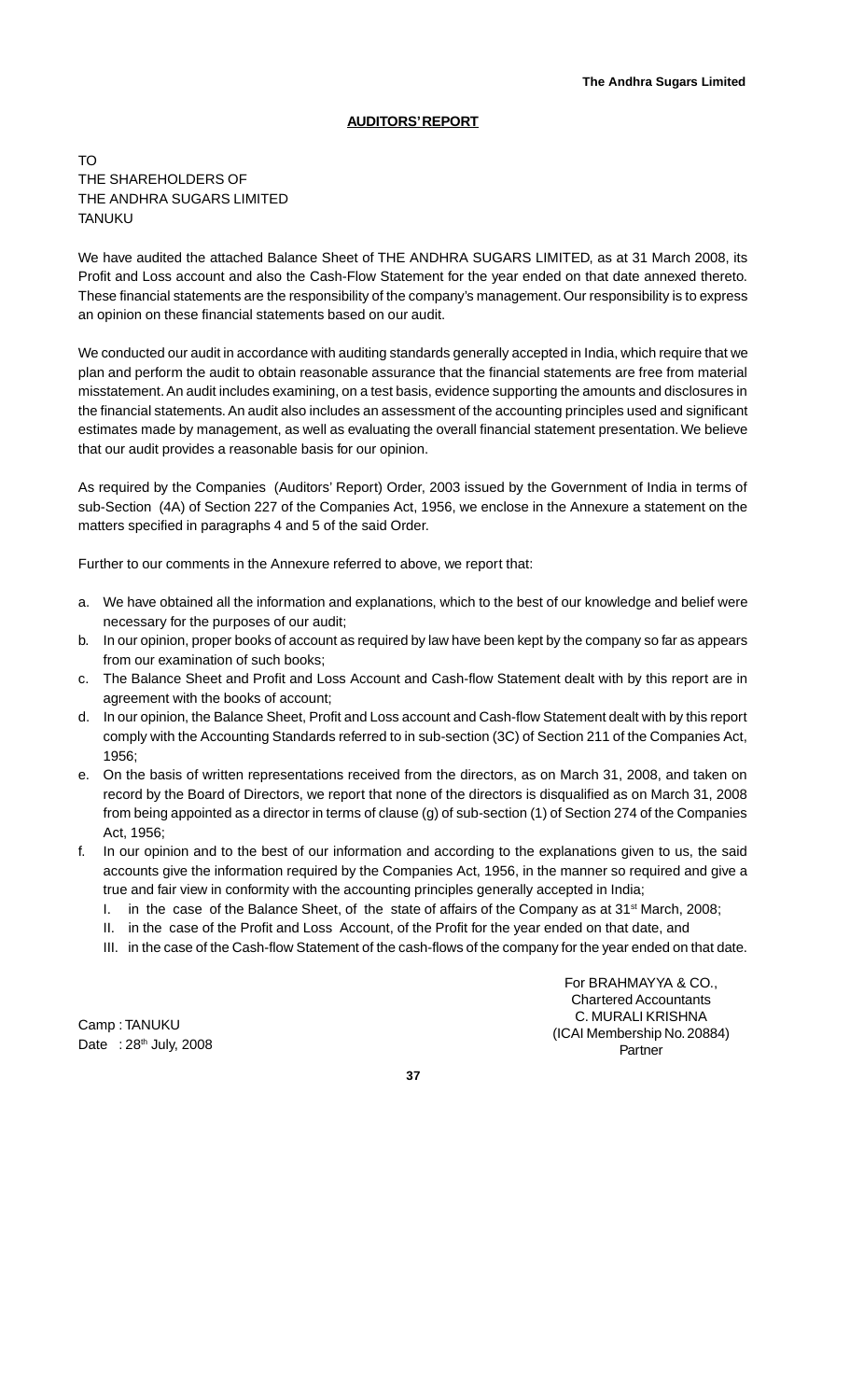## AUDITORS' REPORT

TO
THE SHAREHOLDERS OF
THE ANDHRA SUGARS LIMITED
TANUKU

We have audited the attached Balance Sheet of THE ANDHRA SUGARS LIMITED, as at 31 March 2008, its Profit and Loss account and also the Cash-Flow Statement for the year ended on that date annexed thereto. These financial statements are the responsibility of the company's management. Our responsibility is to express an opinion on these financial statements based on our audit.

We conducted our audit in accordance with auditing standards generally accepted in India, which require that we plan and perform the audit to obtain reasonable assurance that the financial statements are free from material misstatement. An audit includes examining, on a test basis, evidence supporting the amounts and disclosures in the financial statements. An audit also includes an assessment of the accounting principles used and significant estimates made by management, as well as evaluating the overall financial statement presentation. We believe that our audit provides a reasonable basis for our opinion.

As required by the Companies (Auditors' Report) Order, 2003 issued by the Government of India in terms of sub-Section (4A) of Section 227 of the Companies Act, 1956, we enclose in the Annexure a statement on the matters specified in paragraphs 4 and 5 of the said Order.

Further to our comments in the Annexure referred to above, we report that:

a. We have obtained all the information and explanations, which to the best of our knowledge and belief were necessary for the purposes of our audit;
b. In our opinion, proper books of account as required by law have been kept by the company so far as appears from our examination of such books;
c. The Balance Sheet and Profit and Loss Account and Cash-flow Statement dealt with by this report are in agreement with the books of account;
d. In our opinion, the Balance Sheet, Profit and Loss account and Cash-flow Statement dealt with by this report comply with the Accounting Standards referred to in sub-section (3C) of Section 211 of the Companies Act, 1956;
e. On the basis of written representations received from the directors, as on March 31, 2008, and taken on record by the Board of Directors, we report that none of the directors is disqualified as on March 31, 2008 from being appointed as a director in terms of clause (g) of sub-section (1) of Section 274 of the Companies Act, 1956;
f. In our opinion and to the best of our information and according to the explanations given to us, the said accounts give the information required by the Companies Act, 1956, in the manner so required and give a true and fair view in conformity with the accounting principles generally accepted in India;
   I. in the case of the Balance Sheet, of the state of affairs of the Company as at 31st March, 2008;
   II. in the case of the Profit and Loss Account, of the Profit for the year ended on that date, and
   III. in the case of the Cash-flow Statement of the cash-flows of the company for the year ended on that date.

For BRAHMAYYA & CO.,
Chartered Accountants
C. MURALI KRISHNA
(ICAI Membership No. 20884)
Partner

Camp : TANUKU
Date : 28th July, 2008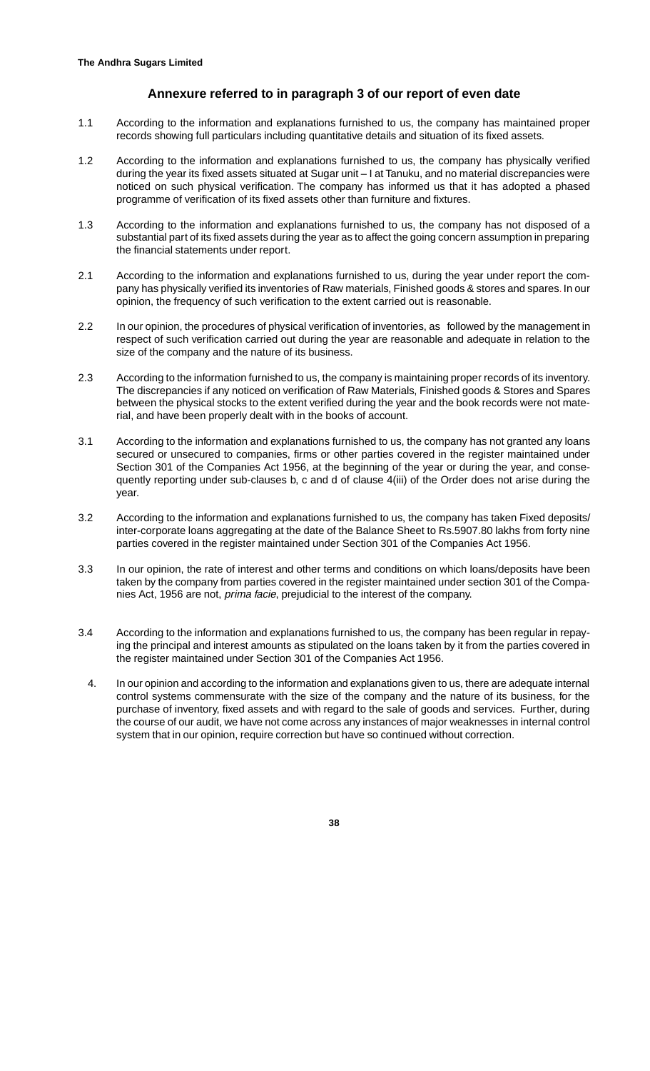## Annexure referred to in paragraph 3 of our report of even date

1.1 According to the information and explanations furnished to us, the company has maintained proper records showing full particulars including quantitative details and situation of its fixed assets.

1.2 According to the information and explanations furnished to us, the company has physically verified during the year its fixed assets situated at Sugar unit – I at Tanuku, and no material discrepancies were noticed on such physical verification. The company has informed us that it has adopted a phased programme of verification of its fixed assets other than furniture and fixtures.

1.3 According to the information and explanations furnished to us, the company has not disposed of a substantial part of its fixed assets during the year as to affect the going concern assumption in preparing the financial statements under report.

2.1 According to the information and explanations furnished to us, during the year under report the company has physically verified its inventories of Raw materials, Finished goods & stores and spares. In our opinion, the frequency of such verification to the extent carried out is reasonable.

2.2 In our opinion, the procedures of physical verification of inventories, as followed by the management in respect of such verification carried out during the year are reasonable and adequate in relation to the size of the company and the nature of its business.

2.3 According to the information furnished to us, the company is maintaining proper records of its inventory. The discrepancies if any noticed on verification of Raw Materials, Finished goods & Stores and Spares between the physical stocks to the extent verified during the year and the book records were not material, and have been properly dealt with in the books of account.

3.1 According to the information and explanations furnished to us, the company has not granted any loans secured or unsecured to companies, firms or other parties covered in the register maintained under Section 301 of the Companies Act 1956, at the beginning of the year or during the year, and consequently reporting under sub-clauses b, c and d of clause 4(iii) of the Order does not arise during the year.

3.2 According to the information and explanations furnished to us, the company has taken Fixed deposits/ inter-corporate loans aggregating at the date of the Balance Sheet to Rs.5907.80 lakhs from forty nine parties covered in the register maintained under Section 301 of the Companies Act 1956.

3.3 In our opinion, the rate of interest and other terms and conditions on which loans/deposits have been taken by the company from parties covered in the register maintained under section 301 of the Companies Act, 1956 are not, *prima facie*, prejudicial to the interest of the company.

3.4 According to the information and explanations furnished to us, the company has been regular in repaying the principal and interest amounts as stipulated on the loans taken by it from the parties covered in the register maintained under Section 301 of the Companies Act 1956.

4. In our opinion and according to the information and explanations given to us, there are adequate internal control systems commensurate with the size of the company and the nature of its business, for the purchase of inventory, fixed assets and with regard to the sale of goods and services. Further, during the course of our audit, we have not come across any instances of major weaknesses in internal control system that in our opinion, require correction but have so continued without correction.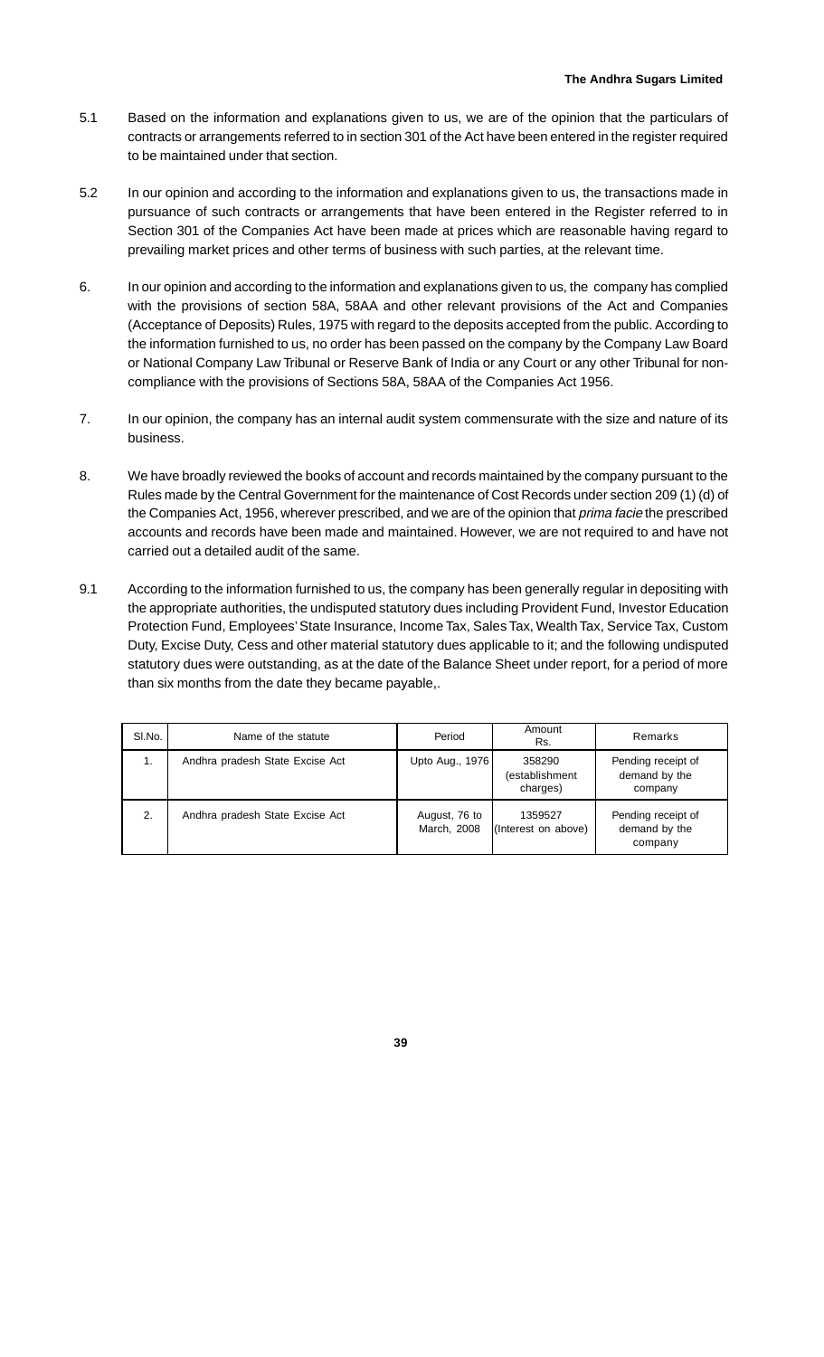5.1 Based on the information and explanations given to us, we are of the opinion that the particulars of contracts or arrangements referred to in section 301 of the Act have been entered in the register required to be maintained under that section.

5.2 In our opinion and according to the information and explanations given to us, the transactions made in pursuance of such contracts or arrangements that have been entered in the Register referred to in Section 301 of the Companies Act have been made at prices which are reasonable having regard to prevailing market prices and other terms of business with such parties, at the relevant time.

6. In our opinion and according to the information and explanations given to us, the company has complied with the provisions of section 58A, 58AA and other relevant provisions of the Act and Companies (Acceptance of Deposits) Rules, 1975 with regard to the deposits accepted from the public. According to the information furnished to us, no order has been passed on the company by the Company Law Board or National Company Law Tribunal or Reserve Bank of India or any Court or any other Tribunal for non-compliance with the provisions of Sections 58A, 58AA of the Companies Act 1956.

7. In our opinion, the company has an internal audit system commensurate with the size and nature of its business.

8. We have broadly reviewed the books of account and records maintained by the company pursuant to the Rules made by the Central Government for the maintenance of Cost Records under section 209 (1) (d) of the Companies Act, 1956, wherever prescribed, and we are of the opinion that *prima facie* the prescribed accounts and records have been made and maintained. However, we are not required to and have not carried out a detailed audit of the same.

9.1 According to the information furnished to us, the company has been generally regular in depositing with the appropriate authorities, the undisputed statutory dues including Provident Fund, Investor Education Protection Fund, Employees' State Insurance, Income Tax, Sales Tax, Wealth Tax, Service Tax, Custom Duty, Excise Duty, Cess and other material statutory dues applicable to it; and the following undisputed statutory dues were outstanding, as at the date of the Balance Sheet under report, for a period of more than six months from the date they became payable,.

| Sl.No. | Name of the statute | Period | Amount Rs. | Remarks |
|---|---|---|---|---|
| 1. | Andhra pradesh State Excise Act | Upto Aug., 1976 | 358290 (establishment charges) | Pending receipt of demand by the company |
| 2. | Andhra pradesh State Excise Act | August, 76 to March, 2008 | 1359527 (Interest on above) | Pending receipt of demand by the company |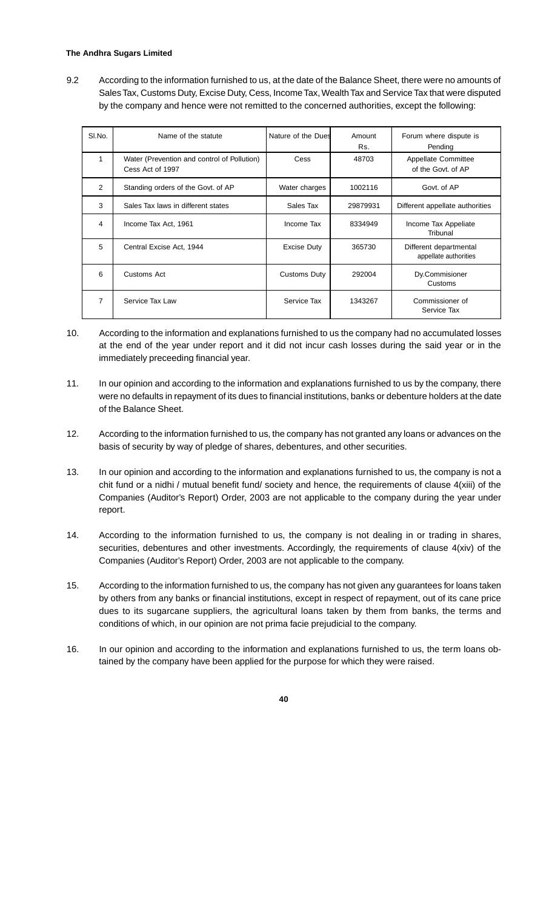9.2 According to the information furnished to us, at the date of the Balance Sheet, there were no amounts of Sales Tax, Customs Duty, Excise Duty, Cess, Income Tax, Wealth Tax and Service Tax that were disputed by the company and hence were not remitted to the concerned authorities, except the following:

| Sl.No. | Name of the statute | Nature of the Dues | Amount Rs. | Forum where dispute is Pending |
|---|---|---|---|---|
| 1 | Water (Prevention and control of Pollution) Cess Act of 1997 | Cess | 48703 | Appellate Committee of the Govt. of AP |
| 2 | Standing orders of the Govt. of AP | Water charges | 1002116 | Govt. of AP |
| 3 | Sales Tax laws in different states | Sales Tax | 29879931 | Different appellate authorities |
| 4 | Income Tax Act, 1961 | Income Tax | 8334949 | Income Tax Appeliate Tribunal |
| 5 | Central Excise Act, 1944 | Excise Duty | 365730 | Different departmental appellate authorities |
| 6 | Customs Act | Customs Duty | 292004 | Dy.Commisioner Customs |
| 7 | Service Tax Law | Service Tax | 1343267 | Commissioner of Service Tax |

10. According to the information and explanations furnished to us the company had no accumulated losses at the end of the year under report and it did not incur cash losses during the said year or in the immediately preceeding financial year.

11. In our opinion and according to the information and explanations furnished to us by the company, there were no defaults in repayment of its dues to financial institutions, banks or debenture holders at the date of the Balance Sheet.

12. According to the information furnished to us, the company has not granted any loans or advances on the basis of security by way of pledge of shares, debentures, and other securities.

13. In our opinion and according to the information and explanations furnished to us, the company is not a chit fund or a nidhi / mutual benefit fund/ society and hence, the requirements of clause 4(xiii) of the Companies (Auditor's Report) Order, 2003 are not applicable to the company during the year under report.

14. According to the information furnished to us, the company is not dealing in or trading in shares, securities, debentures and other investments. Accordingly, the requirements of clause 4(xiv) of the Companies (Auditor's Report) Order, 2003 are not applicable to the company.

15. According to the information furnished to us, the company has not given any guarantees for loans taken by others from any banks or financial institutions, except in respect of repayment, out of its cane price dues to its sugarcane suppliers, the agricultural loans taken by them from banks, the terms and conditions of which, in our opinion are not prima facie prejudicial to the company.

16. In our opinion and according to the information and explanations furnished to us, the term loans obtained by the company have been applied for the purpose for which they were raised.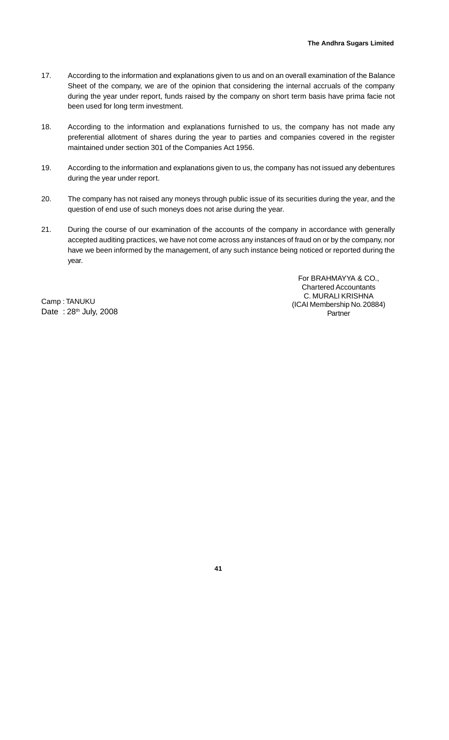17. According to the information and explanations given to us and on an overall examination of the Balance Sheet of the company, we are of the opinion that considering the internal accruals of the company during the year under report, funds raised by the company on short term basis have prima facie not been used for long term investment.

18. According to the information and explanations furnished to us, the company has not made any preferential allotment of shares during the year to parties and companies covered in the register maintained under section 301 of the Companies Act 1956.

19. According to the information and explanations given to us, the company has not issued any debentures during the year under report.

20. The company has not raised any moneys through public issue of its securities during the year, and the question of end use of such moneys does not arise during the year.

21. During the course of our examination of the accounts of the company in accordance with generally accepted auditing practices, we have not come across any instances of fraud on or by the company, nor have we been informed by the management, of any such instance being noticed or reported during the year.

For BRAHMAYYA & CO.,
Chartered Accountants
C. MURALI KRISHNA
(ICAI Membership No. 20884)
Partner

Camp : TANUKU
Date : 28th July, 2008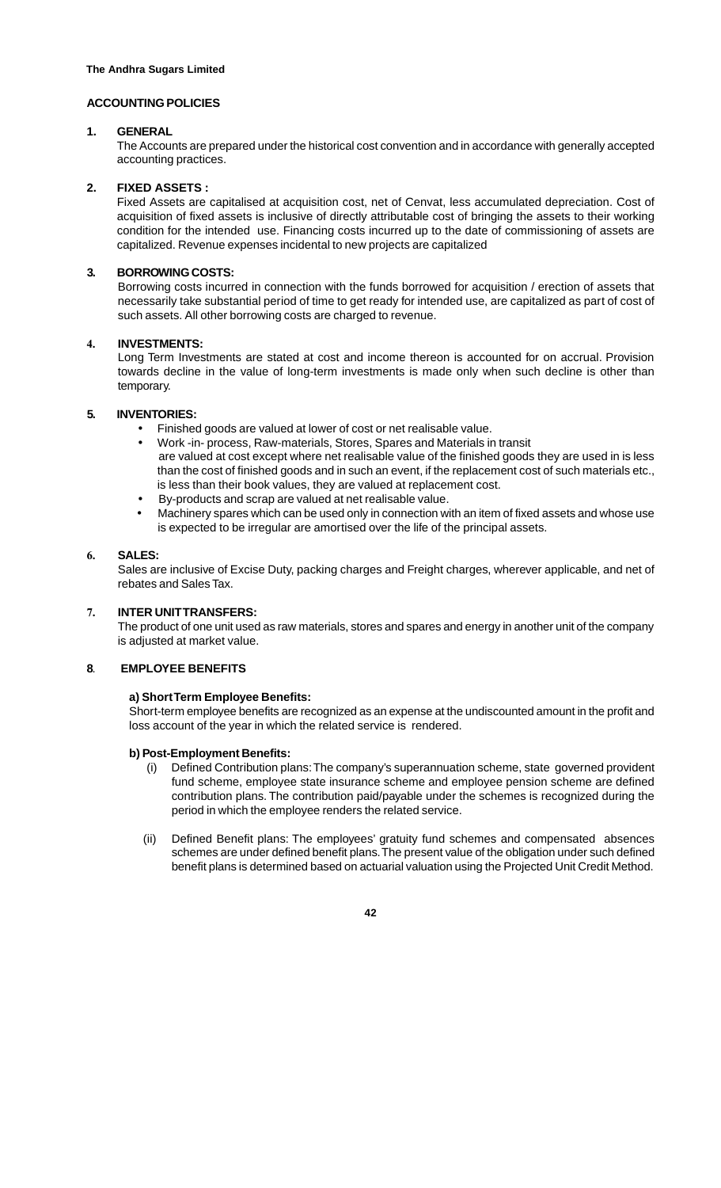## ACCOUNTING POLICIES

### 1. GENERAL

The Accounts are prepared under the historical cost convention and in accordance with generally accepted accounting practices.

### 2. FIXED ASSETS :

Fixed Assets are capitalised at acquisition cost, net of Cenvat, less accumulated depreciation. Cost of acquisition of fixed assets is inclusive of directly attributable cost of bringing the assets to their working condition for the intended use. Financing costs incurred up to the date of commissioning of assets are capitalized. Revenue expenses incidental to new projects are capitalized

### 3. BORROWING COSTS:

Borrowing costs incurred in connection with the funds borrowed for acquisition / erection of assets that necessarily take substantial period of time to get ready for intended use, are capitalized as part of cost of such assets. All other borrowing costs are charged to revenue.

### 4. INVESTMENTS:

Long Term Investments are stated at cost and income thereon is accounted for on accrual. Provision towards decline in the value of long-term investments is made only when such decline is other than temporary.

### 5. INVENTORIES:

- Finished goods are valued at lower of cost or net realisable value.
- Work -in- process, Raw-materials, Stores, Spares and Materials in transit are valued at cost except where net realisable value of the finished goods they are used in is less than the cost of finished goods and in such an event, if the replacement cost of such materials etc., is less than their book values, they are valued at replacement cost.
- By-products and scrap are valued at net realisable value.
- Machinery spares which can be used only in connection with an item of fixed assets and whose use is expected to be irregular are amortised over the life of the principal assets.

### 6. SALES:

Sales are inclusive of Excise Duty, packing charges and Freight charges, wherever applicable, and net of rebates and Sales Tax.

### 7. INTER UNIT TRANSFERS:

The product of one unit used as raw materials, stores and spares and energy in another unit of the company is adjusted at market value.

### 8. EMPLOYEE BENEFITS

**a) Short Term Employee Benefits:**

Short-term employee benefits are recognized as an expense at the undiscounted amount in the profit and loss account of the year in which the related service is rendered.

**b) Post-Employment Benefits:**

(i) Defined Contribution plans: The company's superannuation scheme, state governed provident fund scheme, employee state insurance scheme and employee pension scheme are defined contribution plans. The contribution paid/payable under the schemes is recognized during the period in which the employee renders the related service.

(ii) Defined Benefit plans: The employees' gratuity fund schemes and compensated absences schemes are under defined benefit plans. The present value of the obligation under such defined benefit plans is determined based on actuarial valuation using the Projected Unit Credit Method.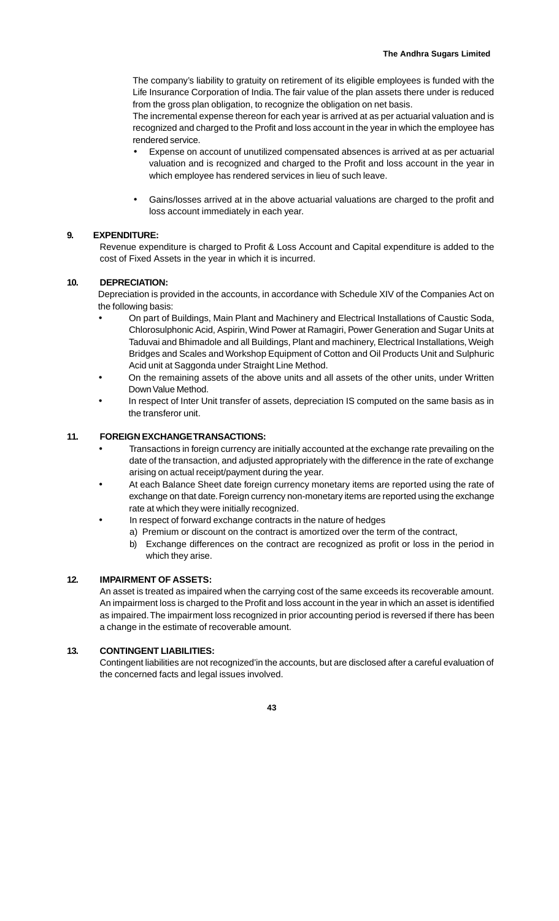The company's liability to gratuity on retirement of its eligible employees is funded with the Life Insurance Corporation of India. The fair value of the plan assets there under is reduced from the gross plan obligation, to recognize the obligation on net basis.

The incremental expense thereon for each year is arrived at as per actuarial valuation and is recognized and charged to the Profit and loss account in the year in which the employee has rendered service.

- Expense on account of unutilized compensated absences is arrived at as per actuarial valuation and is recognized and charged to the Profit and loss account in the year in which employee has rendered services in lieu of such leave.
- Gains/losses arrived at in the above actuarial valuations are charged to the profit and loss account immediately in each year.

**9. EXPENDITURE:**

Revenue expenditure is charged to Profit & Loss Account and Capital expenditure is added to the cost of Fixed Assets in the year in which it is incurred.

**10. DEPRECIATION:**

Depreciation is provided in the accounts, in accordance with Schedule XIV of the Companies Act on the following basis:

- On part of Buildings, Main Plant and Machinery and Electrical Installations of Caustic Soda, Chlorosulphonic Acid, Aspirin, Wind Power at Ramagiri, Power Generation and Sugar Units at Taduvai and Bhimadole and all Buildings, Plant and machinery, Electrical Installations, Weigh Bridges and Scales and Workshop Equipment of Cotton and Oil Products Unit and Sulphuric Acid unit at Saggonda under Straight Line Method.
- On the remaining assets of the above units and all assets of the other units, under Written Down Value Method.
- In respect of Inter Unit transfer of assets, depreciation IS computed on the same basis as in the transferor unit.

**11. FOREIGN EXCHANGE TRANSACTIONS:**

- Transactions in foreign currency are initially accounted at the exchange rate prevailing on the date of the transaction, and adjusted appropriately with the difference in the rate of exchange arising on actual receipt/payment during the year.
- At each Balance Sheet date foreign currency monetary items are reported using the rate of exchange on that date. Foreign currency non-monetary items are reported using the exchange rate at which they were initially recognized.
- In respect of forward exchange contracts in the nature of hedges
  - a) Premium or discount on the contract is amortized over the term of the contract,
  - b) Exchange differences on the contract are recognized as profit or loss in the period in which they arise.

**12. IMPAIRMENT OF ASSETS:**

An asset is treated as impaired when the carrying cost of the same exceeds its recoverable amount. An impairment loss is charged to the Profit and loss account in the year in which an asset is identified as impaired. The impairment loss recognized in prior accounting period is reversed if there has been a change in the estimate of recoverable amount.

**13. CONTINGENT LIABILITIES:**

Contingent liabilities are not recognized'in the accounts, but are disclosed after a careful evaluation of the concerned facts and legal issues involved.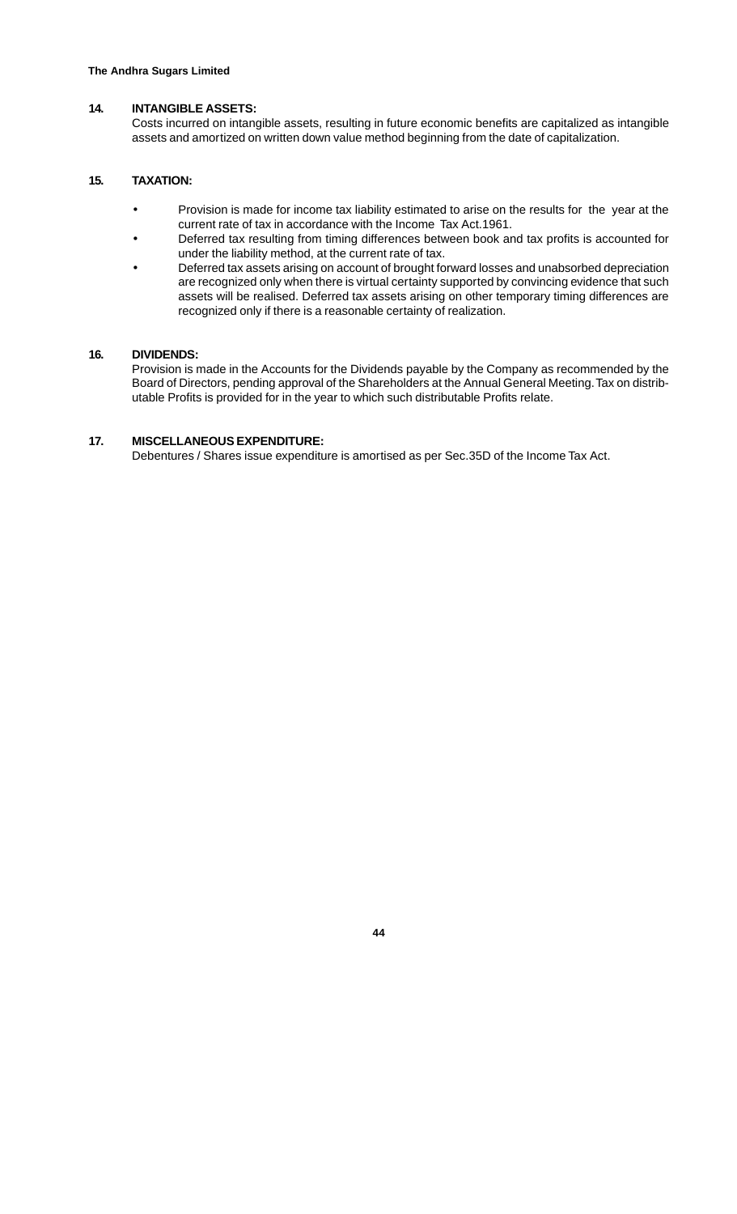**14. INTANGIBLE ASSETS:**

Costs incurred on intangible assets, resulting in future economic benefits are capitalized as intangible assets and amortized on written down value method beginning from the date of capitalization.

**15. TAXATION:**

- Provision is made for income tax liability estimated to arise on the results for the year at the current rate of tax in accordance with the Income Tax Act.1961.
- Deferred tax resulting from timing differences between book and tax profits is accounted for under the liability method, at the current rate of tax.
- Deferred tax assets arising on account of brought forward losses and unabsorbed depreciation are recognized only when there is virtual certainty supported by convincing evidence that such assets will be realised. Deferred tax assets arising on other temporary timing differences are recognized only if there is a reasonable certainty of realization.

**16. DIVIDENDS:**

Provision is made in the Accounts for the Dividends payable by the Company as recommended by the Board of Directors, pending approval of the Shareholders at the Annual General Meeting. Tax on distributable Profits is provided for in the year to which such distributable Profits relate.

**17. MISCELLANEOUS EXPENDITURE:**

Debentures / Shares issue expenditure is amortised as per Sec.35D of the Income Tax Act.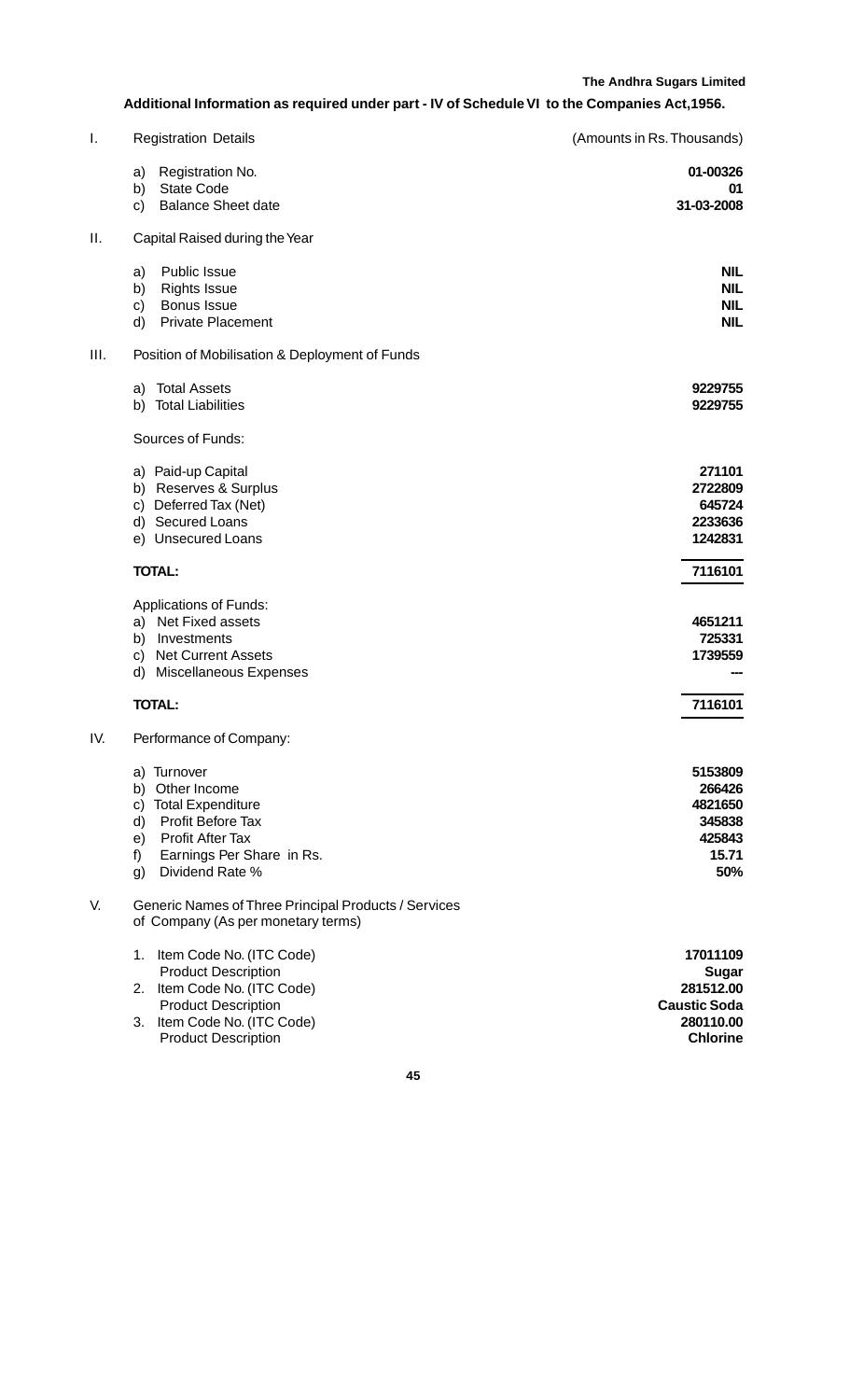**Additional Information as required under part - IV of Schedule VI to the Companies Act,1956.**

| | | (Amounts in Rs. Thousands) |
|---|---|---|
| I. | Registration Details | |
| | a) Registration No. | **01-00326** |
| | b) State Code | **01** |
| | c) Balance Sheet date | **31-03-2008** |
| II. | Capital Raised during the Year | |
| | a) Public Issue | **NIL** |
| | b) Rights Issue | **NIL** |
| | c) Bonus Issue | **NIL** |
| | d) Private Placement | **NIL** |
| III. | Position of Mobilisation & Deployment of Funds | |
| | a) Total Assets | **9229755** |
| | b) Total Liabilities | **9229755** |
| | Sources of Funds: | |
| | a) Paid-up Capital | **271101** |
| | b) Reserves & Surplus | **2722809** |
| | c) Deferred Tax (Net) | **645724** |
| | d) Secured Loans | **2233636** |
| | e) Unsecured Loans | **1242831** |
| | **TOTAL:** | **7116101** |
| | Applications of Funds: | |
| | a) Net Fixed assets | **4651211** |
| | b) Investments | **725331** |
| | c) Net Current Assets | **1739559** |
| | d) Miscellaneous Expenses | **---** |
| | **TOTAL:** | **7116101** |
| IV. | Performance of Company: | |
| | a) Turnover | **5153809** |
| | b) Other Income | **266426** |
| | c) Total Expenditure | **4821650** |
| | d) Profit Before Tax | **345838** |
| | e) Profit After Tax | **425843** |
| | f) Earnings Per Share in Rs. | **15.71** |
| | g) Dividend Rate % | **50%** |
| V. | Generic Names of Three Principal Products / Services of Company (As per monetary terms) | |
| | 1. Item Code No. (ITC Code) | **17011109** |
| | Product Description | **Sugar** |
| | 2. Item Code No. (ITC Code) | **281512.00** |
| | Product Description | **Caustic Soda** |
| | 3. Item Code No. (ITC Code) | **280110.00** |
| | Product Description | **Chlorine** |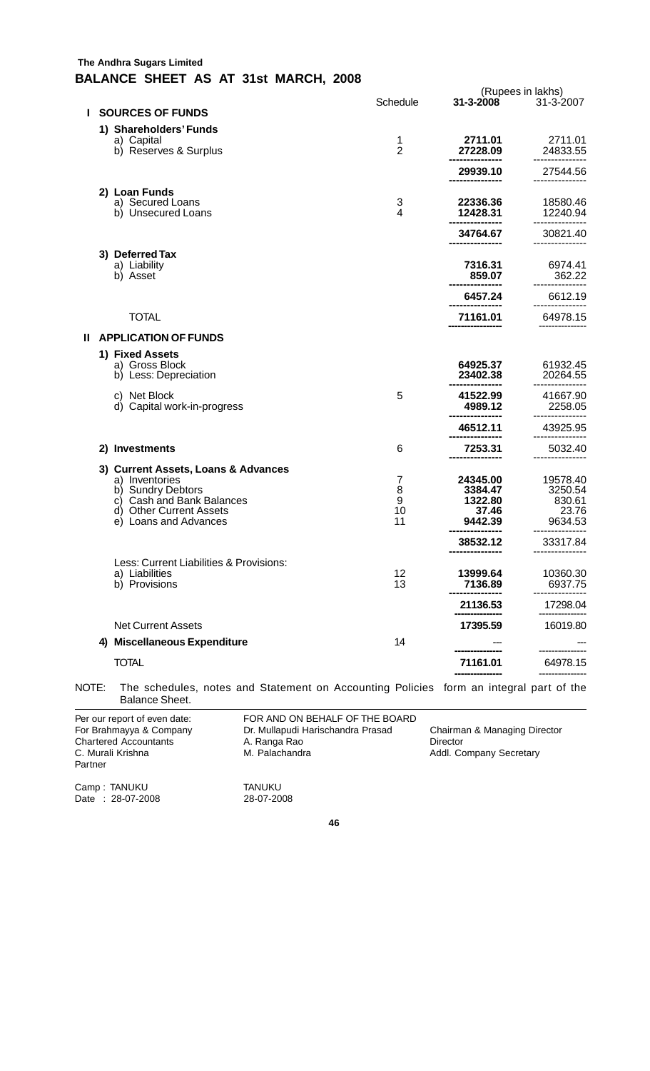**The Andhra Sugars Limited**

# BALANCE SHEET AS AT 31st MARCH, 2008

| | Schedule | 31-3-2008 | 31-3-2007 |
|---|---|---|---|
| | | (Rupees in lakhs) | |
| **I SOURCES OF FUNDS** | | | |
| **1) Shareholders' Funds** | | | |
| a) Capital | 1 | **2711.01** | 2711.01 |
| b) Reserves & Surplus | 2 | **27228.09** | 24833.55 |
| | | **29939.10** | 27544.56 |
| **2) Loan Funds** | | | |
| a) Secured Loans | 3 | **22336.36** | 18580.46 |
| b) Unsecured Loans | 4 | **12428.31** | 12240.94 |
| | | **34764.67** | 30821.40 |
| **3) Deferred Tax** | | | |
| a) Liability | | **7316.31** | 6974.41 |
| b) Asset | | **859.07** | 362.22 |
| | | **6457.24** | 6612.19 |
| TOTAL | | **71161.01** | 64978.15 |
| **II APPLICATION OF FUNDS** | | | |
| **1) Fixed Assets** | | | |
| a) Gross Block | | **64925.37** | 61932.45 |
| b) Less: Depreciation | | **23402.38** | 20264.55 |
| c) Net Block | 5 | **41522.99** | 41667.90 |
| d) Capital work-in-progress | | **4989.12** | 2258.05 |
| | | **46512.11** | 43925.95 |
| **2) Investments** | 6 | **7253.31** | 5032.40 |
| **3) Current Assets, Loans & Advances** | | | |
| a) Inventories | 7 | **24345.00** | 19578.40 |
| b) Sundry Debtors | 8 | **3384.47** | 3250.54 |
| c) Cash and Bank Balances | 9 | **1322.80** | 830.61 |
| d) Other Current Assets | 10 | **37.46** | 23.76 |
| e) Loans and Advances | 11 | **9442.39** | 9634.53 |
| | | **38532.12** | 33317.84 |
| Less: Current Liabilities & Provisions: | | | |
| a) Liabilities | 12 | **13999.64** | 10360.30 |
| b) Provisions | 13 | **7136.89** | 6937.75 |
| | | **21136.53** | 17298.04 |
| Net Current Assets | | **17395.59** | 16019.80 |
| **4) Miscellaneous Expenditure** | 14 | --- | --- |
| TOTAL | | **71161.01** | 64978.15 |

NOTE: The schedules, notes and Statement on Accounting Policies form an integral part of the Balance Sheet.

| | | |
|---|---|---|
| Per our report of even date: | FOR AND ON BEHALF OF THE BOARD | |
| For Brahmayya & Company | Dr. Mullapudi Harischandra Prasad | Chairman & Managing Director |
| Chartered Accountants | A. Ranga Rao | Director |
| C. Murali Krishna | M. Palachandra | Addl. Company Secretary |
| Partner | | |
| Camp : TANUKU | TANUKU | |
| Date : 28-07-2008 | 28-07-2008 | |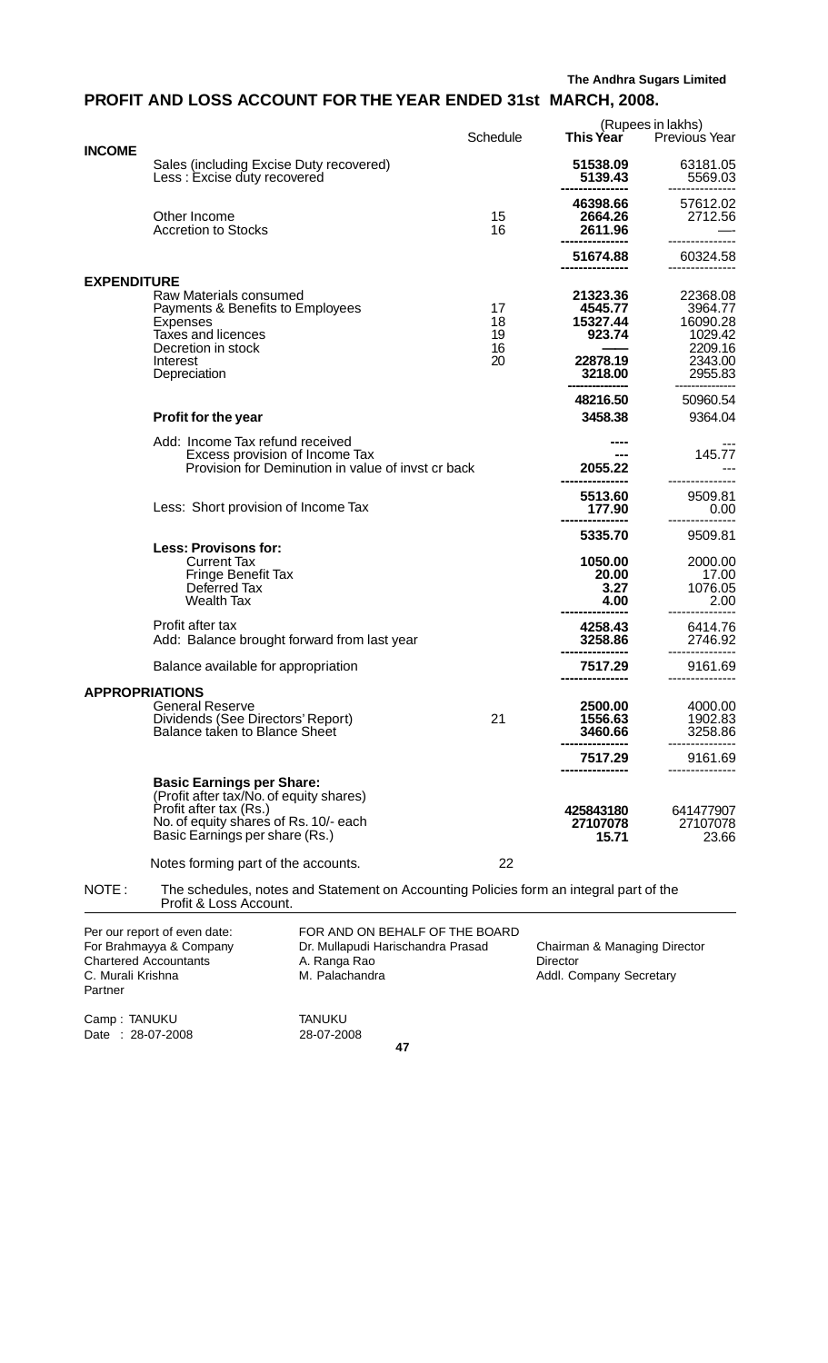The Andhra Sugars Limited

## PROFIT AND LOSS ACCOUNT FOR THE YEAR ENDED 31st MARCH, 2008.

(Rupees in lakhs)

| | Schedule | This Year | Previous Year |
|---|---|---|---|
| **INCOME** | | | |
| Sales (including Excise Duty recovered) | | **51538.09** | 63181.05 |
| Less : Excise duty recovered | | **5139.43** | 5569.03 |
| | | **46398.66** | 57612.02 |
| Other Income | 15 | **2664.26** | 2712.56 |
| Accretion to Stocks | 16 | **2611.96** | — |
| | | **51674.88** | 60324.58 |
| **EXPENDITURE** | | | |
| Raw Materials consumed | | **21323.36** | 22368.08 |
| Payments & Benefits to Employees | 17 | **4545.77** | 3964.77 |
| Expenses | 18 | **15327.44** | 16090.28 |
| Taxes and licences | 19 | **923.74** | 1029.42 |
| Decretion in stock | 16 | **——** | 2209.16 |
| Interest | 20 | **22878.19** | 2343.00 |
| Depreciation | | **3218.00** | 2955.83 |
| | | **48216.50** | 50960.54 |
| **Profit for the year** | | **3458.38** | 9364.04 |
| Add: Income Tax refund received | | **----** | --- |
| Excess provision of Income Tax | | **---** | 145.77 |
| Provision for Deminution in value of invst cr back | | **2055.22** | --- |
| | | **5513.60** | 9509.81 |
| Less: Short provision of Income Tax | | **177.90** | 0.00 |
| | | **5335.70** | 9509.81 |
| **Less: Provisons for:** | | | |
| Current Tax | | **1050.00** | 2000.00 |
| Fringe Benefit Tax | | **20.00** | 17.00 |
| Deferred Tax | | **3.27** | 1076.05 |
| Wealth Tax | | **4.00** | 2.00 |
| Profit after tax | | **4258.43** | 6414.76 |
| Add: Balance brought forward from last year | | **3258.86** | 2746.92 |
| Balance available for appropriation | | **7517.29** | 9161.69 |
| **APPROPRIATIONS** | | | |
| General Reserve | | **2500.00** | 4000.00 |
| Dividends (See Directors' Report) | 21 | **1556.63** | 1902.83 |
| Balance taken to Blance Sheet | | **3460.66** | 3258.86 |
| | | **7517.29** | 9161.69 |
| **Basic Earnings per Share:** | | | |
| (Profit after tax/No. of equity shares) | | | |
| Profit after tax (Rs.) | | **425843180** | 641477907 |
| No. of equity shares of Rs. 10/- each | | **27107078** | 27107078 |
| Basic Earnings per share (Rs.) | | **15.71** | 23.66 |
| Notes forming part of the accounts. | 22 | | |

NOTE : The schedules, notes and Statement on Accounting Policies form an integral part of the Profit & Loss Account.

Per our report of even date:
For Brahmayya & Company
Chartered Accountants
C. Murali Krishna
Partner

FOR AND ON BEHALF OF THE BOARD
Dr. Mullapudi Harischandra Prasad — Chairman & Managing Director
A. Ranga Rao — Director
M. Palachandra — Addl. Company Secretary

Camp : TANUKU
Date : 28-07-2008

TANUKU
28-07-2008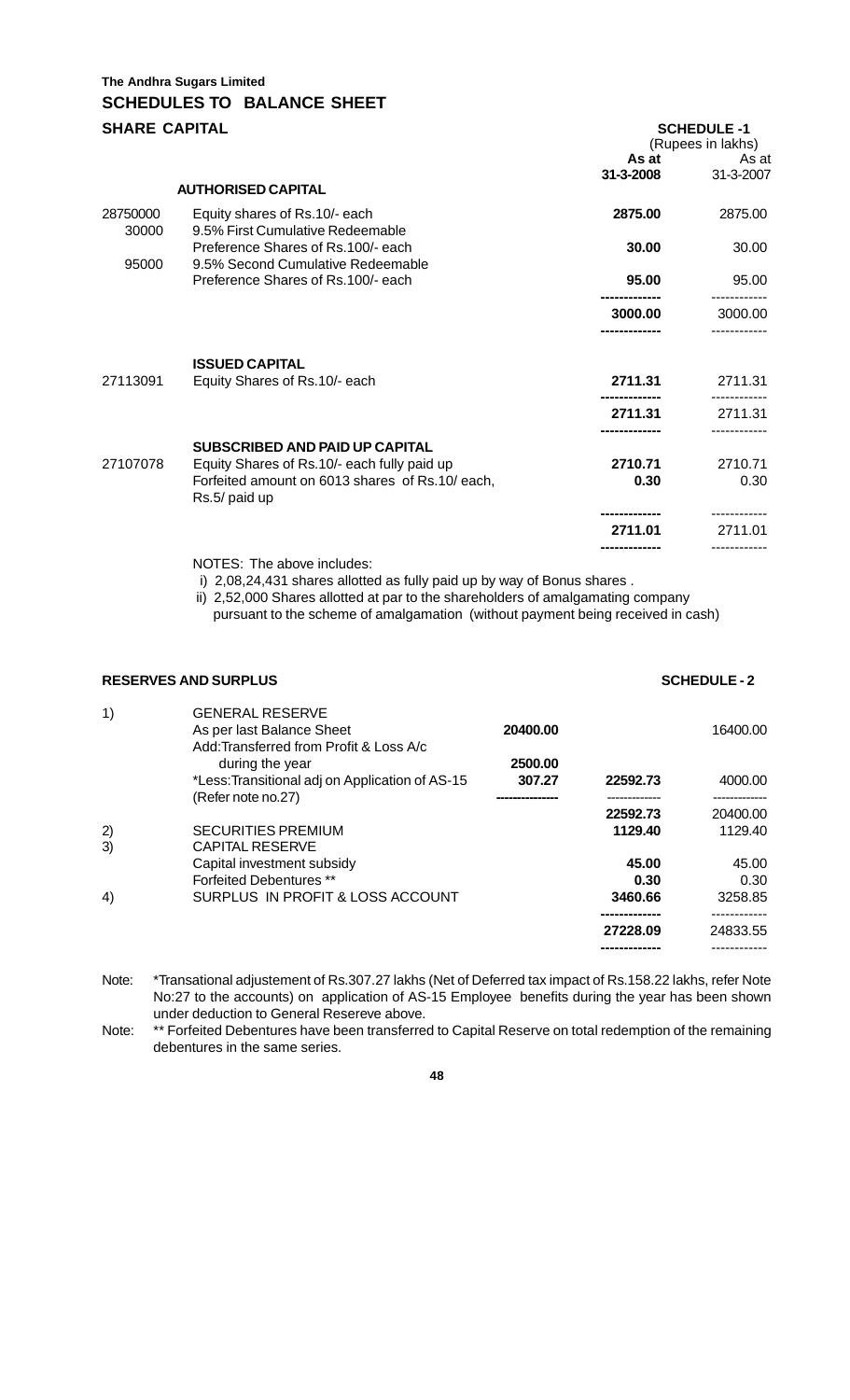**The Andhra Sugars Limited**

## SCHEDULES TO BALANCE SHEET

### SHARE CAPITAL

**SCHEDULE -1**

(Rupees in lakhs)

| | | As at 31-3-2008 | As at 31-3-2007 |
|---|---|---|---|
| | **AUTHORISED CAPITAL** | | |
| 28750000 | Equity shares of Rs.10/- each | **2875.00** | 2875.00 |
| 30000 | 9.5% First Cumulative Redeemable Preference Shares of Rs.100/- each | **30.00** | 30.00 |
| 95000 | 9.5% Second Cumulative Redeemable Preference Shares of Rs.100/- each | **95.00** | 95.00 |
| | | **3000.00** | 3000.00 |
| | **ISSUED CAPITAL** | | |
| 27113091 | Equity Shares of Rs.10/- each | **2711.31** | 2711.31 |
| | | **2711.31** | 2711.31 |
| | **SUBSCRIBED AND PAID UP CAPITAL** | | |
| 27107078 | Equity Shares of Rs.10/- each fully paid up | **2710.71** | 2710.71 |
| | Forfeited amount on 6013 shares of Rs.10/ each, Rs.5/ paid up | **0.30** | 0.30 |
| | | **2711.01** | 2711.01 |

NOTES: The above includes:

i) 2,08,24,431 shares allotted as fully paid up by way of Bonus shares .

ii) 2,52,000 Shares allotted at par to the shareholders of amalgamating company pursuant to the scheme of amalgamation (without payment being received in cash)

### RESERVES AND SURPLUS

**SCHEDULE - 2**

| | | | | |
|---|---|---|---|---|
| 1) | GENERAL RESERVE | | | |
| | As per last Balance Sheet | **20400.00** | | 16400.00 |
| | Add:Transferred from Profit & Loss A/c during the year | **2500.00** | | |
| | *Less:Transitional adj on Application of AS-15 (Refer note no.27) | **307.27** | **22592.73** | 4000.00 |
| | | | **22592.73** | 20400.00 |
| 2) | SECURITIES PREMIUM | | **1129.40** | 1129.40 |
| 3) | CAPITAL RESERVE | | | |
| | Capital investment subsidy | | **45.00** | 45.00 |
| | Forfeited Debentures ** | | **0.30** | 0.30 |
| 4) | SURPLUS IN PROFIT & LOSS ACCOUNT | | **3460.66** | 3258.85 |
| | | | **27228.09** | 24833.55 |

Note: *Transational adjustement of Rs.307.27 lakhs (Net of Deferred tax impact of Rs.158.22 lakhs, refer Note No:27 to the accounts) on application of AS-15 Employee benefits during the year has been shown under deduction to General Resereve above.

Note: ** Forfeited Debentures have been transferred to Capital Reserve on total redemption of the remaining debentures in the same series.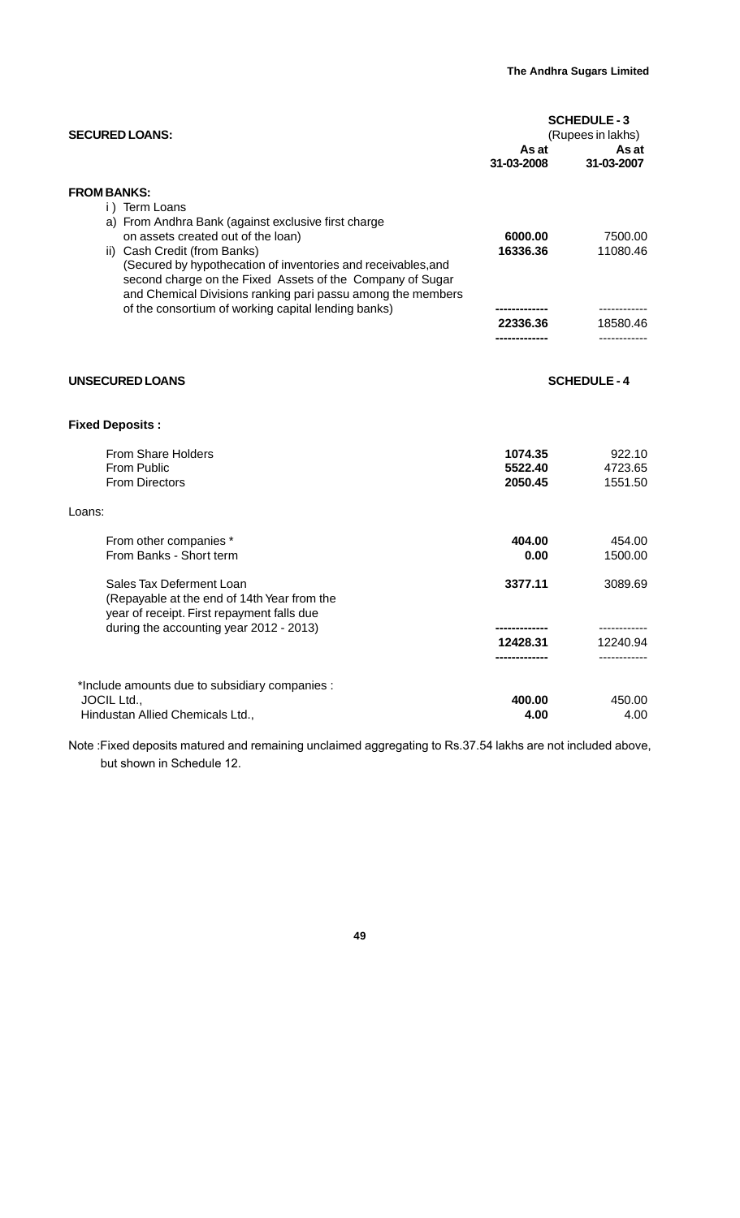## SECURED LOANS:

**SCHEDULE - 3**

(Rupees in lakhs)

| | As at 31-03-2008 | As at 31-03-2007 |
|---|---|---|
| **FROM BANKS:** | | |
| i ) Term Loans | | |
| a) From Andhra Bank (against exclusive first charge on assets created out of the loan) | **6000.00** | 7500.00 |
| ii) Cash Credit (from Banks) (Secured by hypothecation of inventories and receivables,and second charge on the Fixed Assets of the Company of Sugar and Chemical Divisions ranking pari passu among the members of the consortium of working capital lending banks) | **16336.36** | 11080.46 |
| | **22336.36** | 18580.46 |

## UNSECURED LOANS

**SCHEDULE - 4**

| | As at 31-03-2008 | As at 31-03-2007 |
|---|---|---|
| **Fixed Deposits :** | | |
| From Share Holders | **1074.35** | 922.10 |
| From Public | **5522.40** | 4723.65 |
| From Directors | **2050.45** | 1551.50 |
| Loans: | | |
| From other companies * | **404.00** | 454.00 |
| From Banks - Short term | **0.00** | 1500.00 |
| Sales Tax Deferment Loan (Repayable at the end of 14th Year from the year of receipt. First repayment falls due during the accounting year 2012 - 2013) | **3377.11** | 3089.69 |
| | **12428.31** | 12240.94 |
| *Include amounts due to subsidiary companies : | | |
| JOCIL Ltd., | **400.00** | 450.00 |
| Hindustan Allied Chemicals Ltd., | **4.00** | 4.00 |

Note :Fixed deposits matured and remaining unclaimed aggregating to Rs.37.54 lakhs are not included above, but shown in Schedule 12.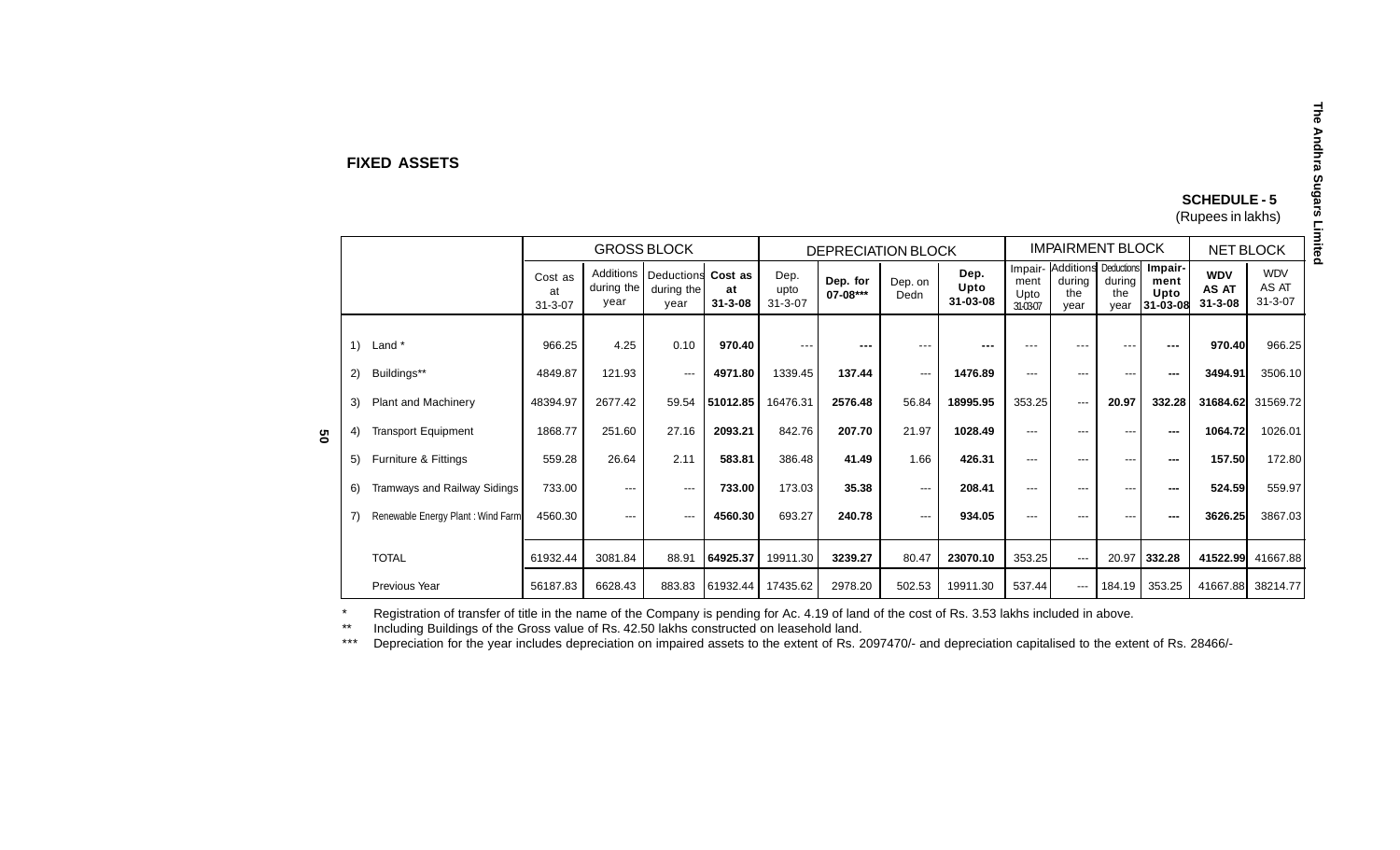## FIXED ASSETS

**SCHEDULE - 5**
(Rupees in lakhs)

| | | GROSS BLOCK | | | | DEPRECIATION BLOCK | | | | IMPAIRMENT BLOCK | | | | NET BLOCK | |
|---|---|---|---|---|---|---|---|---|---|---|---|---|---|---|---|
| | | Cost as at 31-3-07 | Additions during the year | Deductions during the year | **Cost as at 31-3-08** | Dep. upto 31-3-07 | **Dep. for 07-08*** ** | Dep. on Dedn | **Dep. Upto 31-03-08** | Impair-ment Upto 31-03-07 | Additions during the year | Deductions during the year | **Impair-ment Upto 31-03-08** | **WDV AS AT 31-3-08** | WDV AS AT 31-3-07 |
| 1) | Land * | 966.25 | 4.25 | 0.10 | **970.40** | --- | **---** | --- | **---** | --- | --- | --- | **---** | **970.40** | 966.25 |
| 2) | Buildings** | 4849.87 | 121.93 | --- | **4971.80** | 1339.45 | **137.44** | --- | **1476.89** | --- | --- | --- | **---** | **3494.91** | 3506.10 |
| 3) | Plant and Machinery | 48394.97 | 2677.42 | 59.54 | **51012.85** | 16476.31 | **2576.48** | 56.84 | **18995.95** | 353.25 | --- | **20.97** | **332.28** | **31684.62** | 31569.72 |
| 4) | Transport Equipment | 1868.77 | 251.60 | 27.16 | **2093.21** | 842.76 | **207.70** | 21.97 | **1028.49** | --- | --- | --- | **---** | **1064.72** | 1026.01 |
| 5) | Furniture & Fittings | 559.28 | 26.64 | 2.11 | **583.81** | 386.48 | **41.49** | 1.66 | **426.31** | --- | --- | --- | **---** | **157.50** | 172.80 |
| 6) | Tramways and Railway Sidings | 733.00 | --- | --- | **733.00** | 173.03 | **35.38** | --- | **208.41** | --- | --- | --- | **---** | **524.59** | 559.97 |
| 7) | Renewable Energy Plant : Wind Farm | 4560.30 | --- | --- | **4560.30** | 693.27 | **240.78** | --- | **934.05** | --- | --- | --- | **---** | **3626.25** | 3867.03 |
| | TOTAL | 61932.44 | 3081.84 | 88.91 | **64925.37** | 19911.30 | **3239.27** | 80.47 | **23070.10** | 353.25 | --- | 20.97 | **332.28** | **41522.99** | 41667.88 |
| | Previous Year | 56187.83 | 6628.43 | 883.83 | 61932.44 | 17435.62 | 2978.20 | 502.53 | 19911.30 | 537.44 | --- | 184.19 | 353.25 | 41667.88 | 38214.77 |

\* Registration of transfer of title in the name of the Company is pending for Ac. 4.19 of land of the cost of Rs. 3.53 lakhs included in above.

** Including Buildings of the Gross value of Rs. 42.50 lakhs constructed on leasehold land.

*** Depreciation for the year includes depreciation on impaired assets to the extent of Rs. 2097470/- and depreciation capitalised to the extent of Rs. 28466/-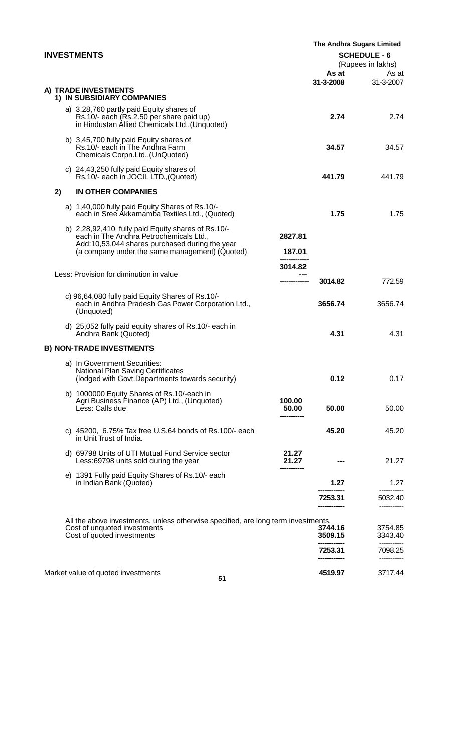**The Andhra Sugars Limited**

## INVESTMENTS

**SCHEDULE - 6**

(Rupees in lakhs)

| | | As at 31-3-2008 | As at 31-3-2007 |
|---|---|---|---|
| **A) TRADE INVESTMENTS** | | | |
| **1) IN SUBSIDIARY COMPANIES** | | | |
| a) 3,28,760 partly paid Equity shares of Rs.10/- each (Rs.2.50 per share paid up) in Hindustan Allied Chemicals Ltd.,(Unquoted) | | **2.74** | 2.74 |
| b) 3,45,700 fully paid Equity shares of Rs.10/- each in The Andhra Farm Chemicals Corpn.Ltd.,(UnQuoted) | | **34.57** | 34.57 |
| c) 24,43,250 fully paid Equity shares of Rs.10/- each in JOCIL LTD.,(Quoted) | | **441.79** | 441.79 |
| **2) IN OTHER COMPANIES** | | | |
| a) 1,40,000 fully paid Equity Shares of Rs.10/- each in Sree Akkamamba Textiles Ltd., (Quoted) | | **1.75** | 1.75 |
| b) 2,28,92,410 fully paid Equity shares of Rs.10/- each in The Andhra Petrochemicals Ltd., | **2827.81** | | |
| Add:10,53,044 shares purchased during the year (a company under the same management) (Quoted) | **187.01** | | |
| | **3014.82** | | |
| Less: Provision for diminution in value | --- | **3014.82** | 772.59 |
| c) 96,64,080 fully paid Equity Shares of Rs.10/- each in Andhra Pradesh Gas Power Corporation Ltd., (Unquoted) | | **3656.74** | 3656.74 |
| d) 25,052 fully paid equity shares of Rs.10/- each in Andhra Bank (Quoted) | | **4.31** | 4.31 |
| **B) NON-TRADE INVESTMENTS** | | | |
| a) In Government Securities: National Plan Saving Certificates (lodged with Govt.Departments towards security) | | **0.12** | 0.17 |
| b) 1000000 Equity Shares of Rs.10/-each in Agri Business Finance (AP) Ltd., (Unquoted) | **100.00** | | |
| Less: Calls due | **50.00** | **50.00** | 50.00 |
| c) 45200, 6.75% Tax free U.S.64 bonds of Rs.100/- each in Unit Trust of India. | | **45.20** | 45.20 |
| d) 69798 Units of UTI Mutual Fund Service sector | **21.27** | | |
| Less:69798 units sold during the year | **21.27** | **---** | 21.27 |
| e) 1391 Fully paid Equity Shares of Rs.10/- each in Indian Bank (Quoted) | | **1.27** | 1.27 |
| | | **7253.31** | 5032.40 |

All the above investments, unless otherwise specified, are long term investments.

| | As at 31-3-2008 | As at 31-3-2007 |
|---|---|---|
| Cost of unquoted investments | **3744.16** | 3754.85 |
| Cost of quoted investments | **3509.15** | 3343.40 |
| | **7253.31** | 7098.25 |
| Market value of quoted investments | **4519.97** | 3717.44 |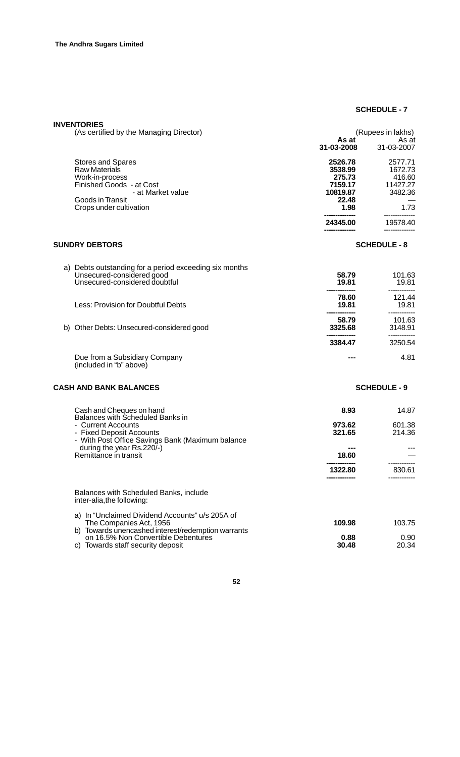## SCHEDULE - 7

### INVENTORIES

(As certified by the Managing Director)

(Rupees in lakhs)

| | As at 31-03-2008 | As at 31-03-2007 |
|---|---|---|
| Stores and Spares | **2526.78** | 2577.71 |
| Raw Materials | **3538.99** | 1672.73 |
| Work-in-process | **275.73** | 416.60 |
| Finished Goods - at Cost | **7159.17** | 11427.27 |
| - at Market value | **10819.87** | 3482.36 |
| Goods in Transit | **22.48** | — |
| Crops under cultivation | **1.98** | 1.73 |
| | **24345.00** | 19578.40 |

### SUNDRY DEBTORS

## SCHEDULE - 8

| | | |
|---|---|---|
| a) Debts outstanding for a period exceeding six months | | |
| Unsecured-considered good | **58.79** | 101.63 |
| Unsecured-considered doubtful | **19.81** | 19.81 |
| | **78.60** | 121.44 |
| Less: Provision for Doubtful Debts | **19.81** | 19.81 |
| | **58.79** | 101.63 |
| b) Other Debts: Unsecured-considered good | **3325.68** | 3148.91 |
| | **3384.47** | 3250.54 |
| Due from a Subsidiary Company (included in "b" above) | **---** | 4.81 |

### CASH AND BANK BALANCES

## SCHEDULE - 9

| | | |
|---|---|---|
| Cash and Cheques on hand | **8.93** | 14.87 |
| Balances with Scheduled Banks in | | |
| - Current Accounts | **973.62** | 601.38 |
| - Fixed Deposit Accounts | **321.65** | 214.36 |
| - With Post Office Savings Bank (Maximum balance during the year Rs.220/-) | **---** | --- |
| Remittance in transit | **18.60** | — |
| | **1322.80** | 830.61 |

Balances with Scheduled Banks, include inter-alia,the following:

| | | |
|---|---|---|
| a) In "Unclaimed Dividend Accounts" u/s 205A of The Companies Act, 1956 | **109.98** | 103.75 |
| b) Towards unencashed interest/redemption warrants on 16.5% Non Convertible Debentures | **0.88** | 0.90 |
| c) Towards staff security deposit | **30.48** | 20.34 |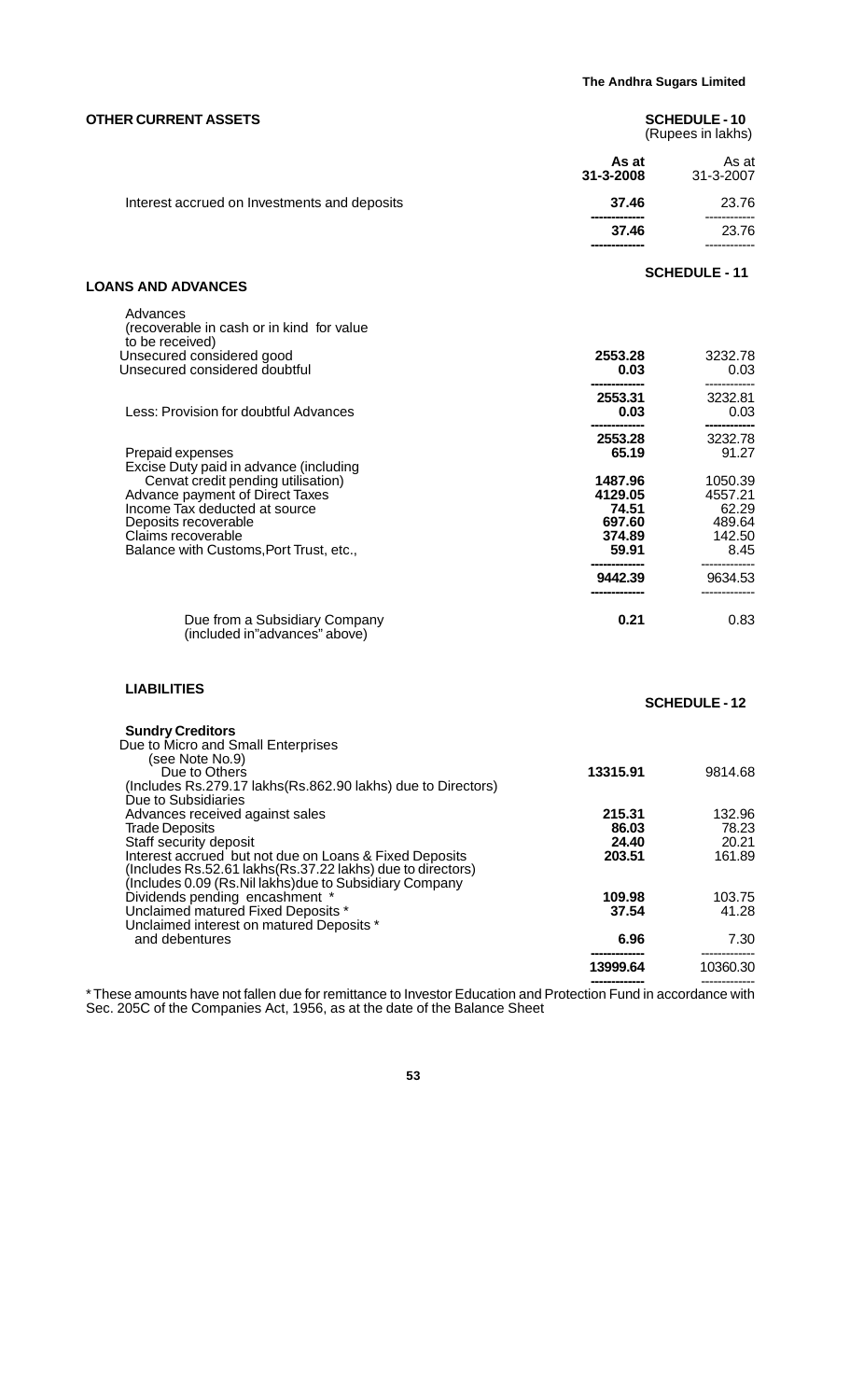## OTHER CURRENT ASSETS

**SCHEDULE - 10**
(Rupees in lakhs)

| | As at 31-3-2008 | As at 31-3-2007 |
|---|---|---|
| Interest accrued on Investments and deposits | **37.46** | 23.76 |
| | **37.46** | 23.76 |

## LOANS AND ADVANCES

**SCHEDULE - 11**

| | | |
|---|---|---|
| Advances (recoverable in cash or in kind for value to be received) | | |
| Unsecured considered good | **2553.28** | 3232.78 |
| Unsecured considered doubtful | **0.03** | 0.03 |
| | **2553.31** | 3232.81 |
| Less: Provision for doubtful Advances | **0.03** | 0.03 |
| | **2553.28** | 3232.78 |
| Prepaid expenses | **65.19** | 91.27 |
| Excise Duty paid in advance (including Cenvat credit pending utilisation) | **1487.96** | 1050.39 |
| Advance payment of Direct Taxes | **4129.05** | 4557.21 |
| Income Tax deducted at source | **74.51** | 62.29 |
| Deposits recoverable | **697.60** | 489.64 |
| Claims recoverable | **374.89** | 142.50 |
| Balance with Customs,Port Trust, etc., | **59.91** | 8.45 |
| | **9442.39** | 9634.53 |
| Due from a Subsidiary Company (included in"advances" above) | **0.21** | 0.83 |

## LIABILITIES

**SCHEDULE - 12**

| | | |
|---|---|---|
| **Sundry Creditors** | | |
| Due to Micro and Small Enterprises (see Note No.9) | | |
| Due to Others | **13315.91** | 9814.68 |
| (Includes Rs.279.17 lakhs(Rs.862.90 lakhs) due to Directors) | | |
| Due to Subsidiaries | | |
| Advances received against sales | **215.31** | 132.96 |
| Trade Deposits | **86.03** | 78.23 |
| Staff security deposit | **24.40** | 20.21 |
| Interest accrued but not due on Loans & Fixed Deposits | **203.51** | 161.89 |
| (Includes Rs.52.61 lakhs(Rs.37.22 lakhs) due to directors) | | |
| (Includes 0.09 (Rs.Nil lakhs)due to Subsidiary Company | | |
| Dividends pending encashment * | **109.98** | 103.75 |
| Unclaimed matured Fixed Deposits * | **37.54** | 41.28 |
| Unclaimed interest on matured Deposits * and debentures | **6.96** | 7.30 |
| | **13999.64** | 10360.30 |

* These amounts have not fallen due for remittance to Investor Education and Protection Fund in accordance with Sec. 205C of the Companies Act, 1956, as at the date of the Balance Sheet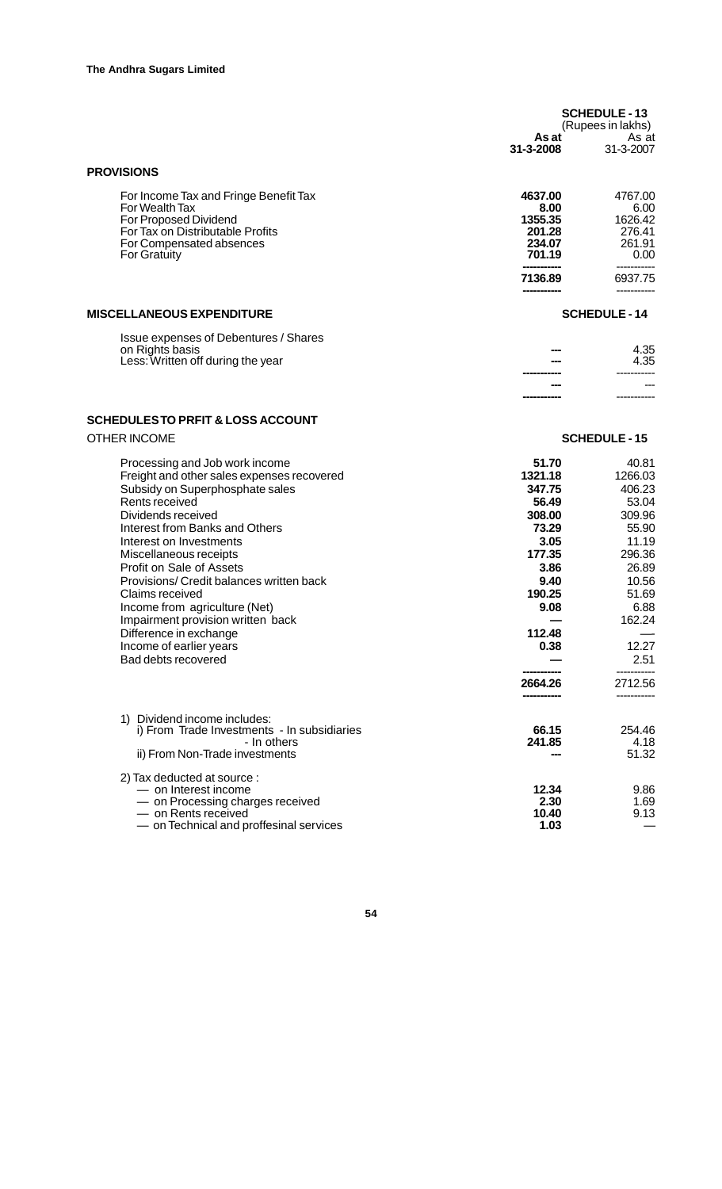**SCHEDULE - 13**

(Rupees in lakhs)

| | As at 31-3-2008 | As at 31-3-2007 |
|---|---|---|
| **PROVISIONS** | | |
| For Income Tax and Fringe Benefit Tax | **4637.00** | 4767.00 |
| For Wealth Tax | **8.00** | 6.00 |
| For Proposed Dividend | **1355.35** | 1626.42 |
| For Tax on Distributable Profits | **201.28** | 276.41 |
| For Compensated absences | **234.07** | 261.91 |
| For Gratuity | **701.19** | 0.00 |
| | **7136.89** | 6937.75 |

**MISCELLANEOUS EXPENDITURE** — **SCHEDULE - 14**

| | | |
|---|---|---|
| Issue expenses of Debentures / Shares on Rights basis | --- | 4.35 |
| Less: Written off during the year | --- | 4.35 |
| | --- | --- |

**SCHEDULES TO PRFIT & LOSS ACCOUNT**

OTHER INCOME — **SCHEDULE - 15**

| | | |
|---|---|---|
| Processing and Job work income | **51.70** | 40.81 |
| Freight and other sales expenses recovered | **1321.18** | 1266.03 |
| Subsidy on Superphosphate sales | **347.75** | 406.23 |
| Rents received | **56.49** | 53.04 |
| Dividends received | **308.00** | 309.96 |
| Interest from Banks and Others | **73.29** | 55.90 |
| Interest on Investments | **3.05** | 11.19 |
| Miscellaneous receipts | **177.35** | 296.36 |
| Profit on Sale of Assets | **3.86** | 26.89 |
| Provisions/ Credit balances written back | **9.40** | 10.56 |
| Claims received | **190.25** | 51.69 |
| Income from agriculture (Net) | **9.08** | 6.88 |
| Impairment provision written back | — | 162.24 |
| Difference in exchange | **112.48** | — |
| Income of earlier years | **0.38** | 12.27 |
| Bad debts recovered | — | 2.51 |
| | **2664.26** | 2712.56 |

| | | |
|---|---|---|
| 1) Dividend income includes: | | |
| i) From Trade Investments - In subsidiaries | **66.15** | 254.46 |
| - In others | **241.85** | 4.18 |
| ii) From Non-Trade investments | --- | 51.32 |
| 2) Tax deducted at source : | | |
| — on Interest income | **12.34** | 9.86 |
| — on Processing charges received | **2.30** | 1.69 |
| — on Rents received | **10.40** | 9.13 |
| — on Technical and proffesinal services | **1.03** | — |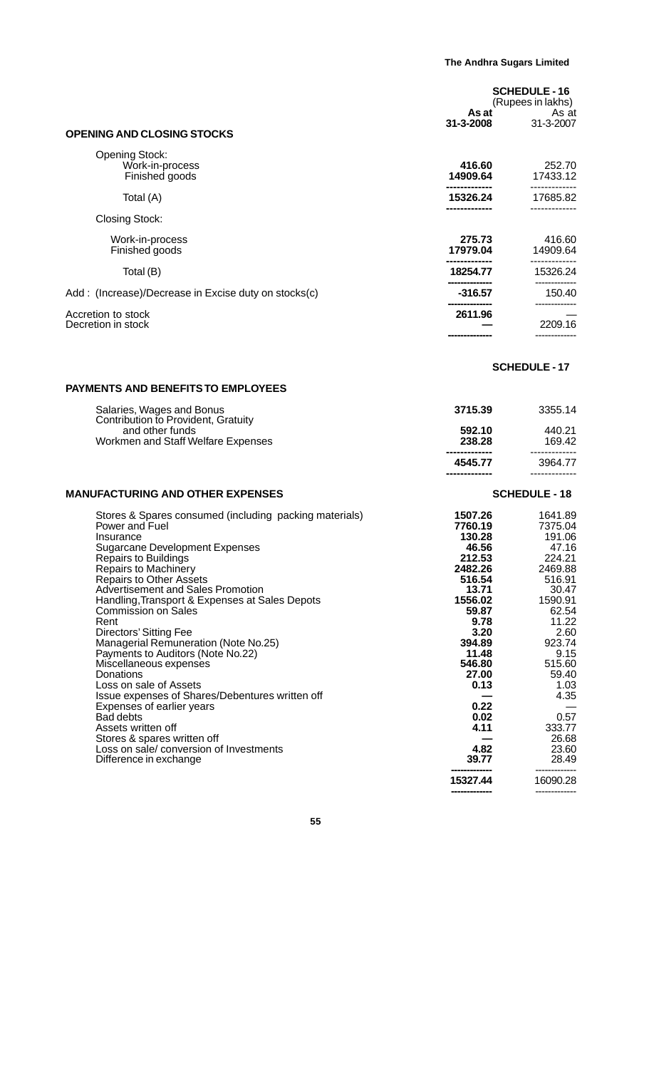## SCHEDULE - 16

(Rupees in lakhs)

| OPENING AND CLOSING STOCKS | As at 31-3-2008 | As at 31-3-2007 |
|---|---|---|
| Opening Stock: | | |
| Work-in-process | **416.60** | 252.70 |
| Finished goods | **14909.64** | 17433.12 |
| Total (A) | **15326.24** | 17685.82 |
| Closing Stock: | | |
| Work-in-process | **275.73** | 416.60 |
| Finished goods | **17979.04** | 14909.64 |
| Total (B) | **18254.77** | 15326.24 |
| Add : (Increase)/Decrease in Excise duty on stocks(c) | **-316.57** | 150.40 |
| Accretion to stock | **2611.96** | — |
| Decretion in stock | **—** | 2209.16 |

## SCHEDULE - 17

| PAYMENTS AND BENEFITS TO EMPLOYEES | | |
|---|---|---|
| Salaries, Wages and Bonus | **3715.39** | 3355.14 |
| Contribution to Provident, Gratuity and other funds | **592.10** | 440.21 |
| Workmen and Staff Welfare Expenses | **238.28** | 169.42 |
| | **4545.77** | 3964.77 |

## SCHEDULE - 18

| MANUFACTURING AND OTHER EXPENSES | | |
|---|---|---|
| Stores & Spares consumed (including packing materials) | **1507.26** | 1641.89 |
| Power and Fuel | **7760.19** | 7375.04 |
| Insurance | **130.28** | 191.06 |
| Sugarcane Development Expenses | **46.56** | 47.16 |
| Repairs to Buildings | **212.53** | 224.21 |
| Repairs to Machinery | **2482.26** | 2469.88 |
| Repairs to Other Assets | **516.54** | 516.91 |
| Advertisement and Sales Promotion | **13.71** | 30.47 |
| Handling,Transport & Expenses at Sales Depots | **1556.02** | 1590.91 |
| Commission on Sales | **59.87** | 62.54 |
| Rent | **9.78** | 11.22 |
| Directors' Sitting Fee | **3.20** | 2.60 |
| Managerial Remuneration (Note No.25) | **394.89** | 923.74 |
| Payments to Auditors (Note No.22) | **11.48** | 9.15 |
| Miscellaneous expenses | **546.80** | 515.60 |
| Donations | **27.00** | 59.40 |
| Loss on sale of Assets | **0.13** | 1.03 |
| Issue expenses of Shares/Debentures written off | **—** | 4.35 |
| Expenses of earlier years | **0.22** | — |
| Bad debts | **0.02** | 0.57 |
| Assets written off | **4.11** | 333.77 |
| Stores & spares written off | **—** | 26.68 |
| Loss on sale/ conversion of Investments | **4.82** | 23.60 |
| Difference in exchange | **39.77** | 28.49 |
| | **15327.44** | 16090.28 |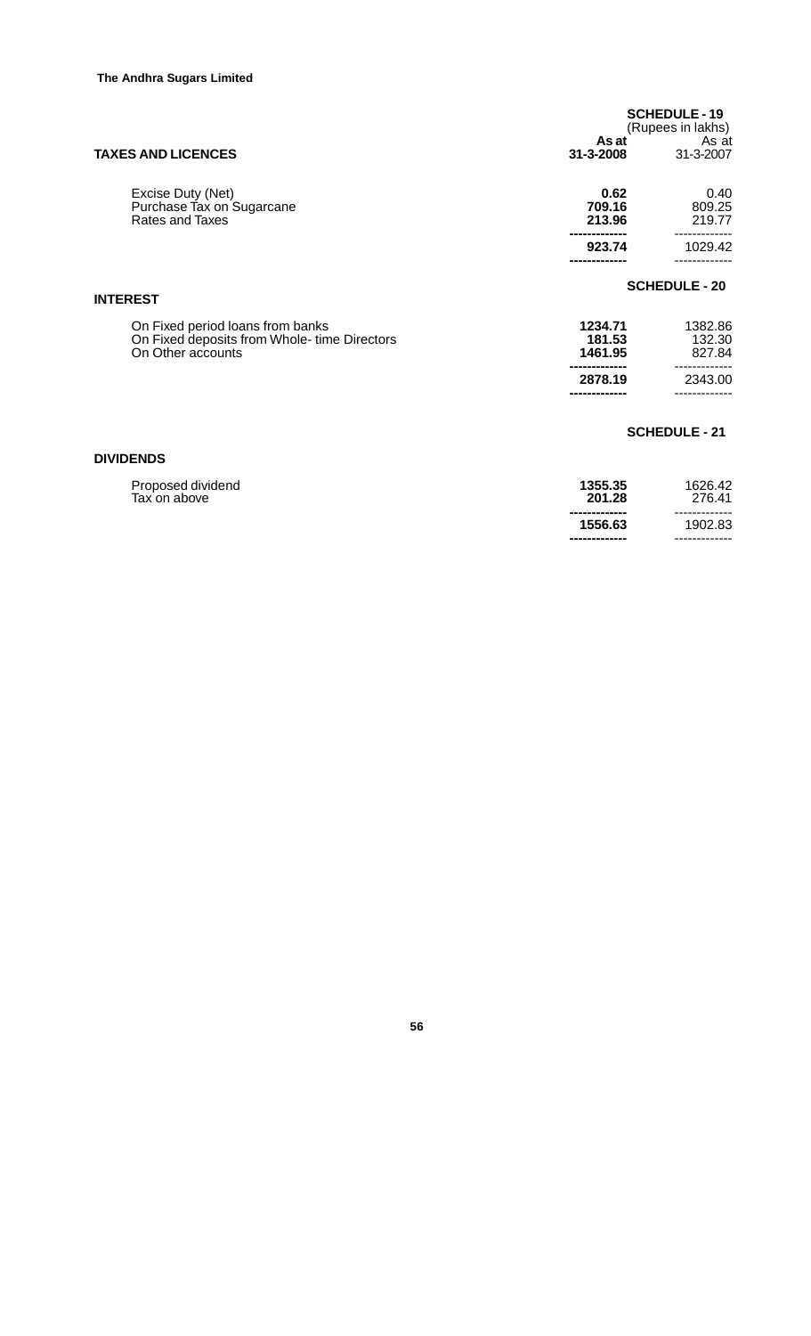The Andhra Sugars Limited

## SCHEDULE - 19

(Rupees in lakhs)

| TAXES AND LICENCES | As at 31-3-2008 | As at 31-3-2007 |
|---|---|---|
| Excise Duty (Net) | **0.62** | 0.40 |
| Purchase Tax on Sugarcane | **709.16** | 809.25 |
| Rates and Taxes | **213.96** | 219.77 |
| | **923.74** | 1029.42 |

## SCHEDULE - 20

| INTEREST | | |
|---|---|---|
| On Fixed period loans from banks | **1234.71** | 1382.86 |
| On Fixed deposits from Whole- time Directors | **181.53** | 132.30 |
| On Other accounts | **1461.95** | 827.84 |
| | **2878.19** | 2343.00 |

## SCHEDULE - 21

| DIVIDENDS | | |
|---|---|---|
| Proposed dividend | **1355.35** | 1626.42 |
| Tax on above | **201.28** | 276.41 |
| | **1556.63** | 1902.83 |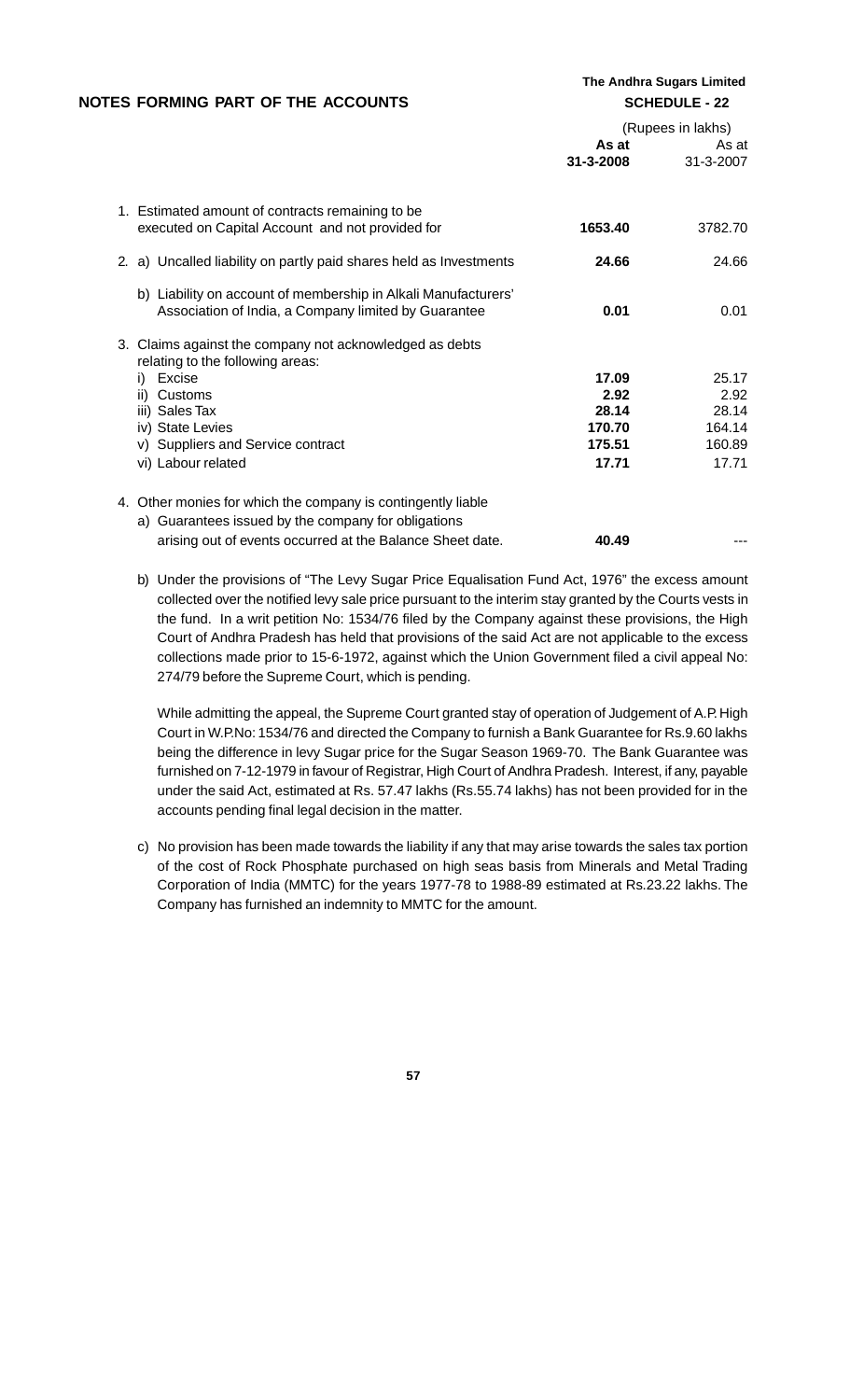**The Andhra Sugars Limited**

## NOTES FORMING PART OF THE ACCOUNTS

**SCHEDULE - 22**

| | (Rupees in lakhs) | |
|---|---|---|
| | **As at 31-3-2008** | As at 31-3-2007 |
| 1. Estimated amount of contracts remaining to be executed on Capital Account and not provided for | **1653.40** | 3782.70 |
| 2. a) Uncalled liability on partly paid shares held as Investments | **24.66** | 24.66 |
| b) Liability on account of membership in Alkali Manufacturers' Association of India, a Company limited by Guarantee | **0.01** | 0.01 |
| 3. Claims against the company not acknowledged as debts relating to the following areas: | | |
| i) Excise | **17.09** | 25.17 |
| ii) Customs | **2.92** | 2.92 |
| iii) Sales Tax | **28.14** | 28.14 |
| iv) State Levies | **170.70** | 164.14 |
| v) Suppliers and Service contract | **175.51** | 160.89 |
| vi) Labour related | **17.71** | 17.71 |
| 4. Other monies for which the company is contingently liable | | |
| a) Guarantees issued by the company for obligations arising out of events occurred at the Balance Sheet date. | **40.49** | --- |

b) Under the provisions of "The Levy Sugar Price Equalisation Fund Act, 1976" the excess amount collected over the notified levy sale price pursuant to the interim stay granted by the Courts vests in the fund. In a writ petition No: 1534/76 filed by the Company against these provisions, the High Court of Andhra Pradesh has held that provisions of the said Act are not applicable to the excess collections made prior to 15-6-1972, against which the Union Government filed a civil appeal No: 274/79 before the Supreme Court, which is pending.

While admitting the appeal, the Supreme Court granted stay of operation of Judgement of A.P. High Court in W.P.No: 1534/76 and directed the Company to furnish a Bank Guarantee for Rs.9.60 lakhs being the difference in levy Sugar price for the Sugar Season 1969-70. The Bank Guarantee was furnished on 7-12-1979 in favour of Registrar, High Court of Andhra Pradesh. Interest, if any, payable under the said Act, estimated at Rs. 57.47 lakhs (Rs.55.74 lakhs) has not been provided for in the accounts pending final legal decision in the matter.

c) No provision has been made towards the liability if any that may arise towards the sales tax portion of the cost of Rock Phosphate purchased on high seas basis from Minerals and Metal Trading Corporation of India (MMTC) for the years 1977-78 to 1988-89 estimated at Rs.23.22 lakhs. The Company has furnished an indemnity to MMTC for the amount.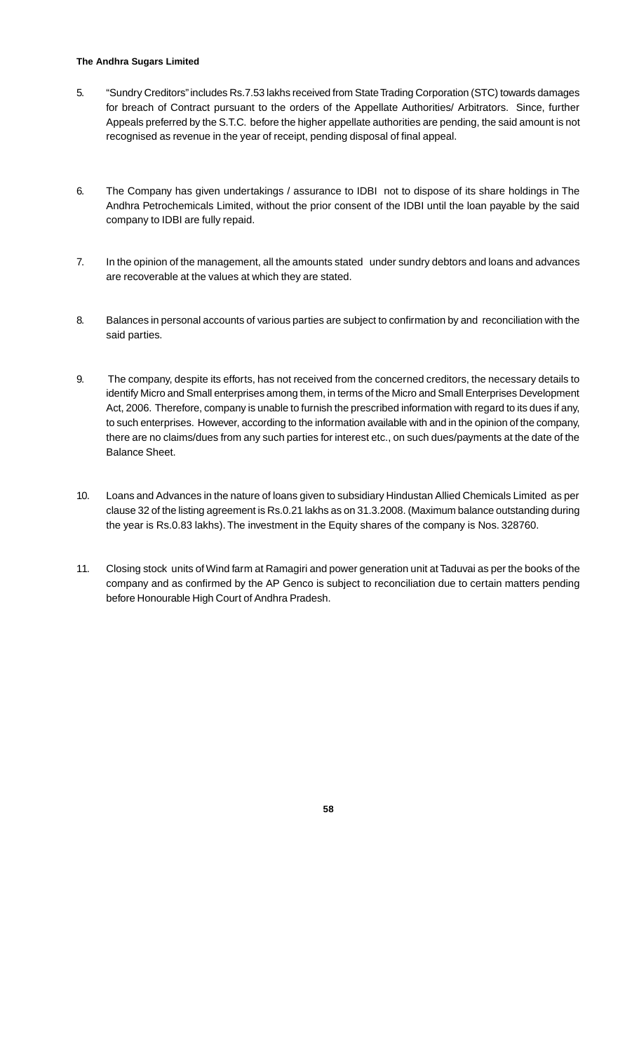5. "Sundry Creditors" includes Rs.7.53 lakhs received from State Trading Corporation (STC) towards damages for breach of Contract pursuant to the orders of the Appellate Authorities/ Arbitrators. Since, further Appeals preferred by the S.T.C. before the higher appellate authorities are pending, the said amount is not recognised as revenue in the year of receipt, pending disposal of final appeal.

6. The Company has given undertakings / assurance to IDBI not to dispose of its share holdings in The Andhra Petrochemicals Limited, without the prior consent of the IDBI until the loan payable by the said company to IDBI are fully repaid.

7. In the opinion of the management, all the amounts stated under sundry debtors and loans and advances are recoverable at the values at which they are stated.

8. Balances in personal accounts of various parties are subject to confirmation by and reconciliation with the said parties.

9. The company, despite its efforts, has not received from the concerned creditors, the necessary details to identify Micro and Small enterprises among them, in terms of the Micro and Small Enterprises Development Act, 2006. Therefore, company is unable to furnish the prescribed information with regard to its dues if any, to such enterprises. However, according to the information available with and in the opinion of the company, there are no claims/dues from any such parties for interest etc., on such dues/payments at the date of the Balance Sheet.

10. Loans and Advances in the nature of loans given to subsidiary Hindustan Allied Chemicals Limited as per clause 32 of the listing agreement is Rs.0.21 lakhs as on 31.3.2008. (Maximum balance outstanding during the year is Rs.0.83 lakhs). The investment in the Equity shares of the company is Nos. 328760.

11. Closing stock units of Wind farm at Ramagiri and power generation unit at Taduvai as per the books of the company and as confirmed by the AP Genco is subject to reconciliation due to certain matters pending before Honourable High Court of Andhra Pradesh.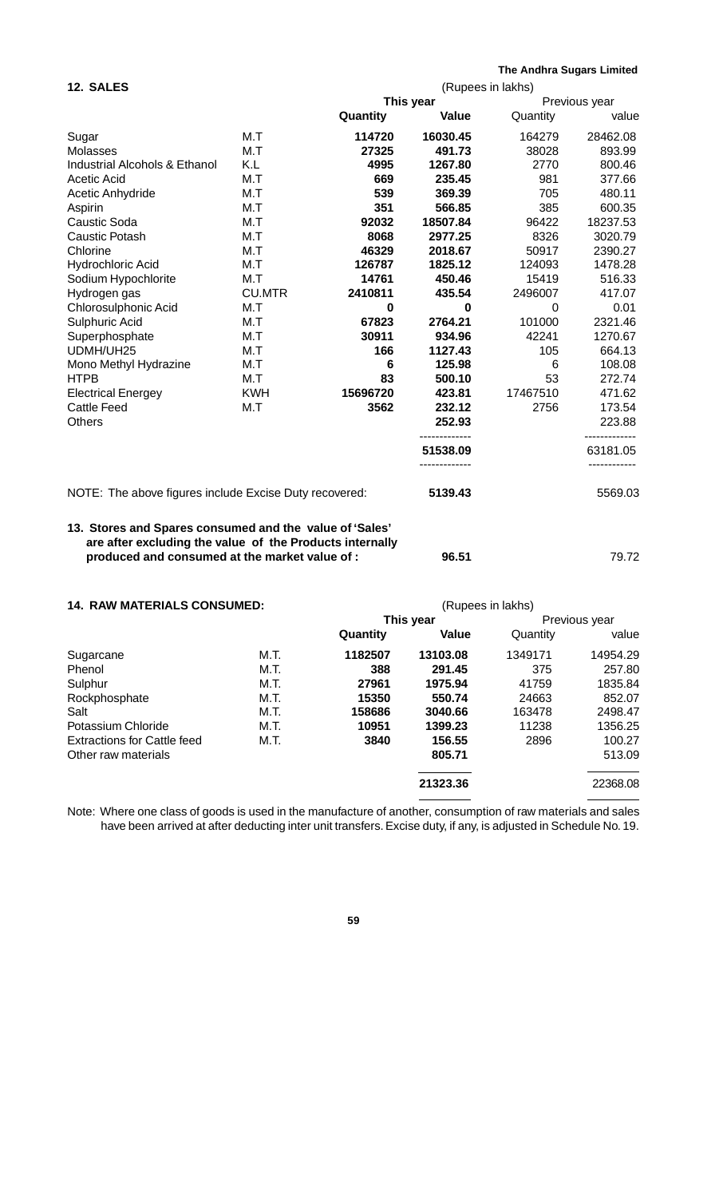## 12. SALES

(Rupees in lakhs)

| | | This year | | Previous year | |
|---|---|---|---|---|---|
| | | **Quantity** | **Value** | Quantity | value |
| Sugar | M.T | **114720** | **16030.45** | 164279 | 28462.08 |
| Molasses | M.T | **27325** | **491.73** | 38028 | 893.99 |
| Industrial Alcohols & Ethanol | K.L | **4995** | **1267.80** | 2770 | 800.46 |
| Acetic Acid | M.T | **669** | **235.45** | 981 | 377.66 |
| Acetic Anhydride | M.T | **539** | **369.39** | 705 | 480.11 |
| Aspirin | M.T | **351** | **566.85** | 385 | 600.35 |
| Caustic Soda | M.T | **92032** | **18507.84** | 96422 | 18237.53 |
| Caustic Potash | M.T | **8068** | **2977.25** | 8326 | 3020.79 |
| Chlorine | M.T | **46329** | **2018.67** | 50917 | 2390.27 |
| Hydrochloric Acid | M.T | **126787** | **1825.12** | 124093 | 1478.28 |
| Sodium Hypochlorite | M.T | **14761** | **450.46** | 15419 | 516.33 |
| Hydrogen gas | CU.MTR | **2410811** | **435.54** | 2496007 | 417.07 |
| Chlorosulphonic Acid | M.T | **0** | **0** | 0 | 0.01 |
| Sulphuric Acid | M.T | **67823** | **2764.21** | 101000 | 2321.46 |
| Superphosphate | M.T | **30911** | **934.96** | 42241 | 1270.67 |
| UDMH/UH25 | M.T | **166** | **1127.43** | 105 | 664.13 |
| Mono Methyl Hydrazine | M.T | **6** | **125.98** | 6 | 108.08 |
| HTPB | M.T | **83** | **500.10** | 53 | 272.74 |
| Electrical Energey | KWH | **15696720** | **423.81** | 17467510 | 471.62 |
| Cattle Feed | M.T | **3562** | **232.12** | 2756 | 173.54 |
| Others | | | **252.93** | | 223.88 |
| | | | **51538.09** | | 63181.05 |

NOTE: The above figures include Excise Duty recovered: **5139.43** 5569.03

**13. Stores and Spares consumed and the value of 'Sales' are after excluding the value of the Products internally produced and consumed at the market value of :** **96.51** 79.72

## 14. RAW MATERIALS CONSUMED:

(Rupees in lakhs)

| | | This year | | Previous year | |
|---|---|---|---|---|---|
| | | **Quantity** | **Value** | Quantity | value |
| Sugarcane | M.T. | **1182507** | **13103.08** | 1349171 | 14954.29 |
| Phenol | M.T. | **388** | **291.45** | 375 | 257.80 |
| Sulphur | M.T. | **27961** | **1975.94** | 41759 | 1835.84 |
| Rockphosphate | M.T. | **15350** | **550.74** | 24663 | 852.07 |
| Salt | M.T. | **158686** | **3040.66** | 163478 | 2498.47 |
| Potassium Chloride | M.T. | **10951** | **1399.23** | 11238 | 1356.25 |
| Extractions for Cattle feed | M.T. | **3840** | **156.55** | 2896 | 100.27 |
| Other raw materials | | | **805.71** | | 513.09 |
| | | | **21323.36** | | 22368.08 |

Note: Where one class of goods is used in the manufacture of another, consumption of raw materials and sales have been arrived at after deducting inter unit transfers. Excise duty, if any, is adjusted in Schedule No. 19.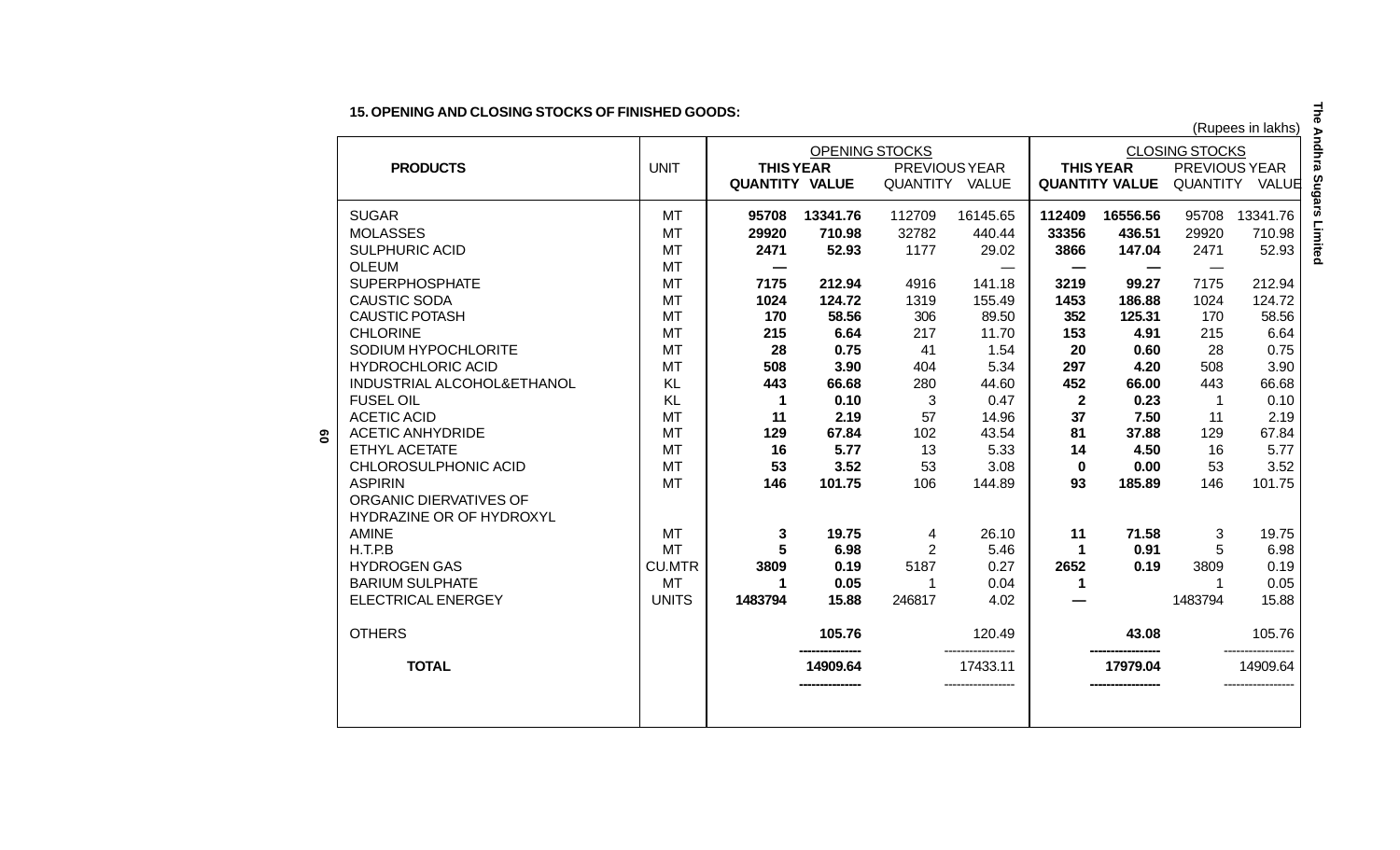## 15. OPENING AND CLOSING STOCKS OF FINISHED GOODS:

(Rupees in lakhs)

| PRODUCTS | UNIT | OPENING STOCKS | | | | CLOSING STOCKS | | | |
|---|---|---|---|---|---|---|---|---|---|
| | | THIS YEAR | | PREVIOUS YEAR | | THIS YEAR | | PREVIOUS YEAR | |
| | | QUANTITY | VALUE | QUANTITY | VALUE | QUANTITY | VALUE | QUANTITY | VALUE |
| SUGAR | MT | **95708** | **13341.76** | 112709 | 16145.65 | **112409** | **16556.56** | 95708 | 13341.76 |
| MOLASSES | MT | **29920** | **710.98** | 32782 | 440.44 | **33356** | **436.51** | 29920 | 710.98 |
| SULPHURIC ACID | MT | **2471** | **52.93** | 1177 | 29.02 | **3866** | **147.04** | 2471 | 52.93 |
| OLEUM | MT | **—** | | | — | **—** | **—** | — | |
| SUPERPHOSPHATE | MT | **7175** | **212.94** | 4916 | 141.18 | **3219** | **99.27** | 7175 | 212.94 |
| CAUSTIC SODA | MT | **1024** | **124.72** | 1319 | 155.49 | **1453** | **186.88** | 1024 | 124.72 |
| CAUSTIC POTASH | MT | **170** | **58.56** | 306 | 89.50 | **352** | **125.31** | 170 | 58.56 |
| CHLORINE | MT | **215** | **6.64** | 217 | 11.70 | **153** | **4.91** | 215 | 6.64 |
| SODIUM HYPOCHLORITE | MT | **28** | **0.75** | 41 | 1.54 | **20** | **0.60** | 28 | 0.75 |
| HYDROCHLORIC ACID | MT | **508** | **3.90** | 404 | 5.34 | **297** | **4.20** | 508 | 3.90 |
| INDUSTRIAL ALCOHOL&ETHANOL | KL | **443** | **66.68** | 280 | 44.60 | **452** | **66.00** | 443 | 66.68 |
| FUSEL OIL | KL | **1** | **0.10** | 3 | 0.47 | **2** | **0.23** | 1 | 0.10 |
| ACETIC ACID | MT | **11** | **2.19** | 57 | 14.96 | **37** | **7.50** | 11 | 2.19 |
| ACETIC ANHYDRIDE | MT | **129** | **67.84** | 102 | 43.54 | **81** | **37.88** | 129 | 67.84 |
| ETHYL ACETATE | MT | **16** | **5.77** | 13 | 5.33 | **14** | **4.50** | 16 | 5.77 |
| CHLOROSULPHONIC ACID | MT | **53** | **3.52** | 53 | 3.08 | **0** | **0.00** | 53 | 3.52 |
| ASPIRIN | MT | **146** | **101.75** | 106 | 144.89 | **93** | **185.89** | 146 | 101.75 |
| ORGANIC DIERVATIVES OF HYDRAZINE OR OF HYDROXYL AMINE | MT | **3** | **19.75** | 4 | 26.10 | **11** | **71.58** | 3 | 19.75 |
| H.T.P.B | MT | **5** | **6.98** | 2 | 5.46 | **1** | **0.91** | 5 | 6.98 |
| HYDROGEN GAS | CU.MTR | **3809** | **0.19** | 5187 | 0.27 | **2652** | **0.19** | 3809 | 0.19 |
| BARIUM SULPHATE | MT | **1** | **0.05** | 1 | 0.04 | **1** | | 1 | 0.05 |
| ELECTRICAL ENERGEY | UNITS | **1483794** | **15.88** | 246817 | 4.02 | **—** | | 1483794 | 15.88 |
| OTHERS | | | **105.76** | | 120.49 | | **43.08** | | 105.76 |
| **TOTAL** | | | **14909.64** | | 17433.11 | | **17979.04** | | 14909.64 |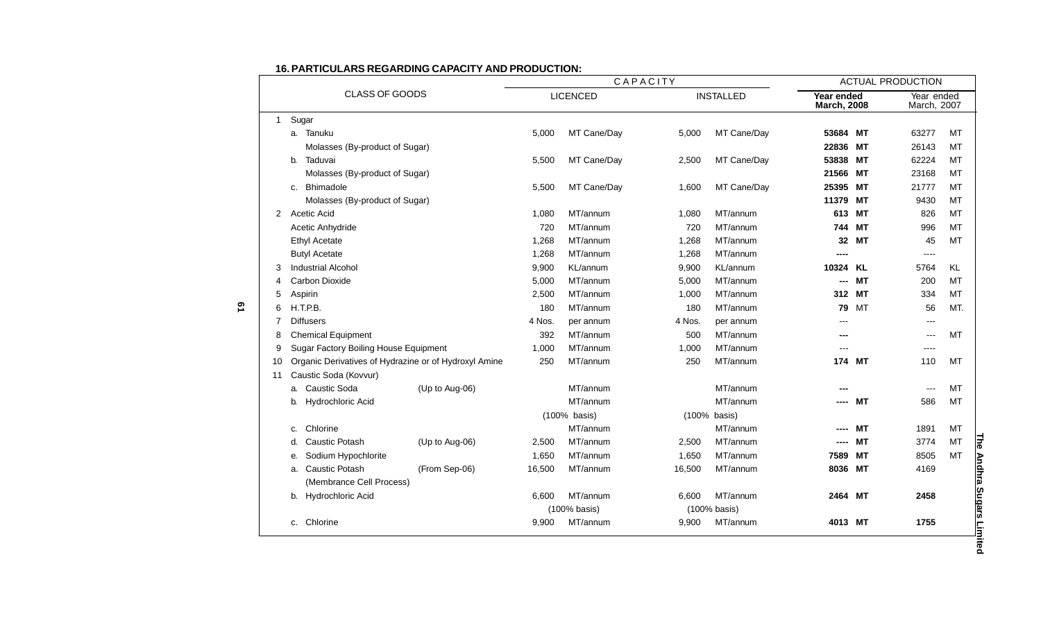## 16. PARTICULARS REGARDING CAPACITY AND PRODUCTION:

| | CLASS OF GOODS | | CAPACITY | | | | ACTUAL PRODUCTION | | | |
|---|---|---|---|---|---|---|---|---|---|---|
| | | | LICENCED | | INSTALLED | | Year ended March, 2008 | | Year ended March, 2007 | |
| 1 | Sugar | | | | | | | | | |
| | a. Tanuku | | 5,000 | MT Cane/Day | 5,000 | MT Cane/Day | **53684** | **MT** | 63277 | MT |
| | Molasses (By-product of Sugar) | | | | | | **22836** | **MT** | 26143 | MT |
| | b. Taduvai | | 5,500 | MT Cane/Day | 2,500 | MT Cane/Day | **53838** | **MT** | 62224 | MT |
| | Molasses (By-product of Sugar) | | | | | | **21566** | **MT** | 23168 | MT |
| | c. Bhimadole | | 5,500 | MT Cane/Day | 1,600 | MT Cane/Day | **25395** | **MT** | 21777 | MT |
| | Molasses (By-product of Sugar) | | | | | | **11379** | **MT** | 9430 | MT |
| 2 | Acetic Acid | | 1,080 | MT/annum | 1,080 | MT/annum | **613** | **MT** | 826 | MT |
| | Acetic Anhydride | | 720 | MT/annum | 720 | MT/annum | **744** | **MT** | 996 | MT |
| | Ethyl Acetate | | 1,268 | MT/annum | 1,268 | MT/annum | **32** | **MT** | 45 | MT |
| | Butyl Acetate | | 1,268 | MT/annum | 1,268 | MT/annum | **----** | | ---- | |
| 3 | Industrial Alcohol | | 9,900 | KL/annum | 9,900 | KL/annum | **10324** | **KL** | 5764 | KL |
| 4 | Carbon Dioxide | | 5,000 | MT/annum | 5,000 | MT/annum | **---** | **MT** | 200 | MT |
| 5 | Aspirin | | 2,500 | MT/annum | 1,000 | MT/annum | **312** | **MT** | 334 | MT |
| 6 | H.T.P.B. | | 180 | MT/annum | 180 | MT/annum | **79** | MT | 56 | MT. |
| 7 | Diffusers | | 4 Nos. | per annum | 4 Nos. | per annum | --- | | --- | |
| 8 | Chemical Equipment | | 392 | MT/annum | 500 | MT/annum | **---** | | --- | MT |
| 9 | Sugar Factory Boiling House Equipment | | 1,000 | MT/annum | 1,000 | MT/annum | --- | | ---- | |
| 10 | Organic Derivatives of Hydrazine or of Hydroxyl Amine | | 250 | MT/annum | 250 | MT/annum | **174** | **MT** | 110 | MT |
| 11 | Caustic Soda (Kovvur) | | | | | | | | | |
| | a. Caustic Soda | (Up to Aug-06) | | MT/annum | | MT/annum | **---** | | --- | MT |
| | b. Hydrochloric Acid | | | MT/annum | | MT/annum | **----** | **MT** | 586 | MT |
| | | | (100% basis) | | (100% basis) | | | | | |
| | c. Chlorine | | | MT/annum | | MT/annum | **----** | **MT** | 1891 | MT |
| | d. Caustic Potash | (Up to Aug-06) | 2,500 | MT/annum | 2,500 | MT/annum | **----** | **MT** | 3774 | MT |
| | e. Sodium Hypochlorite | | 1,650 | MT/annum | 1,650 | MT/annum | **7589** | **MT** | 8505 | MT |
| | a. Caustic Potash (Membrance Cell Process) | (From Sep-06) | 16,500 | MT/annum | 16,500 | MT/annum | **8036** | **MT** | 4169 | |
| | b. Hydrochloric Acid | | 6,600 | MT/annum | 6,600 | MT/annum | **2464** | **MT** | **2458** | |
| | | | (100% basis) | | (100% basis) | | | | | |
| | c. Chlorine | | 9,900 | MT/annum | 9,900 | MT/annum | **4013** | **MT** | **1755** | |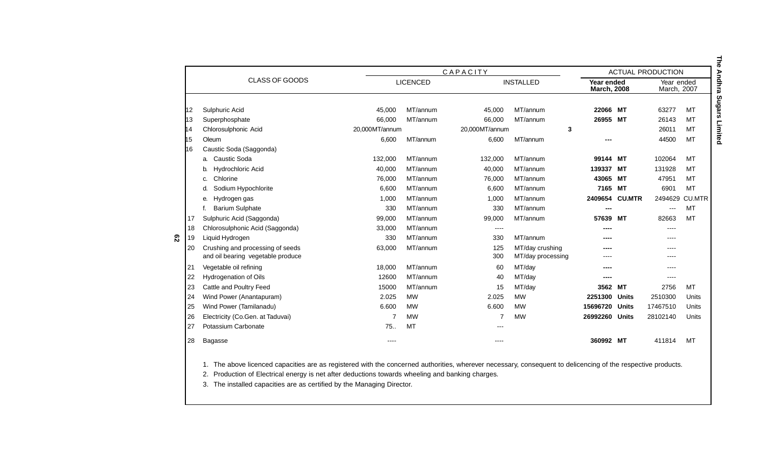| | CLASS OF GOODS | CAPACITY | | | | ACTUAL PRODUCTION | | | |
|---|---|---|---|---|---|---|---|---|---|
| | | LICENCED | | INSTALLED | | **Year ended March, 2008** | | Year ended March, 2007 | |
| 12 | Sulphuric Acid | 45,000 | MT/annum | 45,000 | MT/annum | **22066** | **MT** | 63277 | MT |
| 13 | Superphosphate | 66,000 | MT/annum | 66,000 | MT/annum | **26955** | **MT** | 26143 | MT |
| 14 | Chlorosulphonic Acid | 20,000MT/annum | | 20,000MT/annum | **3** | | | 26011 | MT |
| 15 | Oleum | 6,600 | MT/annum | 6,600 | MT/annum | **---** | | 44500 | MT |
| 16 | Caustic Soda (Saggonda) | | | | | | | | |
| | a. Caustic Soda | 132,000 | MT/annum | 132,000 | MT/annum | **99144** | **MT** | 102064 | MT |
| | b. Hydrochloric Acid | 40,000 | MT/annum | 40,000 | MT/annum | **139337** | **MT** | 131928 | MT |
| | c. Chlorine | 76,000 | MT/annum | 76,000 | MT/annum | **43065** | **MT** | 47951 | MT |
| | d. Sodium Hypochlorite | 6,600 | MT/annum | 6,600 | MT/annum | **7165** | **MT** | 6901 | MT |
| | e. Hydrogen gas | 1,000 | MT/annum | 1,000 | MT/annum | **2409654** | **CU.MTR** | 2494629 | CU.MTR |
| | f. Barium Sulphate | 330 | MT/annum | 330 | MT/annum | **---** | | --- | MT |
| 17 | Sulphuric Acid (Saggonda) | 99,000 | MT/annum | 99,000 | MT/annum | **57639** | **MT** | 82663 | MT |
| 18 | Chlorosulphonic Acid (Saggonda) | 33,000 | MT/annum | ---- | | **----** | | ---- | |
| 19 | Liquid Hydrogen | 330 | MT/annum | 330 | MT/annum | **----** | | ---- | |
| 20 | Crushing and processing of seeds and oil bearing vegetable produce | 63,000 | MT/annum | 125<br>300 | MT/day crushing<br>MT/day processing | **----**<br>---- | | ----<br>---- | |
| 21 | Vegetable oil refining | 18,000 | MT/annum | 60 | MT/day | **----** | | ---- | |
| 22 | Hydrogenation of Oils | 12600 | MT/annum | 40 | MT/day | **----** | | ---- | |
| 23 | Cattle and Poultry Feed | 15000 | MT/annum | 15 | MT/day | **3562** | **MT** | 2756 | MT |
| 24 | Wind Power (Anantapuram) | 2.025 | MW | 2.025 | MW | **2251300** | **Units** | 2510300 | Units |
| 25 | Wind Power (Tamilanadu) | 6.600 | MW | 6.600 | MW | **15696720** | **Units** | 17467510 | Units |
| 26 | Electricity (Co.Gen. at Taduvai) | 7 | MW | 7 | MW | **26992260** | **Units** | 28102140 | Units |
| 27 | Potassium Carbonate | 75.. | MT | --- | | | | | |
| 28 | Bagasse | ---- | | ---- | | **360992** | **MT** | 411814 | MT |

1. The above licenced capacities are as registered with the concerned authorities, wherever necessary, consequent to delicencing of the respective products.
2. Production of Electrical energy is net after deductions towards wheeling and banking charges.
3. The installed capacities are as certified by the Managing Director.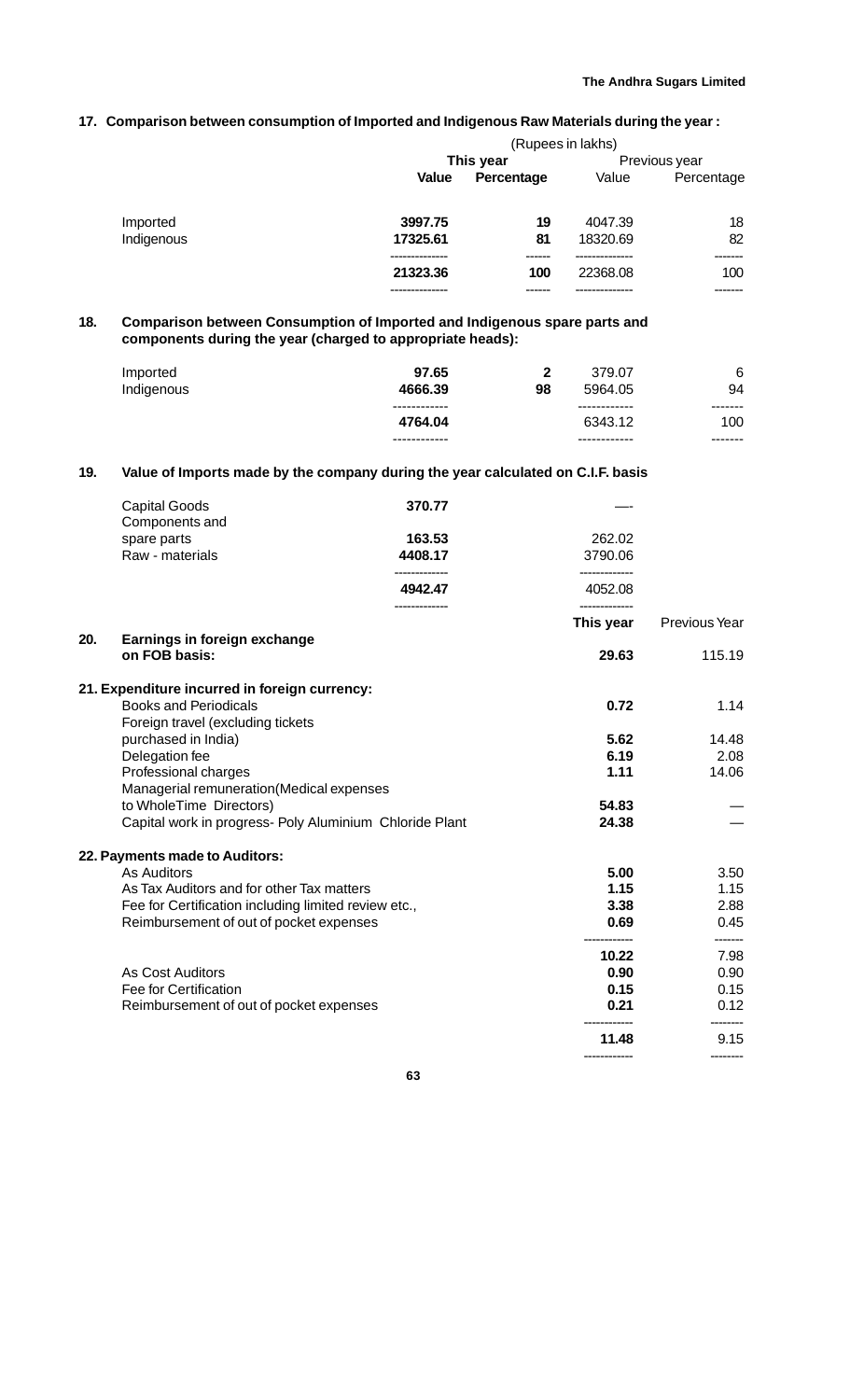**17. Comparison between consumption of Imported and Indigenous Raw Materials during the year :**

(Rupees in lakhs)

| | This year | | Previous year | |
|---|---|---|---|---|
| | **Value** | **Percentage** | Value | Percentage |
| Imported | **3997.75** | **19** | 4047.39 | 18 |
| Indigenous | **17325.61** | **81** | 18320.69 | 82 |
| | **21323.36** | **100** | 22368.08 | 100 |

**18. Comparison between Consumption of Imported and Indigenous spare parts and components during the year (charged to appropriate heads):**

| | This year | | Previous year | |
|---|---|---|---|---|
| Imported | **97.65** | **2** | 379.07 | 6 |
| Indigenous | **4666.39** | **98** | 5964.05 | 94 |
| | **4764.04** | | 6343.12 | 100 |

**19. Value of Imports made by the company during the year calculated on C.I.F. basis**

| | This year | Previous year |
|---|---|---|
| Capital Goods | **370.77** | — |
| Components and spare parts | **163.53** | 262.02 |
| Raw - materials | **4408.17** | 3790.06 |
| | **4942.47** | 4052.08 |

| | This year | Previous Year |
|---|---|---|
| **20. Earnings in foreign exchange on FOB basis:** | **29.63** | 115.19 |
| **21. Expenditure incurred in foreign currency:** | | |
| Books and Periodicals | **0.72** | 1.14 |
| Foreign travel (excluding tickets purchased in India) | **5.62** | 14.48 |
| Delegation fee | **6.19** | 2.08 |
| Professional charges | **1.11** | 14.06 |
| Managerial remuneration(Medical expenses to WholeTime Directors) | **54.83** | — |
| Capital work in progress- Poly Aluminium Chloride Plant | **24.38** | — |
| **22. Payments made to Auditors:** | | |
| As Auditors | **5.00** | 3.50 |
| As Tax Auditors and for other Tax matters | **1.15** | 1.15 |
| Fee for Certification including limited review etc., | **3.38** | 2.88 |
| Reimbursement of out of pocket expenses | **0.69** | 0.45 |
| | **10.22** | 7.98 |
| As Cost Auditors | **0.90** | 0.90 |
| Fee for Certification | **0.15** | 0.15 |
| Reimbursement of out of pocket expenses | **0.21** | 0.12 |
| | **11.48** | 9.15 |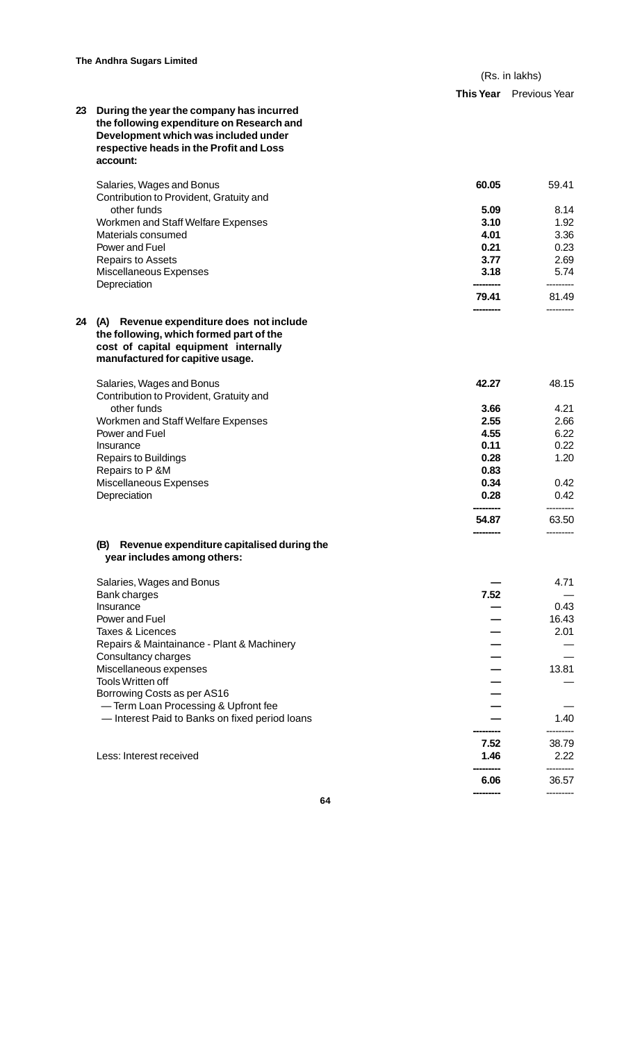(Rs. in lakhs)

| | | This Year | Previous Year |
|---|---|---|---|
| **23** | **During the year the company has incurred the following expenditure on Research and Development which was included under respective heads in the Profit and Loss account:** | | |
| | Salaries, Wages and Bonus | **60.05** | 59.41 |
| | Contribution to Provident, Gratuity and other funds | **5.09** | 8.14 |
| | Workmen and Staff Welfare Expenses | **3.10** | 1.92 |
| | Materials consumed | **4.01** | 3.36 |
| | Power and Fuel | **0.21** | 0.23 |
| | Repairs to Assets | **3.77** | 2.69 |
| | Miscellaneous Expenses | **3.18** | 5.74 |
| | Depreciation | | |
| | | **79.41** | 81.49 |
| **24** | **(A) Revenue expenditure does not include the following, which formed part of the cost of capital equipment internally manufactured for capitive usage.** | | |
| | Salaries, Wages and Bonus | **42.27** | 48.15 |
| | Contribution to Provident, Gratuity and other funds | **3.66** | 4.21 |
| | Workmen and Staff Welfare Expenses | **2.55** | 2.66 |
| | Power and Fuel | **4.55** | 6.22 |
| | Insurance | **0.11** | 0.22 |
| | Repairs to Buildings | **0.28** | 1.20 |
| | Repairs to P &M | **0.83** | |
| | Miscellaneous Expenses | **0.34** | 0.42 |
| | Depreciation | **0.28** | 0.42 |
| | | **54.87** | 63.50 |
| | **(B) Revenue expenditure capitalised during the year includes among others:** | | |
| | Salaries, Wages and Bonus | — | 4.71 |
| | Bank charges | **7.52** | — |
| | Insurance | — | 0.43 |
| | Power and Fuel | — | 16.43 |
| | Taxes & Licences | — | 2.01 |
| | Repairs & Maintainance - Plant & Machinery | — | — |
| | Consultancy charges | — | — |
| | Miscellaneous expenses | — | 13.81 |
| | Tools Written off | — | — |
| | Borrowing Costs as per AS16 | — | |
| | — Term Loan Processing & Upfront fee | — | — |
| | — Interest Paid to Banks on fixed period loans | — | 1.40 |
| | | **7.52** | 38.79 |
| | Less: Interest received | **1.46** | 2.22 |
| | | **6.06** | 36.57 |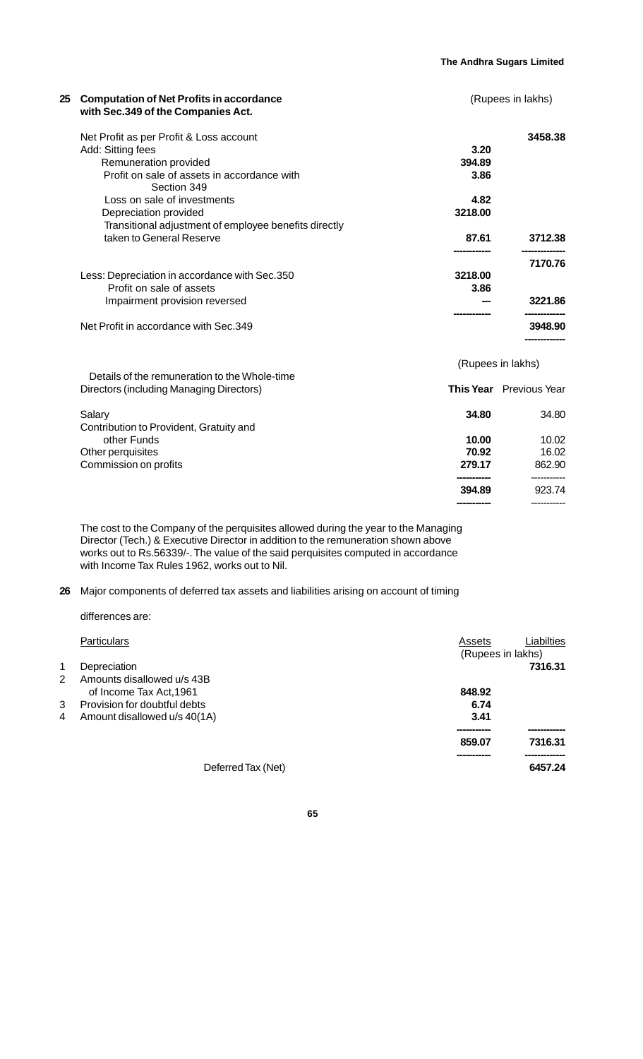**25 Computation of Net Profits in accordance with Sec.349 of the Companies Act.**

(Rupees in lakhs)

| Particulars | | |
|---|---|---|
| Net Profit as per Profit & Loss account | | **3458.38** |
| Add: Sitting fees | **3.20** | |
| Remuneration provided | **394.89** | |
| Profit on sale of assets in accordance with Section 349 | **3.86** | |
| Loss on sale of investments | **4.82** | |
| Depreciation provided | **3218.00** | |
| Transitional adjustment of employee benefits directly taken to General Reserve | **87.61** | **3712.38** |
| | | **7170.76** |
| Less: Depreciation in accordance with Sec.350 | **3218.00** | |
| Profit on sale of assets | **3.86** | |
| Impairment provision reversed | **---** | **3221.86** |
| Net Profit in accordance with Sec.349 | | **3948.90** |

(Rupees in lakhs)

| Details of the remuneration to the Whole-time Directors (including Managing Directors) | This Year | Previous Year |
|---|---|---|
| Salary | **34.80** | 34.80 |
| Contribution to Provident, Gratuity and other Funds | **10.00** | 10.02 |
| Other perquisites | **70.92** | 16.02 |
| Commission on profits | **279.17** | 862.90 |
| | **394.89** | 923.74 |

The cost to the Company of the perquisites allowed during the year to the Managing Director (Tech.) & Executive Director in addition to the remuneration shown above works out to Rs.56339/-. The value of the said perquisites computed in accordance with Income Tax Rules 1962, works out to Nil.

**26** Major components of deferred tax assets and liabilities arising on account of timing differences are:

| | Particulars | Assets | Liabilties |
|---|---|---|---|
| | | (Rupees in lakhs) | |
| 1 | Depreciation | | **7316.31** |
| 2 | Amounts disallowed u/s 43B of Income Tax Act,1961 | **848.92** | |
| 3 | Provision for doubtful debts | **6.74** | |
| 4 | Amount disallowed u/s 40(1A) | **3.41** | |
| | | **859.07** | **7316.31** |
| | Deferred Tax (Net) | | **6457.24** |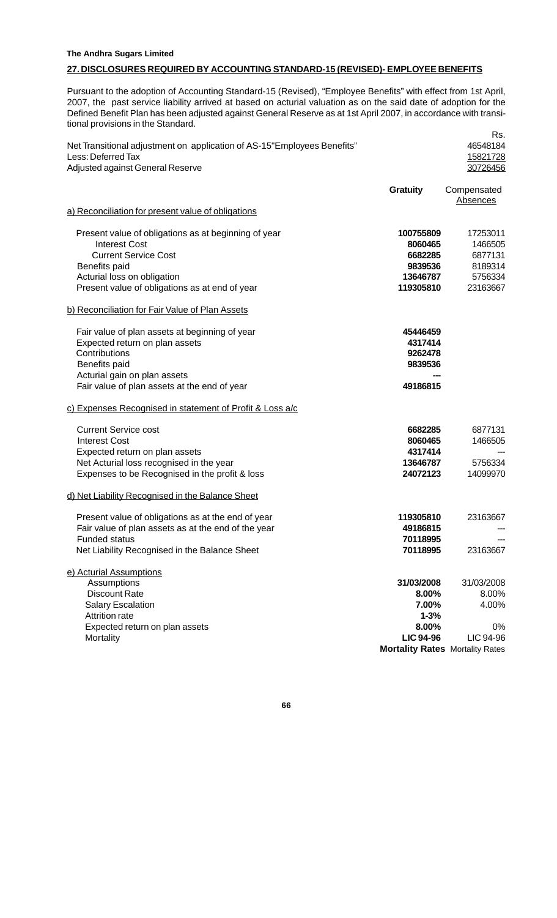**The Andhra Sugars Limited**

## 27. DISCLOSURES REQUIRED BY ACCOUNTING STANDARD-15 (REVISED)- EMPLOYEE BENEFITS

Pursuant to the adoption of Accounting Standard-15 (Revised), "Employee Benefits" with effect from 1st April, 2007, the past service liability arrived at based on acturial valuation as on the said date of adoption for the Defined Benefit Plan has been adjusted against General Reserve as at 1st April 2007, in accordance with transitional provisions in the Standard.

| | Rs. |
|---|---|
| Net Transitional adjustment on application of AS-15"Employees Benefits" | 46548184 |
| Less: Deferred Tax | 15821728 |
| Adjusted against General Reserve | 30726456 |

| | **Gratuity** | Compensated Absences |
|---|---|---|
| **a) Reconciliation for present value of obligations** | | |
| Present value of obligations as at beginning of year | **100755809** | 17253011 |
| Interest Cost | **8060465** | 1466505 |
| Current Service Cost | **6682285** | 6877131 |
| Benefits paid | **9839536** | 8189314 |
| Acturial loss on obligation | **13646787** | 5756334 |
| Present value of obligations as at end of year | **119305810** | 23163667 |
| **b) Reconciliation for Fair Value of Plan Assets** | | |
| Fair value of plan assets at beginning of year | **45446459** | |
| Expected return on plan assets | **4317414** | |
| Contributions | **9262478** | |
| Benefits paid | **9839536** | |
| Acturial gain on plan assets | **---** | |
| Fair value of plan assets at the end of year | **49186815** | |
| **c) Expenses Recognised in statement of Profit & Loss a/c** | | |
| Current Service cost | **6682285** | 6877131 |
| Interest Cost | **8060465** | 1466505 |
| Expected return on plan assets | **4317414** | --- |
| Net Acturial loss recognised in the year | **13646787** | 5756334 |
| Expenses to be Recognised in the profit & loss | **24072123** | 14099970 |
| **d) Net Liability Recognised in the Balance Sheet** | | |
| Present value of obligations as at the end of year | **119305810** | 23163667 |
| Fair value of plan assets as at the end of the year | **49186815** | --- |
| Funded status | **70118995** | --- |
| Net Liability Recognised in the Balance Sheet | **70118995** | 23163667 |
| **e) Acturial Assumptions** | | |
| Assumptions | **31/03/2008** | 31/03/2008 |
| Discount Rate | **8.00%** | 8.00% |
| Salary Escalation | **7.00%** | 4.00% |
| Attrition rate | **1-3%** | |
| Expected return on plan assets | **8.00%** | 0% |
| Mortality | **LIC 94-96 Mortality Rates** | LIC 94-96 Mortality Rates |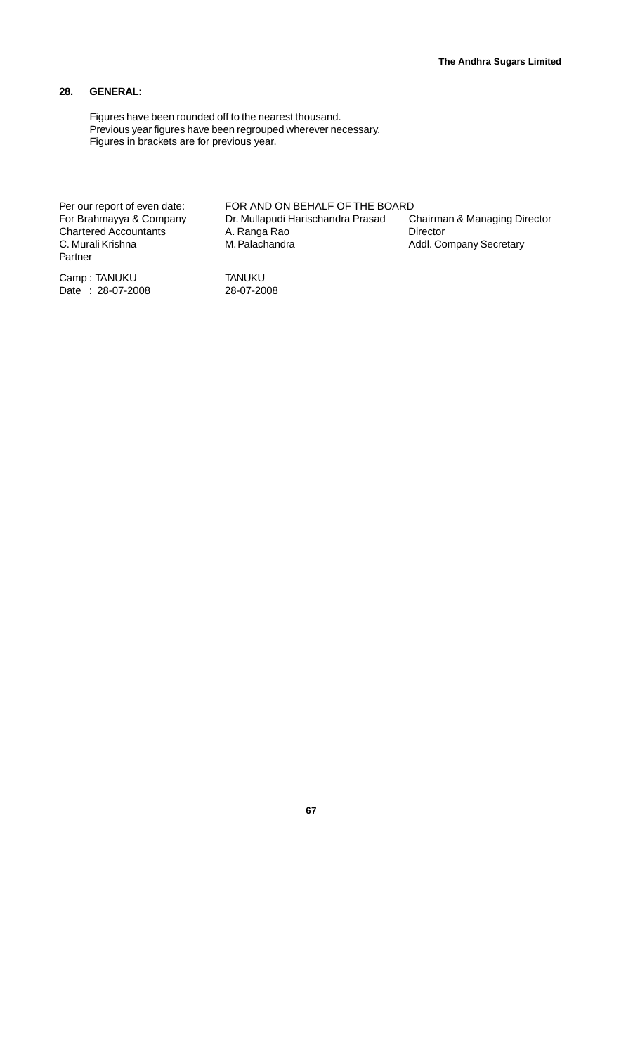## 28. GENERAL:

Figures have been rounded off to the nearest thousand.
Previous year figures have been regrouped wherever necessary.
Figures in brackets are for previous year.

| Per our report of even date: | FOR AND ON BEHALF OF THE BOARD | |
|---|---|---|
| For Brahmayya & Company | Dr. Mullapudi Harischandra Prasad | Chairman & Managing Director |
| Chartered Accountants | A. Ranga Rao | Director |
| C. Murali Krishna | M. Palachandra | Addl. Company Secretary |
| Partner | | |
| Camp : TANUKU | TANUKU | |
| Date : 28-07-2008 | 28-07-2008 | |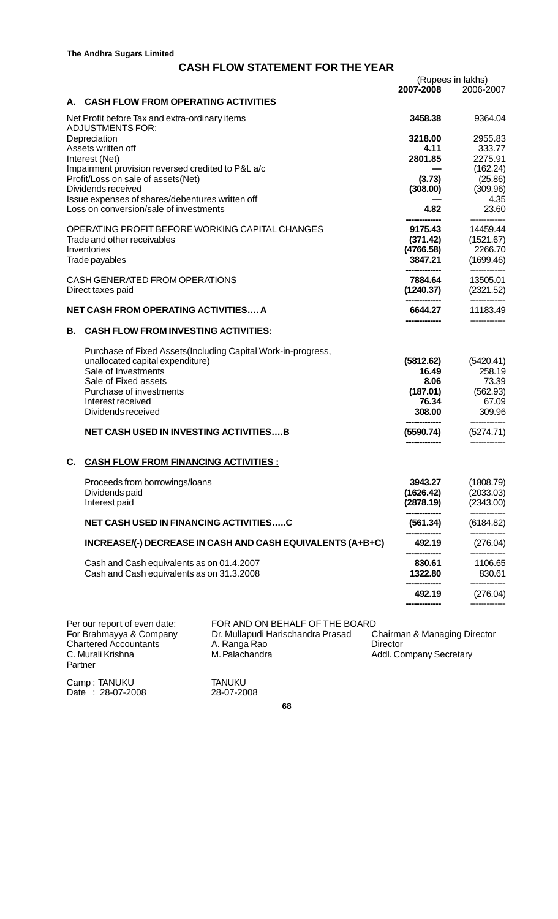**The Andhra Sugars Limited**

## CASH FLOW STATEMENT FOR THE YEAR

| | 2007-2008 | 2006-2007 |
|---|---|---|
| | (Rupees in lakhs) | |
| **A. CASH FLOW FROM OPERATING ACTIVITIES** | | |
| Net Profit before Tax and extra-ordinary items | **3458.38** | 9364.04 |
| ADJUSTMENTS FOR: | | |
| Depreciation | **3218.00** | 2955.83 |
| Assets written off | **4.11** | 333.77 |
| Interest (Net) | **2801.85** | 2275.91 |
| Impairment provision reversed credited to P&L a/c | **—** | (162.24) |
| Profit/Loss on sale of assets(Net) | **(3.73)** | (25.86) |
| Dividends received | **(308.00)** | (309.96) |
| Issue expenses of shares/debentures written off | **—** | 4.35 |
| Loss on conversion/sale of investments | **4.82** | 23.60 |
| OPERATING PROFIT BEFORE WORKING CAPITAL CHANGES | **9175.43** | 14459.44 |
| Trade and other receivables | **(371.42)** | (1521.67) |
| Inventories | **(4766.58)** | 2266.70 |
| Trade payables | **3847.21** | (1699.46) |
| CASH GENERATED FROM OPERATIONS | **7884.64** | 13505.01 |
| Direct taxes paid | **(1240.37)** | (2321.52) |
| **NET CASH FROM OPERATING ACTIVITIES.... A** | **6644.27** | 11183.49 |
| **B. CASH FLOW FROM INVESTING ACTIVITIES:** | | |
| Purchase of Fixed Assets(Including Capital Work-in-progress, unallocated capital expenditure) | **(5812.62)** | (5420.41) |
| Sale of Investments | **16.49** | 258.19 |
| Sale of Fixed assets | **8.06** | 73.39 |
| Purchase of investments | **(187.01)** | (562.93) |
| Interest received | **76.34** | 67.09 |
| Dividends received | **308.00** | 309.96 |
| **NET CASH USED IN INVESTING ACTIVITIES....B** | **(5590.74)** | (5274.71) |
| **C. CASH FLOW FROM FINANCING ACTIVITIES :** | | |
| Proceeds from borrowings/loans | **3943.27** | (1808.79) |
| Dividends paid | **(1626.42)** | (2033.03) |
| Interest paid | **(2878.19)** | (2343.00) |
| **NET CASH USED IN FINANCING ACTIVITIES.....C** | **(561.34)** | (6184.82) |
| **INCREASE/(-) DECREASE IN CASH AND CASH EQUIVALENTS (A+B+C)** | **492.19** | (276.04) |
| Cash and Cash equivalents as on 01.4.2007 | **830.61** | 1106.65 |
| Cash and Cash equivalents as on 31.3.2008 | **1322.80** | 830.61 |
| | **492.19** | (276.04) |

Per our report of even date:
For Brahmayya & Company
Chartered Accountants
C. Murali Krishna
Partner

Camp : TANUKU
Date : 28-07-2008

FOR AND ON BEHALF OF THE BOARD
Dr. Mullapudi Harischandra Prasad — Chairman & Managing Director
A. Ranga Rao — Director
M. Palachandra — Addl. Company Secretary

TANUKU
28-07-2008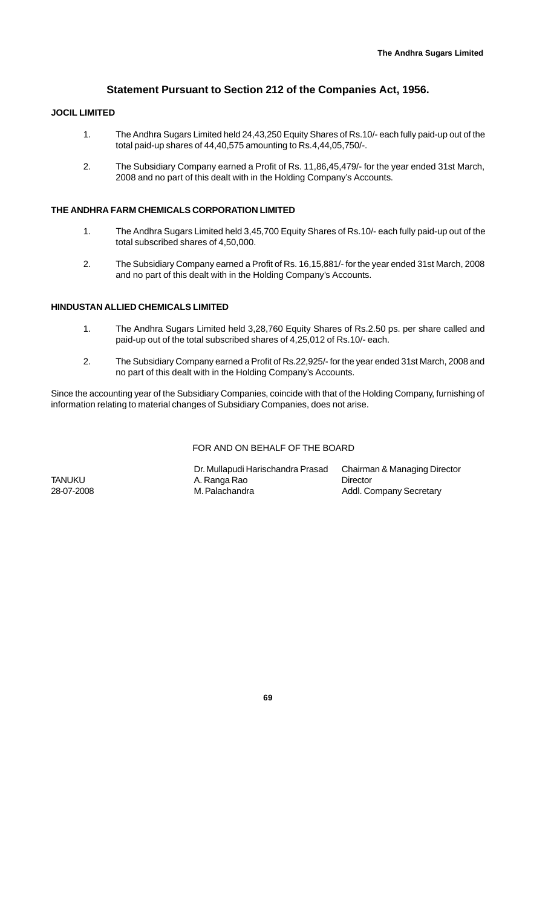## Statement Pursuant to Section 212 of the Companies Act, 1956.

**JOCIL LIMITED**

1. The Andhra Sugars Limited held 24,43,250 Equity Shares of Rs.10/- each fully paid-up out of the total paid-up shares of 44,40,575 amounting to Rs.4,44,05,750/-.
2. The Subsidiary Company earned a Profit of Rs. 11,86,45,479/- for the year ended 31st March, 2008 and no part of this dealt with in the Holding Company's Accounts.

**THE ANDHRA FARM CHEMICALS CORPORATION LIMITED**

1. The Andhra Sugars Limited held 3,45,700 Equity Shares of Rs.10/- each fully paid-up out of the total subscribed shares of 4,50,000.
2. The Subsidiary Company earned a Profit of Rs. 16,15,881/- for the year ended 31st March, 2008 and no part of this dealt with in the Holding Company's Accounts.

**HINDUSTAN ALLIED CHEMICALS LIMITED**

1. The Andhra Sugars Limited held 3,28,760 Equity Shares of Rs.2.50 ps. per share called and paid-up out of the total subscribed shares of 4,25,012 of Rs.10/- each.
2. The Subsidiary Company earned a Profit of Rs.22,925/- for the year ended 31st March, 2008 and no part of this dealt with in the Holding Company's Accounts.

Since the accounting year of the Subsidiary Companies, coincide with that of the Holding Company, furnishing of information relating to material changes of Subsidiary Companies, does not arise.

FOR AND ON BEHALF OF THE BOARD

| | | |
|---|---|---|
| | Dr. Mullapudi Harischandra Prasad | Chairman & Managing Director |
| TANUKU | A. Ranga Rao | Director |
| 28-07-2008 | M. Palachandra | Addl. Company Secretary |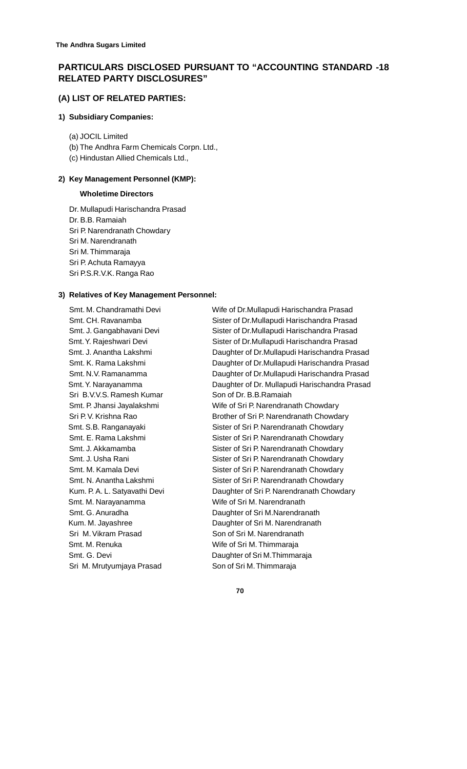## PARTICULARS DISCLOSED PURSUANT TO "ACCOUNTING STANDARD -18 RELATED PARTY DISCLOSURES"

### (A) LIST OF RELATED PARTIES:

**1) Subsidiary Companies:**

(a) JOCIL Limited
(b) The Andhra Farm Chemicals Corpn. Ltd.,
(c) Hindustan Allied Chemicals Ltd.,

**2) Key Management Personnel (KMP):**

**Wholetime Directors**

Dr. Mullapudi Harischandra Prasad
Dr. B.B. Ramaiah
Sri P. Narendranath Chowdary
Sri M. Narendranath
Sri M. Thimmaraja
Sri P. Achuta Ramayya
Sri P.S.R.V.K. Ranga Rao

**3) Relatives of Key Management Personnel:**

| | |
|---|---|
| Smt. M. Chandramathi Devi | Wife of Dr.Mullapudi Harischandra Prasad |
| Smt. CH. Ravanamba | Sister of Dr.Mullapudi Harischandra Prasad |
| Smt. J. Gangabhavani Devi | Sister of Dr.Mullapudi Harischandra Prasad |
| Smt. Y. Rajeshwari Devi | Sister of Dr.Mullapudi Harischandra Prasad |
| Smt. J. Anantha Lakshmi | Daughter of Dr.Mullapudi Harischandra Prasad |
| Smt. K. Rama Lakshmi | Daughter of Dr.Mullapudi Harischandra Prasad |
| Smt. N.V. Ramanamma | Daughter of Dr.Mullapudi Harischandra Prasad |
| Smt. Y. Narayanamma | Daughter of Dr. Mullapudi Harischandra Prasad |
| Sri B.V.V.S. Ramesh Kumar | Son of Dr. B.B.Ramaiah |
| Smt. P. Jhansi Jayalakshmi | Wife of Sri P. Narendranath Chowdary |
| Sri P. V. Krishna Rao | Brother of Sri P. Narendranath Chowdary |
| Smt. S.B. Ranganayaki | Sister of Sri P. Narendranath Chowdary |
| Smt. E. Rama Lakshmi | Sister of Sri P. Narendranath Chowdary |
| Smt. J. Akkamamba | Sister of Sri P. Narendranath Chowdary |
| Smt. J. Usha Rani | Sister of Sri P. Narendranath Chowdary |
| Smt. M. Kamala Devi | Sister of Sri P. Narendranath Chowdary |
| Smt. N. Anantha Lakshmi | Sister of Sri P. Narendranath Chowdary |
| Kum. P. A. L. Satyavathi Devi | Daughter of Sri P. Narendranath Chowdary |
| Smt. M. Narayanamma | Wife of Sri M. Narendranath |
| Smt. G. Anuradha | Daughter of Sri M.Narendranath |
| Kum. M. Jayashree | Daughter of Sri M. Narendranath |
| Sri M. Vikram Prasad | Son of Sri M. Narendranath |
| Smt. M. Renuka | Wife of Sri M. Thimmaraja |
| Smt. G. Devi | Daughter of Sri M.Thimmaraja |
| Sri M. Mrutyumjaya Prasad | Son of Sri M. Thimmaraja |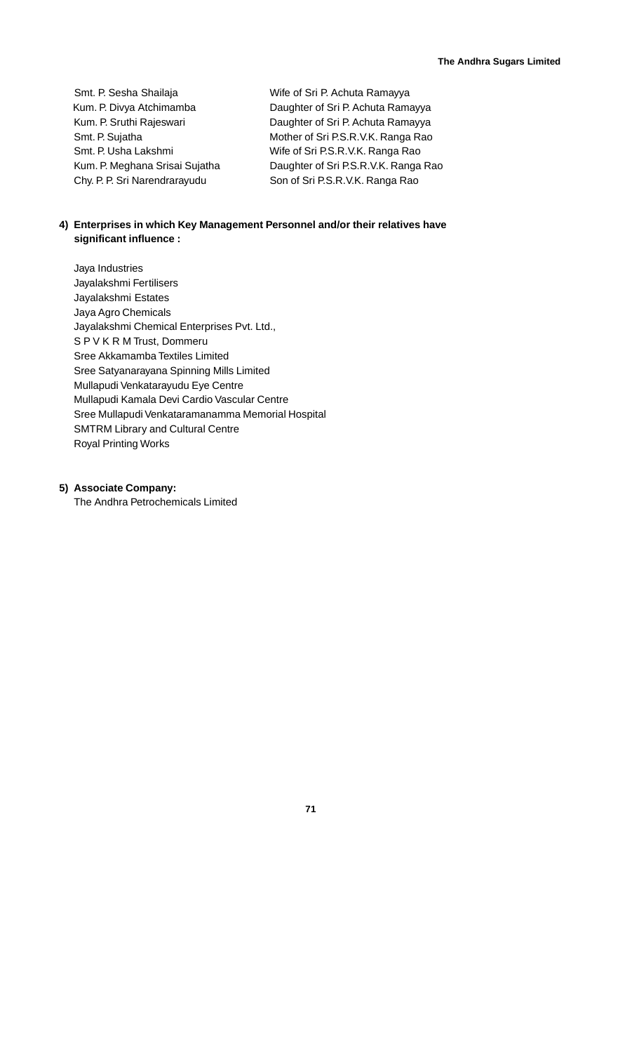| | |
|---|---|
| Smt. P. Sesha Shailaja | Wife of Sri P. Achuta Ramayya |
| Kum. P. Divya Atchimamba | Daughter of Sri P. Achuta Ramayya |
| Kum. P. Sruthi Rajeswari | Daughter of Sri P. Achuta Ramayya |
| Smt. P. Sujatha | Mother of Sri P.S.R.V.K. Ranga Rao |
| Smt. P. Usha Lakshmi | Wife of Sri P.S.R.V.K. Ranga Rao |
| Kum. P. Meghana Srisai Sujatha | Daughter of Sri P.S.R.V.K. Ranga Rao |
| Chy. P. P. Sri Narendrarayudu | Son of Sri P.S.R.V.K. Ranga Rao |

**4) Enterprises in which Key Management Personnel and/or their relatives have significant influence :**

Jaya Industries
Jayalakshmi Fertilisers
Jayalakshmi Estates
Jaya Agro Chemicals
Jayalakshmi Chemical Enterprises Pvt. Ltd.,
S P V K R M Trust, Dommeru
Sree Akkamamba Textiles Limited
Sree Satyanarayana Spinning Mills Limited
Mullapudi Venkatarayudu Eye Centre
Mullapudi Kamala Devi Cardio Vascular Centre
Sree Mullapudi Venkataramanamma Memorial Hospital
SMTRM Library and Cultural Centre
Royal Printing Works

**5) Associate Company:**

The Andhra Petrochemicals Limited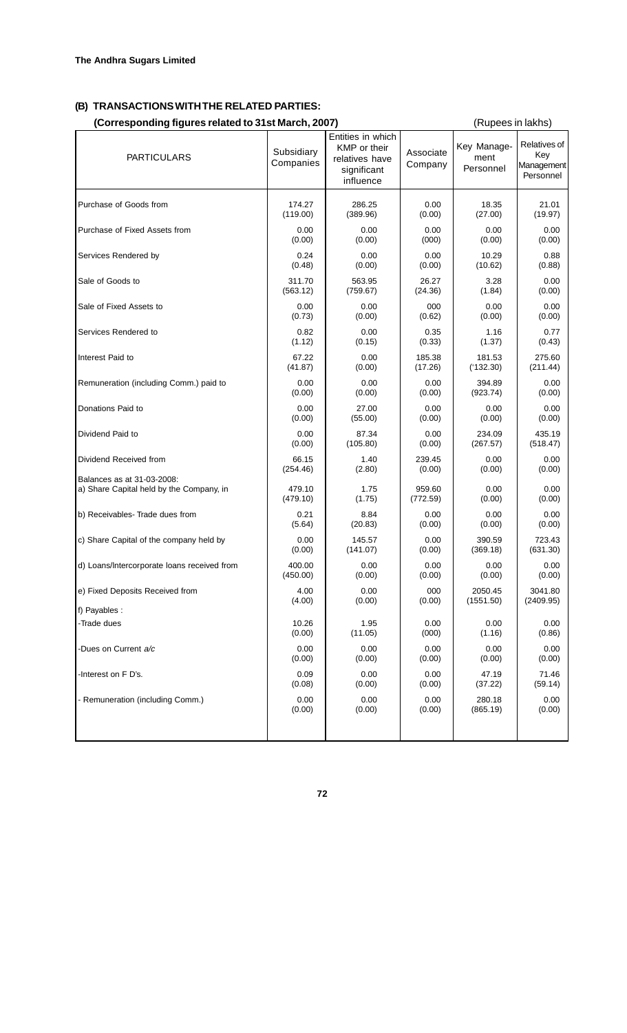## (B) TRANSACTIONS WITH THE RELATED PARTIES:

**(Corresponding figures related to 31st March, 2007)** (Rupees in lakhs)

| PARTICULARS | Subsidiary Companies | Entities in which KMP or their relatives have significant influence | Associate Company | Key Management Personnel | Relatives of Key Management Personnel |
|---|---|---|---|---|---|
| Purchase of Goods from | 174.27 (119.00) | 286.25 (389.96) | 0.00 (0.00) | 18.35 (27.00) | 21.01 (19.97) |
| Purchase of Fixed Assets from | 0.00 (0.00) | 0.00 (0.00) | 0.00 (000) | 0.00 (0.00) | 0.00 (0.00) |
| Services Rendered by | 0.24 (0.48) | 0.00 (0.00) | 0.00 (0.00) | 10.29 (10.62) | 0.88 (0.88) |
| Sale of Goods to | 311.70 (563.12) | 563.95 (759.67) | 26.27 (24.36) | 3.28 (1.84) | 0.00 (0.00) |
| Sale of Fixed Assets to | 0.00 (0.73) | 0.00 (0.00) | 000 (0.62) | 0.00 (0.00) | 0.00 (0.00) |
| Services Rendered to | 0.82 (1.12) | 0.00 (0.15) | 0.35 (0.33) | 1.16 (1.37) | 0.77 (0.43) |
| Interest Paid to | 67.22 (41.87) | 0.00 (0.00) | 185.38 (17.26) | 181.53 ('132.30) | 275.60 (211.44) |
| Remuneration (including Comm.) paid to | 0.00 (0.00) | 0.00 (0.00) | 0.00 (0.00) | 394.89 (923.74) | 0.00 (0.00) |
| Donations Paid to | 0.00 (0.00) | 27.00 (55.00) | 0.00 (0.00) | 0.00 (0.00) | 0.00 (0.00) |
| Dividend Paid to | 0.00 (0.00) | 87.34 (105.80) | 0.00 (0.00) | 234.09 (267.57) | 435.19 (518.47) |
| Dividend Received from | 66.15 (254.46) | 1.40 (2.80) | 239.45 (0.00) | 0.00 (0.00) | 0.00 (0.00) |
| Balances as at 31-03-2008: | | | | | |
| a) Share Capital held by the Company, in | 479.10 (479.10) | 1.75 (1.75) | 959.60 (772.59) | 0.00 (0.00) | 0.00 (0.00) |
| b) Receivables- Trade dues from | 0.21 (5.64) | 8.84 (20.83) | 0.00 (0.00) | 0.00 (0.00) | 0.00 (0.00) |
| c) Share Capital of the company held by | 0.00 (0.00) | 145.57 (141.07) | 0.00 (0.00) | 390.59 (369.18) | 723.43 (631.30) |
| d) Loans/Intercorporate loans received from | 400.00 (450.00) | 0.00 (0.00) | 0.00 (0.00) | 0.00 (0.00) | 0.00 (0.00) |
| e) Fixed Deposits Received from | 4.00 (4.00) | 0.00 (0.00) | 000 (0.00) | 2050.45 (1551.50) | 3041.80 (2409.95) |
| f) Payables : | | | | | |
| -Trade dues | 10.26 (0.00) | 1.95 (11.05) | 0.00 (000) | 0.00 (1.16) | 0.00 (0.86) |
| -Dues on Current a/c | 0.00 (0.00) | 0.00 (0.00) | 0.00 (0.00) | 0.00 (0.00) | 0.00 (0.00) |
| -Interest on F D's. | 0.09 (0.08) | 0.00 (0.00) | 0.00 (0.00) | 47.19 (37.22) | 71.46 (59.14) |
| - Remuneration (including Comm.) | 0.00 (0.00) | 0.00 (0.00) | 0.00 (0.00) | 280.18 (865.19) | 0.00 (0.00) |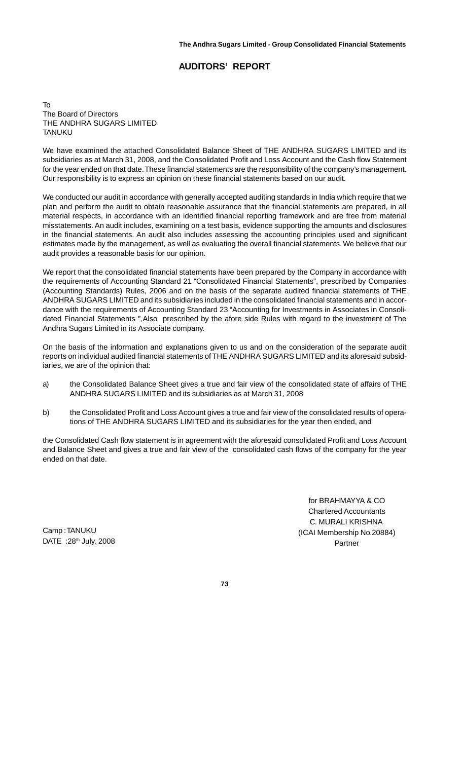# AUDITORS' REPORT

To
The Board of Directors
THE ANDHRA SUGARS LIMITED
TANUKU

We have examined the attached Consolidated Balance Sheet of THE ANDHRA SUGARS LIMITED and its subsidiaries as at March 31, 2008, and the Consolidated Profit and Loss Account and the Cash flow Statement for the year ended on that date. These financial statements are the responsibility of the company's management. Our responsibility is to express an opinion on these financial statements based on our audit.

We conducted our audit in accordance with generally accepted auditing standards in India which require that we plan and perform the audit to obtain reasonable assurance that the financial statements are prepared, in all material respects, in accordance with an identified financial reporting framework and are free from material misstatements. An audit includes, examining on a test basis, evidence supporting the amounts and disclosures in the financial statements. An audit also includes assessing the accounting principles used and significant estimates made by the management, as well as evaluating the overall financial statements. We believe that our audit provides a reasonable basis for our opinion.

We report that the consolidated financial statements have been prepared by the Company in accordance with the requirements of Accounting Standard 21 "Consolidated Financial Statements", prescribed by Companies (Accounting Standards) Rules, 2006 and on the basis of the separate audited financial statements of THE ANDHRA SUGARS LIMITED and its subsidiaries included in the consolidated financial statements and in accordance with the requirements of Accounting Standard 23 "Accounting for Investments in Associates in Consolidated Financial Statements ",Also prescribed by the afore side Rules with regard to the investment of The Andhra Sugars Limited in its Associate company.

On the basis of the information and explanations given to us and on the consideration of the separate audit reports on individual audited financial statements of THE ANDHRA SUGARS LIMITED and its aforesaid subsidiaries, we are of the opinion that:

a) the Consolidated Balance Sheet gives a true and fair view of the consolidated state of affairs of THE ANDHRA SUGARS LIMITED and its subsidiaries as at March 31, 2008

b) the Consolidated Profit and Loss Account gives a true and fair view of the consolidated results of operations of THE ANDHRA SUGARS LIMITED and its subsidiaries for the year then ended, and

the Consolidated Cash flow statement is in agreement with the aforesaid consolidated Profit and Loss Account and Balance Sheet and gives a true and fair view of the consolidated cash flows of the company for the year ended on that date.

for BRAHMAYYA & CO
Chartered Accountants
C. MURALI KRISHNA
(ICAI Membership No.20884)
Partner

Camp : TANUKU
DATE : 28th July, 2008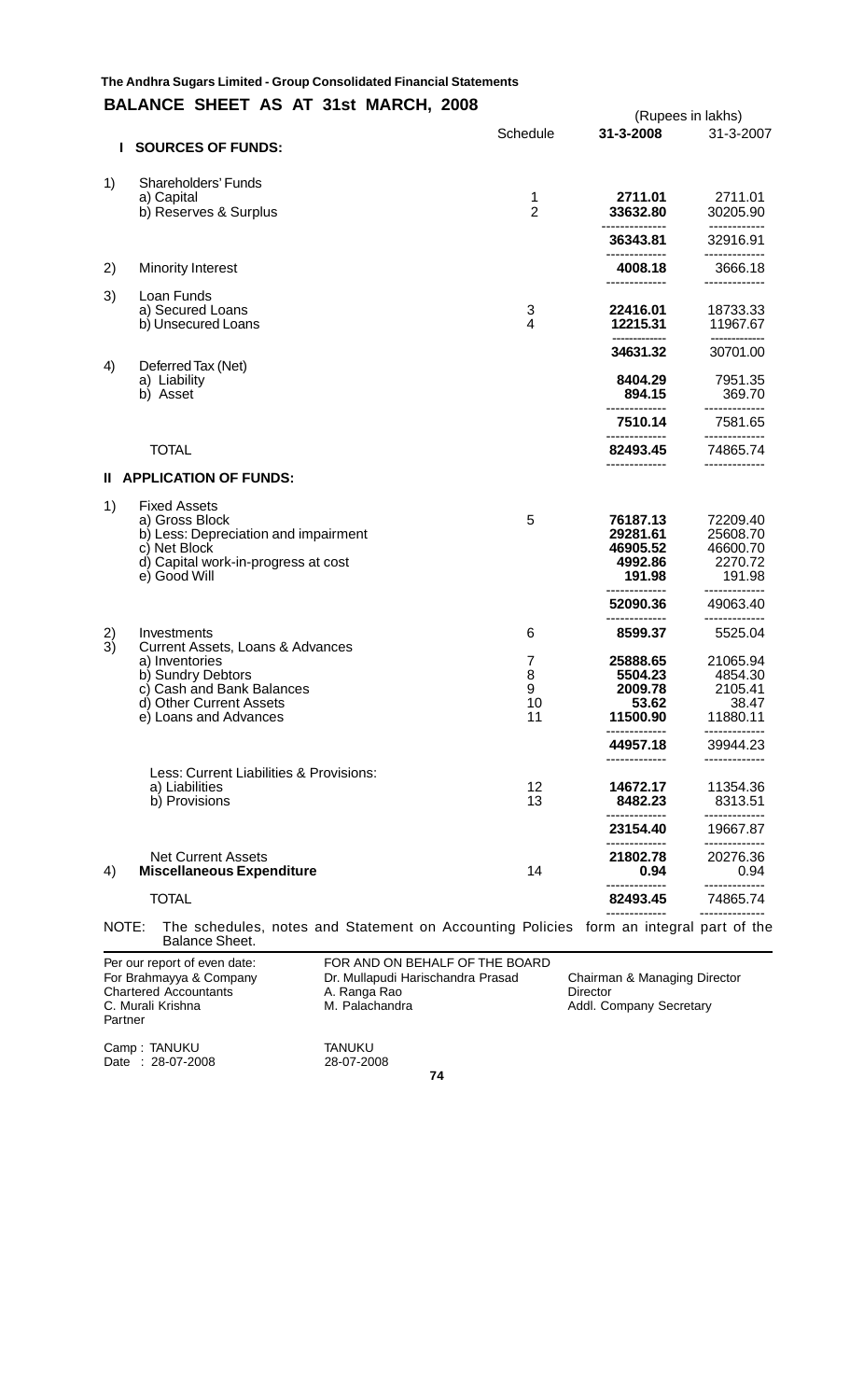**The Andhra Sugars Limited - Group Consolidated Financial Statements**

## BALANCE SHEET AS AT 31st MARCH, 2008

(Rupees in lakhs)

| | | Schedule | 31-3-2008 | 31-3-2007 |
|---|---|---|---|---|
| **I** | **SOURCES OF FUNDS:** | | | |
| 1) | Shareholders' Funds | | | |
| | a) Capital | 1 | **2711.01** | 2711.01 |
| | b) Reserves & Surplus | 2 | **33632.80** | 30205.90 |
| | | | **36343.81** | 32916.91 |
| 2) | Minority Interest | | **4008.18** | 3666.18 |
| 3) | Loan Funds | | | |
| | a) Secured Loans | 3 | **22416.01** | 18733.33 |
| | b) Unsecured Loans | 4 | **12215.31** | 11967.67 |
| | | | **34631.32** | 30701.00 |
| 4) | Deferred Tax (Net) | | | |
| | a) Liability | | **8404.29** | 7951.35 |
| | b) Asset | | **894.15** | 369.70 |
| | | | **7510.14** | 7581.65 |
| | TOTAL | | **82493.45** | 74865.74 |
| **II** | **APPLICATION OF FUNDS:** | | | |
| 1) | Fixed Assets | | | |
| | a) Gross Block | 5 | **76187.13** | 72209.40 |
| | b) Less: Depreciation and impairment | | **29281.61** | 25608.70 |
| | c) Net Block | | **46905.52** | 46600.70 |
| | d) Capital work-in-progress at cost | | **4992.86** | 2270.72 |
| | e) Good Will | | **191.98** | 191.98 |
| | | | **52090.36** | 49063.40 |
| 2) | Investments | 6 | **8599.37** | 5525.04 |
| 3) | Current Assets, Loans & Advances | | | |
| | a) Inventories | 7 | **25888.65** | 21065.94 |
| | b) Sundry Debtors | 8 | **5504.23** | 4854.30 |
| | c) Cash and Bank Balances | 9 | **2009.78** | 2105.41 |
| | d) Other Current Assets | 10 | **53.62** | 38.47 |
| | e) Loans and Advances | 11 | **11500.90** | 11880.11 |
| | | | **44957.18** | 39944.23 |
| | Less: Current Liabilities & Provisions: | | | |
| | a) Liabilities | 12 | **14672.17** | 11354.36 |
| | b) Provisions | 13 | **8482.23** | 8313.51 |
| | | | **23154.40** | 19667.87 |
| | Net Current Assets | | **21802.78** | 20276.36 |
| 4) | **Miscellaneous Expenditure** | 14 | **0.94** | 0.94 |
| | TOTAL | | **82493.45** | 74865.74 |

NOTE: The schedules, notes and Statement on Accounting Policies form an integral part of the Balance Sheet.

| Per our report of even date: | FOR AND ON BEHALF OF THE BOARD | |
|---|---|---|
| For Brahmayya & Company | Dr. Mullapudi Harischandra Prasad | Chairman & Managing Director |
| Chartered Accountants | A. Ranga Rao | Director |
| C. Murali Krishna | M. Palachandra | Addl. Company Secretary |
| Partner | | |

Camp : TANUKU
Date : 28-07-2008

TANUKU
28-07-2008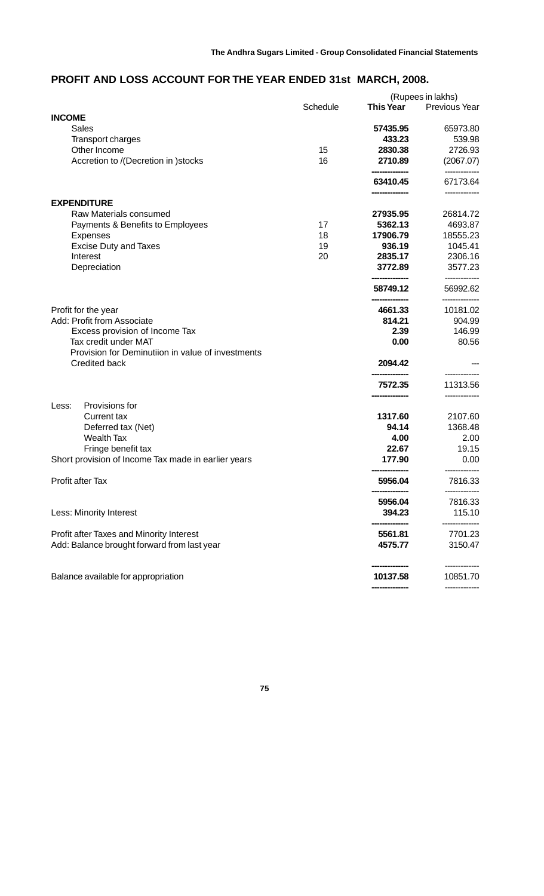# PROFIT AND LOSS ACCOUNT FOR THE YEAR ENDED 31st MARCH, 2008.

(Rupees in lakhs)

| | Schedule | This Year | Previous Year |
|---|---|---|---|
| **INCOME** | | | |
| Sales | | **57435.95** | 65973.80 |
| Transport charges | | **433.23** | 539.98 |
| Other Income | 15 | **2830.38** | 2726.93 |
| Accretion to /(Decretion in )stocks | 16 | **2710.89** | (2067.07) |
| | | **63410.45** | 67173.64 |
| **EXPENDITURE** | | | |
| Raw Materials consumed | | **27935.95** | 26814.72 |
| Payments & Benefits to Employees | 17 | **5362.13** | 4693.87 |
| Expenses | 18 | **17906.79** | 18555.23 |
| Excise Duty and Taxes | 19 | **936.19** | 1045.41 |
| Interest | 20 | **2835.17** | 2306.16 |
| Depreciation | | **3772.89** | 3577.23 |
| | | **58749.12** | 56992.62 |
| Profit for the year | | **4661.33** | 10181.02 |
| Add: Profit from Associate | | **814.21** | 904.99 |
| Excess provision of Income Tax | | **2.39** | 146.99 |
| Tax credit under MAT | | **0.00** | 80.56 |
| Provision for Deminutiion in value of investments Credited back | | **2094.42** | --- |
| | | **7572.35** | 11313.56 |
| Less: Provisions for | | | |
| Current tax | | **1317.60** | 2107.60 |
| Deferred tax (Net) | | **94.14** | 1368.48 |
| Wealth Tax | | **4.00** | 2.00 |
| Fringe benefit tax | | **22.67** | 19.15 |
| Short provision of Income Tax made in earlier years | | **177.90** | 0.00 |
| Profit after Tax | | **5956.04** | 7816.33 |
| | | **5956.04** | 7816.33 |
| Less: Minority Interest | | **394.23** | 115.10 |
| Profit after Taxes and Minority Interest | | **5561.81** | 7701.23 |
| Add: Balance brought forward from last year | | **4575.77** | 3150.47 |
| Balance available for appropriation | | **10137.58** | 10851.70 |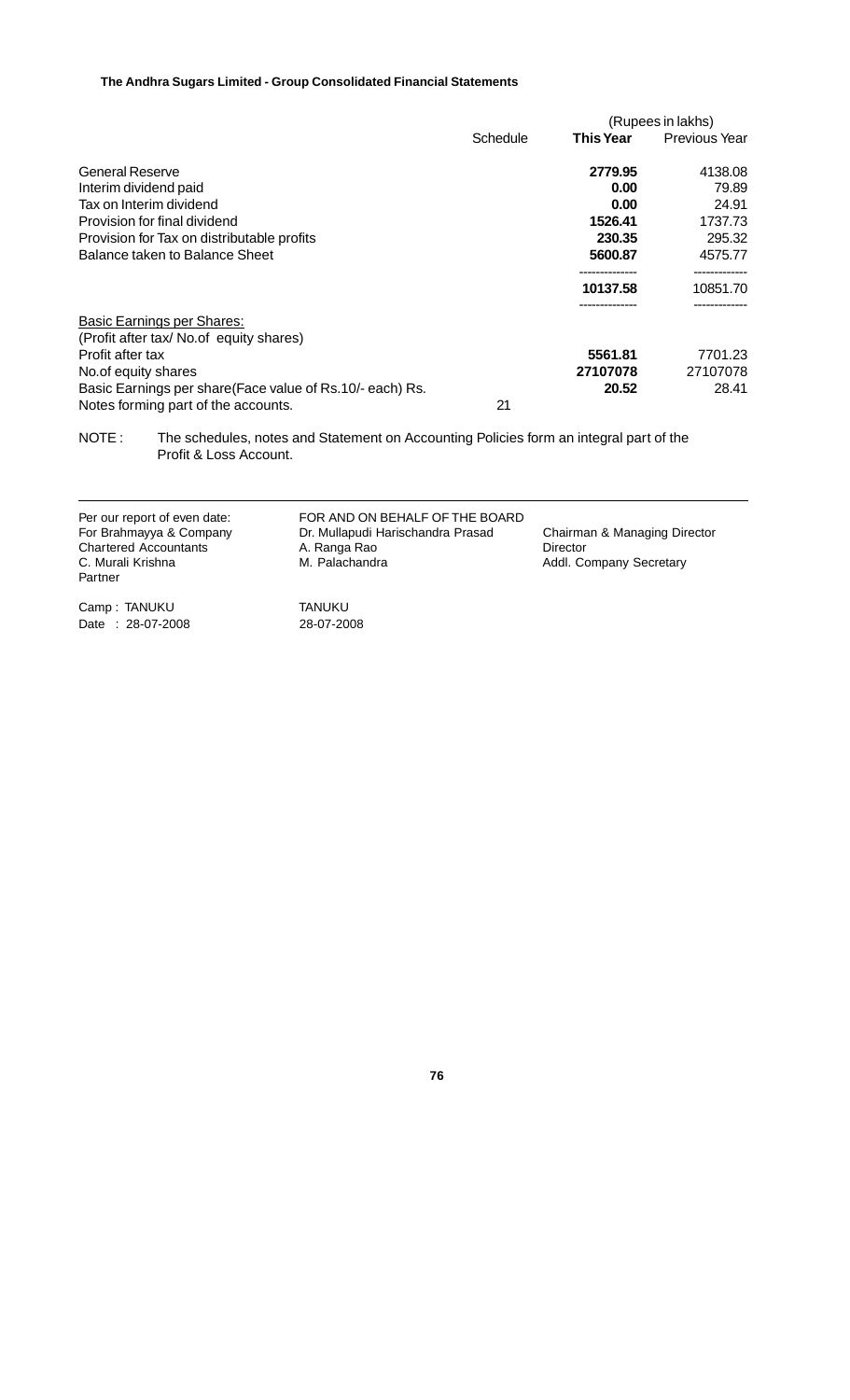**The Andhra Sugars Limited - Group Consolidated Financial Statements**

| | Schedule | This Year | Previous Year |
|---|---|---|---|
| | | (Rupees in lakhs) | |
| General Reserve | | **2779.95** | 4138.08 |
| Interim dividend paid | | **0.00** | 79.89 |
| Tax on Interim dividend | | **0.00** | 24.91 |
| Provision for final dividend | | **1526.41** | 1737.73 |
| Provision for Tax on distributable profits | | **230.35** | 295.32 |
| Balance taken to Balance Sheet | | **5600.87** | 4575.77 |
| | | **10137.58** | 10851.70 |
| <u>Basic Earnings per Shares:</u> | | | |
| (Profit after tax/ No.of equity shares) | | | |
| Profit after tax | | **5561.81** | 7701.23 |
| No.of equity shares | | **27107078** | 27107078 |
| Basic Earnings per share(Face value of Rs.10/- each) Rs. | | **20.52** | 28.41 |
| Notes forming part of the accounts. | 21 | | |

NOTE : The schedules, notes and Statement on Accounting Policies form an integral part of the Profit & Loss Account.

---

| Per our report of even date: | FOR AND ON BEHALF OF THE BOARD | |
|---|---|---|
| For Brahmayya & Company | Dr. Mullapudi Harischandra Prasad | Chairman & Managing Director |
| Chartered Accountants | A. Ranga Rao | Director |
| C. Murali Krishna | M. Palachandra | Addl. Company Secretary |
| Partner | | |
| Camp : TANUKU | TANUKU | |
| Date : 28-07-2008 | 28-07-2008 | |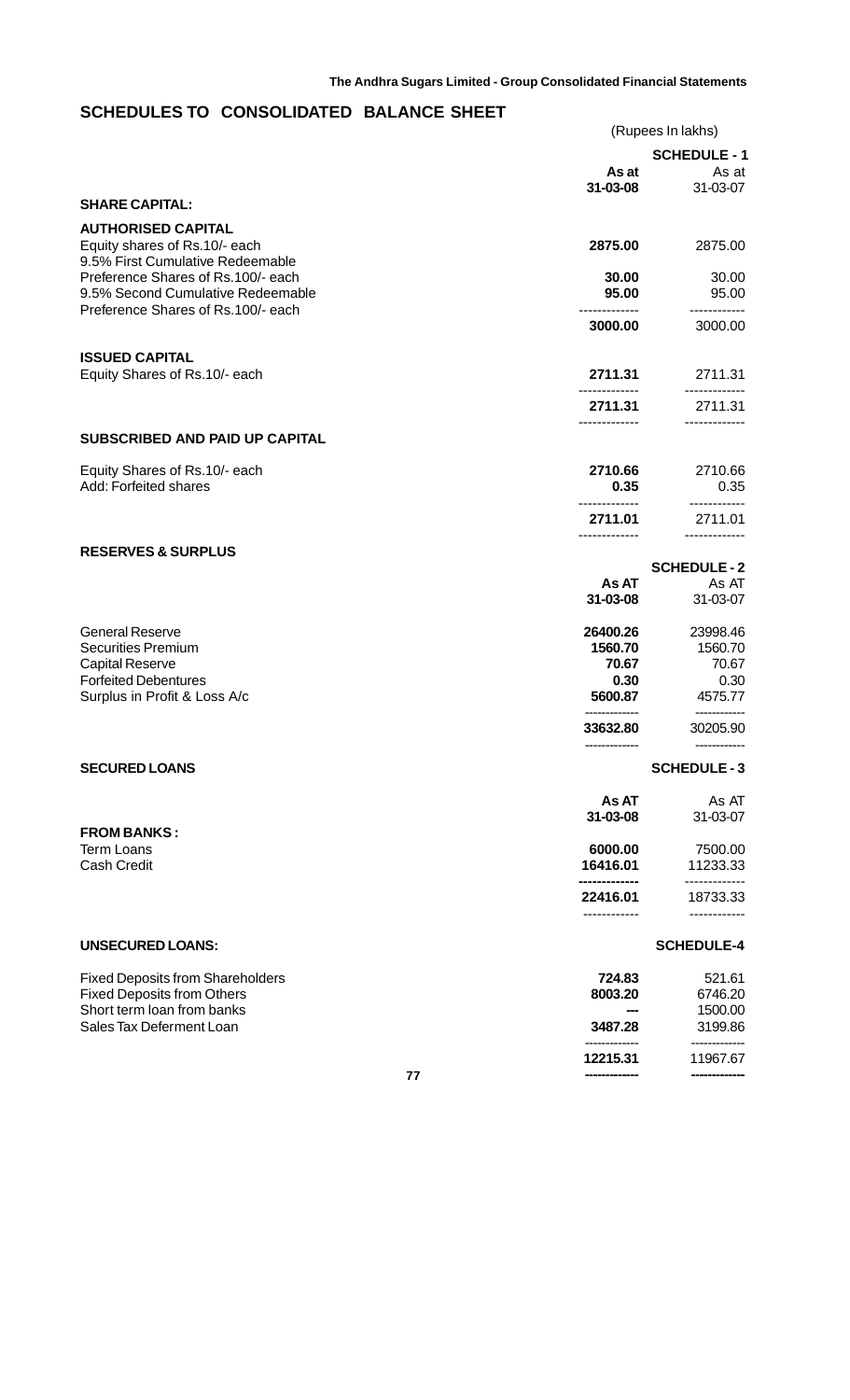## SCHEDULES TO CONSOLIDATED BALANCE SHEET

(Rupees In lakhs)

**SCHEDULE - 1**

| | **As at 31-03-08** | As at 31-03-07 |
|---|---|---|
| **SHARE CAPITAL:** | | |
| **AUTHORISED CAPITAL** | | |
| Equity shares of Rs.10/- each | **2875.00** | 2875.00 |
| 9.5% First Cumulative Redeemable Preference Shares of Rs.100/- each | **30.00** | 30.00 |
| 9.5% Second Cumulative Redeemable Preference Shares of Rs.100/- each | **95.00** | 95.00 |
| | **3000.00** | 3000.00 |
| **ISSUED CAPITAL** | | |
| Equity Shares of Rs.10/- each | **2711.31** | 2711.31 |
| | **2711.31** | 2711.31 |
| **SUBSCRIBED AND PAID UP CAPITAL** | | |
| Equity Shares of Rs.10/- each | **2710.66** | 2710.66 |
| Add: Forfeited shares | **0.35** | 0.35 |
| | **2711.01** | 2711.01 |

**SCHEDULE - 2**

| **RESERVES & SURPLUS** | **As AT 31-03-08** | As AT 31-03-07 |
|---|---|---|
| General Reserve | **26400.26** | 23998.46 |
| Securities Premium | **1560.70** | 1560.70 |
| Capital Reserve | **70.67** | 70.67 |
| Forfeited Debentures | **0.30** | 0.30 |
| Surplus in Profit & Loss A/c | **5600.87** | 4575.77 |
| | **33632.80** | 30205.90 |

**SCHEDULE - 3**

| **SECURED LOANS** | **As AT 31-03-08** | As AT 31-03-07 |
|---|---|---|
| **FROM BANKS :** | | |
| Term Loans | **6000.00** | 7500.00 |
| Cash Credit | **16416.01** | 11233.33 |
| | **22416.01** | 18733.33 |

**SCHEDULE-4**

| **UNSECURED LOANS:** | | |
|---|---|---|
| Fixed Deposits from Shareholders | **724.83** | 521.61 |
| Fixed Deposits from Others | **8003.20** | 6746.20 |
| Short term loan from banks | **---** | 1500.00 |
| Sales Tax Deferment Loan | **3487.28** | 3199.86 |
| | **12215.31** | 11967.67 |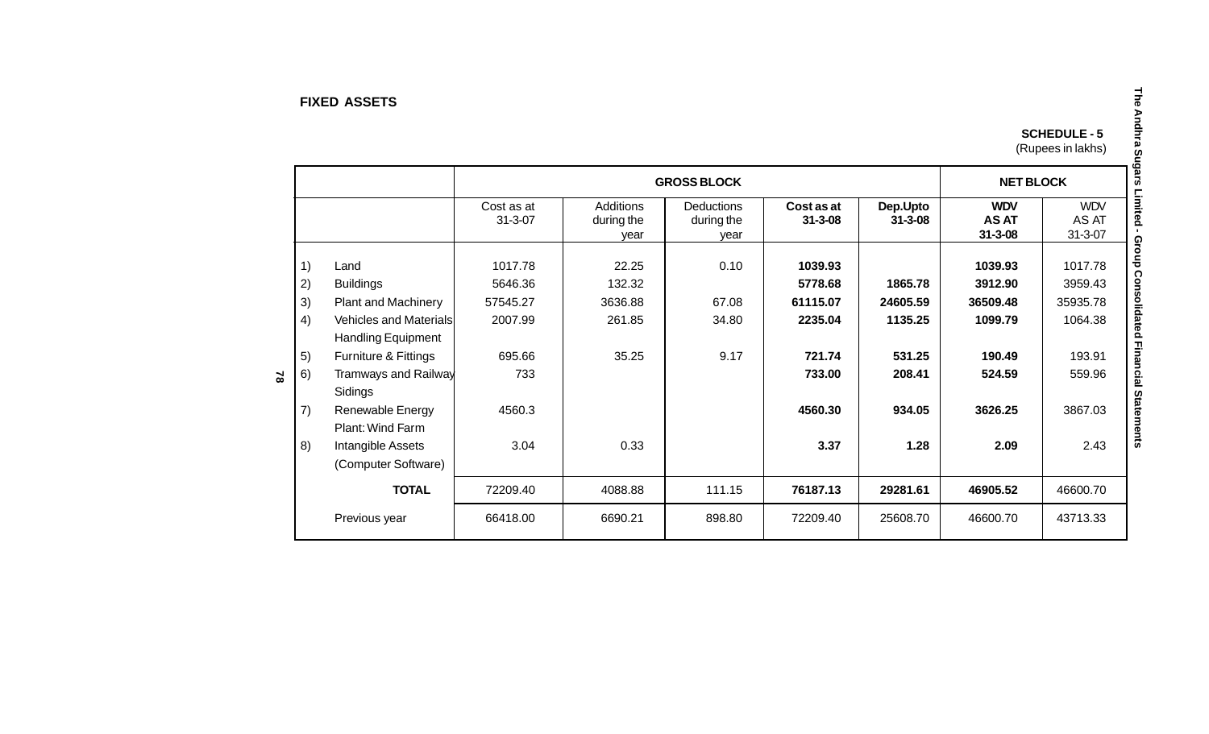**FIXED ASSETS**

**SCHEDULE - 5**
(Rupees in lakhs)

| | | GROSS BLOCK | | | | | NET BLOCK | |
|---|---|---|---|---|---|---|---|---|
| | | Cost as at 31-3-07 | Additions during the year | Deductions during the year | **Cost as at 31-3-08** | **Dep.Upto 31-3-08** | **WDV AS AT 31-3-08** | WDV AS AT 31-3-07 |
| 1) | Land | 1017.78 | 22.25 | 0.10 | **1039.93** | | **1039.93** | 1017.78 |
| 2) | Buildings | 5646.36 | 132.32 | | **5778.68** | **1865.78** | **3912.90** | 3959.43 |
| 3) | Plant and Machinery | 57545.27 | 3636.88 | 67.08 | **61115.07** | **24605.59** | **36509.48** | 35935.78 |
| 4) | Vehicles and Materials Handling Equipment | 2007.99 | 261.85 | 34.80 | **2235.04** | **1135.25** | **1099.79** | 1064.38 |
| 5) | Furniture & Fittings | 695.66 | 35.25 | 9.17 | **721.74** | **531.25** | **190.49** | 193.91 |
| 6) | Tramways and Railway Sidings | 733 | | | **733.00** | **208.41** | **524.59** | 559.96 |
| 7) | Renewable Energy Plant: Wind Farm | 4560.3 | | | **4560.30** | **934.05** | **3626.25** | 3867.03 |
| 8) | Intangible Assets (Computer Software) | 3.04 | 0.33 | | **3.37** | **1.28** | **2.09** | 2.43 |
| | **TOTAL** | 72209.40 | 4088.88 | 111.15 | **76187.13** | **29281.61** | **46905.52** | 46600.70 |
| | Previous year | 66418.00 | 6690.21 | 898.80 | 72209.40 | 25608.70 | 46600.70 | 43713.33 |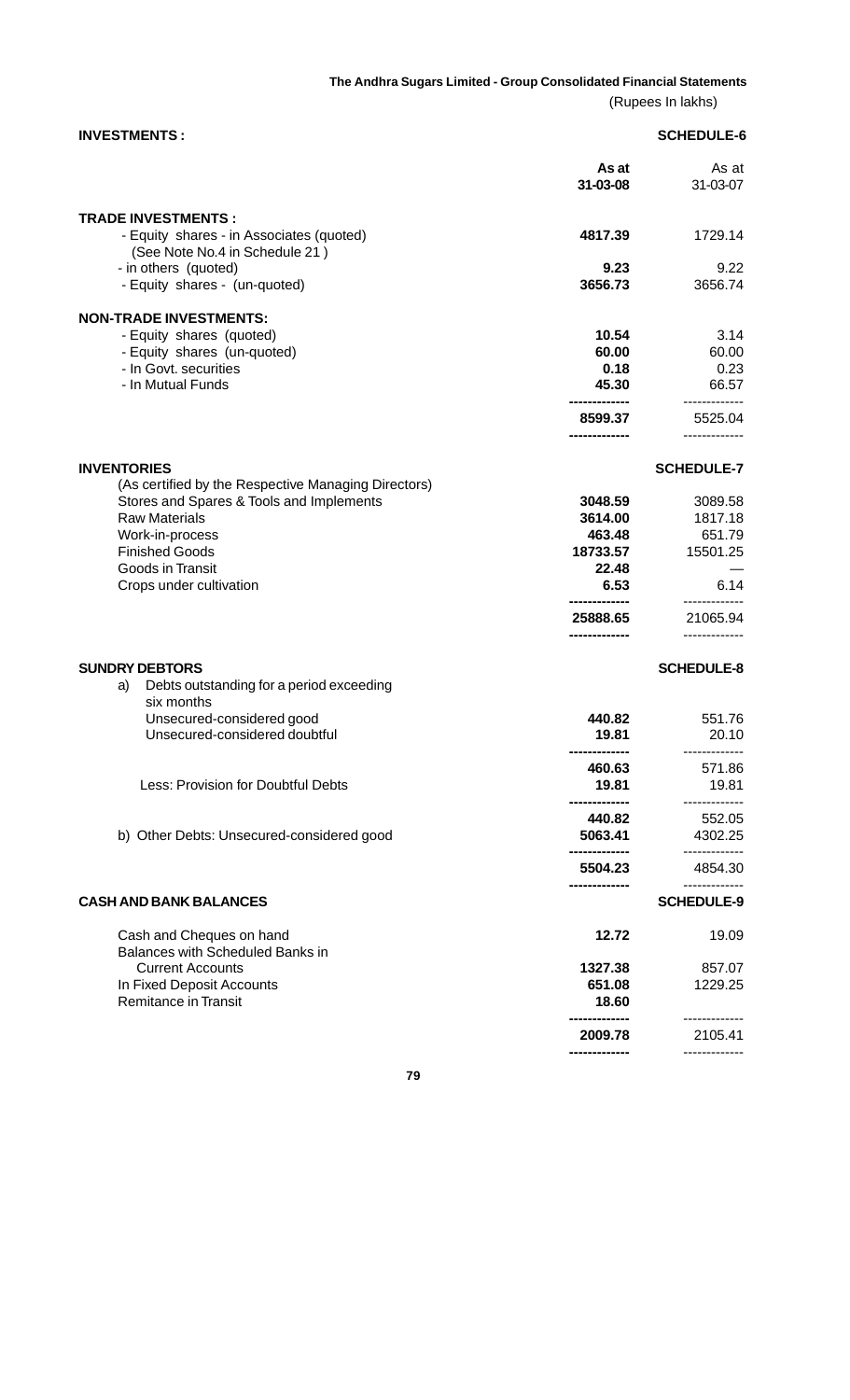**The Andhra Sugars Limited - Group Consolidated Financial Statements**

(Rupees In lakhs)

| **INVESTMENTS :** | | **SCHEDULE-6** |
|---|---|---|
| | **As at 31-03-08** | As at 31-03-07 |
| **TRADE INVESTMENTS :** | | |
| - Equity shares - in Associates (quoted) (See Note No.4 in Schedule 21 ) | **4817.39** | 1729.14 |
| - in others (quoted) | **9.23** | 9.22 |
| - Equity shares - (un-quoted) | **3656.73** | 3656.74 |
| **NON-TRADE INVESTMENTS:** | | |
| - Equity shares (quoted) | **10.54** | 3.14 |
| - Equity shares (un-quoted) | **60.00** | 60.00 |
| - In Govt. securities | **0.18** | 0.23 |
| - In Mutual Funds | **45.30** | 66.57 |
| | **8599.37** | 5525.04 |

| **INVENTORIES** | | **SCHEDULE-7** |
|---|---|---|
| (As certified by the Respective Managing Directors) | | |
| Stores and Spares & Tools and Implements | **3048.59** | 3089.58 |
| Raw Materials | **3614.00** | 1817.18 |
| Work-in-process | **463.48** | 651.79 |
| Finished Goods | **18733.57** | 15501.25 |
| Goods in Transit | **22.48** | — |
| Crops under cultivation | **6.53** | 6.14 |
| | **25888.65** | 21065.94 |

| **SUNDRY DEBTORS** | | **SCHEDULE-8** |
|---|---|---|
| a) Debts outstanding for a period exceeding six months | | |
| Unsecured-considered good | **440.82** | 551.76 |
| Unsecured-considered doubtful | **19.81** | 20.10 |
| | **460.63** | 571.86 |
| Less: Provision for Doubtful Debts | **19.81** | 19.81 |
| | **440.82** | 552.05 |
| b) Other Debts: Unsecured-considered good | **5063.41** | 4302.25 |
| | **5504.23** | 4854.30 |

| **CASH AND BANK BALANCES** | | **SCHEDULE-9** |
|---|---|---|
| Cash and Cheques on hand | **12.72** | 19.09 |
| Balances with Scheduled Banks in | | |
| Current Accounts | **1327.38** | 857.07 |
| In Fixed Deposit Accounts | **651.08** | 1229.25 |
| Remitance in Transit | **18.60** | |
| | **2009.78** | 2105.41 |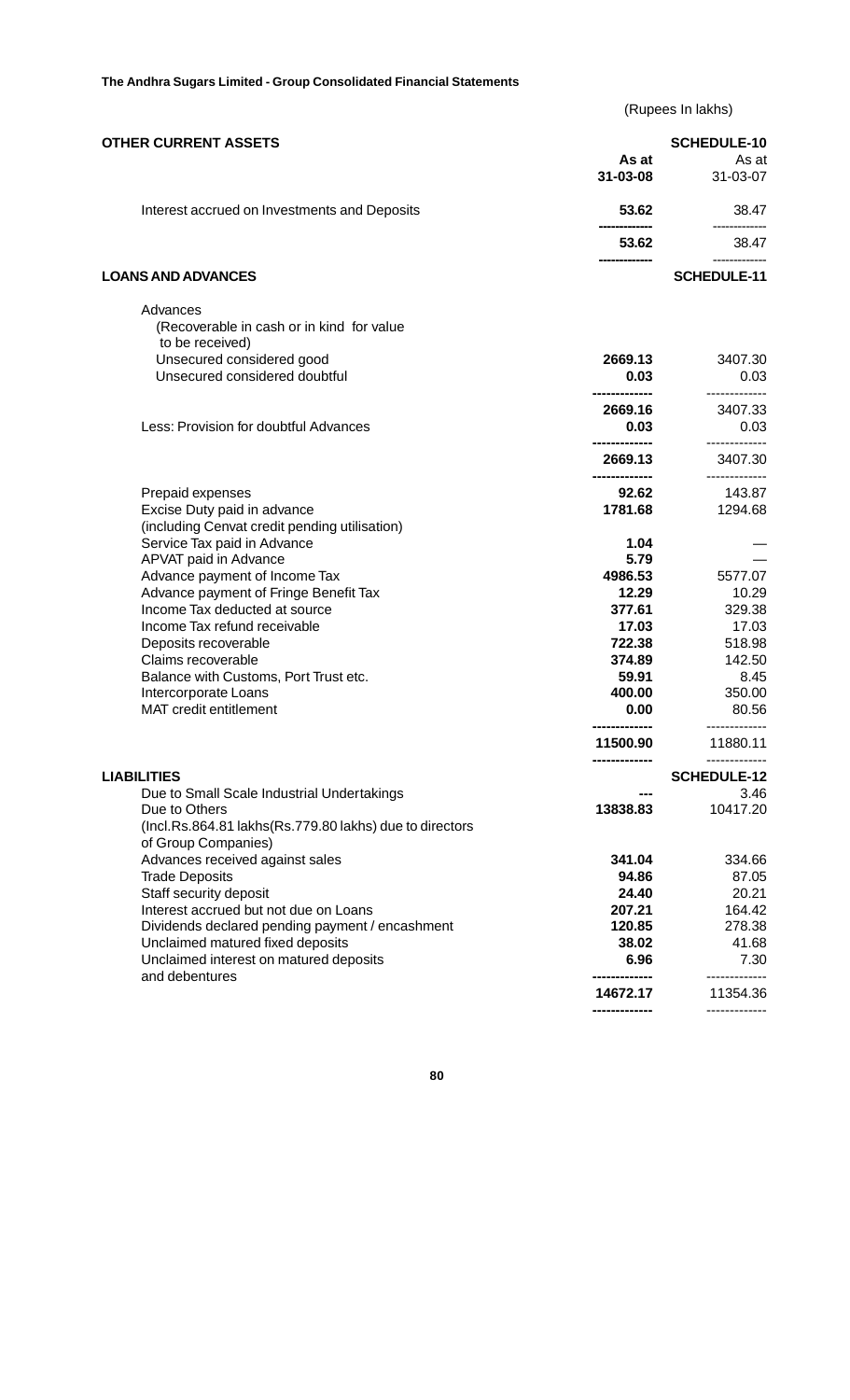**The Andhra Sugars Limited - Group Consolidated Financial Statements**

(Rupees In lakhs)

## OTHER CURRENT ASSETS

**SCHEDULE-10**

| | As at 31-03-08 | As at 31-03-07 |
|---|---|---|
| Interest accrued on Investments and Deposits | **53.62** | 38.47 |
| | **53.62** | 38.47 |

## LOANS AND ADVANCES

**SCHEDULE-11**

| | As at 31-03-08 | As at 31-03-07 |
|---|---|---|
| Advances (Recoverable in cash or in kind for value to be received) | | |
| Unsecured considered good | **2669.13** | 3407.30 |
| Unsecured considered doubtful | **0.03** | 0.03 |
| | **2669.16** | 3407.33 |
| Less: Provision for doubtful Advances | **0.03** | 0.03 |
| | **2669.13** | 3407.30 |
| Prepaid expenses | **92.62** | 143.87 |
| Excise Duty paid in advance (including Cenvat credit pending utilisation) | **1781.68** | 1294.68 |
| Service Tax paid in Advance | **1.04** | — |
| APVAT paid in Advance | **5.79** | — |
| Advance payment of Income Tax | **4986.53** | 5577.07 |
| Advance payment of Fringe Benefit Tax | **12.29** | 10.29 |
| Income Tax deducted at source | **377.61** | 329.38 |
| Income Tax refund receivable | **17.03** | 17.03 |
| Deposits recoverable | **722.38** | 518.98 |
| Claims recoverable | **374.89** | 142.50 |
| Balance with Customs, Port Trust etc. | **59.91** | 8.45 |
| Intercorporate Loans | **400.00** | 350.00 |
| MAT credit entitlement | **0.00** | 80.56 |
| | **11500.90** | 11880.11 |

## LIABILITIES

**SCHEDULE-12**

| | As at 31-03-08 | As at 31-03-07 |
|---|---|---|
| Due to Small Scale Industrial Undertakings | **---** | 3.46 |
| Due to Others (Incl.Rs.864.81 lakhs(Rs.779.80 lakhs) due to directors of Group Companies) | **13838.83** | 10417.20 |
| Advances received against sales | **341.04** | 334.66 |
| Trade Deposits | **94.86** | 87.05 |
| Staff security deposit | **24.40** | 20.21 |
| Interest accrued but not due on Loans | **207.21** | 164.42 |
| Dividends declared pending payment / encashment | **120.85** | 278.38 |
| Unclaimed matured fixed deposits | **38.02** | 41.68 |
| Unclaimed interest on matured deposits and debentures | **6.96** | 7.30 |
| | **14672.17** | 11354.36 |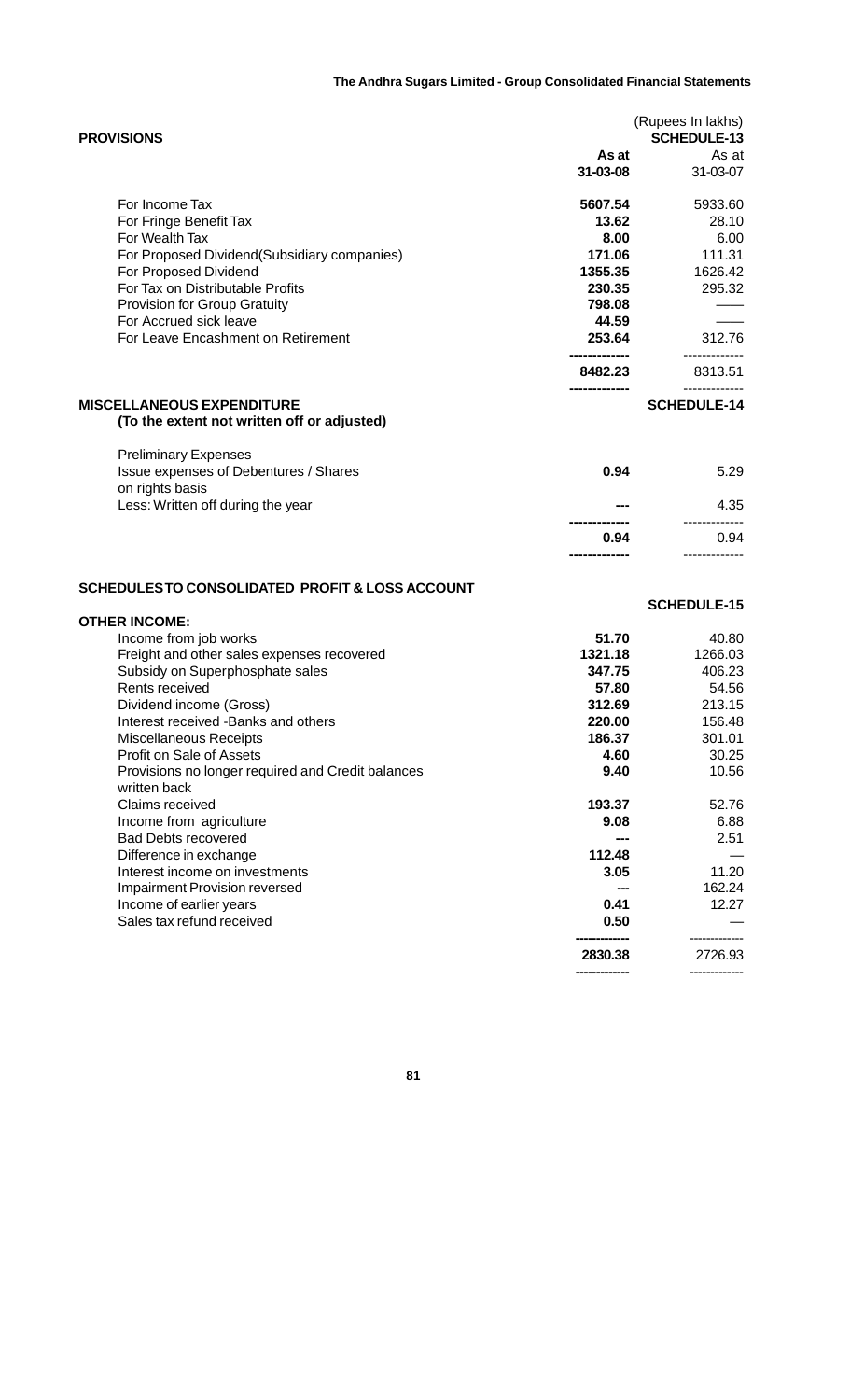(Rupees In lakhs)

## PROVISIONS

**SCHEDULE-13**

| | As at 31-03-08 | As at 31-03-07 |
|---|---|---|
| For Income Tax | **5607.54** | 5933.60 |
| For Fringe Benefit Tax | **13.62** | 28.10 |
| For Wealth Tax | **8.00** | 6.00 |
| For Proposed Dividend(Subsidiary companies) | **171.06** | 111.31 |
| For Proposed Dividend | **1355.35** | 1626.42 |
| For Tax on Distributable Profits | **230.35** | 295.32 |
| Provision for Group Gratuity | **798.08** | —— |
| For Accrued sick leave | **44.59** | —— |
| For Leave Encashment on Retirement | **253.64** | 312.76 |
| | **8482.23** | 8313.51 |

## MISCELLANEOUS EXPENDITURE

**(To the extent not written off or adjusted)**

**SCHEDULE-14**

| | | |
|---|---|---|
| Preliminary Expenses | | |
| Issue expenses of Debentures / Shares on rights basis | **0.94** | 5.29 |
| Less: Written off during the year | **---** | 4.35 |
| | **0.94** | 0.94 |

## SCHEDULES TO CONSOLIDATED PROFIT & LOSS ACCOUNT

**SCHEDULE-15**

### OTHER INCOME:

| | | |
|---|---|---|
| Income from job works | **51.70** | 40.80 |
| Freight and other sales expenses recovered | **1321.18** | 1266.03 |
| Subsidy on Superphosphate sales | **347.75** | 406.23 |
| Rents received | **57.80** | 54.56 |
| Dividend income (Gross) | **312.69** | 213.15 |
| Interest received -Banks and others | **220.00** | 156.48 |
| Miscellaneous Receipts | **186.37** | 301.01 |
| Profit on Sale of Assets | **4.60** | 30.25 |
| Provisions no longer required and Credit balances written back | **9.40** | 10.56 |
| Claims received | **193.37** | 52.76 |
| Income from agriculture | **9.08** | 6.88 |
| Bad Debts recovered | **---** | 2.51 |
| Difference in exchange | **112.48** | — |
| Interest income on investments | **3.05** | 11.20 |
| Impairment Provision reversed | **---** | 162.24 |
| Income of earlier years | **0.41** | 12.27 |
| Sales tax refund received | **0.50** | — |
| | **2830.38** | 2726.93 |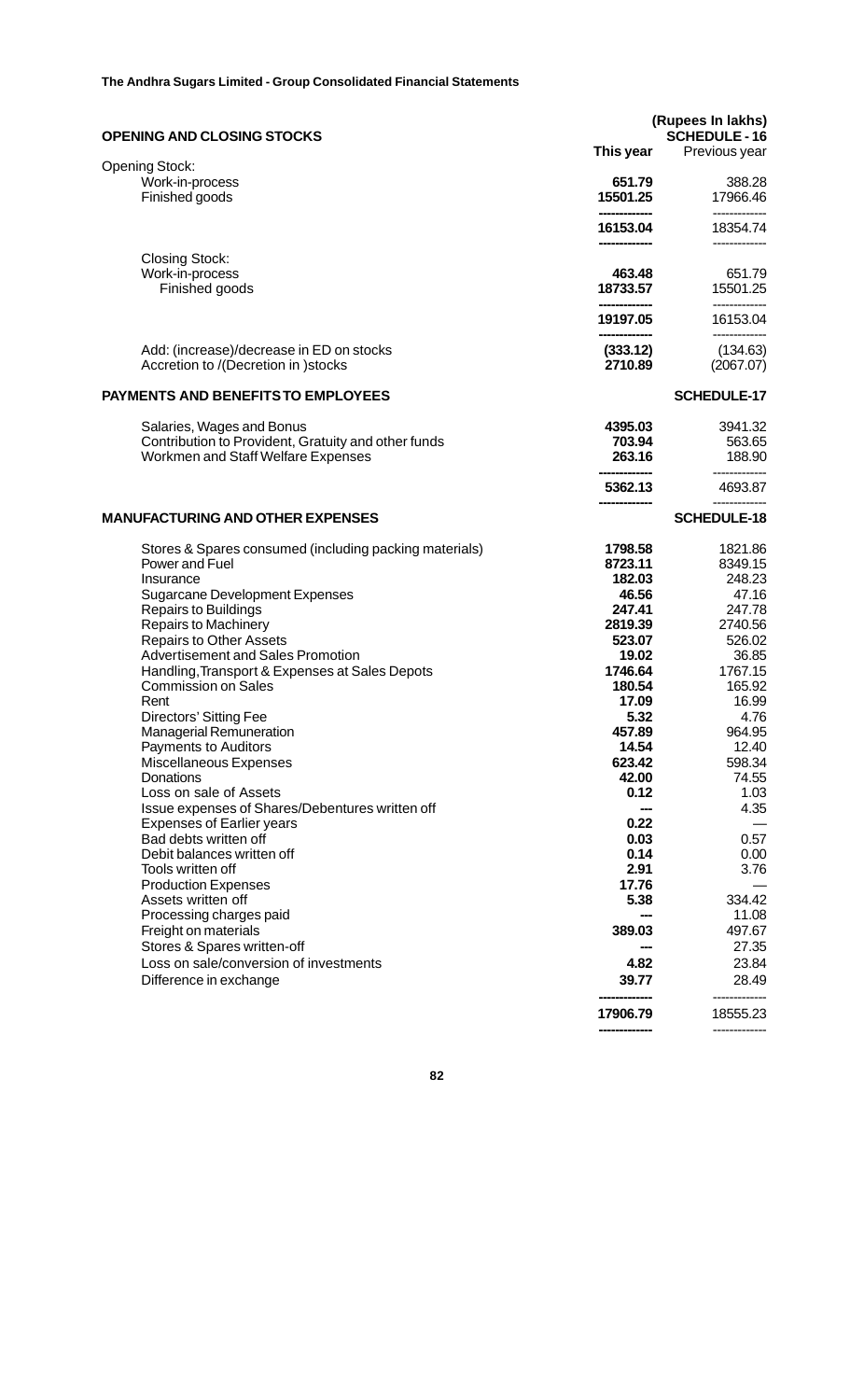**The Andhra Sugars Limited - Group Consolidated Financial Statements**

(Rupees In lakhs)

## OPENING AND CLOSING STOCKS

**SCHEDULE - 16**

| | This year | Previous year |
|---|---|---|
| Opening Stock: | | |
| Work-in-process | **651.79** | 388.28 |
| Finished goods | **15501.25** | 17966.46 |
| | **16153.04** | 18354.74 |
| Closing Stock: | | |
| Work-in-process | **463.48** | 651.79 |
| Finished goods | **18733.57** | 15501.25 |
| | **19197.05** | 16153.04 |
| Add: (increase)/decrease in ED on stocks | **(333.12)** | (134.63) |
| Accretion to /(Decretion in )stocks | **2710.89** | (2067.07) |

## PAYMENTS AND BENEFITS TO EMPLOYEES

**SCHEDULE-17**

| | This year | Previous year |
|---|---|---|
| Salaries, Wages and Bonus | **4395.03** | 3941.32 |
| Contribution to Provident, Gratuity and other funds | **703.94** | 563.65 |
| Workmen and Staff Welfare Expenses | **263.16** | 188.90 |
| | **5362.13** | 4693.87 |

## MANUFACTURING AND OTHER EXPENSES

**SCHEDULE-18**

| | This year | Previous year |
|---|---|---|
| Stores & Spares consumed (including packing materials) | **1798.58** | 1821.86 |
| Power and Fuel | **8723.11** | 8349.15 |
| Insurance | **182.03** | 248.23 |
| Sugarcane Development Expenses | **46.56** | 47.16 |
| Repairs to Buildings | **247.41** | 247.78 |
| Repairs to Machinery | **2819.39** | 2740.56 |
| Repairs to Other Assets | **523.07** | 526.02 |
| Advertisement and Sales Promotion | **19.02** | 36.85 |
| Handling,Transport & Expenses at Sales Depots | **1746.64** | 1767.15 |
| Commission on Sales | **180.54** | 165.92 |
| Rent | **17.09** | 16.99 |
| Directors' Sitting Fee | **5.32** | 4.76 |
| Managerial Remuneration | **457.89** | 964.95 |
| Payments to Auditors | **14.54** | 12.40 |
| Miscellaneous Expenses | **623.42** | 598.34 |
| Donations | **42.00** | 74.55 |
| Loss on sale of Assets | **0.12** | 1.03 |
| Issue expenses of Shares/Debentures written off | --- | 4.35 |
| Expenses of Earlier years | **0.22** | — |
| Bad debts written off | **0.03** | 0.57 |
| Debit balances written off | **0.14** | 0.00 |
| Tools written off | **2.91** | 3.76 |
| Production Expenses | **17.76** | — |
| Assets written off | **5.38** | 334.42 |
| Processing charges paid | --- | 11.08 |
| Freight on materials | **389.03** | 497.67 |
| Stores & Spares written-off | --- | 27.35 |
| Loss on sale/conversion of investments | **4.82** | 23.84 |
| Difference in exchange | **39.77** | 28.49 |
| | **17906.79** | 18555.23 |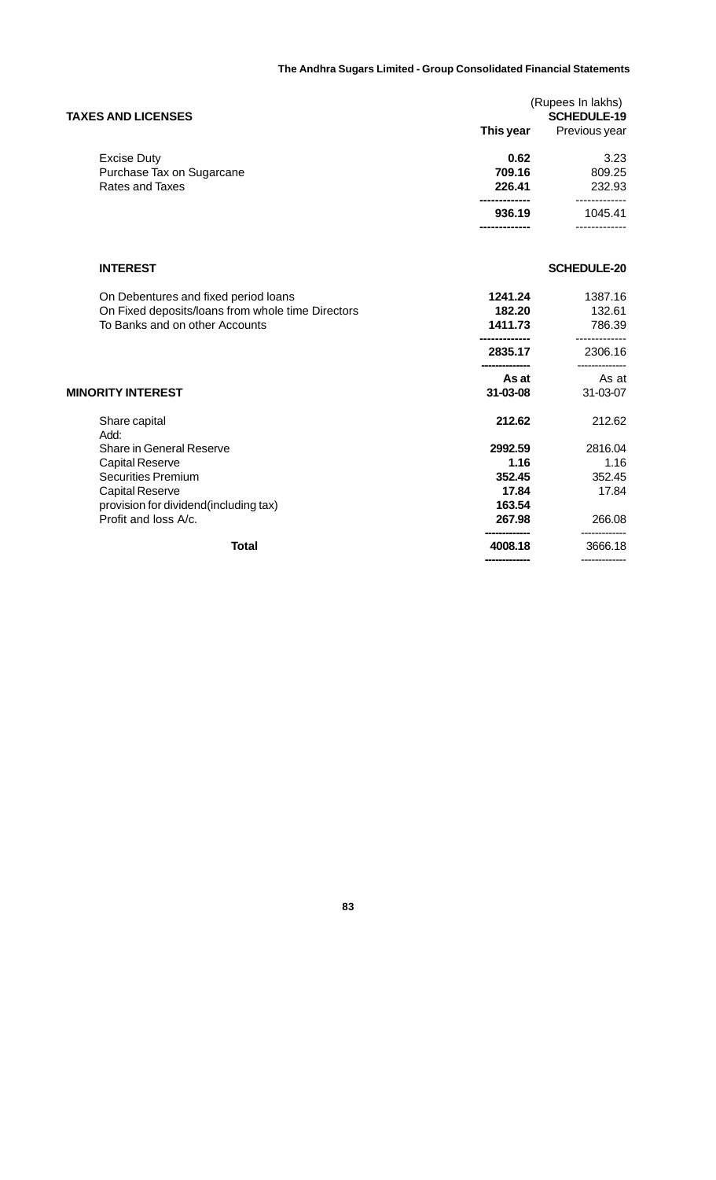## TAXES AND LICENSES

(Rupees In lakhs)

**SCHEDULE-19**

| | This year | Previous year |
|---|---|---|
| Excise Duty | **0.62** | 3.23 |
| Purchase Tax on Sugarcane | **709.16** | 809.25 |
| Rates and Taxes | **226.41** | 232.93 |
| | **936.19** | 1045.41 |

## INTEREST

**SCHEDULE-20**

| | This year | Previous year |
|---|---|---|
| On Debentures and fixed period loans | **1241.24** | 1387.16 |
| On Fixed deposits/loans from whole time Directors | **182.20** | 132.61 |
| To Banks and on other Accounts | **1411.73** | 786.39 |
| | **2835.17** | 2306.16 |

## MINORITY INTEREST

| | As at 31-03-08 | As at 31-03-07 |
|---|---|---|
| Share capital | **212.62** | 212.62 |
| Add: | | |
| Share in General Reserve | **2992.59** | 2816.04 |
| Capital Reserve | **1.16** | 1.16 |
| Securities Premium | **352.45** | 352.45 |
| Capital Reserve | **17.84** | 17.84 |
| provision for dividend(including tax) | **163.54** | |
| Profit and loss A/c. | **267.98** | 266.08 |
| **Total** | **4008.18** | 3666.18 |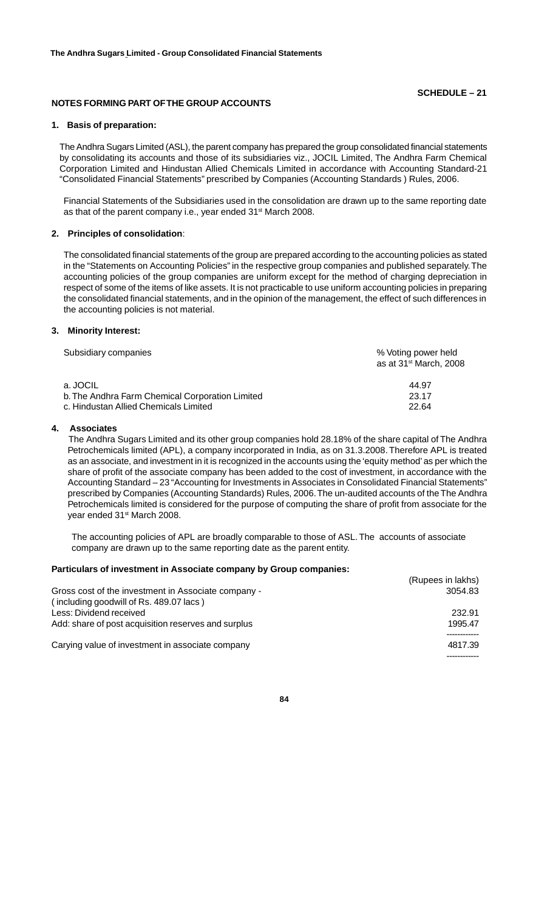**SCHEDULE – 21**

## NOTES FORMING PART OF THE GROUP ACCOUNTS

### 1. Basis of preparation:

The Andhra Sugars Limited (ASL), the parent company has prepared the group consolidated financial statements by consolidating its accounts and those of its subsidiaries viz., JOCIL Limited, The Andhra Farm Chemical Corporation Limited and Hindustan Allied Chemicals Limited in accordance with Accounting Standard-21 "Consolidated Financial Statements" prescribed by Companies (Accounting Standards ) Rules, 2006.

Financial Statements of the Subsidiaries used in the consolidation are drawn up to the same reporting date as that of the parent company i.e., year ended 31st March 2008.

### 2. Principles of consolidation:

The consolidated financial statements of the group are prepared according to the accounting policies as stated in the "Statements on Accounting Policies" in the respective group companies and published separately. The accounting policies of the group companies are uniform except for the method of charging depreciation in respect of some of the items of like assets. It is not practicable to use uniform accounting policies in preparing the consolidated financial statements, and in the opinion of the management, the effect of such differences in the accounting policies is not material.

### 3. Minority Interest:

| Subsidiary companies | % Voting power held as at 31st March, 2008 |
|---|---|
| a. JOCIL | 44.97 |
| b. The Andhra Farm Chemical Corporation Limited | 23.17 |
| c. Hindustan Allied Chemicals Limited | 22.64 |

### 4. Associates

The Andhra Sugars Limited and its other group companies hold 28.18% of the share capital of The Andhra Petrochemicals limited (APL), a company incorporated in India, as on 31.3.2008. Therefore APL is treated as an associate, and investment in it is recognized in the accounts using the 'equity method' as per which the share of profit of the associate company has been added to the cost of investment, in accordance with the Accounting Standard – 23 "Accounting for Investments in Associates in Consolidated Financial Statements" prescribed by Companies (Accounting Standards) Rules, 2006. The un-audited accounts of the The Andhra Petrochemicals limited is considered for the purpose of computing the share of profit from associate for the year ended 31st March 2008.

The accounting policies of APL are broadly comparable to those of ASL. The accounts of associate company are drawn up to the same reporting date as the parent entity.

**Particulars of investment in Associate company by Group companies:**

| | (Rupees in lakhs) |
|---|---|
| Gross cost of the investment in Associate company - ( including goodwill of Rs. 489.07 lacs ) | 3054.83 |
| Less: Dividend received | 232.91 |
| Add: share of post acquisition reserves and surplus | 1995.47 |
| Carying value of investment in associate company | 4817.39 |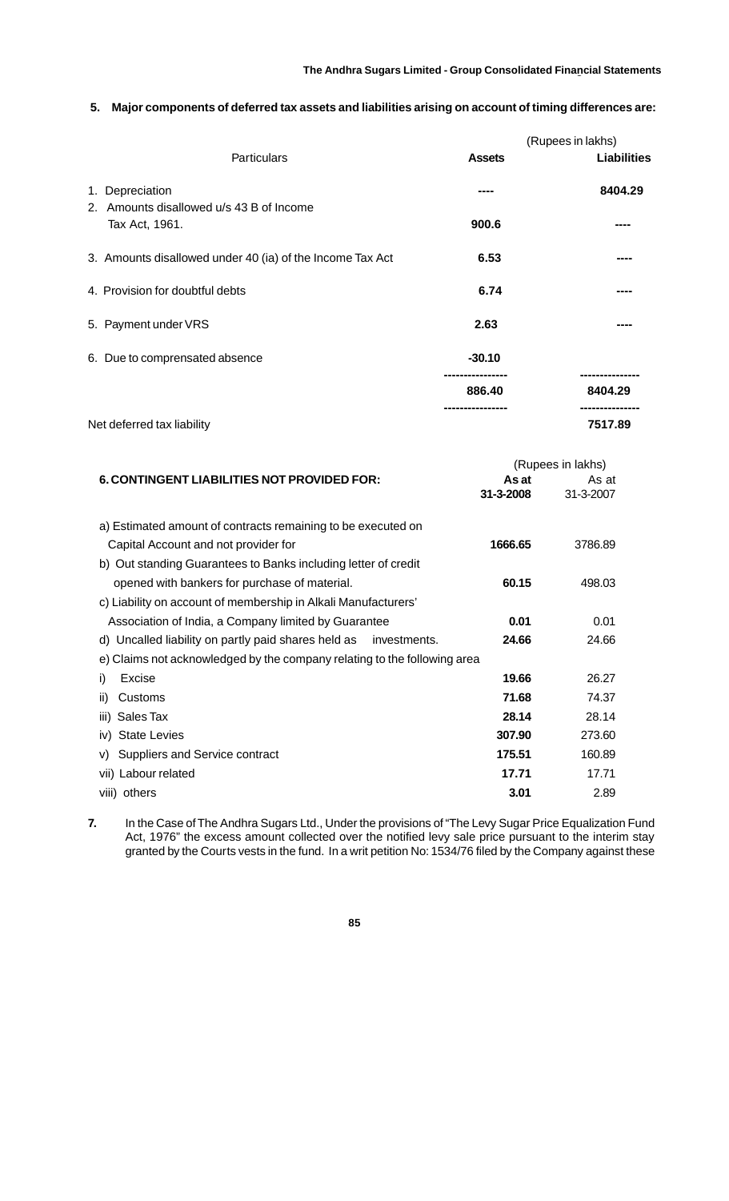**5. Major components of deferred tax assets and liabilities arising on account of timing differences are:**

(Rupees in lakhs)

| Particulars | Assets | Liabilities |
|---|---|---|
| 1. Depreciation | ---- | 8404.29 |
| 2. Amounts disallowed u/s 43 B of Income Tax Act, 1961. | 900.6 | ---- |
| 3. Amounts disallowed under 40 (ia) of the Income Tax Act | 6.53 | ---- |
| 4. Provision for doubtful debts | 6.74 | ---- |
| 5. Payment under VRS | 2.63 | ---- |
| 6. Due to compensated absence | -30.10 | |
| | 886.40 | 8404.29 |
| Net deferred tax liability | | 7517.89 |

(Rupees in lakhs)

| **6. CONTINGENT LIABILITIES NOT PROVIDED FOR:** | As at 31-3-2008 | As at 31-3-2007 |
|---|---|---|
| a) Estimated amount of contracts remaining to be executed on Capital Account and not provider for | 1666.65 | 3786.89 |
| b) Out standing Guarantees to Banks including letter of credit opened with bankers for purchase of material. | 60.15 | 498.03 |
| c) Liability on account of membership in Alkali Manufacturers' Association of India, a Company limited by Guarantee | 0.01 | 0.01 |
| d) Uncalled liability on partly paid shares held as investments. | 24.66 | 24.66 |
| e) Claims not acknowledged by the company relating to the following area | | |
| i) Excise | 19.66 | 26.27 |
| ii) Customs | 71.68 | 74.37 |
| iii) Sales Tax | 28.14 | 28.14 |
| iv) State Levies | 307.90 | 273.60 |
| v) Suppliers and Service contract | 175.51 | 160.89 |
| vii) Labour related | 17.71 | 17.71 |
| viii) others | 3.01 | 2.89 |

**7.** In the Case of The Andhra Sugars Ltd., Under the provisions of "The Levy Sugar Price Equalization Fund Act, 1976" the excess amount collected over the notified levy sale price pursuant to the interim stay granted by the Courts vests in the fund. In a writ petition No: 1534/76 filed by the Company against these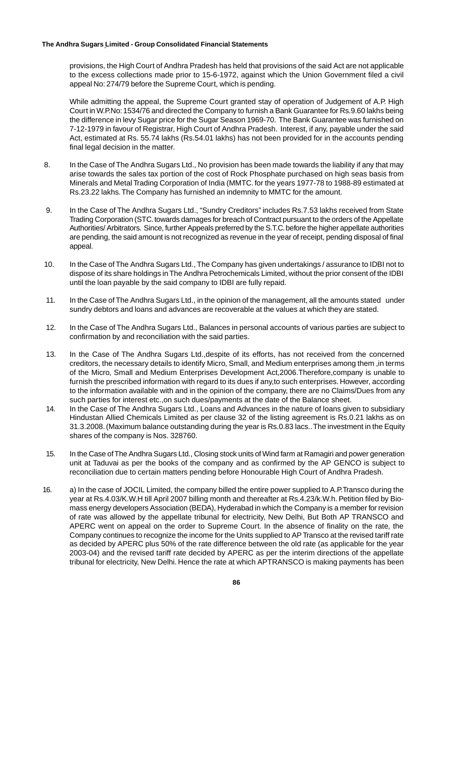provisions, the High Court of Andhra Pradesh has held that provisions of the said Act are not applicable to the excess collections made prior to 15-6-1972, against which the Union Government filed a civil appeal No: 274/79 before the Supreme Court, which is pending.

While admitting the appeal, the Supreme Court granted stay of operation of Judgement of A.P. High Court in W.P.No: 1534/76 and directed the Company to furnish a Bank Guarantee for Rs.9.60 lakhs being the difference in levy Sugar price for the Sugar Season 1969-70. The Bank Guarantee was furnished on 7-12-1979 in favour of Registrar, High Court of Andhra Pradesh. Interest, if any, payable under the said Act, estimated at Rs. 55.74 lakhs (Rs.54.01 lakhs) has not been provided for in the accounts pending final legal decision in the matter.

8. In the Case of The Andhra Sugars Ltd., No provision has been made towards the liability if any that may arise towards the sales tax portion of the cost of Rock Phosphate purchased on high seas basis from Minerals and Metal Trading Corporation of India (MMTC. for the years 1977-78 to 1988-89 estimated at Rs.23.22 lakhs. The Company has furnished an indemnity to MMTC for the amount.

9. In the Case of The Andhra Sugars Ltd., "Sundry Creditors" includes Rs.7.53 lakhs received from State Trading Corporation (STC. towards damages for breach of Contract pursuant to the orders of the Appellate Authorities/ Arbitrators. Since, further Appeals preferred by the S.T.C. before the higher appellate authorities are pending, the said amount is not recognized as revenue in the year of receipt, pending disposal of final appeal.

10. In the Case of The Andhra Sugars Ltd., The Company has given undertakings / assurance to IDBI not to dispose of its share holdings in The Andhra Petrochemicals Limited, without the prior consent of the IDBI until the loan payable by the said company to IDBI are fully repaid.

11. In the Case of The Andhra Sugars Ltd., in the opinion of the management, all the amounts stated under sundry debtors and loans and advances are recoverable at the values at which they are stated.

12. In the Case of The Andhra Sugars Ltd., Balances in personal accounts of various parties are subject to confirmation by and reconciliation with the said parties.

13. In the Case of The Andhra Sugars Ltd.,despite of its efforts, has not received from the concerned creditors, the necessary details to identify Micro, Small, and Medium enterprises among them ,in terms of the Micro, Small and Medium Enterprises Development Act,2006.Therefore,company is unable to furnish the prescribed information with regard to its dues if any,to such enterprises. However, according to the information available with and in the opinion of the company, there are no Claims/Dues from any such parties for interest etc.,on such dues/payments at the date of the Balance sheet.

14. In the Case of The Andhra Sugars Ltd., Loans and Advances in the nature of loans given to subsidiary Hindustan Allied Chemicals Limited as per clause 32 of the listing agreement is Rs.0.21 lakhs as on 31.3.2008. (Maximum balance outstanding during the year is Rs.0.83 lacs.. The investment in the Equity shares of the company is Nos. 328760.

15. In the Case of The Andhra Sugars Ltd., Closing stock units of Wind farm at Ramagiri and power generation unit at Taduvai as per the books of the company and as confirmed by the AP GENCO is subject to reconciliation due to certain matters pending before Honourable High Court of Andhra Pradesh.

16. a) In the case of JOCIL Limited, the company billed the entire power supplied to A.P.Transco during the year at Rs.4.03/K.W.H till April 2007 billing month and thereafter at Rs.4.23/k.W.h. Petition filed by Bio-mass energy developers Association (BEDA), Hyderabad in which the Company is a member for revision of rate was allowed by the appellate tribunal for electricity, New Delhi, But Both AP TRANSCO and APERC went on appeal on the order to Supreme Court. In the absence of finality on the rate, the Company continues to recognize the income for the Units supplied to AP Transco at the revised tariff rate as decided by APERC plus 50% of the rate difference between the old rate (as applicable for the year 2003-04) and the revised tariff rate decided by APERC as per the interim directions of the appellate tribunal for electricity, New Delhi. Hence the rate at which APTRANSCO is making payments has been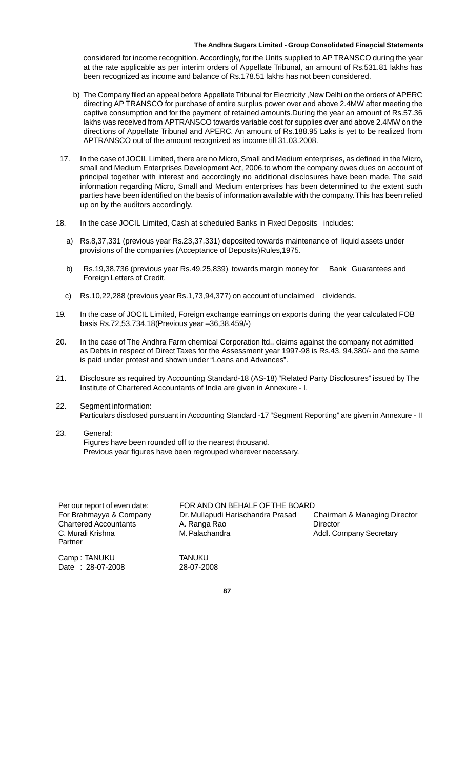considered for income recognition. Accordingly, for the Units supplied to AP TRANSCO during the year at the rate applicable as per interim orders of Appellate Tribunal, an amount of Rs.531.81 lakhs has been recognized as income and balance of Rs.178.51 lakhs has not been considered.

b) The Company filed an appeal before Appellate Tribunal for Electricity ,New Delhi on the orders of APERC directing AP TRANSCO for purchase of entire surplus power over and above 2.4MW after meeting the captive consumption and for the payment of retained amounts.During the year an amount of Rs.57.36 lakhs was received from APTRANSCO towards variable cost for supplies over and above 2.4MW on the directions of Appellate Tribunal and APERC. An amount of Rs.188.95 Laks is yet to be realized from APTRANSCO out of the amount recognized as income till 31.03.2008.

17. In the case of JOCIL Limited, there are no Micro, Small and Medium enterprises, as defined in the Micro, small and Medium Enterprises Development Act, 2006,to whom the company owes dues on account of principal together with interest and accordingly no additional disclosures have been made. The said information regarding Micro, Small and Medium enterprises has been determined to the extent such parties have been identified on the basis of information available with the company. This has been relied up on by the auditors accordingly.

18. In the case JOCIL Limited, Cash at scheduled Banks in Fixed Deposits includes:

   a) Rs.8,37,331 (previous year Rs.23,37,331) deposited towards maintenance of liquid assets under provisions of the companies (Acceptance of Deposits)Rules,1975.

   b) Rs.19,38,736 (previous year Rs.49,25,839) towards margin money for Bank Guarantees and Foreign Letters of Credit.

   c) Rs.10,22,288 (previous year Rs.1,73,94,377) on account of unclaimed dividends.

19. In the case of JOCIL Limited, Foreign exchange earnings on exports during the year calculated FOB basis Rs.72,53,734.18(Previous year –36,38,459/-)

20. In the case of The Andhra Farm chemical Corporation ltd., claims against the company not admitted as Debts in respect of Direct Taxes for the Assessment year 1997-98 is Rs.43, 94,380/- and the same is paid under protest and shown under "Loans and Advances".

21. Disclosure as required by Accounting Standard-18 (AS-18) "Related Party Disclosures" issued by The Institute of Chartered Accountants of India are given in Annexure - I.

22. Segment information:
    Particulars disclosed pursuant in Accounting Standard -17 "Segment Reporting" are given in Annexure - II

23. General:
    Figures have been rounded off to the nearest thousand.
    Previous year figures have been regrouped wherever necessary.

| Per our report of even date: | FOR AND ON BEHALF OF THE BOARD | |
|---|---|---|
| For Brahmayya & Company | Dr. Mullapudi Harischandra Prasad | Chairman & Managing Director |
| Chartered Accountants | A. Ranga Rao | Director |
| C. Murali Krishna | M. Palachandra | Addl. Company Secretary |
| Partner | | |
| Camp : TANUKU | TANUKU | |
| Date : 28-07-2008 | 28-07-2008 | |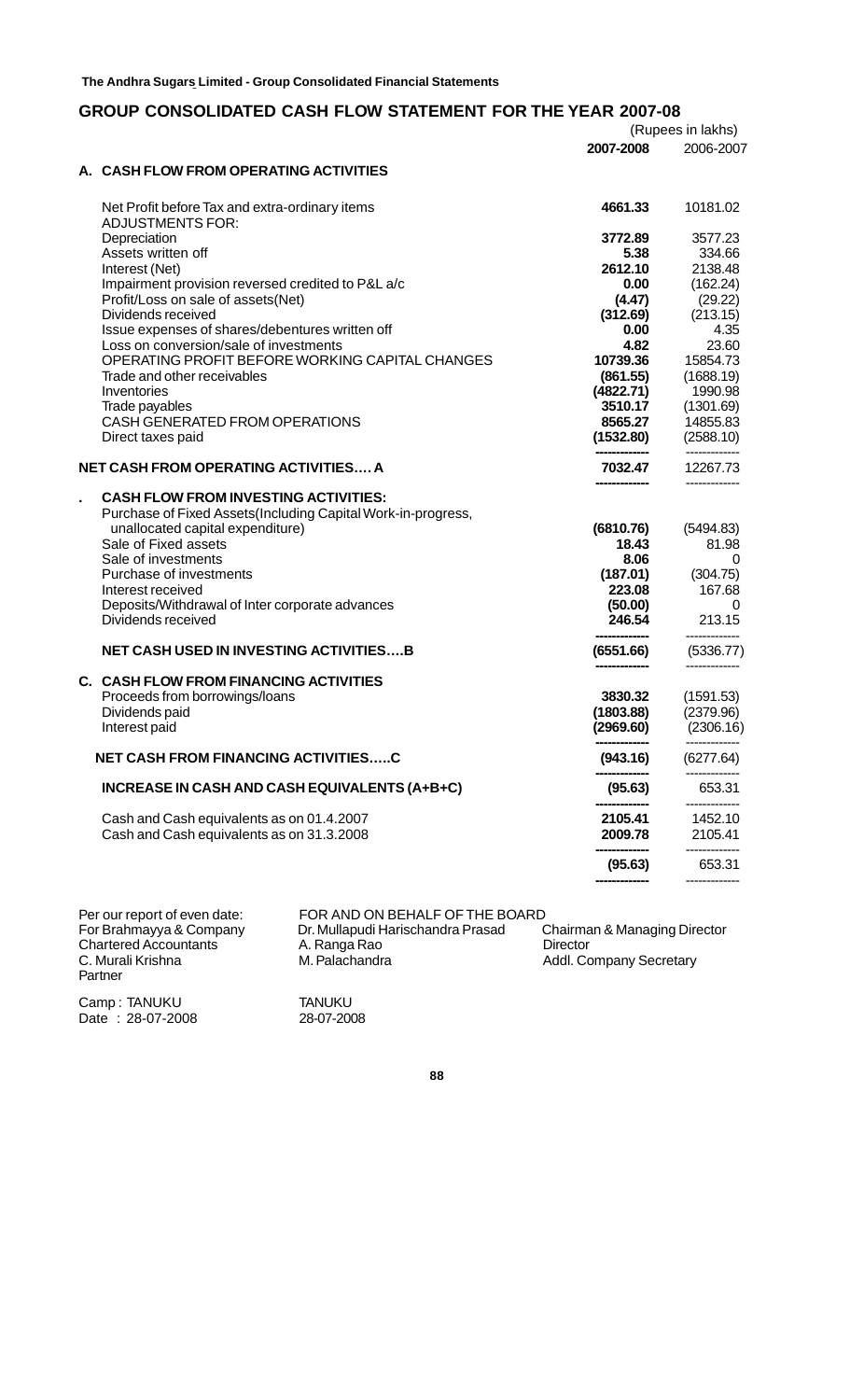**The Andhra Sugars Limited - Group Consolidated Financial Statements**

## GROUP CONSOLIDATED CASH FLOW STATEMENT FOR THE YEAR 2007-08

(Rupees in lakhs)

| | 2007-2008 | 2006-2007 |
|---|---|---|
| **A. CASH FLOW FROM OPERATING ACTIVITIES** | | |
| Net Profit before Tax and extra-ordinary items | **4661.33** | 10181.02 |
| ADJUSTMENTS FOR: | | |
| Depreciation | **3772.89** | 3577.23 |
| Assets written off | **5.38** | 334.66 |
| Interest (Net) | **2612.10** | 2138.48 |
| Impairment provision reversed credited to P&L a/c | **0.00** | (162.24) |
| Profit/Loss on sale of assets(Net) | **(4.47)** | (29.22) |
| Dividends received | **(312.69)** | (213.15) |
| Issue expenses of shares/debentures written off | **0.00** | 4.35 |
| Loss on conversion/sale of investments | **4.82** | 23.60 |
| OPERATING PROFIT BEFORE WORKING CAPITAL CHANGES | **10739.36** | 15854.73 |
| Trade and other receivables | **(861.55)** | (1688.19) |
| Inventories | **(4822.71)** | 1990.98 |
| Trade payables | **3510.17** | (1301.69) |
| CASH GENERATED FROM OPERATIONS | **8565.27** | 14855.83 |
| Direct taxes paid | **(1532.80)** | (2588.10) |
| **NET CASH FROM OPERATING ACTIVITIES.... A** | **7032.47** | 12267.73 |
| **. CASH FLOW FROM INVESTING ACTIVITIES:** | | |
| Purchase of Fixed Assets(Including Capital Work-in-progress, unallocated capital expenditure) | **(6810.76)** | (5494.83) |
| Sale of Fixed assets | **18.43** | 81.98 |
| Sale of investments | **8.06** | 0 |
| Purchase of investments | **(187.01)** | (304.75) |
| Interest received | **223.08** | 167.68 |
| Deposits/Withdrawal of Inter corporate advances | **(50.00)** | 0 |
| Dividends received | **246.54** | 213.15 |
| **NET CASH USED IN INVESTING ACTIVITIES....B** | **(6551.66)** | (5336.77) |
| **C. CASH FLOW FROM FINANCING ACTIVITIES** | | |
| Proceeds from borrowings/loans | **3830.32** | (1591.53) |
| Dividends paid | **(1803.88)** | (2379.96) |
| Interest paid | **(2969.60)** | (2306.16) |
| **NET CASH FROM FINANCING ACTIVITIES.....C** | **(943.16)** | (6277.64) |
| **INCREASE IN CASH AND CASH EQUIVALENTS (A+B+C)** | **(95.63)** | 653.31 |
| Cash and Cash equivalents as on 01.4.2007 | **2105.41** | 1452.10 |
| Cash and Cash equivalents as on 31.3.2008 | **2009.78** | 2105.41 |
| | **(95.63)** | 653.31 |

Per our report of even date:
For Brahmayya & Company
Chartered Accountants
C. Murali Krishna
Partner

Camp : TANUKU
Date : 28-07-2008

FOR AND ON BEHALF OF THE BOARD

Dr. Mullapudi Harischandra Prasad — Chairman & Managing Director
A. Ranga Rao — Director
M. Palachandra — Addl. Company Secretary

TANUKU
28-07-2008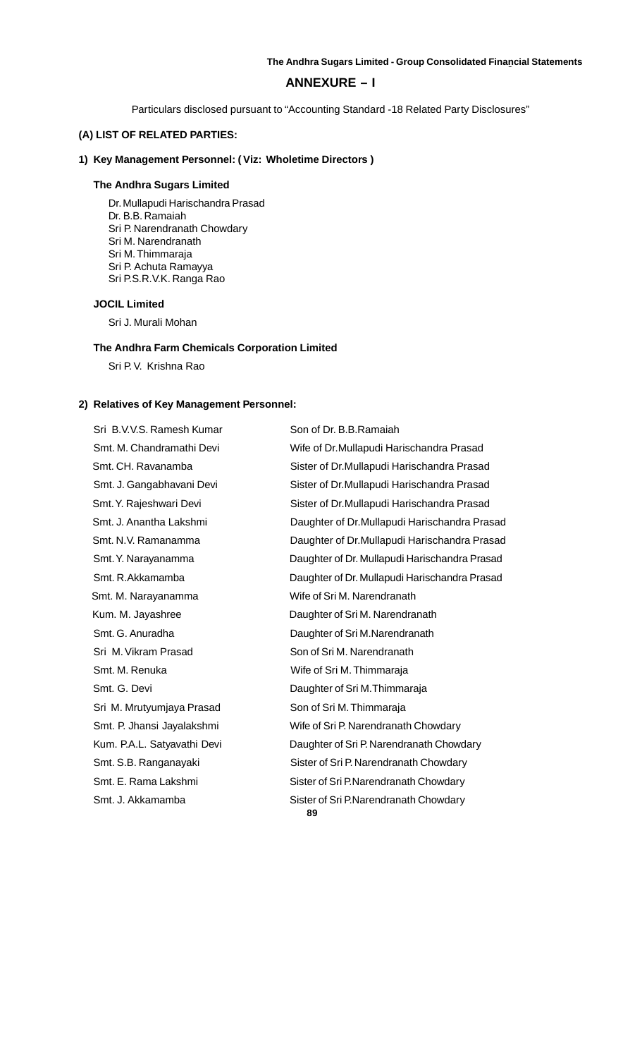## ANNEXURE – I

Particulars disclosed pursuant to "Accounting Standard -18 Related Party Disclosures"

**(A) LIST OF RELATED PARTIES:**

**1) Key Management Personnel: ( Viz: Wholetime Directors )**

**The Andhra Sugars Limited**

Dr. Mullapudi Harischandra Prasad
Dr. B.B. Ramaiah
Sri P. Narendranath Chowdary
Sri M. Narendranath
Sri M. Thimmaraja
Sri P. Achuta Ramayya
Sri P.S.R.V.K. Ranga Rao

**JOCIL Limited**

Sri J. Murali Mohan

**The Andhra Farm Chemicals Corporation Limited**

Sri P. V. Krishna Rao

**2) Relatives of Key Management Personnel:**

| | |
|---|---|
| Sri B.V.V.S. Ramesh Kumar | Son of Dr. B.B.Ramaiah |
| Smt. M. Chandramathi Devi | Wife of Dr.Mullapudi Harischandra Prasad |
| Smt. CH. Ravanamba | Sister of Dr.Mullapudi Harischandra Prasad |
| Smt. J. Gangabhavani Devi | Sister of Dr.Mullapudi Harischandra Prasad |
| Smt. Y. Rajeshwari Devi | Sister of Dr.Mullapudi Harischandra Prasad |
| Smt. J. Anantha Lakshmi | Daughter of Dr.Mullapudi Harischandra Prasad |
| Smt. N.V. Ramanamma | Daughter of Dr.Mullapudi Harischandra Prasad |
| Smt. Y. Narayanamma | Daughter of Dr. Mullapudi Harischandra Prasad |
| Smt. R.Akkamamba | Daughter of Dr. Mullapudi Harischandra Prasad |
| Smt. M. Narayanamma | Wife of Sri M. Narendranath |
| Kum. M. Jayashree | Daughter of Sri M. Narendranath |
| Smt. G. Anuradha | Daughter of Sri M.Narendranath |
| Sri M. Vikram Prasad | Son of Sri M. Narendranath |
| Smt. M. Renuka | Wife of Sri M. Thimmaraja |
| Smt. G. Devi | Daughter of Sri M.Thimmaraja |
| Sri M. Mrutyumjaya Prasad | Son of Sri M. Thimmaraja |
| Smt. P. Jhansi Jayalakshmi | Wife of Sri P. Narendranath Chowdary |
| Kum. P.A.L. Satyavathi Devi | Daughter of Sri P. Narendranath Chowdary |
| Smt. S.B. Ranganayaki | Sister of Sri P. Narendranath Chowdary |
| Smt. E. Rama Lakshmi | Sister of Sri P.Narendranath Chowdary |
| Smt. J. Akkamamba | Sister of Sri P.Narendranath Chowdary |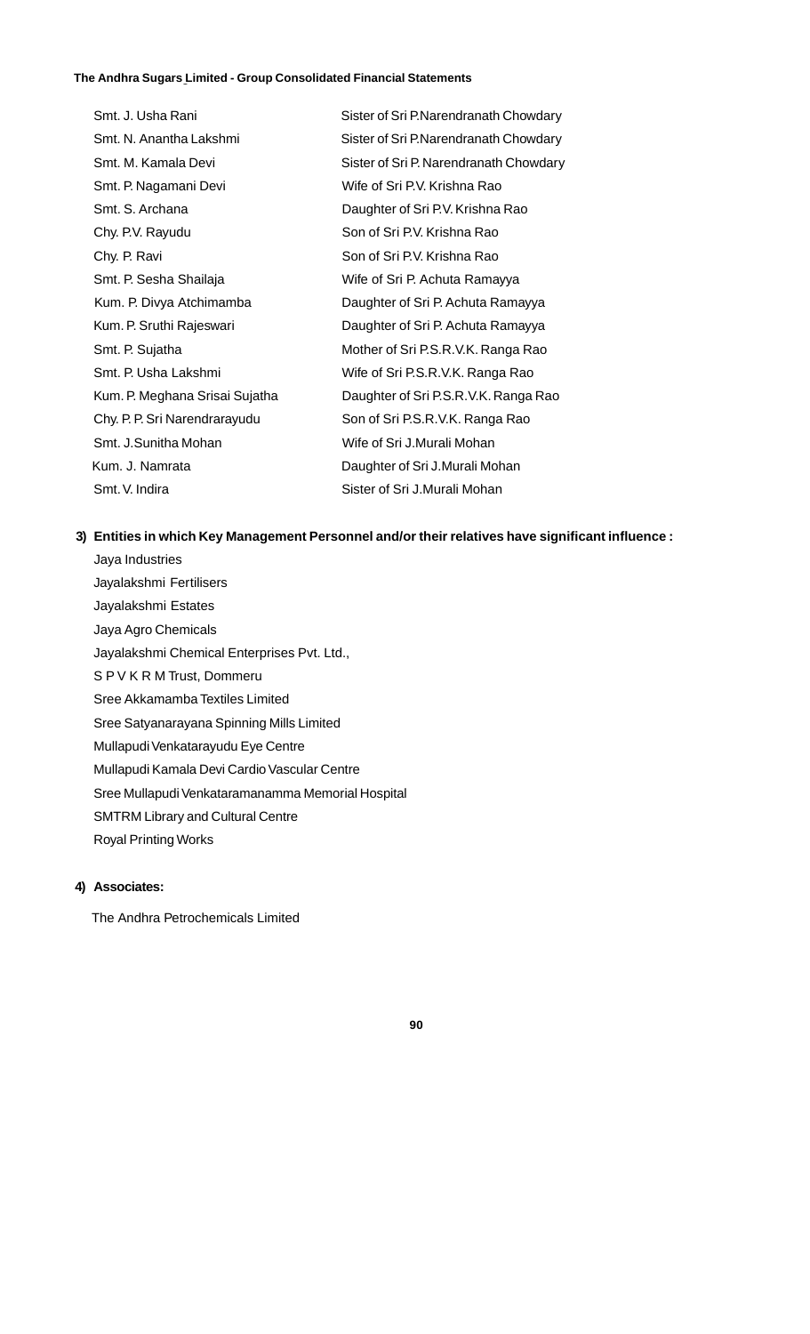| | |
|---|---|
| Smt. J. Usha Rani | Sister of Sri P.Narendranath Chowdary |
| Smt. N. Anantha Lakshmi | Sister of Sri P.Narendranath Chowdary |
| Smt. M. Kamala Devi | Sister of Sri P. Narendranath Chowdary |
| Smt. P. Nagamani Devi | Wife of Sri P.V. Krishna Rao |
| Smt. S. Archana | Daughter of Sri P.V. Krishna Rao |
| Chy. P.V. Rayudu | Son of Sri P.V. Krishna Rao |
| Chy. P. Ravi | Son of Sri P.V. Krishna Rao |
| Smt. P. Sesha Shailaja | Wife of Sri P. Achuta Ramayya |
| Kum. P. Divya Atchimamba | Daughter of Sri P. Achuta Ramayya |
| Kum. P. Sruthi Rajeswari | Daughter of Sri P. Achuta Ramayya |
| Smt. P. Sujatha | Mother of Sri P.S.R.V.K. Ranga Rao |
| Smt. P. Usha Lakshmi | Wife of Sri P.S.R.V.K. Ranga Rao |
| Kum. P. Meghana Srisai Sujatha | Daughter of Sri P.S.R.V.K. Ranga Rao |
| Chy. P. P. Sri Narendrarayudu | Son of Sri P.S.R.V.K. Ranga Rao |
| Smt. J.Sunitha Mohan | Wife of Sri J.Murali Mohan |
| Kum. J. Namrata | Daughter of Sri J.Murali Mohan |
| Smt. V. Indira | Sister of Sri J.Murali Mohan |

**3) Entities in which Key Management Personnel and/or their relatives have significant influence :**

Jaya Industries
Jayalakshmi Fertilisers
Jayalakshmi Estates
Jaya Agro Chemicals
Jayalakshmi Chemical Enterprises Pvt. Ltd.,
S P V K R M Trust, Dommeru
Sree Akkamamba Textiles Limited
Sree Satyanarayana Spinning Mills Limited
Mullapudi Venkatarayudu Eye Centre
Mullapudi Kamala Devi Cardio Vascular Centre
Sree Mullapudi Venkataramanamma Memorial Hospital
SMTRM Library and Cultural Centre
Royal Printing Works

**4) Associates:**

The Andhra Petrochemicals Limited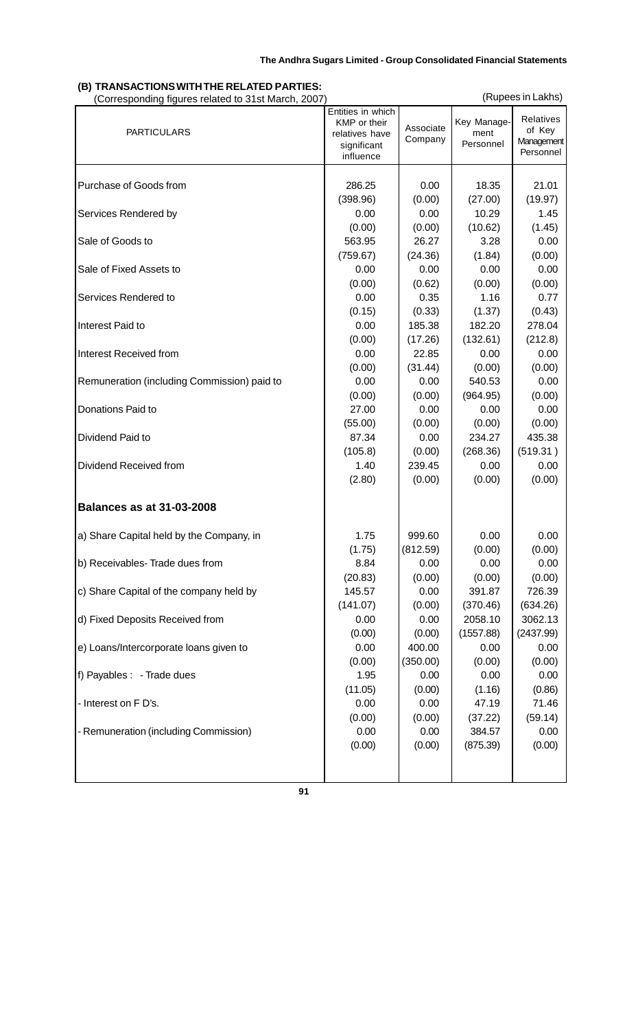### (B) TRANSACTIONS WITH THE RELATED PARTIES:

(Corresponding figures related to 31st March, 2007) (Rupees in Lakhs)

| PARTICULARS | Entities in which KMP or their relatives have significant influence | Associate Company | Key Management Personnel | Relatives of Key Management Personnel |
|---|---|---|---|---|
| Purchase of Goods from | 286.25 | 0.00 | 18.35 | 21.01 |
| | (398.96) | (0.00) | (27.00) | (19.97) |
| Services Rendered by | 0.00 | 0.00 | 10.29 | 1.45 |
| | (0.00) | (0.00) | (10.62) | (1.45) |
| Sale of Goods to | 563.95 | 26.27 | 3.28 | 0.00 |
| | (759.67) | (24.36) | (1.84) | (0.00) |
| Sale of Fixed Assets to | 0.00 | 0.00 | 0.00 | 0.00 |
| | (0.00) | (0.62) | (0.00) | (0.00) |
| Services Rendered to | 0.00 | 0.35 | 1.16 | 0.77 |
| | (0.15) | (0.33) | (1.37) | (0.43) |
| Interest Paid to | 0.00 | 185.38 | 182.20 | 278.04 |
| | (0.00) | (17.26) | (132.61) | (212.8) |
| Interest Received from | 0.00 | 22.85 | 0.00 | 0.00 |
| | (0.00) | (31.44) | (0.00) | (0.00) |
| Remuneration (including Commission) paid to | 0.00 | 0.00 | 540.53 | 0.00 |
| | (0.00) | (0.00) | (964.95) | (0.00) |
| Donations Paid to | 27.00 | 0.00 | 0.00 | 0.00 |
| | (55.00) | (0.00) | (0.00) | (0.00) |
| Dividend Paid to | 87.34 | 0.00 | 234.27 | 435.38 |
| | (105.8) | (0.00) | (268.36) | (519.31 ) |
| Dividend Received from | 1.40 | 239.45 | 0.00 | 0.00 |
| | (2.80) | (0.00) | (0.00) | (0.00) |
| **Balances as at 31-03-2008** | | | | |
| a) Share Capital held by the Company, in | 1.75 | 999.60 | 0.00 | 0.00 |
| | (1.75) | (812.59) | (0.00) | (0.00) |
| b) Receivables- Trade dues from | 8.84 | 0.00 | 0.00 | 0.00 |
| | (20.83) | (0.00) | (0.00) | (0.00) |
| c) Share Capital of the company held by | 145.57 | 0.00 | 391.87 | 726.39 |
| | (141.07) | (0.00) | (370.46) | (634.26) |
| d) Fixed Deposits Received from | 0.00 | 0.00 | 2058.10 | 3062.13 |
| | (0.00) | (0.00) | (1557.88) | (2437.99) |
| e) Loans/Intercorporate loans given to | 0.00 | 400.00 | 0.00 | 0.00 |
| | (0.00) | (350.00) | (0.00) | (0.00) |
| f) Payables : - Trade dues | 1.95 | 0.00 | 0.00 | 0.00 |
| | (11.05) | (0.00) | (1.16) | (0.86) |
| - Interest on F D's. | 0.00 | 0.00 | 47.19 | 71.46 |
| | (0.00) | (0.00) | (37.22) | (59.14) |
| - Remuneration (including Commission) | 0.00 | 0.00 | 384.57 | 0.00 |
| | (0.00) | (0.00) | (875.39) | (0.00) |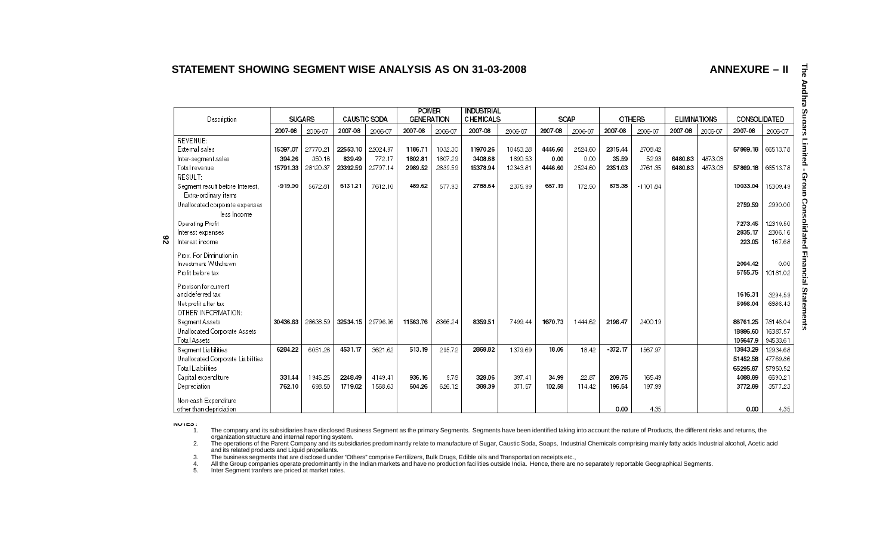## STATEMENT SHOWING SEGMENT WISE ANALYSIS AS ON 31-03-2008

**ANNEXURE – II**

| Description | SUGARS | | CAUSTIC SODA | | POWER GENERATION | | INDUSTRIAL CHEMICALS | | SOAP | | OTHERS | | ELIMINATIONS | | CONSOLIDATED | |
|---|---|---|---|---|---|---|---|---|---|---|---|---|---|---|---|---|
| | 2007-08 | 2006-07 | 2007-08 | 2006-07 | 2007-08 | 2006-07 | 2007-08 | 2006-07 | 2007-08 | 2006-07 | 2007-08 | 2006-07 | 2007-08 | 2006-07 | 2007-08 | 2006-07 |
| REVENUE: | | | | | | | | | | | | | | | | |
| External sales | 15397.07 | 27770.21 | 22553.10 | 22024.97 | 1186.71 | 1032.30 | 11970.26 | 10453.28 | 4446.60 | 2524.60 | 2315.44 | 2708.42 | | | 57869.18 | 66513.78 |
| Inter-segment sales | 394.26 | 350.16 | 839.49 | 772.17 | 1802.81 | 1807.29 | 3408.68 | 1890.53 | 0.00 | 0.00 | 35.59 | 52.93 | 6480.83 | 4873.08 | | |
| Total revenue | 15791.33 | 28120.37 | 23392.59 | 22797.14 | 2989.52 | 2839.59 | 15378.94 | 12343.81 | 4446.60 | 2524.60 | 2351.03 | 2761.35 | 6480.83 | 4873.08 | 57869.18 | 66513.78 |
| RESULT: | | | | | | | | | | | | | | | | |
| Segment result before Interest, Extra-ordinary items | -919.00 | 5672.81 | 6131.21 | 7612.10 | 489.62 | 577.93 | 2788.64 | 2375.99 | 667.19 | 172.50 | 875.38 | -1101.84 | | | 10033.04 | 15309.49 |
| Unallocated corporate expenses less Income | | | | | | | | | | | | | | | 2759.59 | 2990.00 |
| Operating Profit | | | | | | | | | | | | | | | 7273.45 | 12319.50 |
| Interest expenses | | | | | | | | | | | | | | | 2835.17 | 2306.16 |
| Interest income | | | | | | | | | | | | | | | 223.05 | 167.68 |
| Prov. For Diminution in Investment Withdrawn | | | | | | | | | | | | | | | 2094.42 | 0.00 |
| Profit before tax | | | | | | | | | | | | | | | 6755.75 | 10181.02 |
| Provision for current and deferred tax | | | | | | | | | | | | | | | 1616.31 | 3294.59 |
| Net profit after tax | | | | | | | | | | | | | | | 5056.04 | 6886.43 |
| OTHER INFORMATION: | | | | | | | | | | | | | | | | |
| Segment Assets | 30436.63 | 28638.59 | 32534.15 | 29796.96 | 11563.76 | 8366.24 | 8359.51 | 7499.44 | 1670.73 | 1444.62 | 2196.47 | 2400.19 | | | 86761.25 | 78146.04 |
| Unallocated Corporate Assets | | | | | | | | | | | | | | | 18886.60 | 16387.57 |
| Total Assets | | | | | | | | | | | | | | | 105647.9 | 94533.61 |
| Segment Liabilities | 6284.22 | 6051.26 | 4531.17 | 3621.62 | 513.19 | 295.72 | 2868.82 | 1379.69 | 18.06 | 18.42 | -372.17 | 1567.97 | | | 13843.29 | 12934.68 |
| Unallocated Corporate Liabilities | | | | | | | | | | | | | | | 51452.58 | 47769.86 |
| Total Liabilities | | | | | | | | | | | | | | | 65295.87 | 57950.52 |
| Capital expenditure | 331.44 | 1945.25 | 2248.49 | 4149.41 | 936.16 | 9.78 | 328.06 | 397.41 | 34.99 | 22.87 | 209.75 | 165.49 | | | 4088.89 | 6690.21 |
| Depreciation | 762.10 | 698.50 | 1719.02 | 1568.63 | 604.26 | 626.12 | 388.39 | 371.57 | 102.58 | 114.42 | 196.54 | 197.99 | | | 3772.89 | 3577.23 |
| Non-cash Expenditure other than depriciation | | | | | | | | | | | 0.00 | 4.35 | | | 0.00 | 4.35 |

NOTES :

1. The company and its subsidiaries have disclosed Business Segment as the primary Segments. Segments have been identified taking into account the nature of Products, the different risks and returns, the organization structure and internal reporting system.
2. The operations of the Parent Company and its subsidiaries predominantly relate to manufacture of Sugar, Caustic Soda, Soaps, Industrial Chemicals comprising mainly fatty acids Industrial alcohol, Acetic acid and its related products and Liquid propellants.
3. The business segments that are disclosed under "Others" comprise Fertilizers, Bulk Drugs, Edible oils and Transportation receipts etc.,
4. All the Group companies operate predominantly in the Indian markets and have no production facilities outside India. Hence, there are no separately reportable Geographical Segments.
5. Inter Segment tranfers are priced at market rates.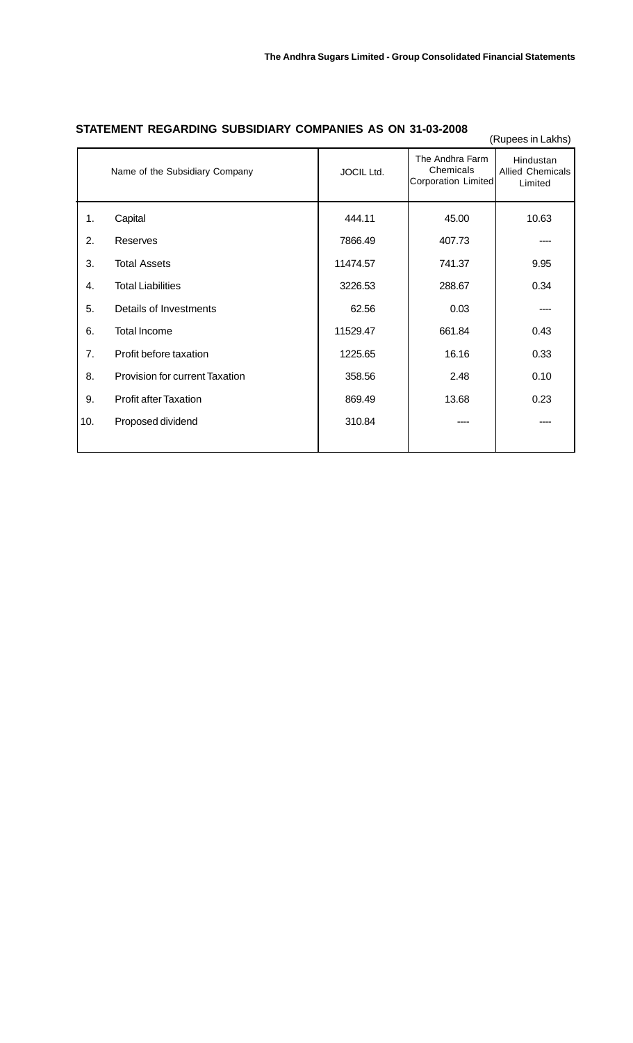## STATEMENT REGARDING SUBSIDIARY COMPANIES AS ON 31-03-2008

(Rupees in Lakhs)

| | Name of the Subsidiary Company | JOCIL Ltd. | The Andhra Farm Chemicals Corporation Limited | Hindustan Allied Chemicals Limited |
|---|---|---|---|---|
| 1. | Capital | 444.11 | 45.00 | 10.63 |
| 2. | Reserves | 7866.49 | 407.73 | ---- |
| 3. | Total Assets | 11474.57 | 741.37 | 9.95 |
| 4. | Total Liabilities | 3226.53 | 288.67 | 0.34 |
| 5. | Details of Investments | 62.56 | 0.03 | ---- |
| 6. | Total Income | 11529.47 | 661.84 | 0.43 |
| 7. | Profit before taxation | 1225.65 | 16.16 | 0.33 |
| 8. | Provision for current Taxation | 358.56 | 2.48 | 0.10 |
| 9. | Profit after Taxation | 869.49 | 13.68 | 0.23 |
| 10. | Proposed dividend | 310.84 | ---- | ---- |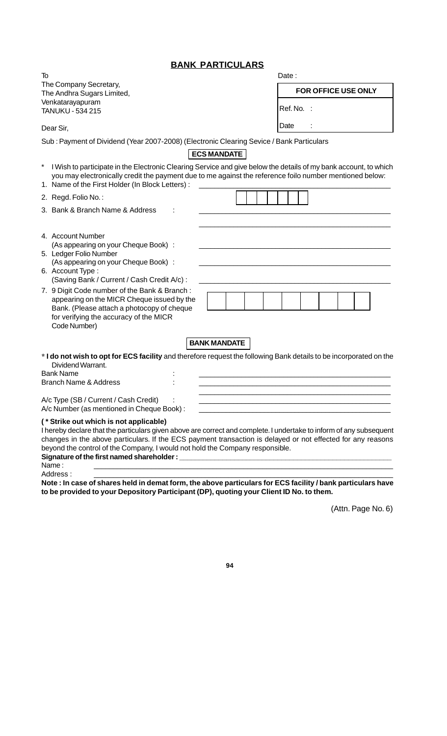## BANK PARTICULARS

To

The Company Secretary,
The Andhra Sugars Limited,
Venkatarayapuram
TANUKU - 534 215

Date :

| FOR OFFICE USE ONLY |
|---|
| Ref. No. : |
| Date : |

Dear Sir,

Sub : Payment of Dividend (Year 2007-2008) (Electronic Clearing Sevice / Bank Particulars

**ECS MANDATE**

\* I Wish to participate in the Electronic Clearing Service and give below the details of my bank account, to which you may electronically credit the payment due to me against the reference foilo number mentioned below:

1. Name of the First Holder (In Block Letters) : ______________________
2. Regd. Folio No. : | | | | | | | | |
3. Bank & Branch Name & Address : ______________________
4. Account Number (As appearing on your Cheque Book) : ______________________
5. Ledger Folio Number (As appearing on your Cheque Book) : ______________________
6. Account Type : (Saving Bank / Current / Cash Credit A/c) : ______________________
7. 9 Digit Code number of the Bank & Branch : appearing on the MICR Cheque issued by the Bank. (Please attach a photocopy of cheque for verifying the accuracy of the MICR Code Number) | | | | | | | | | |

**BANK MANDATE**

\* **I do not wish to opt for ECS facility** and therefore request the following Bank details to be incorporated on the Dividend Warrant.

Bank Name : ______________________

Branch Name & Address : ______________________

A/c Type (SB / Current / Cash Credit) : ______________________

A/c Number (as mentioned in Cheque Book) : ______________________

**( * Strike out which is not applicable)**

I hereby declare that the particulars given above are correct and complete. I undertake to inform of any subsequent changes in the above particulars. If the ECS payment transaction is delayed or not effected for any reasons beyond the control of the Company, I would not hold the Company responsible.

**Signature of the first named shareholder :** ______________________

Name : ______________________

Address : ______________________

**Note : In case of shares held in demat form, the above particulars for ECS facility / bank particulars have to be provided to your Depository Participant (DP), quoting your Client ID No. to them.**

(Attn. Page No. 6)